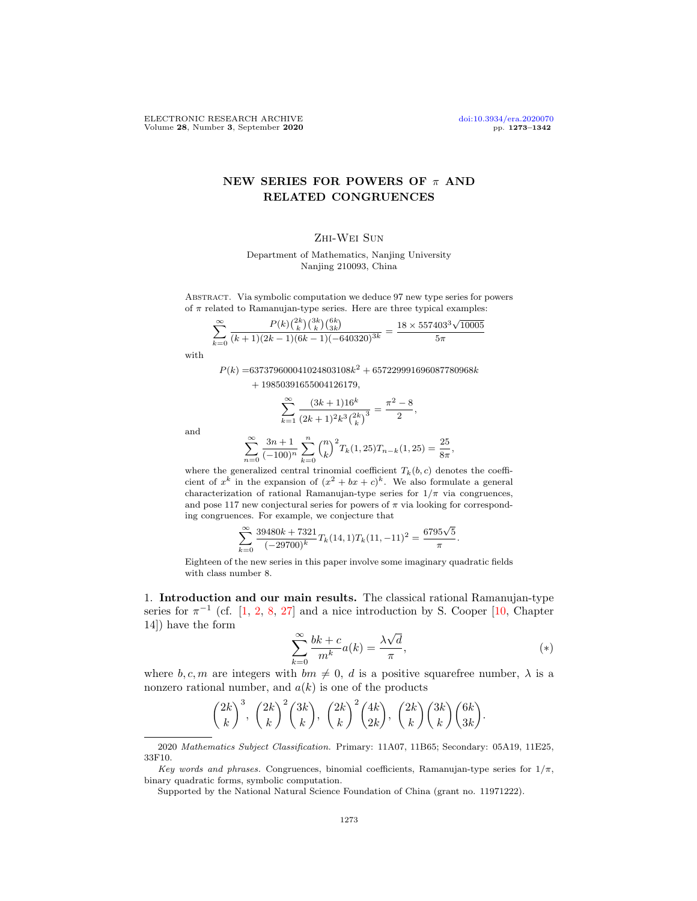# NEW SERIES FOR POWERS OF $\pi$ AND RELATED CONGRUENCES

Zhi-Wei Sun

Department of Mathematics, Nanjing University
Nanjing 210093, China

Abstract. Via symbolic computation we deduce 97 new type series for powers of $\pi$ related to Ramanujan-type series. Here are three typical examples:

$$\sum_{k=0}^{\infty}\frac{P(k)\binom{2k}{k}\binom{3k}{k}\binom{6k}{3k}}{(k+1)(2k-1)(6k-1)(-640320)^{3k}}=\frac{18\times 557403^3\sqrt{10005}}{5\pi}$$

with

$$P(k)=637379600041024803108k^2+657229991696087780968k+19850391655004126179,$$

$$\sum_{k=1}^{\infty}\frac{(3k+1)16^k}{(2k+1)^2k^3\binom{2k}{k}^3}=\frac{\pi^2-8}{2},$$

and

$$\sum_{n=0}^{\infty}\frac{3n+1}{(-100)^n}\sum_{k=0}^{n}\binom{n}{k}^2T_k(1,25)T_{n-k}(1,25)=\frac{25}{8\pi},$$

where the generalized central trinomial coefficient $T_k(b,c)$ denotes the coefficient of $x^k$ in the expansion of $(x^2+bx+c)^k$. We also formulate a general characterization of rational Ramanujan-type series for $1/\pi$ via congruences, and pose 117 new conjectural series for powers of $\pi$ via looking for corresponding congruences. For example, we conjecture that

$$\sum_{k=0}^{\infty}\frac{39480k+7321}{(-29700)^k}T_k(14,1)T_k(11,-11)^2=\frac{6795\sqrt{5}}{\pi}.$$

Eighteen of the new series in this paper involve some imaginary quadratic fields with class number 8.

**1. Introduction and our main results.** The classical rational Ramanujan-type series for $\pi^{-1}$ (cf. [1, 2, 8, 27] and a nice introduction by S. Cooper [10, Chapter 14]) have the form

$$\sum_{k=0}^{\infty}\frac{bk+c}{m^k}a(k)=\frac{\lambda\sqrt{d}}{\pi},\tag{$*$}$$

where $b,c,m$ are integers with $bm\neq 0$, $d$ is a positive squarefree number, $\lambda$ is a nonzero rational number, and $a(k)$ is one of the products

$$\binom{2k}{k}^3,\ \binom{2k}{k}^2\binom{3k}{k},\ \binom{2k}{k}^2\binom{4k}{2k},\ \binom{2k}{k}\binom{3k}{k}\binom{6k}{3k}.$$

---

2020 *Mathematics Subject Classification.* Primary: 11A07, 11B65; Secondary: 05A19, 11E25, 33F10.

*Key words and phrases.* Congruences, binomial coefficients, Ramanujan-type series for $1/\pi$, binary quadratic forms, symbolic computation.

Supported by the National Natural Science Foundation of China (grant no. 11971222).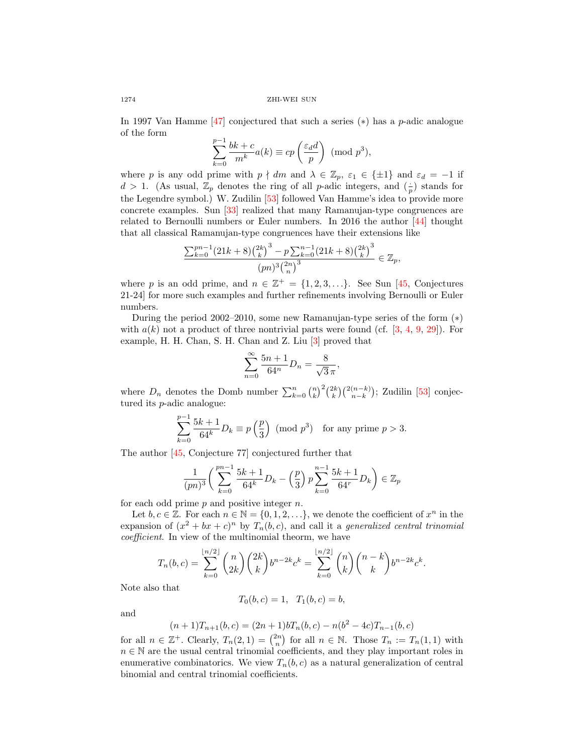In 1997 Van Hamme [47] conjectured that such a series $(*)$ has a $p$-adic analogue of the form

$$\sum_{k=0}^{p-1}\frac{bk+c}{m^k}a(k)\equiv cp\left(\frac{\varepsilon_d d}{p}\right)\pmod{p^3},$$

where $p$ is any odd prime with $p\nmid dm$ and $\lambda\in\mathbb{Z}_p$, $\varepsilon_1\in\{\pm1\}$ and $\varepsilon_d=-1$ if $d>1$. (As usual, $\mathbb{Z}_p$ denotes the ring of all $p$-adic integers, and $(\frac{\cdot}{p})$ stands for the Legendre symbol.) W. Zudilin [53] followed Van Hamme's idea to provide more concrete examples. Sun [33] realized that many Ramanujan-type congruences are related to Bernoulli numbers or Euler numbers. In 2016 the author [44] thought that all classical Ramanujan-type congruences have their extensions like

$$\frac{\sum_{k=0}^{pn-1}(21k+8)\binom{2k}{k}^3-p\sum_{k=0}^{n-1}(21k+8)\binom{2k}{k}^3}{(pn)^3\binom{2n}{n}^3}\in\mathbb{Z}_p,$$

where $p$ is an odd prime, and $n\in\mathbb{Z}^+=\{1,2,3,\ldots\}$. See Sun [45, Conjectures 21-24] for more such examples and further refinements involving Bernoulli or Euler numbers.

During the period 2002–2010, some new Ramanujan-type series of the form $(*)$ with $a(k)$ not a product of three nontrivial parts were found (cf. [3, 4, 9, 29]). For example, H. H. Chan, S. H. Chan and Z. Liu [3] proved that

$$\sum_{n=0}^{\infty}\frac{5n+1}{64^n}D_n=\frac{8}{\sqrt{3}\,\pi},$$

where $D_n$ denotes the Domb number $\sum_{k=0}^n\binom{n}{k}^2\binom{2k}{k}\binom{2(n-k)}{n-k}$; Zudilin [53] conjectured its $p$-adic analogue:

$$\sum_{k=0}^{p-1}\frac{5k+1}{64^k}D_k\equiv p\left(\frac{p}{3}\right)\pmod{p^3}\quad\text{for any prime } p>3.$$

The author [45, Conjecture 77] conjectured further that

$$\frac{1}{(pn)^3}\left(\sum_{k=0}^{pn-1}\frac{5k+1}{64^k}D_k-\left(\frac{p}{3}\right)p\sum_{k=0}^{n-1}\frac{5k+1}{64^r}D_k\right)\in\mathbb{Z}_p$$

for each odd prime $p$ and positive integer $n$.

Let $b,c\in\mathbb{Z}$. For each $n\in\mathbb{N}=\{0,1,2,\ldots\}$, we denote the coefficient of $x^n$ in the expansion of $(x^2+bx+c)^n$ by $T_n(b,c)$, and call it a *generalized central trinomial coefficient*. In view of the multinomial theorm, we have

$$T_n(b,c)=\sum_{k=0}^{\lfloor n/2\rfloor}\binom{n}{2k}\binom{2k}{k}b^{n-2k}c^k=\sum_{k=0}^{\lfloor n/2\rfloor}\binom{n}{k}\binom{n-k}{k}b^{n-2k}c^k.$$

Note also that

$$T_0(b,c)=1,\quad T_1(b,c)=b,$$

and

$$(n+1)T_{n+1}(b,c)=(2n+1)bT_n(b,c)-n(b^2-4c)T_{n-1}(b,c)$$

for all $n\in\mathbb{Z}^+$. Clearly, $T_n(2,1)=\binom{2n}{n}$ for all $n\in\mathbb{N}$. Those $T_n:=T_n(1,1)$ with $n\in\mathbb{N}$ are the usual central trinomial coefficients, and they play important roles in enumerative combinatorics. We view $T_n(b,c)$ as a natural generalization of central binomial and central trinomial coefficients.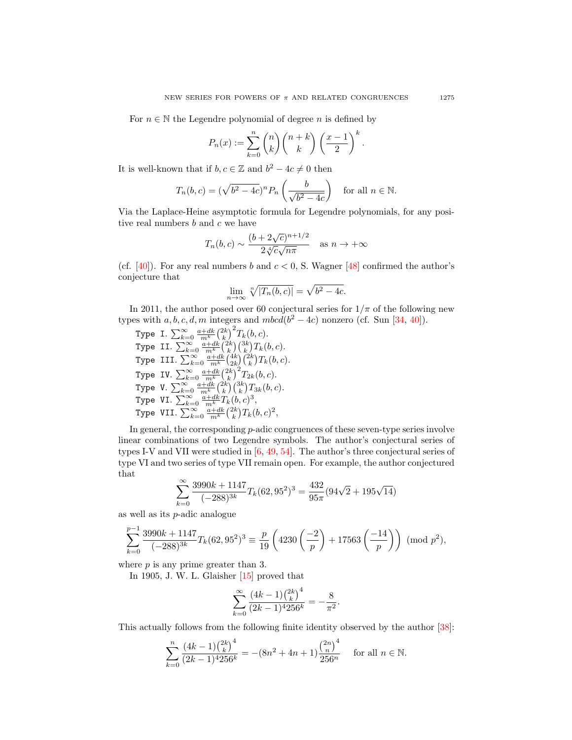For $n \in \mathbb{N}$ the Legendre polynomial of degree $n$ is defined by

$$P_n(x) := \sum_{k=0}^{n} \binom{n}{k}\binom{n+k}{k}\left(\frac{x-1}{2}\right)^k.$$

It is well-known that if $b, c \in \mathbb{Z}$ and $b^2 - 4c \neq 0$ then

$$T_n(b,c) = (\sqrt{b^2-4c})^n P_n\left(\frac{b}{\sqrt{b^2-4c}}\right) \quad \text{for all } n \in \mathbb{N}.$$

Via the Laplace-Heine asymptotic formula for Legendre polynomials, for any positive real numbers $b$ and $c$ we have

$$T_n(b,c) \sim \frac{(b+2\sqrt{c})^{n+1/2}}{2\sqrt[4]{c}\sqrt{n\pi}} \quad \text{as } n \to +\infty$$

(cf. [40]). For any real numbers $b$ and $c < 0$, S. Wagner [48] confirmed the author's conjecture that

$$\lim_{n\to\infty} \sqrt[n]{|T_n(b,c)|} = \sqrt{b^2-4c}.$$

In 2011, the author posed over 60 conjectural series for $1/\pi$ of the following new types with $a, b, c, d, m$ integers and $mbcd(b^2-4c)$ nonzero (cf. Sun [34, 40]).

Type I. $\sum_{k=0}^{\infty} \frac{a+dk}{m^k}\binom{2k}{k}^2 T_k(b,c)$.
Type II. $\sum_{k=0}^{\infty} \frac{a+dk}{m^k}\binom{2k}{k}\binom{3k}{k} T_k(b,c)$.
Type III. $\sum_{k=0}^{\infty} \frac{a+dk}{m^k}\binom{4k}{2k}\binom{2k}{k} T_k(b,c)$.
Type IV. $\sum_{k=0}^{\infty} \frac{a+dk}{m^k}\binom{2k}{k}^2 T_{2k}(b,c)$.
Type V. $\sum_{k=0}^{\infty} \frac{a+dk}{m^k}\binom{2k}{k}\binom{3k}{k} T_{3k}(b,c)$.
Type VI. $\sum_{k=0}^{\infty} \frac{a+dk}{m^k} T_k(b,c)^3$,
Type VII. $\sum_{k=0}^{\infty} \frac{a+dk}{m^k}\binom{2k}{k} T_k(b,c)^2$,

In general, the corresponding $p$-adic congruences of these seven-type series involve linear combinations of two Legendre symbols. The author's conjectural series of types I-V and VII were studied in [6, 49, 54]. The author's three conjectural series of type VI and two series of type VII remain open. For example, the author conjectured that

$$\sum_{k=0}^{\infty} \frac{3990k+1147}{(-288)^{3k}} T_k(62, 95^2)^3 = \frac{432}{95\pi}(94\sqrt{2} + 195\sqrt{14})$$

as well as its $p$-adic analogue

$$\sum_{k=0}^{p-1} \frac{3990k+1147}{(-288)^{3k}} T_k(62, 95^2)^3 \equiv \frac{p}{19}\left(4230\left(\frac{-2}{p}\right) + 17563\left(\frac{-14}{p}\right)\right) \pmod{p^2},$$

where $p$ is any prime greater than 3.

In 1905, J. W. L. Glaisher [15] proved that

$$\sum_{k=0}^{\infty} \frac{(4k-1)\binom{2k}{k}^4}{(2k-1)^4 256^k} = -\frac{8}{\pi^2}.$$

This actually follows from the following finite identity observed by the author [38]:

$$\sum_{k=0}^{n} \frac{(4k-1)\binom{2k}{k}^4}{(2k-1)^4 256^k} = -(8n^2+4n+1)\frac{\binom{2n}{n}^4}{256^n} \quad \text{for all } n \in \mathbb{N}.$$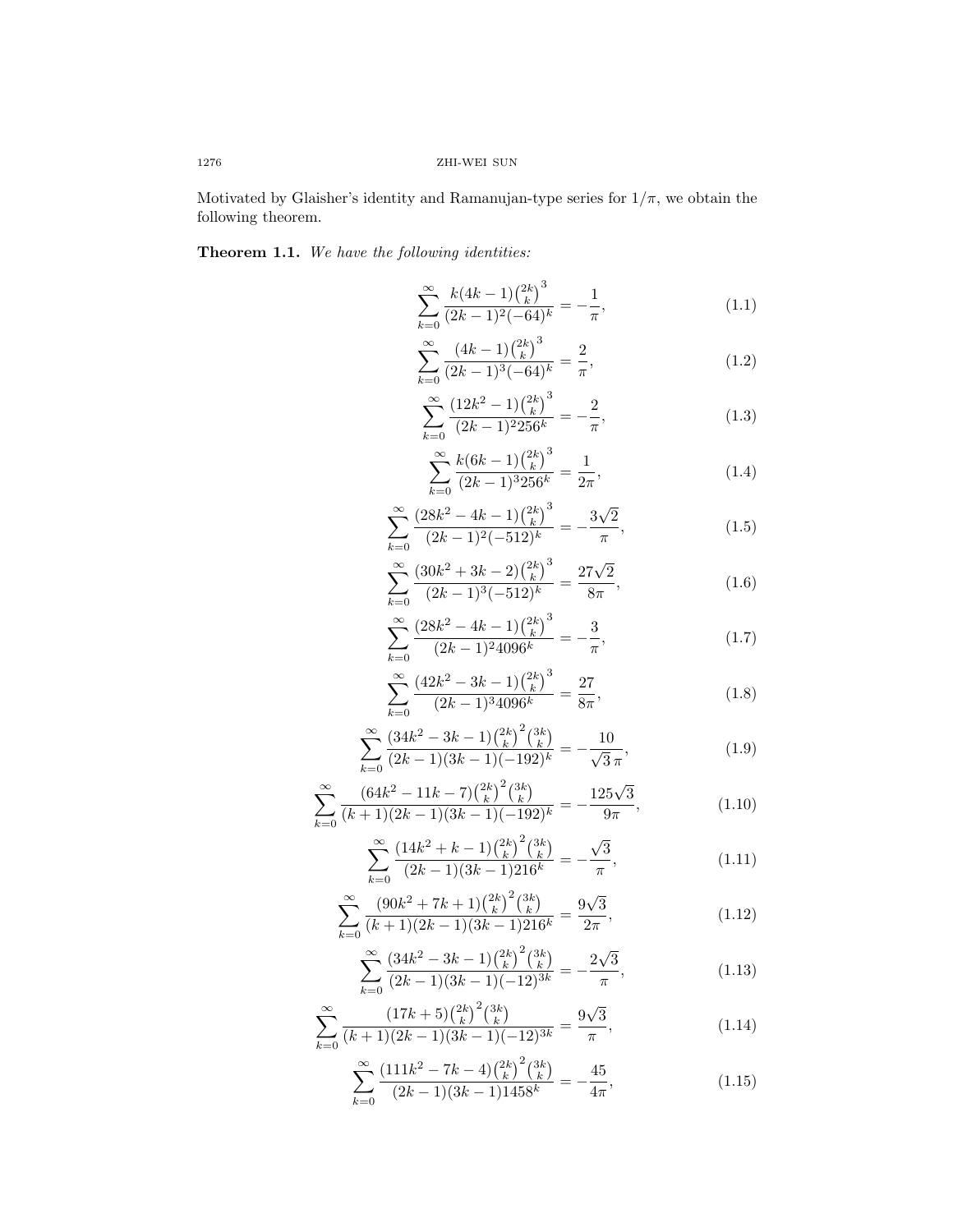Motivated by Glaisher's identity and Ramanujan-type series for $1/\pi$, we obtain the following theorem.

**Theorem 1.1.** *We have the following identities:*

$$\sum_{k=0}^{\infty}\frac{k(4k-1)\binom{2k}{k}^3}{(2k-1)^2(-64)^k}=-\frac{1}{\pi},\tag{1.1}$$

$$\sum_{k=0}^{\infty}\frac{(4k-1)\binom{2k}{k}^3}{(2k-1)^3(-64)^k}=\frac{2}{\pi},\tag{1.2}$$

$$\sum_{k=0}^{\infty}\frac{(12k^2-1)\binom{2k}{k}^3}{(2k-1)^2256^k}=-\frac{2}{\pi},\tag{1.3}$$

$$\sum_{k=0}^{\infty}\frac{k(6k-1)\binom{2k}{k}^3}{(2k-1)^3256^k}=\frac{1}{2\pi},\tag{1.4}$$

$$\sum_{k=0}^{\infty}\frac{(28k^2-4k-1)\binom{2k}{k}^3}{(2k-1)^2(-512)^k}=-\frac{3\sqrt{2}}{\pi},\tag{1.5}$$

$$\sum_{k=0}^{\infty}\frac{(30k^2+3k-2)\binom{2k}{k}^3}{(2k-1)^3(-512)^k}=\frac{27\sqrt{2}}{8\pi},\tag{1.6}$$

$$\sum_{k=0}^{\infty}\frac{(28k^2-4k-1)\binom{2k}{k}^3}{(2k-1)^24096^k}=-\frac{3}{\pi},\tag{1.7}$$

$$\sum_{k=0}^{\infty}\frac{(42k^2-3k-1)\binom{2k}{k}^3}{(2k-1)^34096^k}=\frac{27}{8\pi},\tag{1.8}$$

$$\sum_{k=0}^{\infty}\frac{(34k^2-3k-1)\binom{2k}{k}^2\binom{3k}{k}}{(2k-1)(3k-1)(-192)^k}=-\frac{10}{\sqrt{3}\,\pi},\tag{1.9}$$

$$\sum_{k=0}^{\infty}\frac{(64k^2-11k-7)\binom{2k}{k}^2\binom{3k}{k}}{(k+1)(2k-1)(3k-1)(-192)^k}=-\frac{125\sqrt{3}}{9\pi},\tag{1.10}$$

$$\sum_{k=0}^{\infty}\frac{(14k^2+k-1)\binom{2k}{k}^2\binom{3k}{k}}{(2k-1)(3k-1)216^k}=-\frac{\sqrt{3}}{\pi},\tag{1.11}$$

$$\sum_{k=0}^{\infty}\frac{(90k^2+7k+1)\binom{2k}{k}^2\binom{3k}{k}}{(k+1)(2k-1)(3k-1)216^k}=\frac{9\sqrt{3}}{2\pi},\tag{1.12}$$

$$\sum_{k=0}^{\infty}\frac{(34k^2-3k-1)\binom{2k}{k}^2\binom{3k}{k}}{(2k-1)(3k-1)(-12)^{3k}}=-\frac{2\sqrt{3}}{\pi},\tag{1.13}$$

$$\sum_{k=0}^{\infty}\frac{(17k+5)\binom{2k}{k}^2\binom{3k}{k}}{(k+1)(2k-1)(3k-1)(-12)^{3k}}=\frac{9\sqrt{3}}{\pi},\tag{1.14}$$

$$\sum_{k=0}^{\infty}\frac{(111k^2-7k-4)\binom{2k}{k}^2\binom{3k}{k}}{(2k-1)(3k-1)1458^k}=-\frac{45}{4\pi},\tag{1.15}$$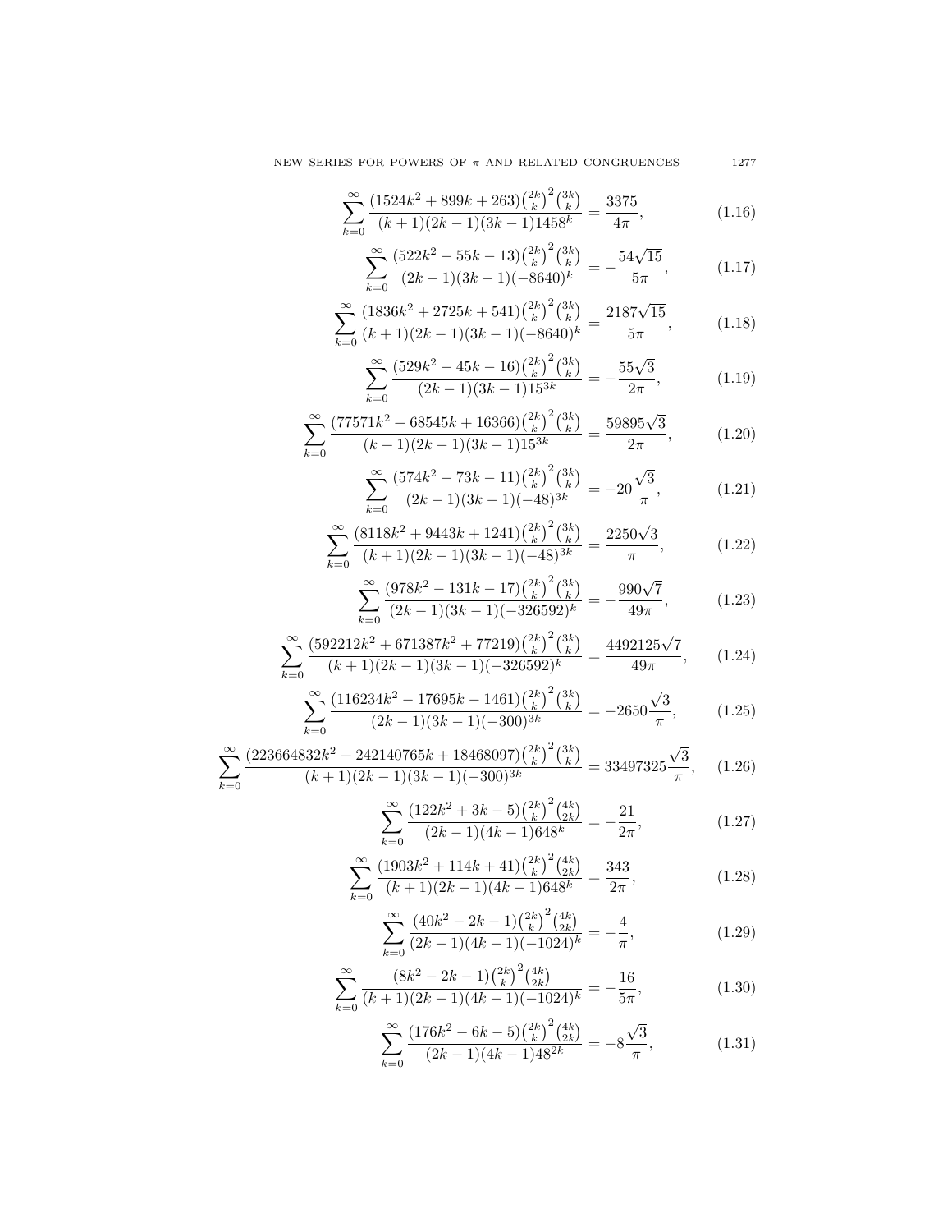$$\sum_{k=0}^{\infty} \frac{(1524k^2 + 899k + 263)\binom{2k}{k}^2\binom{3k}{k}}{(k+1)(2k-1)(3k-1)1458^k} = \frac{3375}{4\pi}, \tag{1.16}$$

$$\sum_{k=0}^{\infty} \frac{(522k^2 - 55k - 13)\binom{2k}{k}^2\binom{3k}{k}}{(2k-1)(3k-1)(-8640)^k} = -\frac{54\sqrt{15}}{5\pi}, \tag{1.17}$$

$$\sum_{k=0}^{\infty} \frac{(1836k^2 + 2725k + 541)\binom{2k}{k}^2\binom{3k}{k}}{(k+1)(2k-1)(3k-1)(-8640)^k} = \frac{2187\sqrt{15}}{5\pi}, \tag{1.18}$$

$$\sum_{k=0}^{\infty} \frac{(529k^2 - 45k - 16)\binom{2k}{k}^2\binom{3k}{k}}{(2k-1)(3k-1)15^{3k}} = -\frac{55\sqrt{3}}{2\pi}, \tag{1.19}$$

$$\sum_{k=0}^{\infty} \frac{(77571k^2 + 68545k + 16366)\binom{2k}{k}^2\binom{3k}{k}}{(k+1)(2k-1)(3k-1)15^{3k}} = \frac{59895\sqrt{3}}{2\pi}, \tag{1.20}$$

$$\sum_{k=0}^{\infty} \frac{(574k^2 - 73k - 11)\binom{2k}{k}^2\binom{3k}{k}}{(2k-1)(3k-1)(-48)^{3k}} = -20\frac{\sqrt{3}}{\pi}, \tag{1.21}$$

$$\sum_{k=0}^{\infty} \frac{(8118k^2 + 9443k + 1241)\binom{2k}{k}^2\binom{3k}{k}}{(k+1)(2k-1)(3k-1)(-48)^{3k}} = \frac{2250\sqrt{3}}{\pi}, \tag{1.22}$$

$$\sum_{k=0}^{\infty} \frac{(978k^2 - 131k - 17)\binom{2k}{k}^2\binom{3k}{k}}{(2k-1)(3k-1)(-326592)^k} = -\frac{990\sqrt{7}}{49\pi}, \tag{1.23}$$

$$\sum_{k=0}^{\infty} \frac{(592212k^2 + 671387k^2 + 77219)\binom{2k}{k}^2\binom{3k}{k}}{(k+1)(2k-1)(3k-1)(-326592)^k} = \frac{4492125\sqrt{7}}{49\pi}, \tag{1.24}$$

$$\sum_{k=0}^{\infty} \frac{(116234k^2 - 17695k - 1461)\binom{2k}{k}^2\binom{3k}{k}}{(2k-1)(3k-1)(-300)^{3k}} = -2650\frac{\sqrt{3}}{\pi}, \tag{1.25}$$

$$\sum_{k=0}^{\infty} \frac{(223664832k^2 + 242140765k + 18468097)\binom{2k}{k}^2\binom{3k}{k}}{(k+1)(2k-1)(3k-1)(-300)^{3k}} = 33497325\frac{\sqrt{3}}{\pi}, \tag{1.26}$$

$$\sum_{k=0}^{\infty} \frac{(122k^2 + 3k - 5)\binom{2k}{k}^2\binom{4k}{2k}}{(2k-1)(4k-1)648^k} = -\frac{21}{2\pi}, \tag{1.27}$$

$$\sum_{k=0}^{\infty} \frac{(1903k^2 + 114k + 41)\binom{2k}{k}^2\binom{4k}{2k}}{(k+1)(2k-1)(4k-1)648^k} = \frac{343}{2\pi}, \tag{1.28}$$

$$\sum_{k=0}^{\infty} \frac{(40k^2 - 2k - 1)\binom{2k}{k}^2\binom{4k}{2k}}{(2k-1)(4k-1)(-1024)^k} = -\frac{4}{\pi}, \tag{1.29}$$

$$\sum_{k=0}^{\infty} \frac{(8k^2 - 2k - 1)\binom{2k}{k}^2\binom{4k}{2k}}{(k+1)(2k-1)(4k-1)(-1024)^k} = -\frac{16}{5\pi}, \tag{1.30}$$

$$\sum_{k=0}^{\infty} \frac{(176k^2 - 6k - 5)\binom{2k}{k}^2\binom{4k}{2k}}{(2k-1)(4k-1)48^{2k}} = -8\frac{\sqrt{3}}{\pi}, \tag{1.31}$$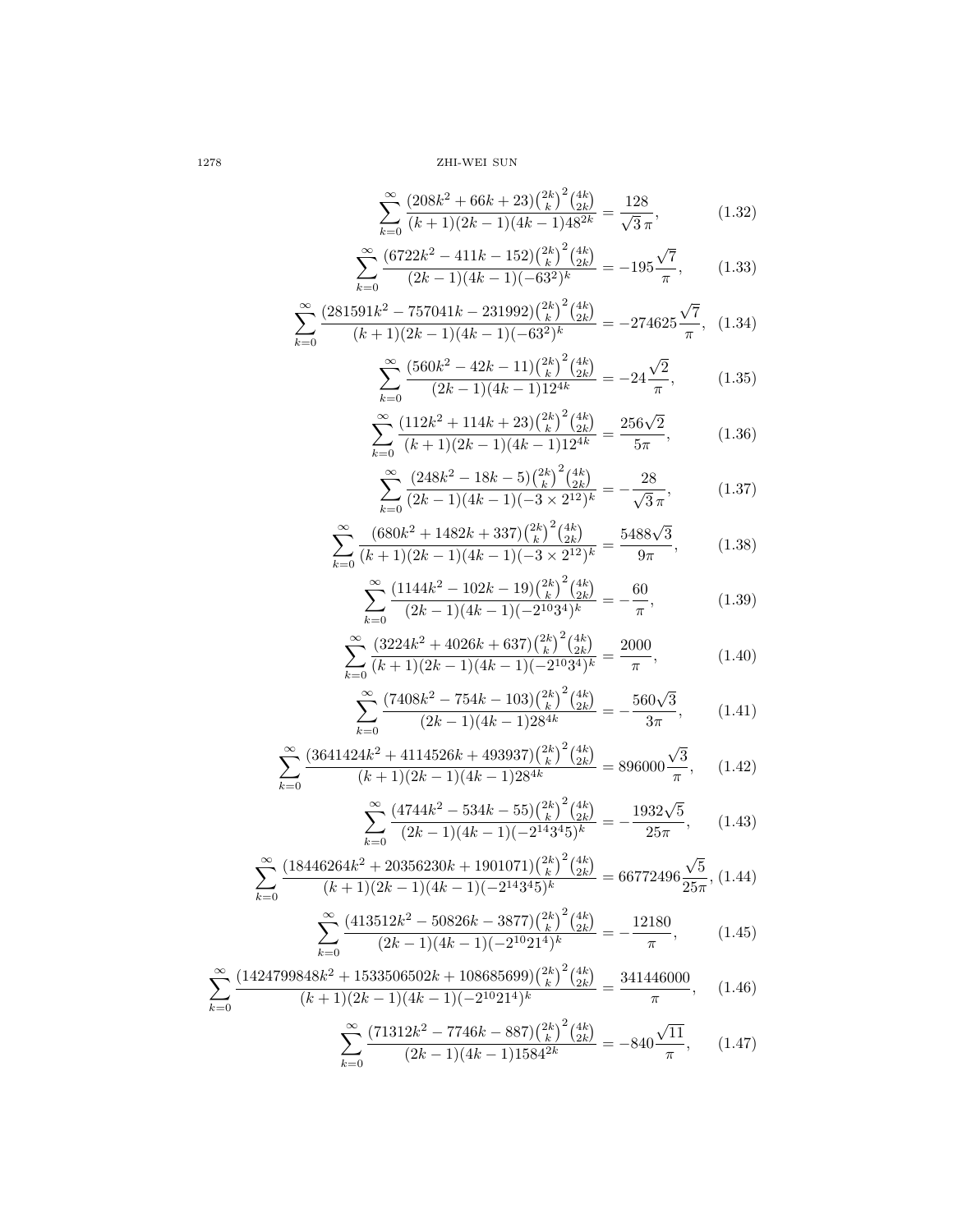$$\sum_{k=0}^{\infty} \frac{(208k^2+66k+23)\binom{2k}{k}^2\binom{4k}{2k}}{(k+1)(2k-1)(4k-1)48^{2k}} = \frac{128}{\sqrt{3}\,\pi}, \tag{1.32}$$

$$\sum_{k=0}^{\infty} \frac{(6722k^2-411k-152)\binom{2k}{k}^2\binom{4k}{2k}}{(2k-1)(4k-1)(-63^2)^k} = -195\frac{\sqrt{7}}{\pi}, \tag{1.33}$$

$$\sum_{k=0}^{\infty} \frac{(281591k^2-757041k-231992)\binom{2k}{k}^2\binom{4k}{2k}}{(k+1)(2k-1)(4k-1)(-63^2)^k} = -274625\frac{\sqrt{7}}{\pi}, \tag{1.34}$$

$$\sum_{k=0}^{\infty} \frac{(560k^2-42k-11)\binom{2k}{k}^2\binom{4k}{2k}}{(2k-1)(4k-1)12^{4k}} = -24\frac{\sqrt{2}}{\pi}, \tag{1.35}$$

$$\sum_{k=0}^{\infty} \frac{(112k^2+114k+23)\binom{2k}{k}^2\binom{4k}{2k}}{(k+1)(2k-1)(4k-1)12^{4k}} = \frac{256\sqrt{2}}{5\pi}, \tag{1.36}$$

$$\sum_{k=0}^{\infty} \frac{(248k^2-18k-5)\binom{2k}{k}^2\binom{4k}{2k}}{(2k-1)(4k-1)(-3\times 2^{12})^k} = -\frac{28}{\sqrt{3}\,\pi}, \tag{1.37}$$

$$\sum_{k=0}^{\infty} \frac{(680k^2+1482k+337)\binom{2k}{k}^2\binom{4k}{2k}}{(k+1)(2k-1)(4k-1)(-3\times 2^{12})^k} = \frac{5488\sqrt{3}}{9\pi}, \tag{1.38}$$

$$\sum_{k=0}^{\infty} \frac{(1144k^2-102k-19)\binom{2k}{k}^2\binom{4k}{2k}}{(2k-1)(4k-1)(-2^{10}3^4)^k} = -\frac{60}{\pi}, \tag{1.39}$$

$$\sum_{k=0}^{\infty} \frac{(3224k^2+4026k+637)\binom{2k}{k}^2\binom{4k}{2k}}{(k+1)(2k-1)(4k-1)(-2^{10}3^4)^k} = \frac{2000}{\pi}, \tag{1.40}$$

$$\sum_{k=0}^{\infty} \frac{(7408k^2-754k-103)\binom{2k}{k}^2\binom{4k}{2k}}{(2k-1)(4k-1)28^{4k}} = -\frac{560\sqrt{3}}{3\pi}, \tag{1.41}$$

$$\sum_{k=0}^{\infty} \frac{(3641424k^2+4114526k+493937)\binom{2k}{k}^2\binom{4k}{2k}}{(k+1)(2k-1)(4k-1)28^{4k}} = 896000\frac{\sqrt{3}}{\pi}, \tag{1.42}$$

$$\sum_{k=0}^{\infty} \frac{(4744k^2-534k-55)\binom{2k}{k}^2\binom{4k}{2k}}{(2k-1)(4k-1)(-2^{14}3^45)^k} = -\frac{1932\sqrt{5}}{25\pi}, \tag{1.43}$$

$$\sum_{k=0}^{\infty} \frac{(18446264k^2+20356230k+1901071)\binom{2k}{k}^2\binom{4k}{2k}}{(k+1)(2k-1)(4k-1)(-2^{14}3^45)^k} = 66772496\frac{\sqrt{5}}{25\pi}, \tag{1.44}$$

$$\sum_{k=0}^{\infty} \frac{(413512k^2-50826k-3877)\binom{2k}{k}^2\binom{4k}{2k}}{(2k-1)(4k-1)(-2^{10}21^4)^k} = -\frac{12180}{\pi}, \tag{1.45}$$

$$\sum_{k=0}^{\infty} \frac{(1424799848k^2+1533506502k+108685699)\binom{2k}{k}^2\binom{4k}{2k}}{(k+1)(2k-1)(4k-1)(-2^{10}21^4)^k} = \frac{341446000}{\pi}, \tag{1.46}$$

$$\sum_{k=0}^{\infty} \frac{(71312k^2-7746k-887)\binom{2k}{k}^2\binom{4k}{2k}}{(2k-1)(4k-1)1584^{2k}} = -840\frac{\sqrt{11}}{\pi}, \tag{1.47}$$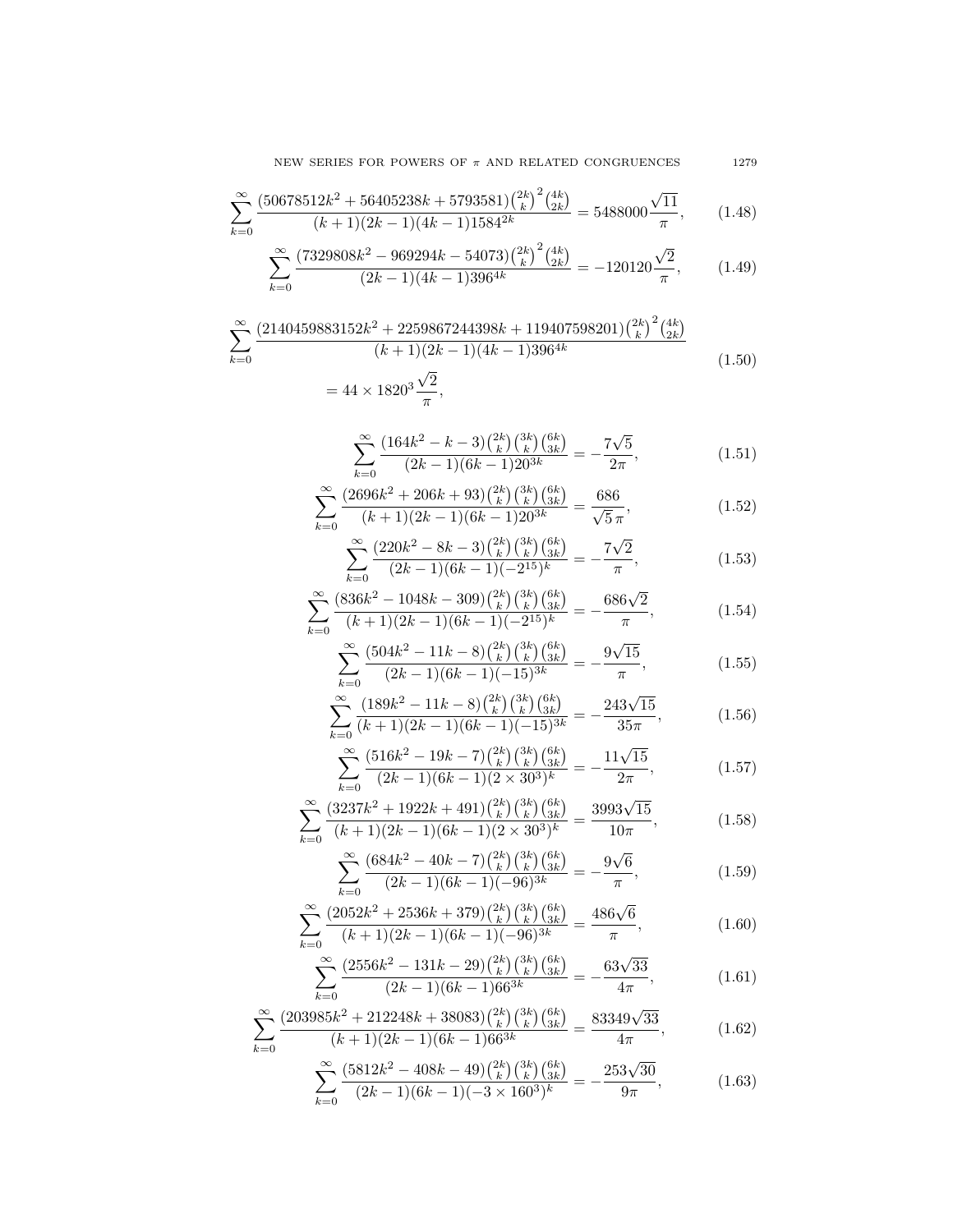$$\sum_{k=0}^{\infty} \frac{(50678512k^2 + 56405238k + 5793581)\binom{2k}{k}^2\binom{4k}{2k}}{(k+1)(2k-1)(4k-1)1584^{2k}} = 5488000\frac{\sqrt{11}}{\pi}, \tag{1.48}$$

$$\sum_{k=0}^{\infty} \frac{(7329808k^2 - 969294k - 54073)\binom{2k}{k}^2\binom{4k}{2k}}{(2k-1)(4k-1)396^{4k}} = -120120\frac{\sqrt{2}}{\pi}, \tag{1.49}$$

$$\begin{aligned}\sum_{k=0}^{\infty} &\frac{(2140459883152k^2 + 2259867244398k + 119407598201)\binom{2k}{k}^2\binom{4k}{2k}}{(k+1)(2k-1)(4k-1)396^{4k}} \\ &= 44 \times 1820^3\frac{\sqrt{2}}{\pi},\end{aligned} \tag{1.50}$$

$$\sum_{k=0}^{\infty} \frac{(164k^2 - k - 3)\binom{2k}{k}\binom{3k}{k}\binom{6k}{3k}}{(2k-1)(6k-1)20^{3k}} = -\frac{7\sqrt{5}}{2\pi}, \tag{1.51}$$

$$\sum_{k=0}^{\infty} \frac{(2696k^2 + 206k + 93)\binom{2k}{k}\binom{3k}{k}\binom{6k}{3k}}{(k+1)(2k-1)(6k-1)20^{3k}} = \frac{686}{\sqrt{5}\,\pi}, \tag{1.52}$$

$$\sum_{k=0}^{\infty} \frac{(220k^2 - 8k - 3)\binom{2k}{k}\binom{3k}{k}\binom{6k}{3k}}{(2k-1)(6k-1)(-2^{15})^k} = -\frac{7\sqrt{2}}{\pi}, \tag{1.53}$$

$$\sum_{k=0}^{\infty} \frac{(836k^2 - 1048k - 309)\binom{2k}{k}\binom{3k}{k}\binom{6k}{3k}}{(k+1)(2k-1)(6k-1)(-2^{15})^k} = -\frac{686\sqrt{2}}{\pi}, \tag{1.54}$$

$$\sum_{k=0}^{\infty} \frac{(504k^2 - 11k - 8)\binom{2k}{k}\binom{3k}{k}\binom{6k}{3k}}{(2k-1)(6k-1)(-15)^{3k}} = -\frac{9\sqrt{15}}{\pi}, \tag{1.55}$$

$$\sum_{k=0}^{\infty} \frac{(189k^2 - 11k - 8)\binom{2k}{k}\binom{3k}{k}\binom{6k}{3k}}{(k+1)(2k-1)(6k-1)(-15)^{3k}} = -\frac{243\sqrt{15}}{35\pi}, \tag{1.56}$$

$$\sum_{k=0}^{\infty} \frac{(516k^2 - 19k - 7)\binom{2k}{k}\binom{3k}{k}\binom{6k}{3k}}{(2k-1)(6k-1)(2 \times 30^3)^k} = -\frac{11\sqrt{15}}{2\pi}, \tag{1.57}$$

$$\sum_{k=0}^{\infty} \frac{(3237k^2 + 1922k + 491)\binom{2k}{k}\binom{3k}{k}\binom{6k}{3k}}{(k+1)(2k-1)(6k-1)(2 \times 30^3)^k} = \frac{3993\sqrt{15}}{10\pi}, \tag{1.58}$$

$$\sum_{k=0}^{\infty} \frac{(684k^2 - 40k - 7)\binom{2k}{k}\binom{3k}{k}\binom{6k}{3k}}{(2k-1)(6k-1)(-96)^{3k}} = -\frac{9\sqrt{6}}{\pi}, \tag{1.59}$$

$$\sum_{k=0}^{\infty} \frac{(2052k^2 + 2536k + 379)\binom{2k}{k}\binom{3k}{k}\binom{6k}{3k}}{(k+1)(2k-1)(6k-1)(-96)^{3k}} = \frac{486\sqrt{6}}{\pi}, \tag{1.60}$$

$$\sum_{k=0}^{\infty} \frac{(2556k^2 - 131k - 29)\binom{2k}{k}\binom{3k}{k}\binom{6k}{3k}}{(2k-1)(6k-1)66^{3k}} = -\frac{63\sqrt{33}}{4\pi}, \tag{1.61}$$

$$\sum_{k=0}^{\infty} \frac{(203985k^2 + 212248k + 38083)\binom{2k}{k}\binom{3k}{k}\binom{6k}{3k}}{(k+1)(2k-1)(6k-1)66^{3k}} = \frac{83349\sqrt{33}}{4\pi}, \tag{1.62}$$

$$\sum_{k=0}^{\infty} \frac{(5812k^2 - 408k - 49)\binom{2k}{k}\binom{3k}{k}\binom{6k}{3k}}{(2k-1)(6k-1)(-3 \times 160^3)^k} = -\frac{253\sqrt{30}}{9\pi}, \tag{1.63}$$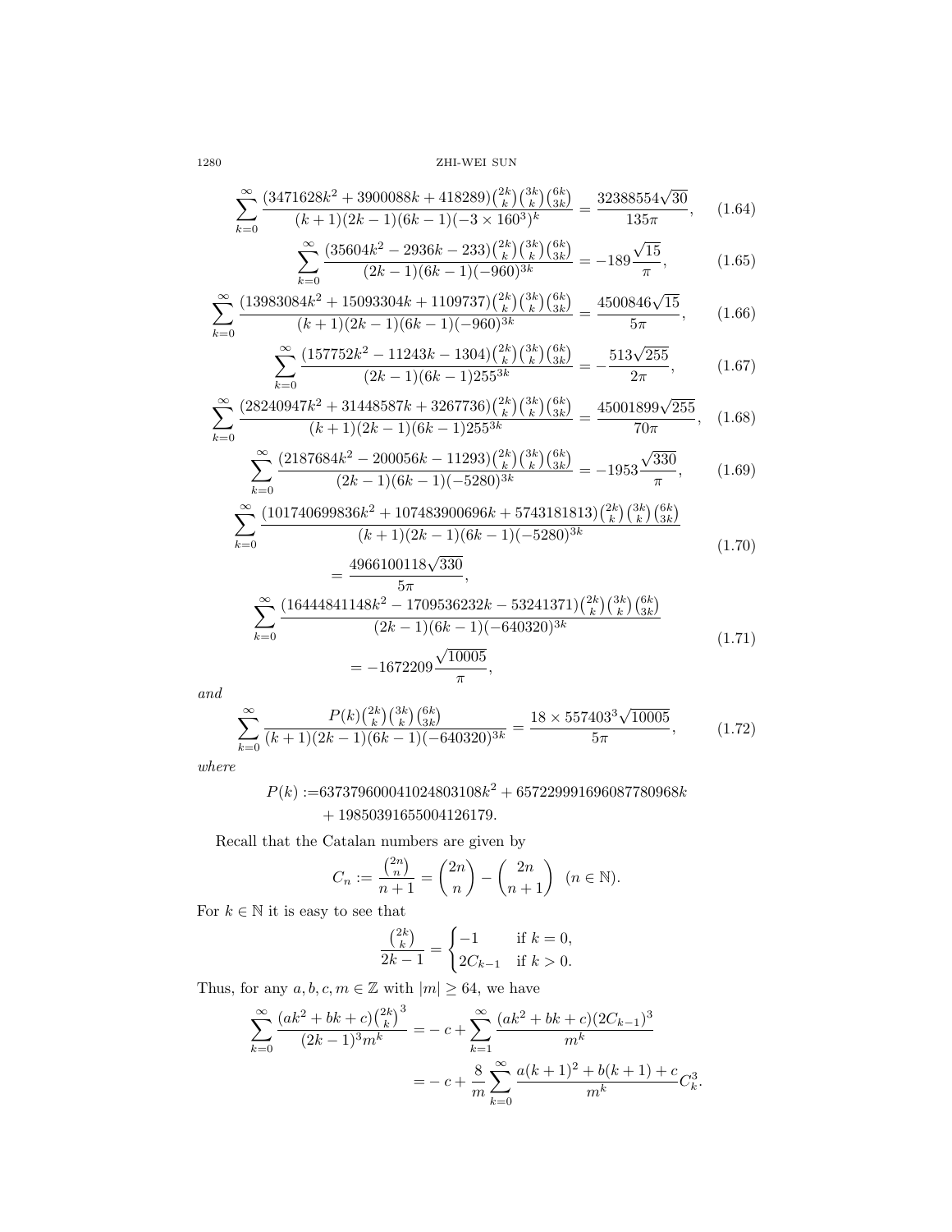$$\sum_{k=0}^{\infty}\frac{(3471628k^2+3900088k+418289)\binom{2k}{k}\binom{3k}{k}\binom{6k}{3k}}{(k+1)(2k-1)(6k-1)(-3\times 160^3)^k}=\frac{32388554\sqrt{30}}{135\pi}, \tag{1.64}$$

$$\sum_{k=0}^{\infty}\frac{(35604k^2-2936k-233)\binom{2k}{k}\binom{3k}{k}\binom{6k}{3k}}{(2k-1)(6k-1)(-960)^{3k}}=-189\frac{\sqrt{15}}{\pi}, \tag{1.65}$$

$$\sum_{k=0}^{\infty}\frac{(13983084k^2+15093304k+1109737)\binom{2k}{k}\binom{3k}{k}\binom{6k}{3k}}{(k+1)(2k-1)(6k-1)(-960)^{3k}}=\frac{4500846\sqrt{15}}{5\pi}, \tag{1.66}$$

$$\sum_{k=0}^{\infty}\frac{(157752k^2-11243k-1304)\binom{2k}{k}\binom{3k}{k}\binom{6k}{3k}}{(2k-1)(6k-1)255^{3k}}=-\frac{513\sqrt{255}}{2\pi}, \tag{1.67}$$

$$\sum_{k=0}^{\infty}\frac{(28240947k^2+31448587k+3267736)\binom{2k}{k}\binom{3k}{k}\binom{6k}{3k}}{(k+1)(2k-1)(6k-1)255^{3k}}=\frac{45001899\sqrt{255}}{70\pi}, \tag{1.68}$$

$$\sum_{k=0}^{\infty}\frac{(2187684k^2-200056k-11293)\binom{2k}{k}\binom{3k}{k}\binom{6k}{3k}}{(2k-1)(6k-1)(-5280)^{3k}}=-1953\frac{\sqrt{330}}{\pi}, \tag{1.69}$$

$$\sum_{k=0}^{\infty}\frac{(101740699836k^2+107483900696k+5743181813)\binom{2k}{k}\binom{3k}{k}\binom{6k}{3k}}{(k+1)(2k-1)(6k-1)(-5280)^{3k}} =\frac{4966100118\sqrt{330}}{5\pi}, \tag{1.70}$$

$$\sum_{k=0}^{\infty}\frac{(16444841148k^2-1709536232k-53241371)\binom{2k}{k}\binom{3k}{k}\binom{6k}{3k}}{(2k-1)(6k-1)(-640320)^{3k}} =-1672209\frac{\sqrt{10005}}{\pi}, \tag{1.71}$$

*and*

$$\sum_{k=0}^{\infty}\frac{P(k)\binom{2k}{k}\binom{3k}{k}\binom{6k}{3k}}{(k+1)(2k-1)(6k-1)(-640320)^{3k}}=\frac{18\times 557403^3\sqrt{10005}}{5\pi}, \tag{1.72}$$

*where*

$$P(k):=637379600041024803108k^2+657229991696087780968k+19850391655004126179.$$

Recall that the Catalan numbers are given by

$$C_n:=\frac{\binom{2n}{n}}{n+1}=\binom{2n}{n}-\binom{2n}{n+1}\quad (n\in\mathbb{N}).$$

For $k\in\mathbb{N}$ it is easy to see that

$$\frac{\binom{2k}{k}}{2k-1}=\begin{cases}-1 & \text{if } k=0,\\ 2C_{k-1} & \text{if } k>0.\end{cases}$$

Thus, for any $a,b,c,m\in\mathbb{Z}$ with $|m|\ge 64$, we have

$$\begin{aligned}\sum_{k=0}^{\infty}\frac{(ak^2+bk+c)\binom{2k}{k}^3}{(2k-1)^3m^k}&=-c+\sum_{k=1}^{\infty}\frac{(ak^2+bk+c)(2C_{k-1})^3}{m^k}\\ &=-c+\frac{8}{m}\sum_{k=0}^{\infty}\frac{a(k+1)^2+b(k+1)+c}{m^k}C_k^3.\end{aligned}$$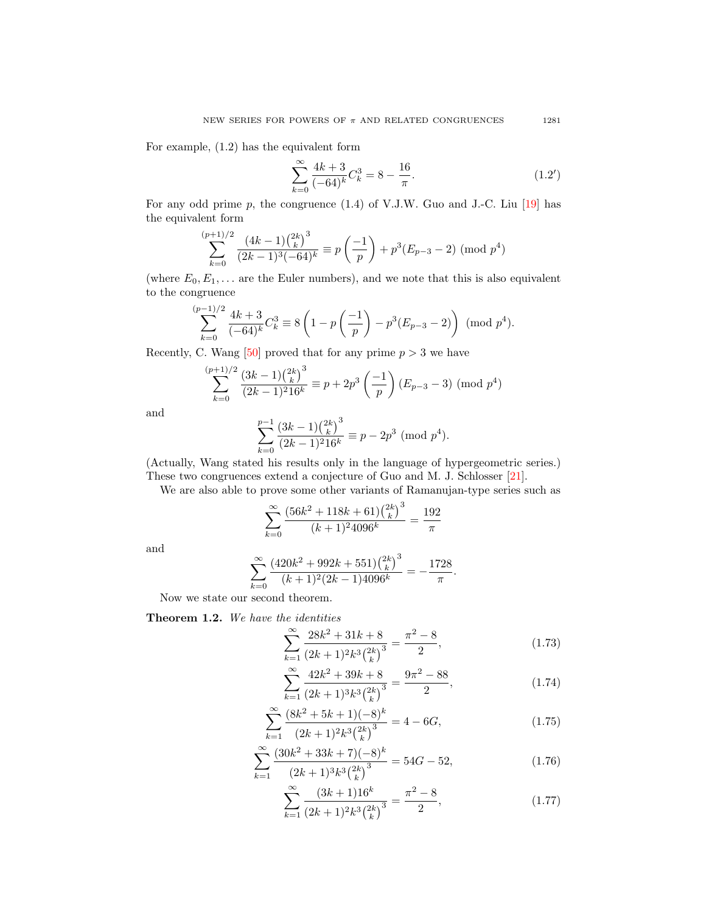For example, (1.2) has the equivalent form

$$\sum_{k=0}^{\infty}\frac{4k+3}{(-64)^k}C_k^3 = 8-\frac{16}{\pi}. \tag{1.2$'$}$$

For any odd prime $p$, the congruence (1.4) of V.J.W. Guo and J.-C. Liu [19] has the equivalent form

$$\sum_{k=0}^{(p+1)/2}\frac{(4k-1)\binom{2k}{k}^3}{(2k-1)^3(-64)^k} \equiv p\left(\frac{-1}{p}\right)+p^3(E_{p-3}-2) \pmod{p^4}$$

(where $E_0, E_1, \ldots$ are the Euler numbers), and we note that this is also equivalent to the congruence

$$\sum_{k=0}^{(p-1)/2}\frac{4k+3}{(-64)^k}C_k^3 \equiv 8\left(1-p\left(\frac{-1}{p}\right)-p^3(E_{p-3}-2)\right) \pmod{p^4}.$$

Recently, C. Wang [50] proved that for any prime $p>3$ we have

$$\sum_{k=0}^{(p+1)/2}\frac{(3k-1)\binom{2k}{k}^3}{(2k-1)^2 16^k} \equiv p+2p^3\left(\frac{-1}{p}\right)(E_{p-3}-3) \pmod{p^4}$$

and

$$\sum_{k=0}^{p-1}\frac{(3k-1)\binom{2k}{k}^3}{(2k-1)^2 16^k} \equiv p-2p^3 \pmod{p^4}.$$

(Actually, Wang stated his results only in the language of hypergeometric series.) These two congruences extend a conjecture of Guo and M. J. Schlosser [21].

We are also able to prove some other variants of Ramanujan-type series such as

$$\sum_{k=0}^{\infty}\frac{(56k^2+118k+61)\binom{2k}{k}^3}{(k+1)^2 4096^k} = \frac{192}{\pi}$$

and

$$\sum_{k=0}^{\infty}\frac{(420k^2+992k+551)\binom{2k}{k}^3}{(k+1)^2(2k-1)4096^k} = -\frac{1728}{\pi}.$$

Now we state our second theorem.

**Theorem 1.2.** *We have the identities*

$$\sum_{k=1}^{\infty}\frac{28k^2+31k+8}{(2k+1)^2k^3\binom{2k}{k}^3} = \frac{\pi^2-8}{2}, \tag{1.73}$$

$$\sum_{k=1}^{\infty}\frac{42k^2+39k+8}{(2k+1)^3k^3\binom{2k}{k}^3} = \frac{9\pi^2-88}{2}, \tag{1.74}$$

$$\sum_{k=1}^{\infty}\frac{(8k^2+5k+1)(-8)^k}{(2k+1)^2k^3\binom{2k}{k}^3} = 4-6G, \tag{1.75}$$

$$\sum_{k=1}^{\infty}\frac{(30k^2+33k+7)(-8)^k}{(2k+1)^3k^3\binom{2k}{k}^3} = 54G-52, \tag{1.76}$$

$$\sum_{k=1}^{\infty}\frac{(3k+1)16^k}{(2k+1)^2k^3\binom{2k}{k}^3} = \frac{\pi^2-8}{2}, \tag{1.77}$$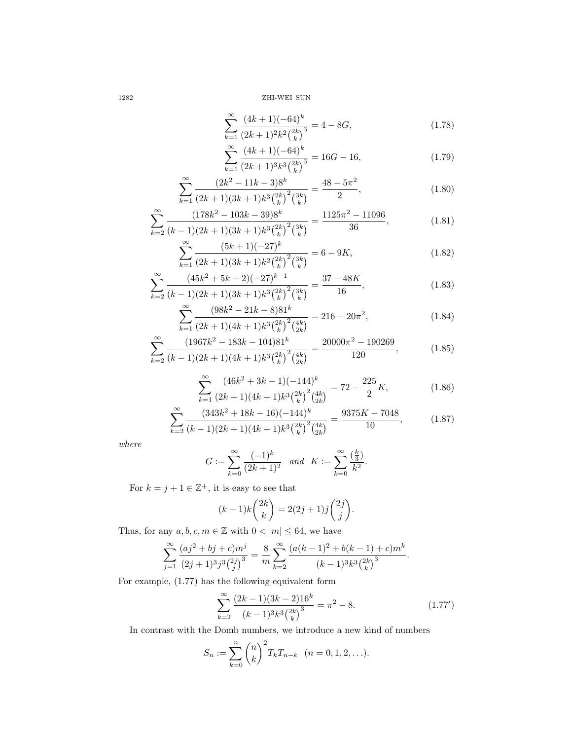$$\sum_{k=1}^{\infty} \frac{(4k+1)(-64)^k}{(2k+1)^2 k^2 \binom{2k}{k}^3} = 4 - 8G, \tag{1.78}$$

$$\sum_{k=1}^{\infty} \frac{(4k+1)(-64)^k}{(2k+1)^3 k^3 \binom{2k}{k}^3} = 16G - 16, \tag{1.79}$$

$$\sum_{k=1}^{\infty} \frac{(2k^2 - 11k - 3)8^k}{(2k+1)(3k+1)k^3 \binom{2k}{k}^2 \binom{3k}{k}} = \frac{48 - 5\pi^2}{2}, \tag{1.80}$$

$$\sum_{k=2}^{\infty} \frac{(178k^2 - 103k - 39)8^k}{(k-1)(2k+1)(3k+1)k^3 \binom{2k}{k}^2 \binom{3k}{k}} = \frac{1125\pi^2 - 11096}{36}, \tag{1.81}$$

$$\sum_{k=1}^{\infty} \frac{(5k+1)(-27)^k}{(2k+1)(3k+1)k^2 \binom{2k}{k}^2 \binom{3k}{k}} = 6 - 9K, \tag{1.82}$$

$$\sum_{k=2}^{\infty} \frac{(45k^2 + 5k - 2)(-27)^{k-1}}{(k-1)(2k+1)(3k+1)k^3 \binom{2k}{k}^2 \binom{3k}{k}} = \frac{37 - 48K}{16}, \tag{1.83}$$

$$\sum_{k=1}^{\infty} \frac{(98k^2 - 21k - 8)81^k}{(2k+1)(4k+1)k^3 \binom{2k}{k}^2 \binom{4k}{2k}} = 216 - 20\pi^2, \tag{1.84}$$

$$\sum_{k=2}^{\infty} \frac{(1967k^2 - 183k - 104)81^k}{(k-1)(2k+1)(4k+1)k^3 \binom{2k}{k}^2 \binom{4k}{2k}} = \frac{20000\pi^2 - 190269}{120}, \tag{1.85}$$

$$\sum_{k=1}^{\infty} \frac{(46k^2 + 3k - 1)(-144)^k}{(2k+1)(4k+1)k^3 \binom{2k}{k}^2 \binom{4k}{2k}} = 72 - \frac{225}{2}K, \tag{1.86}$$

$$\sum_{k=2}^{\infty} \frac{(343k^2 + 18k - 16)(-144)^k}{(k-1)(2k+1)(4k+1)k^3 \binom{2k}{k}^2 \binom{4k}{2k}} = \frac{9375K - 7048}{10}, \tag{1.87}$$

*where*

$$G := \sum_{k=0}^{\infty} \frac{(-1)^k}{(2k+1)^2} \quad \textit{and} \quad K := \sum_{k=0}^{\infty} \frac{\left(\frac{k}{3}\right)}{k^2}.$$

For $k = j + 1 \in \mathbb{Z}^+$, it is easy to see that

$$(k-1)k\binom{2k}{k} = 2(2j+1)j\binom{2j}{j}.$$

Thus, for any $a, b, c, m \in \mathbb{Z}$ with $0 < |m| \le 64$, we have

$$\sum_{j=1}^{\infty} \frac{(aj^2 + bj + c)m^j}{(2j+1)^3 j^3 \binom{2j}{j}^3} = \frac{8}{m} \sum_{k=2}^{\infty} \frac{(a(k-1)^2 + b(k-1) + c)m^k}{(k-1)^3 k^3 \binom{2k}{k}^3}.$$

For example, (1.77) has the following equivalent form

$$\sum_{k=2}^{\infty} \frac{(2k-1)(3k-2)16^k}{(k-1)^3 k^3 \binom{2k}{k}^3} = \pi^2 - 8. \tag{1.77$'$}$$

In contrast with the Domb numbers, we introduce a new kind of numbers

$$S_n := \sum_{k=0}^{n} \binom{n}{k}^2 T_k T_{n-k} \quad (n = 0, 1, 2, \ldots).$$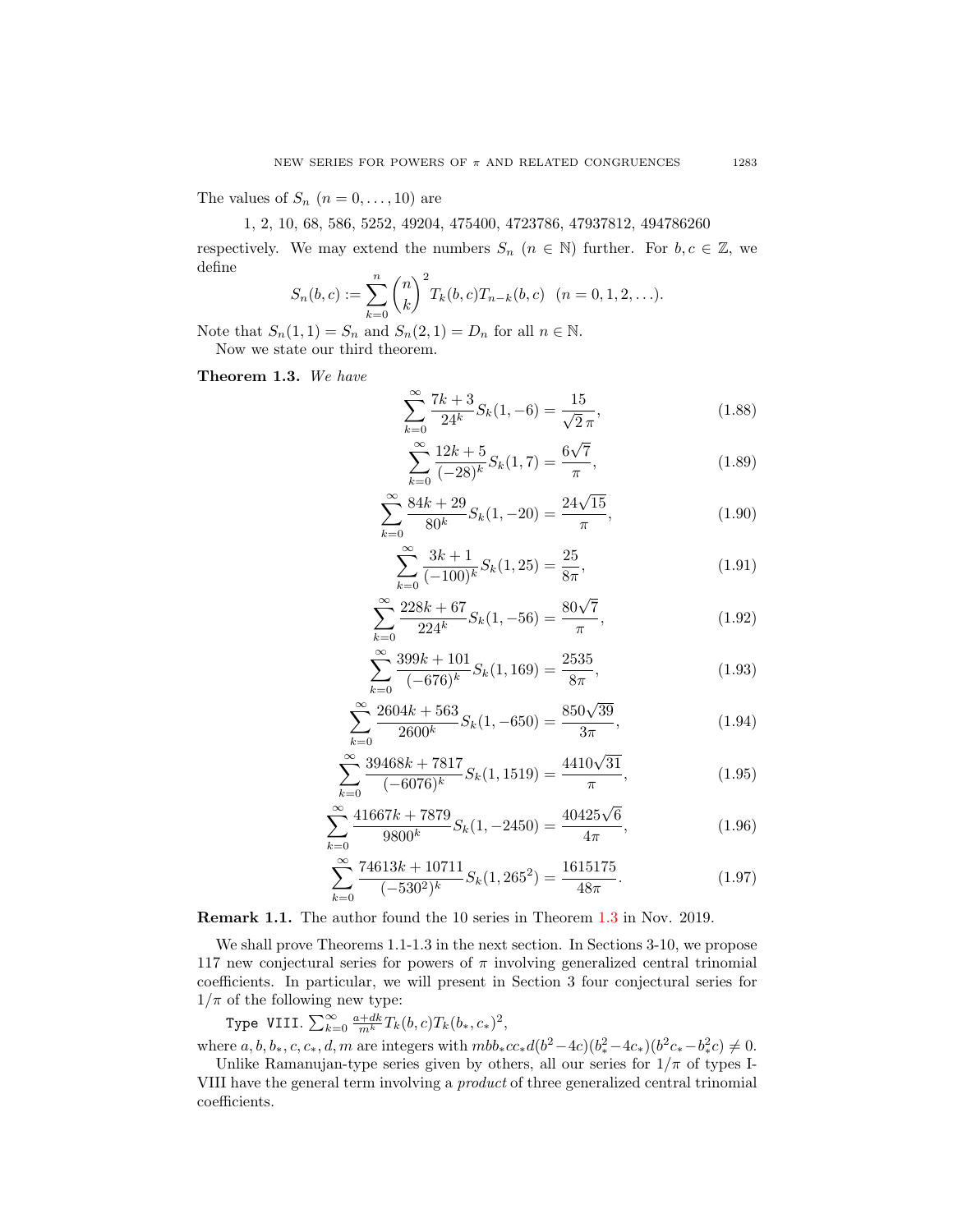The values of $S_n$ $(n = 0, \ldots, 10)$ are

$$1,\ 2,\ 10,\ 68,\ 586,\ 5252,\ 49204,\ 475400,\ 4723786,\ 47937812,\ 494786260$$

respectively. We may extend the numbers $S_n$ $(n \in \mathbb{N})$ further. For $b, c \in \mathbb{Z}$, we define

$$S_n(b,c) := \sum_{k=0}^{n} \binom{n}{k}^2 T_k(b,c) T_{n-k}(b,c) \quad (n = 0, 1, 2, \ldots).$$

Note that $S_n(1,1) = S_n$ and $S_n(2,1) = D_n$ for all $n \in \mathbb{N}$.

Now we state our third theorem.

**Theorem 1.3.** *We have*

$$\sum_{k=0}^{\infty} \frac{7k+3}{24^k} S_k(1,-6) = \frac{15}{\sqrt{2}\,\pi}, \tag{1.88}$$

$$\sum_{k=0}^{\infty} \frac{12k+5}{(-28)^k} S_k(1,7) = \frac{6\sqrt{7}}{\pi}, \tag{1.89}$$

$$\sum_{k=0}^{\infty} \frac{84k+29}{80^k} S_k(1,-20) = \frac{24\sqrt{15}}{\pi}, \tag{1.90}$$

$$\sum_{k=0}^{\infty} \frac{3k+1}{(-100)^k} S_k(1,25) = \frac{25}{8\pi}, \tag{1.91}$$

$$\sum_{k=0}^{\infty} \frac{228k+67}{224^k} S_k(1,-56) = \frac{80\sqrt{7}}{\pi}, \tag{1.92}$$

$$\sum_{k=0}^{\infty} \frac{399k+101}{(-676)^k} S_k(1,169) = \frac{2535}{8\pi}, \tag{1.93}$$

$$\sum_{k=0}^{\infty} \frac{2604k+563}{2600^k} S_k(1,-650) = \frac{850\sqrt{39}}{3\pi}, \tag{1.94}$$

$$\sum_{k=0}^{\infty} \frac{39468k+7817}{(-6076)^k} S_k(1,1519) = \frac{4410\sqrt{31}}{\pi}, \tag{1.95}$$

$$\sum_{k=0}^{\infty} \frac{41667k+7879}{9800^k} S_k(1,-2450) = \frac{40425\sqrt{6}}{4\pi}, \tag{1.96}$$

$$\sum_{k=0}^{\infty} \frac{74613k+10711}{(-530^2)^k} S_k(1,265^2) = \frac{1615175}{48\pi}. \tag{1.97}$$

**Remark 1.1.** The author found the 10 series in Theorem 1.3 in Nov. 2019.

We shall prove Theorems 1.1-1.3 in the next section. In Sections 3-10, we propose 117 new conjectural series for powers of $\pi$ involving generalized central trinomial coefficients. In particular, we will present in Section 3 four conjectural series for $1/\pi$ of the following new type:

Type VIII. $\sum_{k=0}^{\infty} \frac{a+dk}{m^k} T_k(b,c) T_k(b_*,c_*)^2$,

where $a, b, b_*, c, c_*, d, m$ are integers with $mbb_*cc_*d(b^2-4c)(b_*^2-4c_*)(b^2c_*-b_*^2c) \neq 0$.

Unlike Ramanujan-type series given by others, all our series for $1/\pi$ of types I-VIII have the general term involving a *product* of three generalized central trinomial coefficients.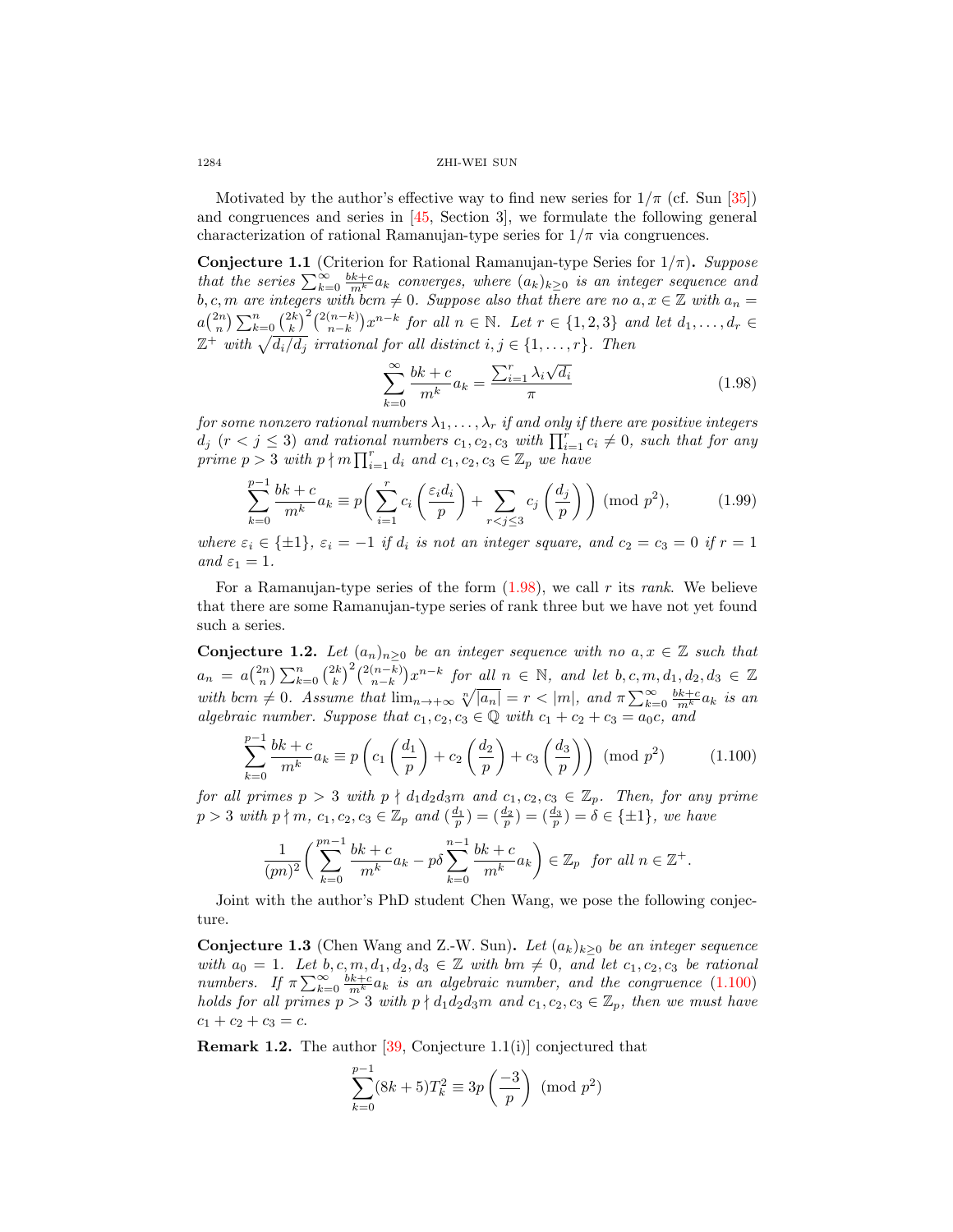Motivated by the author's effective way to find new series for $1/\pi$ (cf. Sun [35]) and congruences and series in [45, Section 3], we formulate the following general characterization of rational Ramanujan-type series for $1/\pi$ via congruences.

**Conjecture 1.1** (Criterion for Rational Ramanujan-type Series for $1/\pi$)**.** *Suppose that the series $\sum_{k=0}^\infty \frac{bk+c}{m^k}a_k$ converges, where $(a_k)_{k\ge0}$ is an integer sequence and $b,c,m$ are integers with $bcm\ne0$. Suppose also that there are no $a,x\in\mathbb{Z}$ with $a_n = a\binom{2n}{n}\sum_{k=0}^n\binom{2k}{k}^2\binom{2(n-k)}{n-k}x^{n-k}$ for all $n\in\mathbb{N}$. Let $r\in\{1,2,3\}$ and let $d_1,\ldots,d_r\in\mathbb{Z}^+$ with $\sqrt{d_i/d_j}$ irrational for all distinct $i,j\in\{1,\ldots,r\}$. Then*

$$\sum_{k=0}^\infty \frac{bk+c}{m^k}a_k = \frac{\sum_{i=1}^r \lambda_i\sqrt{d_i}}{\pi} \tag{1.98}$$

*for some nonzero rational numbers $\lambda_1,\ldots,\lambda_r$ if and only if there are positive integers $d_j$ $(r<j\le3)$ and rational numbers $c_1,c_2,c_3$ with $\prod_{i=1}^r c_i\ne0$, such that for any prime $p>3$ with $p\nmid m\prod_{i=1}^r d_i$ and $c_1,c_2,c_3\in\mathbb{Z}_p$ we have*

$$\sum_{k=0}^{p-1}\frac{bk+c}{m^k}a_k \equiv p\bigg(\sum_{i=1}^r c_i\left(\frac{\varepsilon_i d_i}{p}\right) + \sum_{r<j\le3}c_j\left(\frac{d_j}{p}\right)\bigg) \pmod{p^2}, \tag{1.99}$$

*where $\varepsilon_i\in\{\pm1\}$, $\varepsilon_i=-1$ if $d_i$ is not an integer square, and $c_2=c_3=0$ if $r=1$ and $\varepsilon_1=1$.*

For a Ramanujan-type series of the form (1.98), we call $r$ its *rank*. We believe that there are some Ramanujan-type series of rank three but we have not yet found such a series.

**Conjecture 1.2.** *Let $(a_n)_{n\ge0}$ be an integer sequence with no $a,x\in\mathbb{Z}$ such that $a_n = a\binom{2n}{n}\sum_{k=0}^n\binom{2k}{k}^2\binom{2(n-k)}{n-k}x^{n-k}$ for all $n\in\mathbb{N}$, and let $b,c,m,d_1,d_2,d_3\in\mathbb{Z}$ with $bcm\ne0$. Assume that $\lim_{n\to+\infty}\sqrt[n]{|a_n|}=r<|m|$, and $\pi\sum_{k=0}^\infty\frac{bk+c}{m^k}a_k$ is an algebraic number. Suppose that $c_1,c_2,c_3\in\mathbb{Q}$ with $c_1+c_2+c_3=a_0c$, and*

$$\sum_{k=0}^{p-1}\frac{bk+c}{m^k}a_k \equiv p\left(c_1\left(\frac{d_1}{p}\right)+c_2\left(\frac{d_2}{p}\right)+c_3\left(\frac{d_3}{p}\right)\right) \pmod{p^2} \tag{1.100}$$

*for all primes $p>3$ with $p\nmid d_1d_2d_3m$ and $c_1,c_2,c_3\in\mathbb{Z}_p$. Then, for any prime $p>3$ with $p\nmid m$, $c_1,c_2,c_3\in\mathbb{Z}_p$ and $(\frac{d_1}{p})=(\frac{d_2}{p})=(\frac{d_3}{p})=\delta\in\{\pm1\}$, we have*

$$\frac{1}{(pn)^2}\bigg(\sum_{k=0}^{pn-1}\frac{bk+c}{m^k}a_k - p\delta\sum_{k=0}^{n-1}\frac{bk+c}{m^k}a_k\bigg)\in\mathbb{Z}_p \quad \text{for all } n\in\mathbb{Z}^+.$$

Joint with the author's PhD student Chen Wang, we pose the following conjecture.

**Conjecture 1.3** (Chen Wang and Z.-W. Sun)**.** *Let $(a_k)_{k\ge0}$ be an integer sequence with $a_0=1$. Let $b,c,m,d_1,d_2,d_3\in\mathbb{Z}$ with $bm\ne0$, and let $c_1,c_2,c_3$ be rational numbers. If $\pi\sum_{k=0}^\infty\frac{bk+c}{m^k}a_k$ is an algebraic number, and the congruence (1.100) holds for all primes $p>3$ with $p\nmid d_1d_2d_3m$ and $c_1,c_2,c_3\in\mathbb{Z}_p$, then we must have $c_1+c_2+c_3=c$.*

**Remark 1.2.** The author [39, Conjecture 1.1(i)] conjectured that

$$\sum_{k=0}^{p-1}(8k+5)T_k^2 \equiv 3p\left(\frac{-3}{p}\right) \pmod{p^2}$$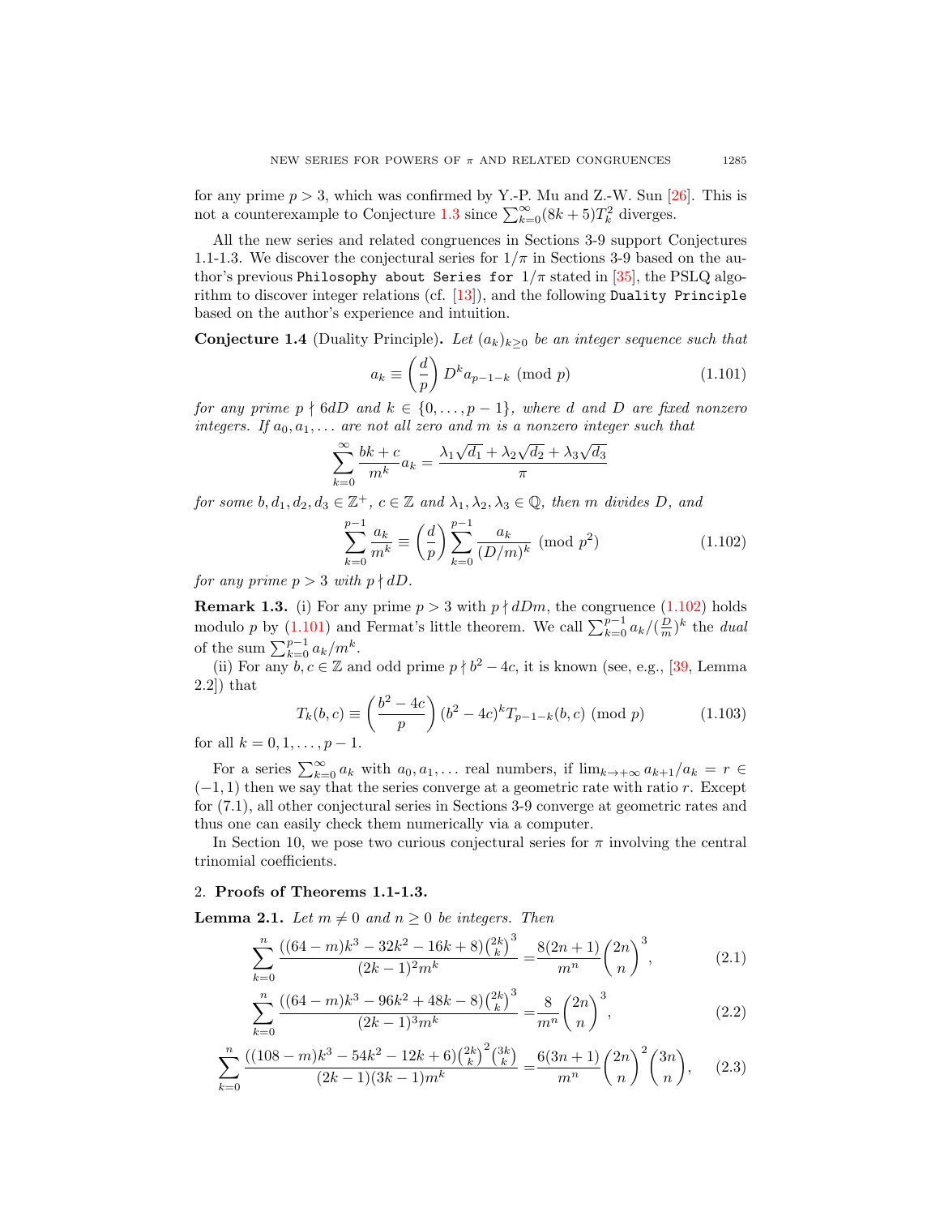for any prime $p > 3$, which was confirmed by Y.-P. Mu and Z.-W. Sun [26]. This is not a counterexample to Conjecture 1.3 since $\sum_{k=0}^\infty (8k+5)T_k^2$ diverges.

All the new series and related congruences in Sections 3-9 support Conjectures 1.1-1.3. We discover the conjectural series for $1/\pi$ in Sections 3-9 based on the author's previous `Philosophy about Series for` $1/\pi$ stated in [35], the PSLQ algorithm to discover integer relations (cf. [13]), and the following `Duality Principle` based on the author's experience and intuition.

**Conjecture 1.4** (Duality Principle)**.** *Let $(a_k)_{k\geq 0}$ be an integer sequence such that*

$$a_k \equiv \left(\frac{d}{p}\right) D^k a_{p-1-k} \pmod p \tag{1.101}$$

*for any prime $p \nmid 6dD$ and $k \in \{0, \ldots, p-1\}$, where $d$ and $D$ are fixed nonzero integers. If $a_0, a_1, \ldots$ are not all zero and $m$ is a nonzero integer such that*

$$\sum_{k=0}^\infty \frac{bk+c}{m^k} a_k = \frac{\lambda_1\sqrt{d_1}+\lambda_2\sqrt{d_2}+\lambda_3\sqrt{d_3}}{\pi}$$

*for some $b, d_1, d_2, d_3 \in \mathbb{Z}^+$, $c \in \mathbb{Z}$ and $\lambda_1, \lambda_2, \lambda_3 \in \mathbb{Q}$, then $m$ divides $D$, and*

$$\sum_{k=0}^{p-1} \frac{a_k}{m^k} \equiv \left(\frac{d}{p}\right) \sum_{k=0}^{p-1} \frac{a_k}{(D/m)^k} \pmod{p^2} \tag{1.102}$$

*for any prime $p > 3$ with $p \nmid dD$.*

**Remark 1.3.** (i) For any prime $p > 3$ with $p \nmid dDm$, the congruence (1.102) holds modulo $p$ by (1.101) and Fermat's little theorem. We call $\sum_{k=0}^{p-1} a_k/(\frac{D}{m})^k$ the *dual* of the sum $\sum_{k=0}^{p-1} a_k/m^k$.

(ii) For any $b, c \in \mathbb{Z}$ and odd prime $p \nmid b^2-4c$, it is known (see, e.g., [39, Lemma 2.2]) that

$$T_k(b,c) \equiv \left(\frac{b^2-4c}{p}\right)(b^2-4c)^k T_{p-1-k}(b,c) \pmod p \tag{1.103}$$

for all $k = 0, 1, \ldots, p-1$.

For a series $\sum_{k=0}^\infty a_k$ with $a_0, a_1, \ldots$ real numbers, if $\lim_{k\to+\infty} a_{k+1}/a_k = r \in (-1, 1)$ then we say that the series converge at a geometric rate with ratio $r$. Except for (7.1), all other conjectural series in Sections 3-9 converge at geometric rates and thus one can easily check them numerically via a computer.

In Section 10, we pose two curious conjectural series for $\pi$ involving the central trinomial coefficients.

## 2. Proofs of Theorems 1.1-1.3.

**Lemma 2.1.** *Let $m \neq 0$ and $n \geq 0$ be integers. Then*

$$\sum_{k=0}^n \frac{((64-m)k^3-32k^2-16k+8)\binom{2k}{k}^3}{(2k-1)^2 m^k} = \frac{8(2n+1)}{m^n}\binom{2n}{n}^3, \tag{2.1}$$

$$\sum_{k=0}^n \frac{((64-m)k^3-96k^2+48k-8)\binom{2k}{k}^3}{(2k-1)^3 m^k} = \frac{8}{m^n}\binom{2n}{n}^3, \tag{2.2}$$

$$\sum_{k=0}^n \frac{((108-m)k^3-54k^2-12k+6)\binom{2k}{k}^2\binom{3k}{k}}{(2k-1)(3k-1)m^k} = \frac{6(3n+1)}{m^n}\binom{2n}{n}^2\binom{3n}{n}, \tag{2.3}$$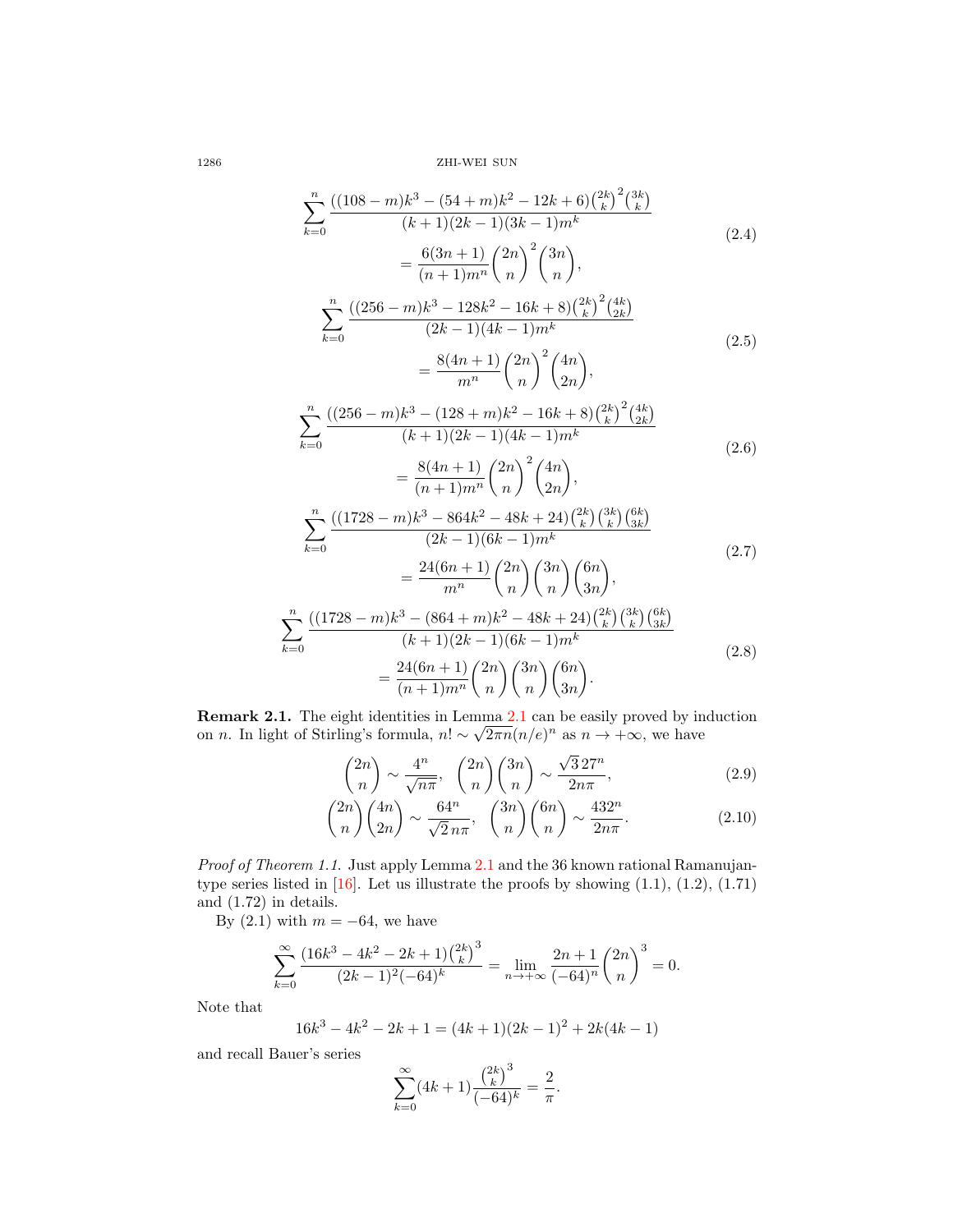$$\sum_{k=0}^{n}\frac{((108-m)k^3-(54+m)k^2-12k+6)\binom{2k}{k}^2\binom{3k}{k}}{(k+1)(2k-1)(3k-1)m^k} = \frac{6(3n+1)}{(n+1)m^n}\binom{2n}{n}^2\binom{3n}{n}, \tag{2.4}$$

$$\sum_{k=0}^{n}\frac{((256-m)k^3-128k^2-16k+8)\binom{2k}{k}^2\binom{4k}{2k}}{(2k-1)(4k-1)m^k} = \frac{8(4n+1)}{m^n}\binom{2n}{n}^2\binom{4n}{2n}, \tag{2.5}$$

$$\sum_{k=0}^{n}\frac{((256-m)k^3-(128+m)k^2-16k+8)\binom{2k}{k}^2\binom{4k}{2k}}{(k+1)(2k-1)(4k-1)m^k} = \frac{8(4n+1)}{(n+1)m^n}\binom{2n}{n}^2\binom{4n}{2n}, \tag{2.6}$$

$$\sum_{k=0}^{n}\frac{((1728-m)k^3-864k^2-48k+24)\binom{2k}{k}\binom{3k}{k}\binom{6k}{3k}}{(2k-1)(6k-1)m^k} = \frac{24(6n+1)}{m^n}\binom{2n}{n}\binom{3n}{n}\binom{6n}{3n}, \tag{2.7}$$

$$\sum_{k=0}^{n}\frac{((1728-m)k^3-(864+m)k^2-48k+24)\binom{2k}{k}\binom{3k}{k}\binom{6k}{3k}}{(k+1)(2k-1)(6k-1)m^k} = \frac{24(6n+1)}{(n+1)m^n}\binom{2n}{n}\binom{3n}{n}\binom{6n}{3n}. \tag{2.8}$$

**Remark 2.1.** The eight identities in Lemma 2.1 can be easily proved by induction on $n$. In light of Stirling's formula, $n! \sim \sqrt{2\pi n}(n/e)^n$ as $n \to +\infty$, we have

$$\binom{2n}{n} \sim \frac{4^n}{\sqrt{n\pi}}, \quad \binom{2n}{n}\binom{3n}{n} \sim \frac{\sqrt{3}\,27^n}{2n\pi}, \tag{2.9}$$

$$\binom{2n}{n}\binom{4n}{2n} \sim \frac{64^n}{\sqrt{2}\,n\pi}, \quad \binom{3n}{n}\binom{6n}{n} \sim \frac{432^n}{2n\pi}. \tag{2.10}$$

*Proof of Theorem 1.1.* Just apply Lemma 2.1 and the 36 known rational Ramanujan-type series listed in [16]. Let us illustrate the proofs by showing (1.1), (1.2), (1.71) and (1.72) in details.

By (2.1) with $m = -64$, we have

$$\sum_{k=0}^{\infty}\frac{(16k^3-4k^2-2k+1)\binom{2k}{k}^3}{(2k-1)^2(-64)^k} = \lim_{n\to+\infty}\frac{2n+1}{(-64)^n}\binom{2n}{n}^3 = 0.$$

Note that

$$16k^3-4k^2-2k+1 = (4k+1)(2k-1)^2 + 2k(4k-1)$$

and recall Bauer's series

$$\sum_{k=0}^{\infty}(4k+1)\frac{\binom{2k}{k}^3}{(-64)^k} = \frac{2}{\pi}.$$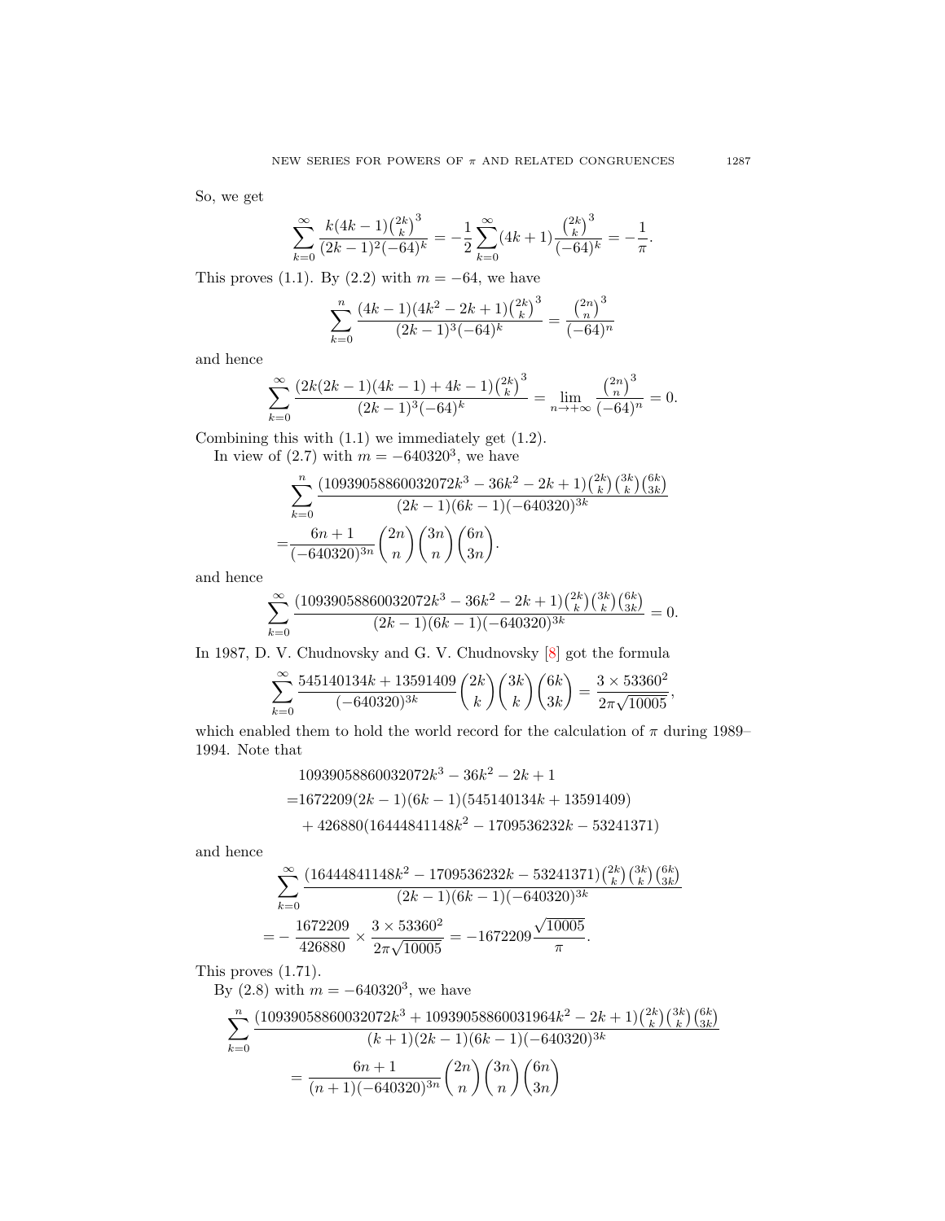So, we get

$$\sum_{k=0}^{\infty}\frac{k(4k-1)\binom{2k}{k}^3}{(2k-1)^2(-64)^k}=-\frac{1}{2}\sum_{k=0}^{\infty}(4k+1)\frac{\binom{2k}{k}^3}{(-64)^k}=-\frac{1}{\pi}.$$

This proves (1.1). By (2.2) with $m=-64$, we have

$$\sum_{k=0}^{n}\frac{(4k-1)(4k^2-2k+1)\binom{2k}{k}^3}{(2k-1)^3(-64)^k}=\frac{\binom{2n}{n}^3}{(-64)^n}$$

and hence

$$\sum_{k=0}^{\infty}\frac{(2k(2k-1)(4k-1)+4k-1)\binom{2k}{k}^3}{(2k-1)^3(-64)^k}=\lim_{n\to+\infty}\frac{\binom{2n}{n}^3}{(-64)^n}=0.$$

Combining this with (1.1) we immediately get (1.2).

In view of (2.7) with $m=-640320^3$, we have

$$\begin{aligned}&\sum_{k=0}^{n}\frac{(10939058860032072k^3-36k^2-2k+1)\binom{2k}{k}\binom{3k}{k}\binom{6k}{3k}}{(2k-1)(6k-1)(-640320)^{3k}}\\ =&\frac{6n+1}{(-640320)^{3n}}\binom{2n}{n}\binom{3n}{n}\binom{6n}{3n}.\end{aligned}$$

and hence

$$\sum_{k=0}^{\infty}\frac{(10939058860032072k^3-36k^2-2k+1)\binom{2k}{k}\binom{3k}{k}\binom{6k}{3k}}{(2k-1)(6k-1)(-640320)^{3k}}=0.$$

In 1987, D. V. Chudnovsky and G. V. Chudnovsky [8] got the formula

$$\sum_{k=0}^{\infty}\frac{545140134k+13591409}{(-640320)^{3k}}\binom{2k}{k}\binom{3k}{k}\binom{6k}{3k}=\frac{3\times 53360^2}{2\pi\sqrt{10005}},$$

which enabled them to hold the world record for the calculation of $\pi$ during 1989–1994. Note that

$$\begin{aligned}&10939058860032072k^3-36k^2-2k+1\\ =&1672209(2k-1)(6k-1)(545140134k+13591409)\\ &+426880(16444841148k^2-1709536232k-53241371)\end{aligned}$$

and hence

$$\begin{aligned}&\sum_{k=0}^{\infty}\frac{(16444841148k^2-1709536232k-53241371)\binom{2k}{k}\binom{3k}{k}\binom{6k}{3k}}{(2k-1)(6k-1)(-640320)^{3k}}\\ =&-\frac{1672209}{426880}\times\frac{3\times 53360^2}{2\pi\sqrt{10005}}=-1672209\frac{\sqrt{10005}}{\pi}.\end{aligned}$$

This proves (1.71).

By (2.8) with $m=-640320^3$, we have

$$\begin{aligned}\sum_{k=0}^{n}&\frac{(10939058860032072k^3+10939058860031964k^2-2k+1)\binom{2k}{k}\binom{3k}{k}\binom{6k}{3k}}{(k+1)(2k-1)(6k-1)(-640320)^{3k}}\\ &=\frac{6n+1}{(n+1)(-640320)^{3n}}\binom{2n}{n}\binom{3n}{n}\binom{6n}{3n}\end{aligned}$$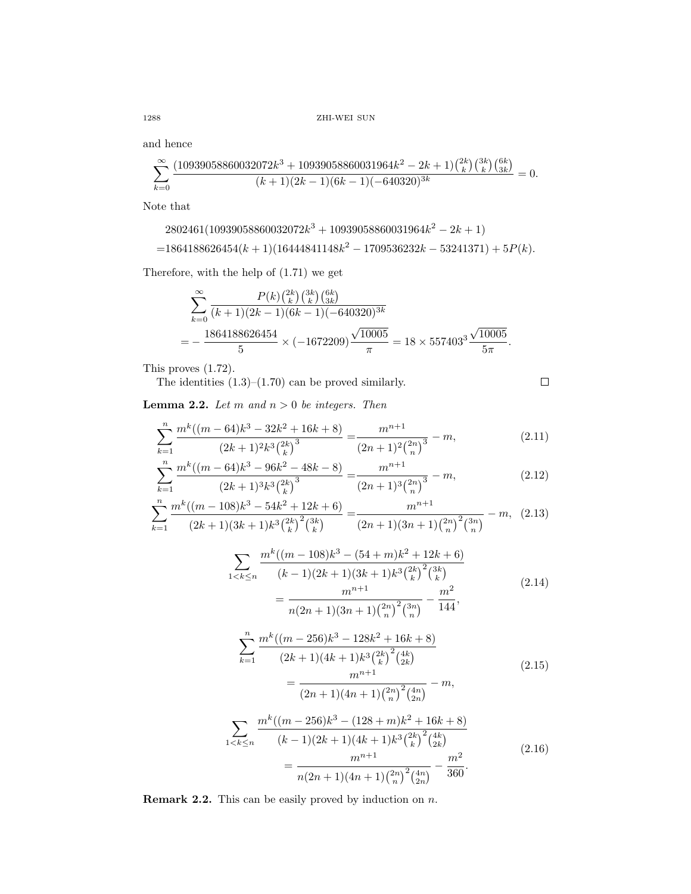and hence

$$\sum_{k=0}^{\infty}\frac{(10939058860032072k^3+10939058860031964k^2-2k+1)\binom{2k}{k}\binom{3k}{k}\binom{6k}{3k}}{(k+1)(2k-1)(6k-1)(-640320)^{3k}}=0.$$

Note that

$$\begin{aligned}&2802461(10939058860032072k^3+10939058860031964k^2-2k+1)\\ =&1864188626454(k+1)(16444841148k^2-1709536232k-53241371)+5P(k).\end{aligned}$$

Therefore, with the help of (1.71) we get

$$\begin{aligned}&\sum_{k=0}^{\infty}\frac{P(k)\binom{2k}{k}\binom{3k}{k}\binom{6k}{3k}}{(k+1)(2k-1)(6k-1)(-640320)^{3k}}\\ =&-\frac{1864188626454}{5}\times(-1672209)\frac{\sqrt{10005}}{\pi}=18\times 557403^3\frac{\sqrt{10005}}{5\pi}.\end{aligned}$$

This proves (1.72).

The identities (1.3)–(1.70) can be proved similarly. □

**Lemma 2.2.** *Let $m$ and $n>0$ be integers. Then*

$$\sum_{k=1}^{n}\frac{m^k((m-64)k^3-32k^2+16k+8)}{(2k+1)^2k^3\binom{2k}{k}^3}=\frac{m^{n+1}}{(2n+1)^2\binom{2n}{n}^3}-m, \tag{2.11}$$

$$\sum_{k=1}^{n}\frac{m^k((m-64)k^3-96k^2-48k-8)}{(2k+1)^3k^3\binom{2k}{k}^3}=\frac{m^{n+1}}{(2n+1)^3\binom{2n}{n}^3}-m, \tag{2.12}$$

$$\sum_{k=1}^{n}\frac{m^k((m-108)k^3-54k^2+12k+6)}{(2k+1)(3k+1)k^3\binom{2k}{k}^2\binom{3k}{k}}=\frac{m^{n+1}}{(2n+1)(3n+1)\binom{2n}{n}^2\binom{3n}{n}}-m, \tag{2.13}$$

$$\begin{aligned}\sum_{1<k\le n}&\frac{m^k((m-108)k^3-(54+m)k^2+12k+6)}{(k-1)(2k+1)(3k+1)k^3\binom{2k}{k}^2\binom{3k}{k}}\\ &=\frac{m^{n+1}}{n(2n+1)(3n+1)\binom{2n}{n}^2\binom{3n}{n}}-\frac{m^2}{144},\end{aligned} \tag{2.14}$$

$$\begin{aligned}\sum_{k=1}^{n}&\frac{m^k((m-256)k^3-128k^2+16k+8)}{(2k+1)(4k+1)k^3\binom{2k}{k}^2\binom{4k}{2k}}\\ &=\frac{m^{n+1}}{(2n+1)(4n+1)\binom{2n}{n}^2\binom{4n}{2n}}-m,\end{aligned} \tag{2.15}$$

$$\begin{aligned}\sum_{1<k\le n}&\frac{m^k((m-256)k^3-(128+m)k^2+16k+8)}{(k-1)(2k+1)(4k+1)k^3\binom{2k}{k}^2\binom{4k}{2k}}\\ &=\frac{m^{n+1}}{n(2n+1)(4n+1)\binom{2n}{n}^2\binom{4n}{2n}}-\frac{m^2}{360}.\end{aligned} \tag{2.16}$$

**Remark 2.2.** This can be easily proved by induction on $n$.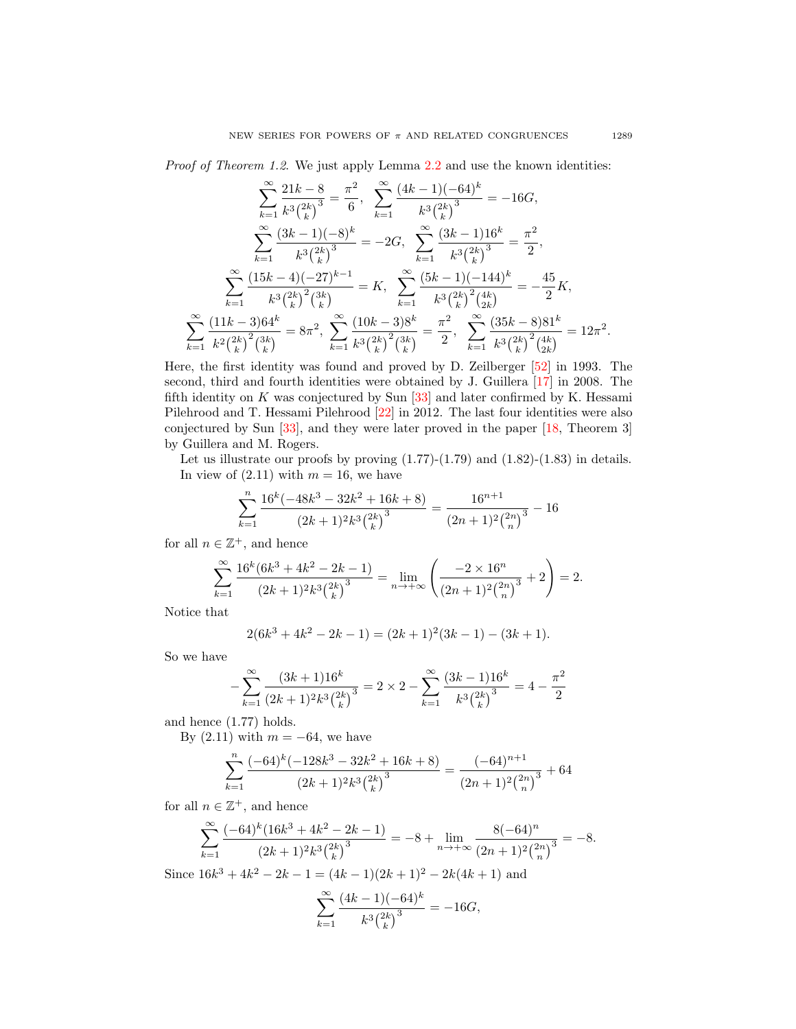*Proof of Theorem 1.2.* We just apply Lemma 2.2 and use the known identities:

$$\sum_{k=1}^{\infty}\frac{21k-8}{k^3\binom{2k}{k}^3}=\frac{\pi^2}{6},\quad \sum_{k=1}^{\infty}\frac{(4k-1)(-64)^k}{k^3\binom{2k}{k}^3}=-16G,$$

$$\sum_{k=1}^{\infty}\frac{(3k-1)(-8)^k}{k^3\binom{2k}{k}^3}=-2G,\quad \sum_{k=1}^{\infty}\frac{(3k-1)16^k}{k^3\binom{2k}{k}^3}=\frac{\pi^2}{2},$$

$$\sum_{k=1}^{\infty}\frac{(15k-4)(-27)^{k-1}}{k^3\binom{2k}{k}^2\binom{3k}{k}}=K,\quad \sum_{k=1}^{\infty}\frac{(5k-1)(-144)^k}{k^3\binom{2k}{k}^2\binom{4k}{2k}}=-\frac{45}{2}K,$$

$$\sum_{k=1}^{\infty}\frac{(11k-3)64^k}{k^2\binom{2k}{k}^2\binom{3k}{k}}=8\pi^2,\ \sum_{k=1}^{\infty}\frac{(10k-3)8^k}{k^3\binom{2k}{k}^2\binom{3k}{k}}=\frac{\pi^2}{2},\ \sum_{k=1}^{\infty}\frac{(35k-8)81^k}{k^3\binom{2k}{k}^2\binom{4k}{2k}}=12\pi^2.$$

Here, the first identity was found and proved by D. Zeilberger [52] in 1993. The second, third and fourth identities were obtained by J. Guillera [17] in 2008. The fifth identity on $K$ was conjectured by Sun [33] and later confirmed by K. Hessami Pilehrood and T. Hessami Pilehrood [22] in 2012. The last four identities were also conjectured by Sun [33], and they were later proved in the paper [18, Theorem 3] by Guillera and M. Rogers.

Let us illustrate our proofs by proving (1.77)-(1.79) and (1.82)-(1.83) in details.

In view of (2.11) with $m=16$, we have

$$\sum_{k=1}^{n}\frac{16^k(-48k^3-32k^2+16k+8)}{(2k+1)^2k^3\binom{2k}{k}^3}=\frac{16^{n+1}}{(2n+1)^2\binom{2n}{n}^3}-16$$

for all $n\in\mathbb{Z}^+$, and hence

$$\sum_{k=1}^{\infty}\frac{16^k(6k^3+4k^2-2k-1)}{(2k+1)^2k^3\binom{2k}{k}^3}=\lim_{n\to+\infty}\left(\frac{-2\times 16^n}{(2n+1)^2\binom{2n}{n}^3}+2\right)=2.$$

Notice that

$$2(6k^3+4k^2-2k-1)=(2k+1)^2(3k-1)-(3k+1).$$

So we have

$$-\sum_{k=1}^{\infty}\frac{(3k+1)16^k}{(2k+1)^2k^3\binom{2k}{k}^3}=2\times 2-\sum_{k=1}^{\infty}\frac{(3k-1)16^k}{k^3\binom{2k}{k}^3}=4-\frac{\pi^2}{2}$$

and hence (1.77) holds.

By (2.11) with $m=-64$, we have

$$\sum_{k=1}^{n}\frac{(-64)^k(-128k^3-32k^2+16k+8)}{(2k+1)^2k^3\binom{2k}{k}^3}=\frac{(-64)^{n+1}}{(2n+1)^2\binom{2n}{n}^3}+64$$

for all $n\in\mathbb{Z}^+$, and hence

$$\sum_{k=1}^{\infty}\frac{(-64)^k(16k^3+4k^2-2k-1)}{(2k+1)^2k^3\binom{2k}{k}^3}=-8+\lim_{n\to+\infty}\frac{8(-64)^n}{(2n+1)^2\binom{2n}{n}^3}=-8.$$

Since $16k^3+4k^2-2k-1=(4k-1)(2k+1)^2-2k(4k+1)$ and

$$\sum_{k=1}^{\infty}\frac{(4k-1)(-64)^k}{k^3\binom{2k}{k}^3}=-16G,$$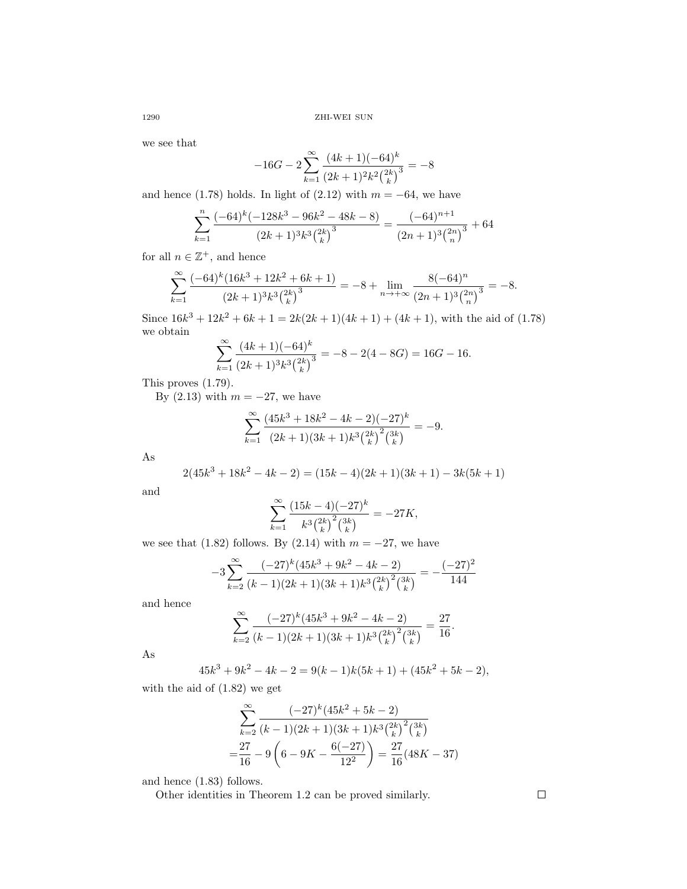we see that

$$-16G-2\sum_{k=1}^{\infty}\frac{(4k+1)(-64)^k}{(2k+1)^2k^2\binom{2k}{k}^3}=-8$$

and hence (1.78) holds. In light of (2.12) with $m=-64$, we have

$$\sum_{k=1}^{n}\frac{(-64)^k(-128k^3-96k^2-48k-8)}{(2k+1)^3k^3\binom{2k}{k}^3}=\frac{(-64)^{n+1}}{(2n+1)^3\binom{2n}{n}^3}+64$$

for all $n\in\mathbb{Z}^+$, and hence

$$\sum_{k=1}^{\infty}\frac{(-64)^k(16k^3+12k^2+6k+1)}{(2k+1)^3k^3\binom{2k}{k}^3}=-8+\lim_{n\to+\infty}\frac{8(-64)^n}{(2n+1)^3\binom{2n}{n}^3}=-8.$$

Since $16k^3+12k^2+6k+1=2k(2k+1)(4k+1)+(4k+1)$, with the aid of (1.78) we obtain

$$\sum_{k=1}^{\infty}\frac{(4k+1)(-64)^k}{(2k+1)^3k^3\binom{2k}{k}^3}=-8-2(4-8G)=16G-16.$$

This proves (1.79).

By (2.13) with $m=-27$, we have

$$\sum_{k=1}^{\infty}\frac{(45k^3+18k^2-4k-2)(-27)^k}{(2k+1)(3k+1)k^3\binom{2k}{k}^2\binom{3k}{k}}=-9.$$

As

$$2(45k^3+18k^2-4k-2)=(15k-4)(2k+1)(3k+1)-3k(5k+1)$$

and

$$\sum_{k=1}^{\infty}\frac{(15k-4)(-27)^k}{k^3\binom{2k}{k}^2\binom{3k}{k}}=-27K,$$

we see that (1.82) follows. By (2.14) with $m=-27$, we have

$$-3\sum_{k=2}^{\infty}\frac{(-27)^k(45k^3+9k^2-4k-2)}{(k-1)(2k+1)(3k+1)k^3\binom{2k}{k}^2\binom{3k}{k}}=-\frac{(-27)^2}{144}$$

and hence

$$\sum_{k=2}^{\infty}\frac{(-27)^k(45k^3+9k^2-4k-2)}{(k-1)(2k+1)(3k+1)k^3\binom{2k}{k}^2\binom{3k}{k}}=\frac{27}{16}.$$

As

$$45k^3+9k^2-4k-2=9(k-1)k(5k+1)+(45k^2+5k-2),$$

with the aid of (1.82) we get

$$\begin{aligned}&\sum_{k=2}^{\infty}\frac{(-27)^k(45k^2+5k-2)}{(k-1)(2k+1)(3k+1)k^3\binom{2k}{k}^2\binom{3k}{k}}\\&=\frac{27}{16}-9\left(6-9K-\frac{6(-27)}{12^2}\right)=\frac{27}{16}(48K-37)\end{aligned}$$

and hence (1.83) follows.

Other identities in Theorem 1.2 can be proved similarly. □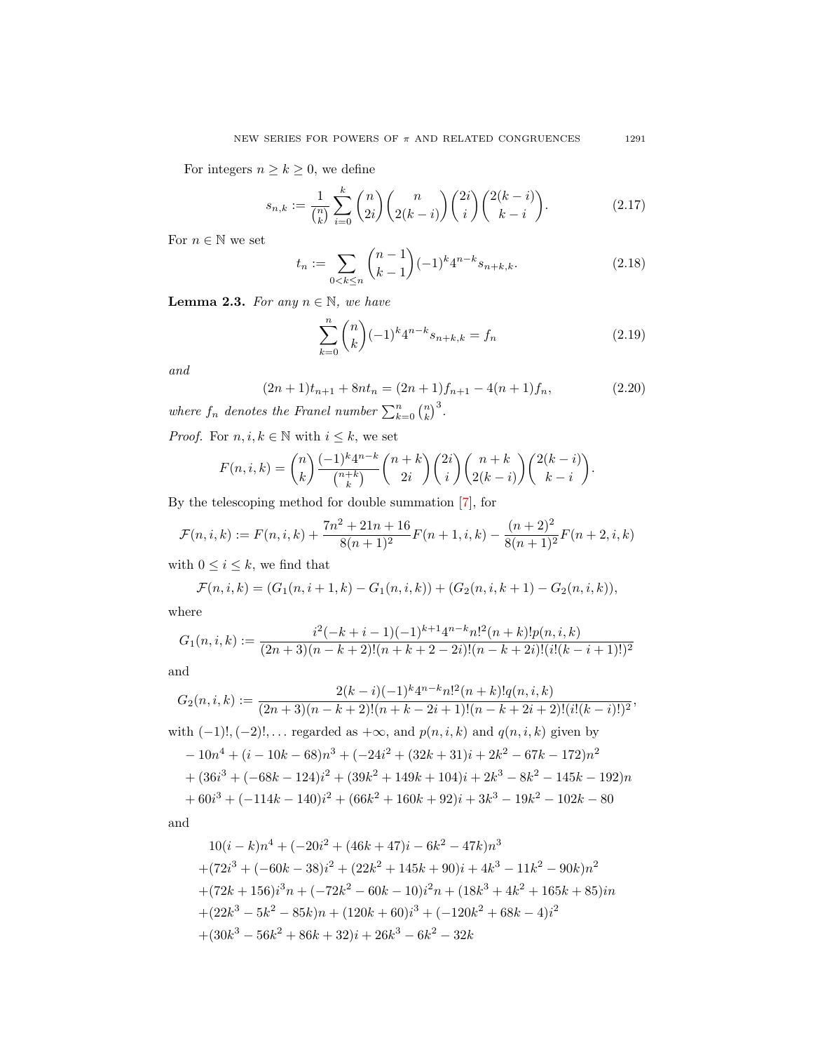For integers $n \geq k \geq 0$, we define

$$s_{n,k} := \frac{1}{\binom{n}{k}} \sum_{i=0}^{k} \binom{n}{2i}\binom{n}{2(k-i)}\binom{2i}{i}\binom{2(k-i)}{k-i}. \tag{2.17}$$

For $n \in \mathbb{N}$ we set

$$t_n := \sum_{0<k\leq n} \binom{n-1}{k-1}(-1)^k 4^{n-k} s_{n+k,k}. \tag{2.18}$$

**Lemma 2.3.** *For any $n \in \mathbb{N}$, we have*

$$\sum_{k=0}^{n} \binom{n}{k}(-1)^k 4^{n-k} s_{n+k,k} = f_n \tag{2.19}$$

*and*

$$(2n+1)t_{n+1} + 8nt_n = (2n+1)f_{n+1} - 4(n+1)f_n, \tag{2.20}$$

*where $f_n$ denotes the Franel number $\sum_{k=0}^{n}\binom{n}{k}^3$.*

*Proof.* For $n, i, k \in \mathbb{N}$ with $i \leq k$, we set

$$F(n,i,k) = \binom{n}{k}\frac{(-1)^k 4^{n-k}}{\binom{n+k}{k}}\binom{n+k}{2i}\binom{2i}{i}\binom{n+k}{2(k-i)}\binom{2(k-i)}{k-i}.$$

By the telescoping method for double summation [7], for

$$\mathcal{F}(n,i,k) := F(n,i,k) + \frac{7n^2+21n+16}{8(n+1)^2}F(n+1,i,k) - \frac{(n+2)^2}{8(n+1)^2}F(n+2,i,k)$$

with $0 \leq i \leq k$, we find that

$$\mathcal{F}(n,i,k) = (G_1(n,i+1,k) - G_1(n,i,k)) + (G_2(n,i,k+1) - G_2(n,i,k)),$$

where

$$G_1(n,i,k) := \frac{i^2(-k+i-1)(-1)^{k+1}4^{n-k}n!^2(n+k)!p(n,i,k)}{(2n+3)(n-k+2)!(n+k+2-2i)!(n-k+2i)!(i!(k-i+1)!)^2}$$

and

$$G_2(n,i,k) := \frac{2(k-i)(-1)^k 4^{n-k}n!^2(n+k)!q(n,i,k)}{(2n+3)(n-k+2)!(n+k-2i+1)!(n-k+2i+2)!(i!(k-i)!)^2},$$

with $(-1)!, (-2)!, \ldots$ regarded as $+\infty$, and $p(n,i,k)$ and $q(n,i,k)$ given by

$$\begin{aligned}
&-10n^4 + (i-10k-68)n^3 + (-24i^2 + (32k+31)i + 2k^2 - 67k - 172)n^2 \\
&+ (36i^3 + (-68k-124)i^2 + (39k^2+149k+104)i + 2k^3 - 8k^2 - 145k - 192)n \\
&+ 60i^3 + (-114k-140)i^2 + (66k^2+160k+92)i + 3k^3 - 19k^2 - 102k - 80
\end{aligned}$$

and

$$\begin{aligned}
&10(i-k)n^4 + (-20i^2 + (46k+47)i - 6k^2 - 47k)n^3 \\
&+ (72i^3 + (-60k-38)i^2 + (22k^2+145k+90)i + 4k^3 - 11k^2 - 90k)n^2 \\
&+ (72k+156)i^3 n + (-72k^2 - 60k - 10)i^2 n + (18k^3 + 4k^2 + 165k + 85)in \\
&+ (22k^3 - 5k^2 - 85k)n + (120k+60)i^3 + (-120k^2 + 68k - 4)i^2 \\
&+ (30k^3 - 56k^2 + 86k + 32)i + 26k^3 - 6k^2 - 32k
\end{aligned}$$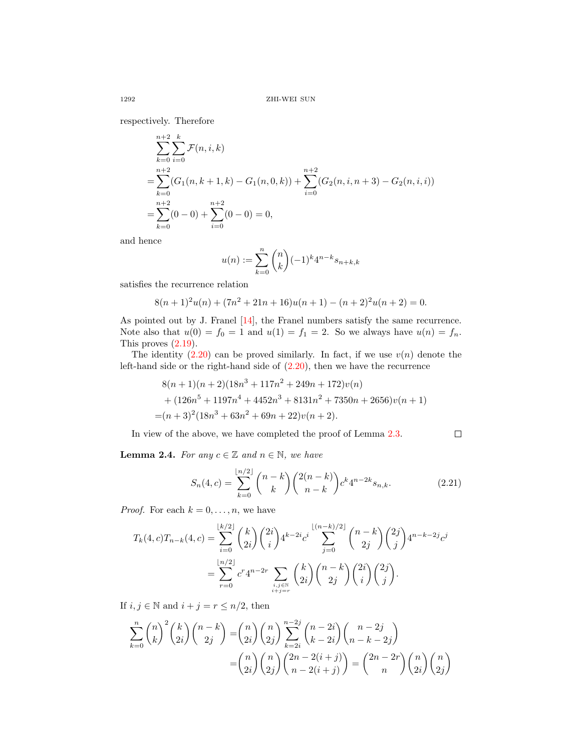respectively. Therefore

$$
\begin{aligned}
&\sum_{k=0}^{n+2}\sum_{i=0}^{k}\mathcal{F}(n,i,k)\\
=&\sum_{k=0}^{n+2}(G_1(n,k+1,k)-G_1(n,0,k))+\sum_{i=0}^{n+2}(G_2(n,i,n+3)-G_2(n,i,i))\\
=&\sum_{k=0}^{n+2}(0-0)+\sum_{i=0}^{n+2}(0-0)=0,
\end{aligned}
$$

and hence

$$
u(n):=\sum_{k=0}^{n}\binom{n}{k}(-1)^k 4^{n-k}s_{n+k,k}
$$

satisfies the recurrence relation

$$
8(n+1)^2u(n)+(7n^2+21n+16)u(n+1)-(n+2)^2u(n+2)=0.
$$

As pointed out by J. Franel [14], the Franel numbers satisfy the same recurrence. Note also that $u(0)=f_0=1$ and $u(1)=f_1=2$. So we always have $u(n)=f_n$. This proves (2.19).

The identity (2.20) can be proved similarly. In fact, if we use $v(n)$ denote the left-hand side or the right-hand side of (2.20), then we have the recurrence

$$
\begin{aligned}
&8(n+1)(n+2)(18n^3+117n^2+249n+172)v(n)\\
&+(126n^5+1197n^4+4452n^3+8131n^2+7350n+2656)v(n+1)\\
=&(n+3)^2(18n^3+63n^2+69n+22)v(n+2).
\end{aligned}
$$

In view of the above, we have completed the proof of Lemma 2.3. □

**Lemma 2.4.** *For any $c\in\mathbb{Z}$ and $n\in\mathbb{N}$, we have*

$$
S_n(4,c)=\sum_{k=0}^{\lfloor n/2\rfloor}\binom{n-k}{k}\binom{2(n-k)}{n-k}c^k4^{n-2k}s_{n,k}. \tag{2.21}
$$

*Proof.* For each $k=0,\ldots,n$, we have

$$
\begin{aligned}
T_k(4,c)T_{n-k}(4,c)&=\sum_{i=0}^{\lfloor k/2\rfloor}\binom{k}{2i}\binom{2i}{i}4^{k-2i}c^i\sum_{j=0}^{\lfloor (n-k)/2\rfloor}\binom{n-k}{2j}\binom{2j}{j}4^{n-k-2j}c^j\\
&=\sum_{r=0}^{\lfloor n/2\rfloor}c^r4^{n-2r}\sum_{\substack{i,j\in\mathbb{N}\\ i+j=r}}\binom{k}{2i}\binom{n-k}{2j}\binom{2i}{i}\binom{2j}{j}.
\end{aligned}
$$

If $i,j\in\mathbb{N}$ and $i+j=r\le n/2$, then

$$
\begin{aligned}
\sum_{k=0}^{n}\binom{n}{k}^2\binom{k}{2i}\binom{n-k}{2j}&=\binom{n}{2i}\binom{n}{2j}\sum_{k=2i}^{n-2j}\binom{n-2i}{k-2i}\binom{n-2j}{n-k-2j}\\
&=\binom{n}{2i}\binom{n}{2j}\binom{2n-2(i+j)}{n-2(i+j)}=\binom{2n-2r}{n}\binom{n}{2i}\binom{n}{2j}
\end{aligned}
$$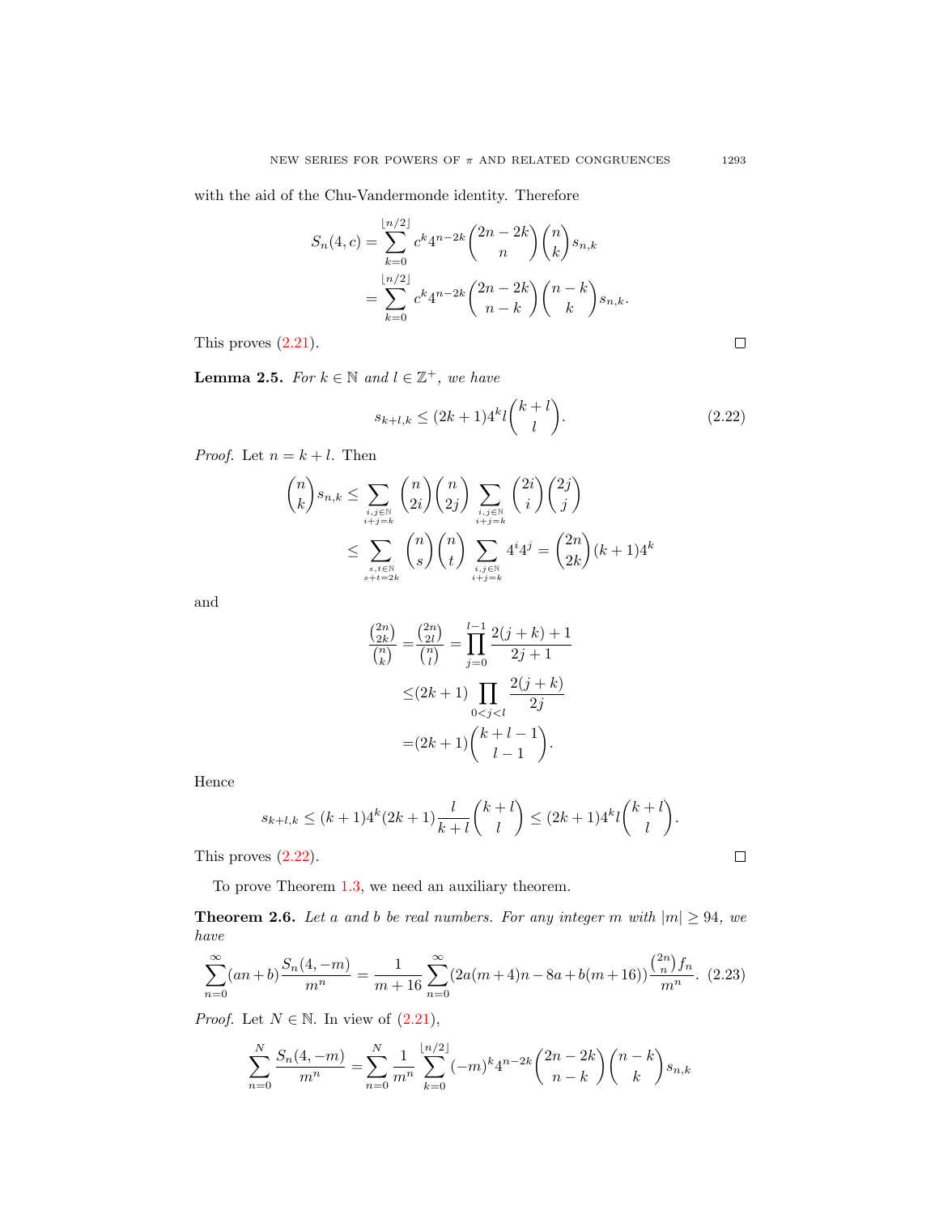with the aid of the Chu-Vandermonde identity. Therefore

$$\begin{aligned}
S_n(4,c) &= \sum_{k=0}^{\lfloor n/2\rfloor} c^k 4^{n-2k}\binom{2n-2k}{n}\binom{n}{k}s_{n,k} \\
&= \sum_{k=0}^{\lfloor n/2\rfloor} c^k 4^{n-2k}\binom{2n-2k}{n-k}\binom{n-k}{k}s_{n,k}.
\end{aligned}$$

This proves (2.21). $\square$

**Lemma 2.5.** *For $k\in\mathbb{N}$ and $l\in\mathbb{Z}^+$, we have*

$$s_{k+l,k}\le (2k+1)4^k l\binom{k+l}{l}. \tag{2.22}$$

*Proof.* Let $n=k+l$. Then

$$\begin{aligned}
\binom{n}{k}s_{n,k} &\le \sum_{\substack{i,j\in\mathbb{N}\\ i+j=k}}\binom{n}{2i}\binom{n}{2j}\sum_{\substack{i,j\in\mathbb{N}\\ i+j=k}}\binom{2i}{i}\binom{2j}{j} \\
&\le \sum_{\substack{s,t\in\mathbb{N}\\ s+t=2k}}\binom{n}{s}\binom{n}{t}\sum_{\substack{i,j\in\mathbb{N}\\ i+j=k}}4^i4^j = \binom{2n}{2k}(k+1)4^k
\end{aligned}$$

and

$$\begin{aligned}
\frac{\binom{2n}{2k}}{\binom{n}{k}} &= \frac{\binom{2n}{2l}}{\binom{n}{l}} = \prod_{j=0}^{l-1}\frac{2(j+k)+1}{2j+1} \\
&\le (2k+1)\prod_{0<j<l}\frac{2(j+k)}{2j} \\
&= (2k+1)\binom{k+l-1}{l-1}.
\end{aligned}$$

Hence

$$s_{k+l,k}\le (k+1)4^k(2k+1)\frac{l}{k+l}\binom{k+l}{l}\le (2k+1)4^k l\binom{k+l}{l}.$$

This proves (2.22). $\square$

To prove Theorem 1.3, we need an auxiliary theorem.

**Theorem 2.6.** *Let $a$ and $b$ be real numbers. For any integer $m$ with $|m|\ge 94$, we have*

$$\sum_{n=0}^\infty (an+b)\frac{S_n(4,-m)}{m^n} = \frac{1}{m+16}\sum_{n=0}^\infty (2a(m+4)n-8a+b(m+16))\frac{\binom{2n}{n}f_n}{m^n}. \tag{2.23}$$

*Proof.* Let $N\in\mathbb{N}$. In view of (2.21),

$$\sum_{n=0}^N\frac{S_n(4,-m)}{m^n} = \sum_{n=0}^N\frac{1}{m^n}\sum_{k=0}^{\lfloor n/2\rfloor}(-m)^k4^{n-2k}\binom{2n-2k}{n-k}\binom{n-k}{k}s_{n,k}$$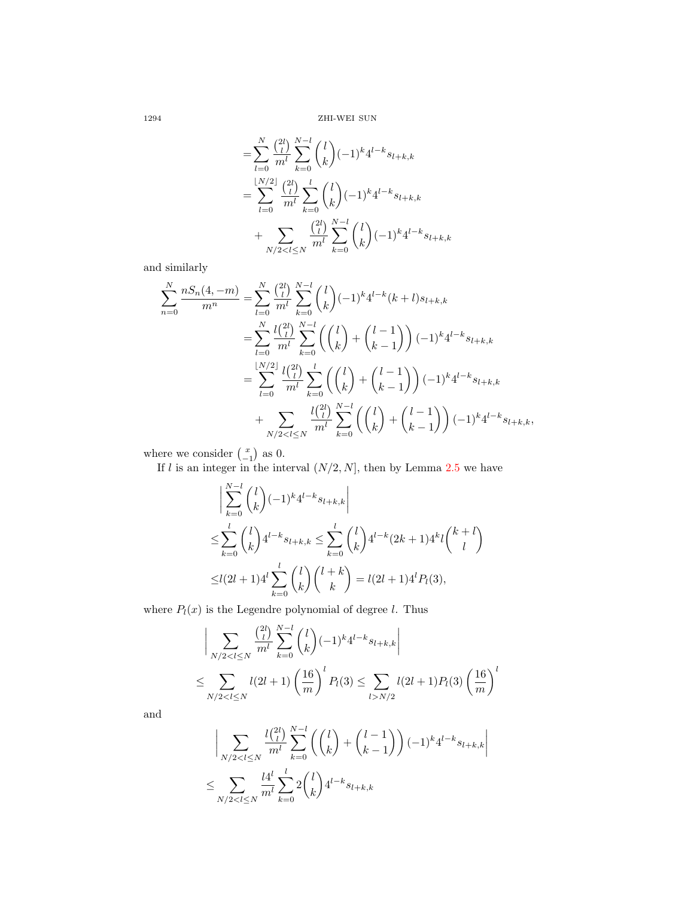$$
\begin{aligned}
&=\sum_{l=0}^{N}\frac{\binom{2l}{l}}{m^l}\sum_{k=0}^{N-l}\binom{l}{k}(-1)^k4^{l-k}s_{l+k,k}\\
&=\sum_{l=0}^{\lfloor N/2\rfloor}\frac{\binom{2l}{l}}{m^l}\sum_{k=0}^{l}\binom{l}{k}(-1)^k4^{l-k}s_{l+k,k}\\
&\quad+\sum_{N/2<l\le N}\frac{\binom{2l}{l}}{m^l}\sum_{k=0}^{N-l}\binom{l}{k}(-1)^k4^{l-k}s_{l+k,k}
\end{aligned}
$$

and similarly

$$
\begin{aligned}
\sum_{n=0}^{N}\frac{nS_n(4,-m)}{m^n}&=\sum_{l=0}^{N}\frac{\binom{2l}{l}}{m^l}\sum_{k=0}^{N-l}\binom{l}{k}(-1)^k4^{l-k}(k+l)s_{l+k,k}\\
&=\sum_{l=0}^{N}\frac{l\binom{2l}{l}}{m^l}\sum_{k=0}^{N-l}\left(\binom{l}{k}+\binom{l-1}{k-1}\right)(-1)^k4^{l-k}s_{l+k,k}\\
&=\sum_{l=0}^{\lfloor N/2\rfloor}\frac{l\binom{2l}{l}}{m^l}\sum_{k=0}^{l}\left(\binom{l}{k}+\binom{l-1}{k-1}\right)(-1)^k4^{l-k}s_{l+k,k}\\
&\quad+\sum_{N/2<l\le N}\frac{l\binom{2l}{l}}{m^l}\sum_{k=0}^{N-l}\left(\binom{l}{k}+\binom{l-1}{k-1}\right)(-1)^k4^{l-k}s_{l+k,k},
\end{aligned}
$$

where we consider $\binom{x}{-1}$ as 0.

If $l$ is an integer in the interval $(N/2,N]$, then by Lemma 2.5 we have

$$
\begin{aligned}
&\Big|\sum_{k=0}^{N-l}\binom{l}{k}(-1)^k4^{l-k}s_{l+k,k}\Big|\\
\le&\sum_{k=0}^{l}\binom{l}{k}4^{l-k}s_{l+k,k}\le\sum_{k=0}^{l}\binom{l}{k}4^{l-k}(2k+1)4^kl\binom{k+l}{l}\\
\le&\, l(2l+1)4^l\sum_{k=0}^{l}\binom{l}{k}\binom{l+k}{k}=l(2l+1)4^lP_l(3),
\end{aligned}
$$

where $P_l(x)$ is the Legendre polynomial of degree $l$. Thus

$$
\begin{aligned}
&\Big|\sum_{N/2<l\le N}\frac{\binom{2l}{l}}{m^l}\sum_{k=0}^{N-l}\binom{l}{k}(-1)^k4^{l-k}s_{l+k,k}\Big|\\
\le&\sum_{N/2<l\le N}l(2l+1)\left(\frac{16}{m}\right)^lP_l(3)\le\sum_{l>N/2}l(2l+1)P_l(3)\left(\frac{16}{m}\right)^l
\end{aligned}
$$

and

$$
\begin{aligned}
&\Big|\sum_{N/2<l\le N}\frac{l\binom{2l}{l}}{m^l}\sum_{k=0}^{N-l}\left(\binom{l}{k}+\binom{l-1}{k-1}\right)(-1)^k4^{l-k}s_{l+k,k}\Big|\\
\le&\sum_{N/2<l\le N}\frac{l4^l}{m^l}\sum_{k=0}^{l}2\binom{l}{k}4^{l-k}s_{l+k,k}
\end{aligned}
$$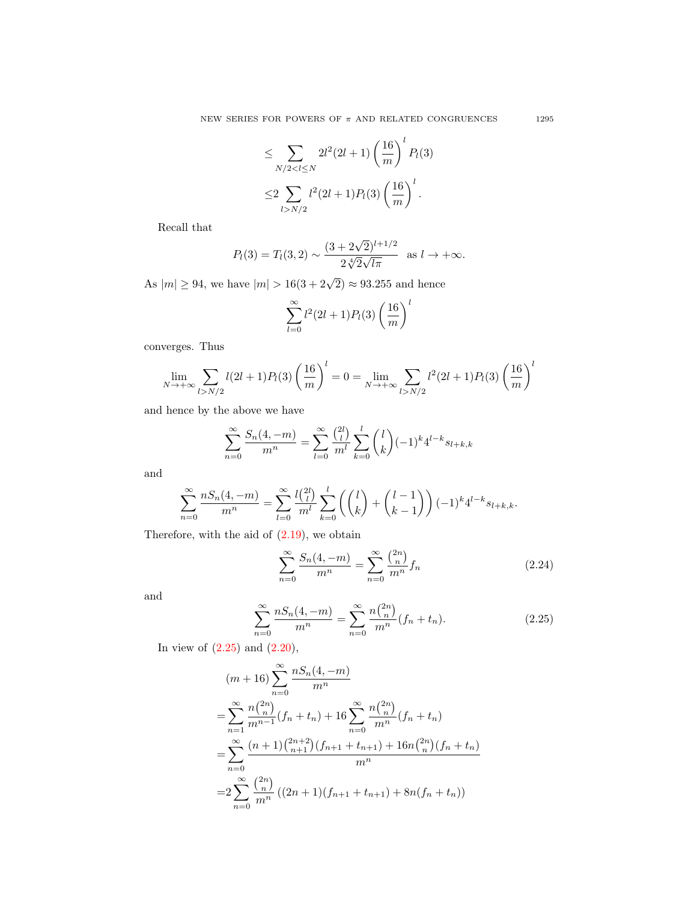$$\leq \sum_{N/2<l\leq N} 2l^2(2l+1)\left(\frac{16}{m}\right)^l P_l(3)$$

$$\leq 2\sum_{l>N/2} l^2(2l+1)P_l(3)\left(\frac{16}{m}\right)^l.$$

Recall that

$$P_l(3) = T_l(3,2) \sim \frac{(3+2\sqrt{2})^{l+1/2}}{2\sqrt[4]{2}\sqrt{l\pi}} \quad \text{as } l \to +\infty.$$

As $|m| \geq 94$, we have $|m| > 16(3+2\sqrt{2}) \approx 93.255$ and hence

$$\sum_{l=0}^{\infty} l^2(2l+1)P_l(3)\left(\frac{16}{m}\right)^l$$

converges. Thus

$$\lim_{N\to+\infty} \sum_{l>N/2} l(2l+1)P_l(3)\left(\frac{16}{m}\right)^l = 0 = \lim_{N\to+\infty} \sum_{l>N/2} l^2(2l+1)P_l(3)\left(\frac{16}{m}\right)^l$$

and hence by the above we have

$$\sum_{n=0}^{\infty} \frac{S_n(4,-m)}{m^n} = \sum_{l=0}^{\infty} \frac{\binom{2l}{l}}{m^l} \sum_{k=0}^{l} \binom{l}{k} (-1)^k 4^{l-k} s_{l+k,k}$$

and

$$\sum_{n=0}^{\infty} \frac{nS_n(4,-m)}{m^n} = \sum_{l=0}^{\infty} \frac{l\binom{2l}{l}}{m^l} \sum_{k=0}^{l} \left(\binom{l}{k} + \binom{l-1}{k-1}\right) (-1)^k 4^{l-k} s_{l+k,k}.$$

Therefore, with the aid of (2.19), we obtain

$$\sum_{n=0}^{\infty} \frac{S_n(4,-m)}{m^n} = \sum_{n=0}^{\infty} \frac{\binom{2n}{n}}{m^n} f_n \tag{2.24}$$

and

$$\sum_{n=0}^{\infty} \frac{nS_n(4,-m)}{m^n} = \sum_{n=0}^{\infty} \frac{n\binom{2n}{n}}{m^n} (f_n + t_n). \tag{2.25}$$

In view of (2.25) and (2.20),

$$\begin{aligned}
&(m+16)\sum_{n=0}^{\infty} \frac{nS_n(4,-m)}{m^n} \\
=&\sum_{n=1}^{\infty} \frac{n\binom{2n}{n}}{m^{n-1}}(f_n+t_n) + 16\sum_{n=0}^{\infty} \frac{n\binom{2n}{n}}{m^n}(f_n+t_n) \\
=&\sum_{n=0}^{\infty} \frac{(n+1)\binom{2n+2}{n+1}(f_{n+1}+t_{n+1}) + 16n\binom{2n}{n}(f_n+t_n)}{m^n} \\
=&2\sum_{n=0}^{\infty} \frac{\binom{2n}{n}}{m^n} \left((2n+1)(f_{n+1}+t_{n+1}) + 8n(f_n+t_n)\right)
\end{aligned}$$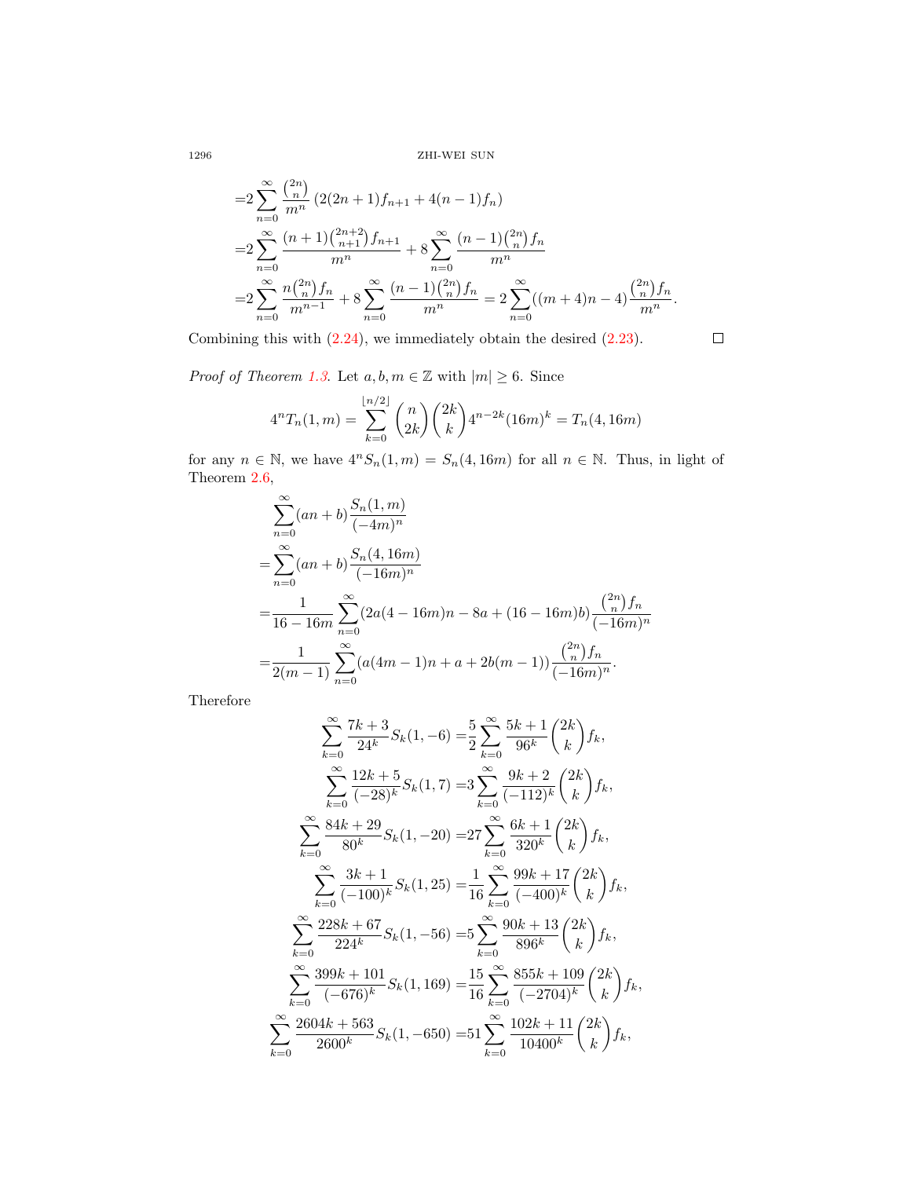$$
\begin{aligned}
=&2\sum_{n=0}^{\infty}\frac{\binom{2n}{n}}{m^n}\left(2(2n+1)f_{n+1}+4(n-1)f_n\right)\\
=&2\sum_{n=0}^{\infty}\frac{(n+1)\binom{2n+2}{n+1}f_{n+1}}{m^n}+8\sum_{n=0}^{\infty}\frac{(n-1)\binom{2n}{n}f_n}{m^n}\\
=&2\sum_{n=0}^{\infty}\frac{n\binom{2n}{n}f_n}{m^{n-1}}+8\sum_{n=0}^{\infty}\frac{(n-1)\binom{2n}{n}f_n}{m^n}=2\sum_{n=0}^{\infty}((m+4)n-4)\frac{\binom{2n}{n}f_n}{m^n}.
\end{aligned}
$$

Combining this with (2.24), we immediately obtain the desired (2.23). □

*Proof of Theorem 1.3.* Let $a,b,m\in\mathbb{Z}$ with $|m|\geq 6$. Since

$$
4^nT_n(1,m)=\sum_{k=0}^{\lfloor n/2\rfloor}\binom{n}{2k}\binom{2k}{k}4^{n-2k}(16m)^k=T_n(4,16m)
$$

for any $n\in\mathbb{N}$, we have $4^nS_n(1,m)=S_n(4,16m)$ for all $n\in\mathbb{N}$. Thus, in light of Theorem 2.6,

$$
\begin{aligned}
&\sum_{n=0}^{\infty}(an+b)\frac{S_n(1,m)}{(-4m)^n}\\
=&\sum_{n=0}^{\infty}(an+b)\frac{S_n(4,16m)}{(-16m)^n}\\
=&\frac{1}{16-16m}\sum_{n=0}^{\infty}(2a(4-16m)n-8a+(16-16m)b)\frac{\binom{2n}{n}f_n}{(-16m)^n}\\
=&\frac{1}{2(m-1)}\sum_{n=0}^{\infty}(a(4m-1)n+a+2b(m-1))\frac{\binom{2n}{n}f_n}{(-16m)^n}.
\end{aligned}
$$

Therefore

$$
\begin{aligned}
\sum_{k=0}^{\infty}\frac{7k+3}{24^k}S_k(1,-6)=&\frac{5}{2}\sum_{k=0}^{\infty}\frac{5k+1}{96^k}\binom{2k}{k}f_k,\\
\sum_{k=0}^{\infty}\frac{12k+5}{(-28)^k}S_k(1,7)=&3\sum_{k=0}^{\infty}\frac{9k+2}{(-112)^k}\binom{2k}{k}f_k,\\
\sum_{k=0}^{\infty}\frac{84k+29}{80^k}S_k(1,-20)=&27\sum_{k=0}^{\infty}\frac{6k+1}{320^k}\binom{2k}{k}f_k,\\
\sum_{k=0}^{\infty}\frac{3k+1}{(-100)^k}S_k(1,25)=&\frac{1}{16}\sum_{k=0}^{\infty}\frac{99k+17}{(-400)^k}\binom{2k}{k}f_k,\\
\sum_{k=0}^{\infty}\frac{228k+67}{224^k}S_k(1,-56)=&5\sum_{k=0}^{\infty}\frac{90k+13}{896^k}\binom{2k}{k}f_k,\\
\sum_{k=0}^{\infty}\frac{399k+101}{(-676)^k}S_k(1,169)=&\frac{15}{16}\sum_{k=0}^{\infty}\frac{855k+109}{(-2704)^k}\binom{2k}{k}f_k,\\
\sum_{k=0}^{\infty}\frac{2604k+563}{2600^k}S_k(1,-650)=&51\sum_{k=0}^{\infty}\frac{102k+11}{10400^k}\binom{2k}{k}f_k,
\end{aligned}
$$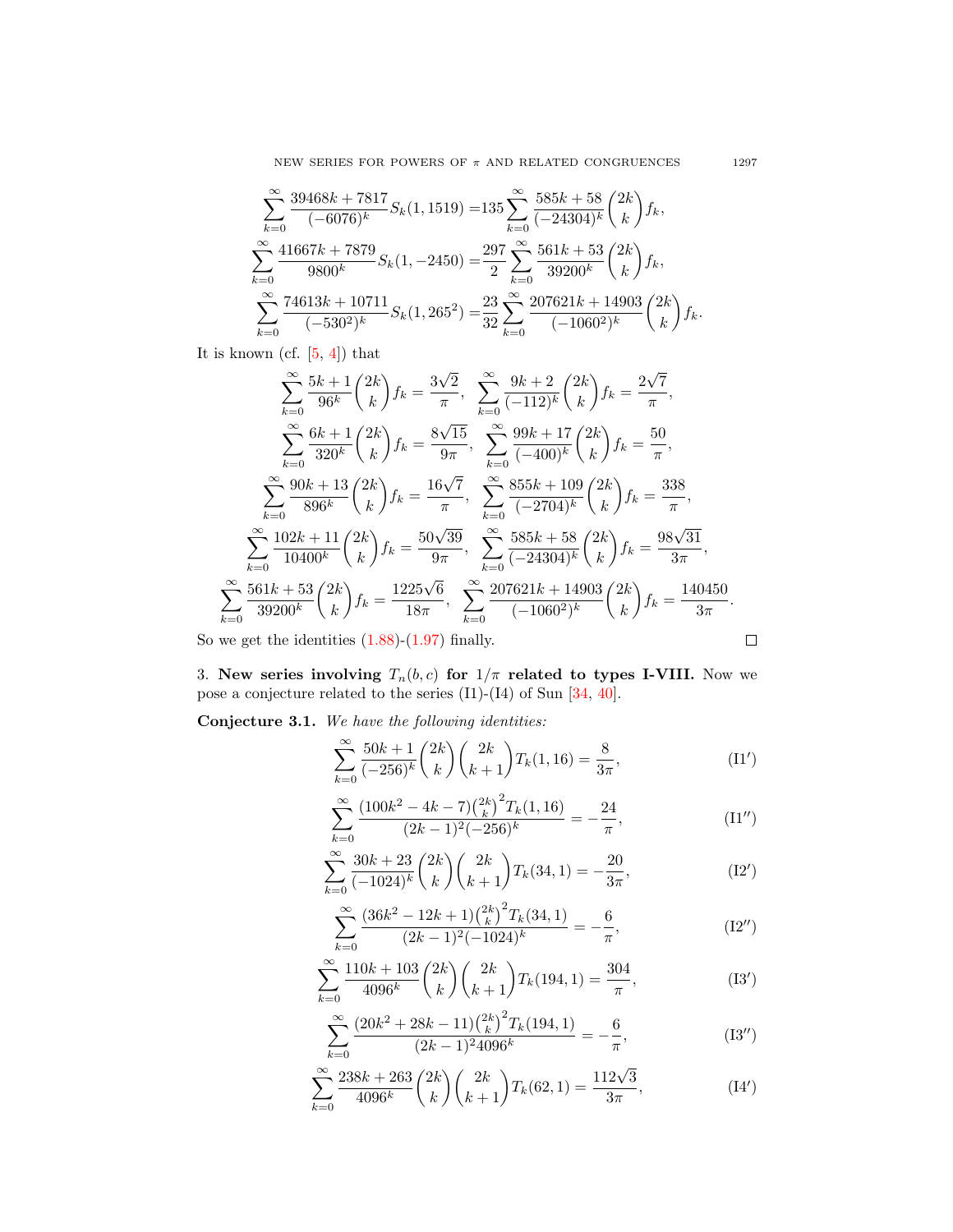$$\sum_{k=0}^{\infty}\frac{39468k+7817}{(-6076)^k}S_k(1,1519)=135\sum_{k=0}^{\infty}\frac{585k+58}{(-24304)^k}\binom{2k}{k}f_k,$$

$$\sum_{k=0}^{\infty}\frac{41667k+7879}{9800^k}S_k(1,-2450)=\frac{297}{2}\sum_{k=0}^{\infty}\frac{561k+53}{39200^k}\binom{2k}{k}f_k,$$

$$\sum_{k=0}^{\infty}\frac{74613k+10711}{(-530^2)^k}S_k(1,265^2)=\frac{23}{32}\sum_{k=0}^{\infty}\frac{207621k+14903}{(-1060^2)^k}\binom{2k}{k}f_k.$$

It is known (cf. [5, 4]) that

$$\sum_{k=0}^{\infty}\frac{5k+1}{96^k}\binom{2k}{k}f_k=\frac{3\sqrt{2}}{\pi},\quad \sum_{k=0}^{\infty}\frac{9k+2}{(-112)^k}\binom{2k}{k}f_k=\frac{2\sqrt{7}}{\pi},$$

$$\sum_{k=0}^{\infty}\frac{6k+1}{320^k}\binom{2k}{k}f_k=\frac{8\sqrt{15}}{9\pi},\quad \sum_{k=0}^{\infty}\frac{99k+17}{(-400)^k}\binom{2k}{k}f_k=\frac{50}{\pi},$$

$$\sum_{k=0}^{\infty}\frac{90k+13}{896^k}\binom{2k}{k}f_k=\frac{16\sqrt{7}}{\pi},\quad \sum_{k=0}^{\infty}\frac{855k+109}{(-2704)^k}\binom{2k}{k}f_k=\frac{338}{\pi},$$

$$\sum_{k=0}^{\infty}\frac{102k+11}{10400^k}\binom{2k}{k}f_k=\frac{50\sqrt{39}}{9\pi},\quad \sum_{k=0}^{\infty}\frac{585k+58}{(-24304)^k}\binom{2k}{k}f_k=\frac{98\sqrt{31}}{3\pi},$$

$$\sum_{k=0}^{\infty}\frac{561k+53}{39200^k}\binom{2k}{k}f_k=\frac{1225\sqrt{6}}{18\pi},\quad \sum_{k=0}^{\infty}\frac{207621k+14903}{(-1060^2)^k}\binom{2k}{k}f_k=\frac{140450}{3\pi}.$$

So we get the identities (1.88)-(1.97) finally. □

## 3. New series involving $T_n(b,c)$ for $1/\pi$ related to types I-VIII.

Now we pose a conjecture related to the series (I1)-(I4) of Sun [34, 40].

**Conjecture 3.1.** *We have the following identities:*

$$\sum_{k=0}^{\infty}\frac{50k+1}{(-256)^k}\binom{2k}{k}\binom{2k}{k+1}T_k(1,16)=\frac{8}{3\pi},\tag{I1$'$}$$

$$\sum_{k=0}^{\infty}\frac{(100k^2-4k-7)\binom{2k}{k}^2T_k(1,16)}{(2k-1)^2(-256)^k}=-\frac{24}{\pi},\tag{I1$''$}$$

$$\sum_{k=0}^{\infty}\frac{30k+23}{(-1024)^k}\binom{2k}{k}\binom{2k}{k+1}T_k(34,1)=-\frac{20}{3\pi},\tag{I2$'$}$$

$$\sum_{k=0}^{\infty}\frac{(36k^2-12k+1)\binom{2k}{k}^2T_k(34,1)}{(2k-1)^2(-1024)^k}=-\frac{6}{\pi},\tag{I2$''$}$$

$$\sum_{k=0}^{\infty}\frac{110k+103}{4096^k}\binom{2k}{k}\binom{2k}{k+1}T_k(194,1)=\frac{304}{\pi},\tag{I3$'$}$$

$$\sum_{k=0}^{\infty}\frac{(20k^2+28k-11)\binom{2k}{k}^2T_k(194,1)}{(2k-1)^2 4096^k}=-\frac{6}{\pi},\tag{I3$''$}$$

$$\sum_{k=0}^{\infty}\frac{238k+263}{4096^k}\binom{2k}{k}\binom{2k}{k+1}T_k(62,1)=\frac{112\sqrt{3}}{3\pi},\tag{I4$'$}$$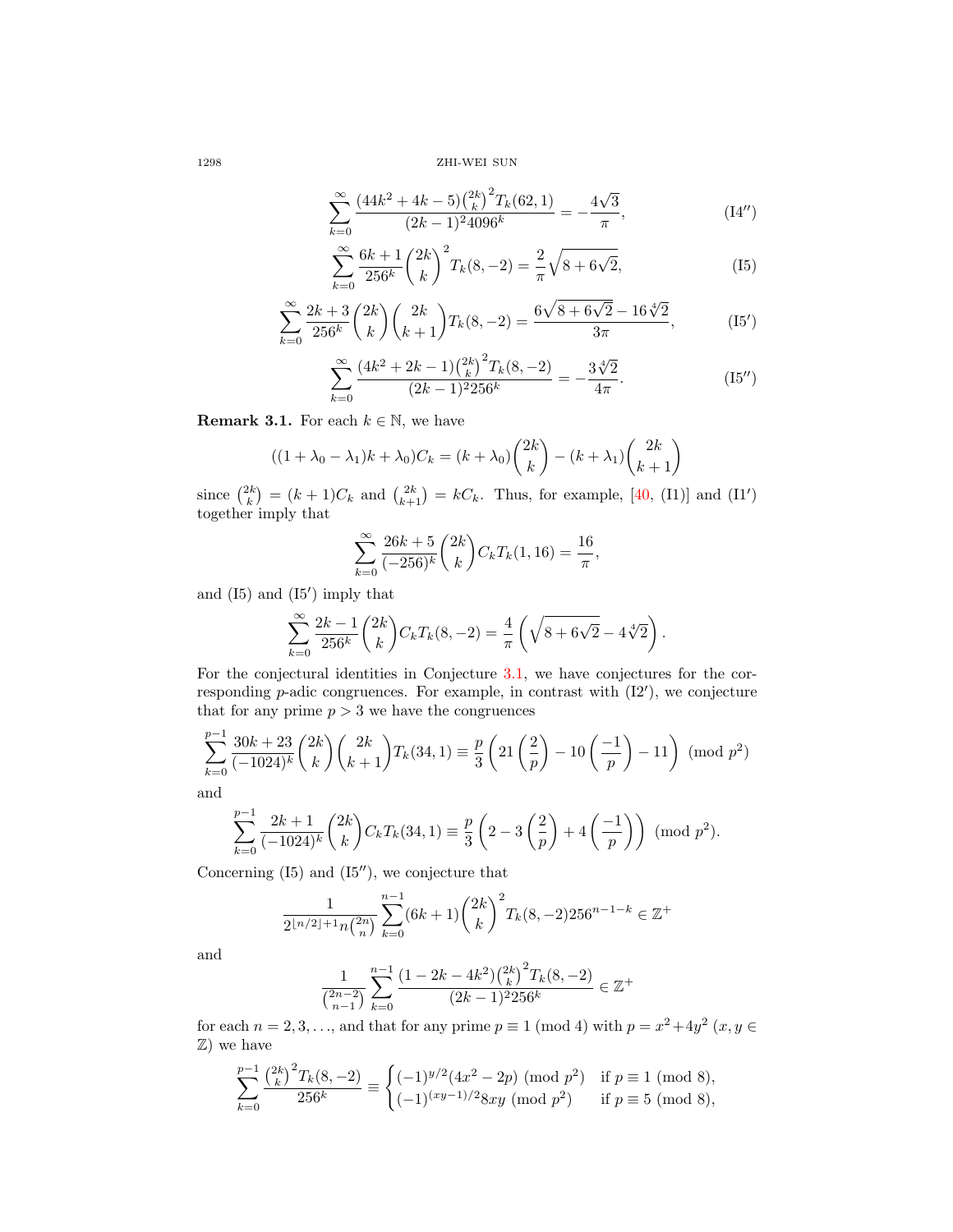$$\sum_{k=0}^{\infty}\frac{(44k^2+4k-5)\binom{2k}{k}^2T_k(62,1)}{(2k-1)^2 4096^k}=-\frac{4\sqrt{3}}{\pi}, \tag{I4$''$}$$

$$\sum_{k=0}^{\infty}\frac{6k+1}{256^k}\binom{2k}{k}^2T_k(8,-2)=\frac{2}{\pi}\sqrt{8+6\sqrt{2}}, \tag{I5}$$

$$\sum_{k=0}^{\infty}\frac{2k+3}{256^k}\binom{2k}{k}\binom{2k}{k+1}T_k(8,-2)=\frac{6\sqrt{8+6\sqrt{2}}-16\sqrt[4]{2}}{3\pi}, \tag{I5$'$}$$

$$\sum_{k=0}^{\infty}\frac{(4k^2+2k-1)\binom{2k}{k}^2T_k(8,-2)}{(2k-1)^2 256^k}=-\frac{3\sqrt[4]{2}}{4\pi}. \tag{I5$''$}$$

**Remark 3.1.** For each $k\in\mathbb{N}$, we have

$$((1+\lambda_0-\lambda_1)k+\lambda_0)C_k=(k+\lambda_0)\binom{2k}{k}-(k+\lambda_1)\binom{2k}{k+1}$$

since $\binom{2k}{k}=(k+1)C_k$ and $\binom{2k}{k+1}=kC_k$. Thus, for example, [40, (I1)] and (I1$'$) together imply that

$$\sum_{k=0}^{\infty}\frac{26k+5}{(-256)^k}\binom{2k}{k}C_kT_k(1,16)=\frac{16}{\pi},$$

and (I5) and (I5$'$) imply that

$$\sum_{k=0}^{\infty}\frac{2k-1}{256^k}\binom{2k}{k}C_kT_k(8,-2)=\frac{4}{\pi}\left(\sqrt{8+6\sqrt{2}}-4\sqrt[4]{2}\right).$$

For the conjectural identities in Conjecture 3.1, we have conjectures for the corresponding $p$-adic congruences. For example, in contrast with (I2$'$), we conjecture that for any prime $p>3$ we have the congruences

$$\sum_{k=0}^{p-1}\frac{30k+23}{(-1024)^k}\binom{2k}{k}\binom{2k}{k+1}T_k(34,1)\equiv\frac{p}{3}\left(21\left(\frac{2}{p}\right)-10\left(\frac{-1}{p}\right)-11\right)\pmod{p^2}$$

and

$$\sum_{k=0}^{p-1}\frac{2k+1}{(-1024)^k}\binom{2k}{k}C_kT_k(34,1)\equiv\frac{p}{3}\left(2-3\left(\frac{2}{p}\right)+4\left(\frac{-1}{p}\right)\right)\pmod{p^2}.$$

Concerning (I5) and (I5$''$), we conjecture that

$$\frac{1}{2^{\lfloor n/2\rfloor+1}n\binom{2n}{n}}\sum_{k=0}^{n-1}(6k+1)\binom{2k}{k}^2T_k(8,-2)256^{n-1-k}\in\mathbb{Z}^+$$

and

$$\frac{1}{\binom{2n-2}{n-1}}\sum_{k=0}^{n-1}\frac{(1-2k-4k^2)\binom{2k}{k}^2T_k(8,-2)}{(2k-1)^2 256^k}\in\mathbb{Z}^+$$

for each $n=2,3,\ldots$, and that for any prime $p\equiv 1\pmod 4$ with $p=x^2+4y^2$ ($x,y\in\mathbb{Z}$) we have

$$\sum_{k=0}^{p-1}\frac{\binom{2k}{k}^2T_k(8,-2)}{256^k}\equiv\begin{cases}(-1)^{y/2}(4x^2-2p)\pmod{p^2} & \text{if } p\equiv 1\pmod 8,\\ (-1)^{(xy-1)/2}8xy\pmod{p^2} & \text{if } p\equiv 5\pmod 8,\end{cases}$$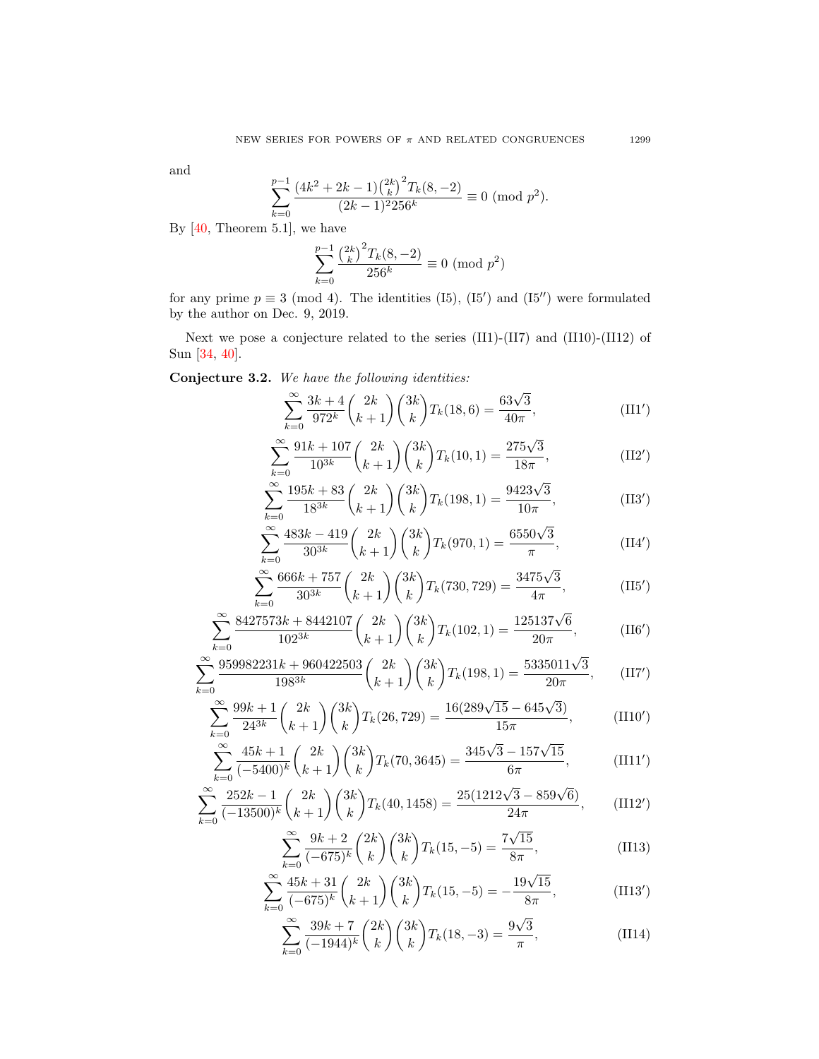and

$$\sum_{k=0}^{p-1}\frac{(4k^2+2k-1)\binom{2k}{k}^2T_k(8,-2)}{(2k-1)^2 256^k}\equiv 0 \pmod{p^2}.$$

By [40, Theorem 5.1], we have

$$\sum_{k=0}^{p-1}\frac{\binom{2k}{k}^2T_k(8,-2)}{256^k}\equiv 0 \pmod{p^2})$$

for any prime $p\equiv 3 \pmod 4$. The identities (I5), (I5′) and (I5′′) were formulated by the author on Dec. 9, 2019.

Next we pose a conjecture related to the series (II1)-(II7) and (II10)-(II12) of Sun [34, 40].

**Conjecture 3.2.** *We have the following identities:*

$$\sum_{k=0}^{\infty}\frac{3k+4}{972^k}\binom{2k}{k+1}\binom{3k}{k}T_k(18,6)=\frac{63\sqrt3}{40\pi}, \tag{II1′}$$

$$\sum_{k=0}^{\infty}\frac{91k+107}{10^{3k}}\binom{2k}{k+1}\binom{3k}{k}T_k(10,1)=\frac{275\sqrt3}{18\pi}, \tag{II2′}$$

$$\sum_{k=0}^{\infty}\frac{195k+83}{18^{3k}}\binom{2k}{k+1}\binom{3k}{k}T_k(198,1)=\frac{9423\sqrt3}{10\pi}, \tag{II3′}$$

$$\sum_{k=0}^{\infty}\frac{483k-419}{30^{3k}}\binom{2k}{k+1}\binom{3k}{k}T_k(970,1)=\frac{6550\sqrt3}{\pi}, \tag{II4′}$$

$$\sum_{k=0}^{\infty}\frac{666k+757}{30^{3k}}\binom{2k}{k+1}\binom{3k}{k}T_k(730,729)=\frac{3475\sqrt3}{4\pi}, \tag{II5′}$$

$$\sum_{k=0}^{\infty}\frac{8427573k+8442107}{102^{3k}}\binom{2k}{k+1}\binom{3k}{k}T_k(102,1)=\frac{125137\sqrt6}{20\pi}, \tag{II6′}$$

$$\sum_{k=0}^{\infty}\frac{959982231k+960422503}{198^{3k}}\binom{2k}{k+1}\binom{3k}{k}T_k(198,1)=\frac{5335011\sqrt3}{20\pi}, \tag{II7′}$$

$$\sum_{k=0}^{\infty}\frac{99k+1}{24^{3k}}\binom{2k}{k+1}\binom{3k}{k}T_k(26,729)=\frac{16(289\sqrt{15}-645\sqrt3)}{15\pi}, \tag{II10′}$$

$$\sum_{k=0}^{\infty}\frac{45k+1}{(-5400)^k}\binom{2k}{k+1}\binom{3k}{k}T_k(70,3645)=\frac{345\sqrt3-157\sqrt{15}}{6\pi}, \tag{II11′}$$

$$\sum_{k=0}^{\infty}\frac{252k-1}{(-13500)^k}\binom{2k}{k+1}\binom{3k}{k}T_k(40,1458)=\frac{25(1212\sqrt3-859\sqrt6)}{24\pi}, \tag{II12′}$$

$$\sum_{k=0}^{\infty}\frac{9k+2}{(-675)^k}\binom{2k}{k}\binom{3k}{k}T_k(15,-5)=\frac{7\sqrt{15}}{8\pi}, \tag{II13}$$

$$\sum_{k=0}^{\infty}\frac{45k+31}{(-675)^k}\binom{2k}{k+1}\binom{3k}{k}T_k(15,-5)=-\frac{19\sqrt{15}}{8\pi}, \tag{II13′}$$

$$\sum_{k=0}^{\infty}\frac{39k+7}{(-1944)^k}\binom{2k}{k}\binom{3k}{k}T_k(18,-3)=\frac{9\sqrt3}{\pi}, \tag{II14}$$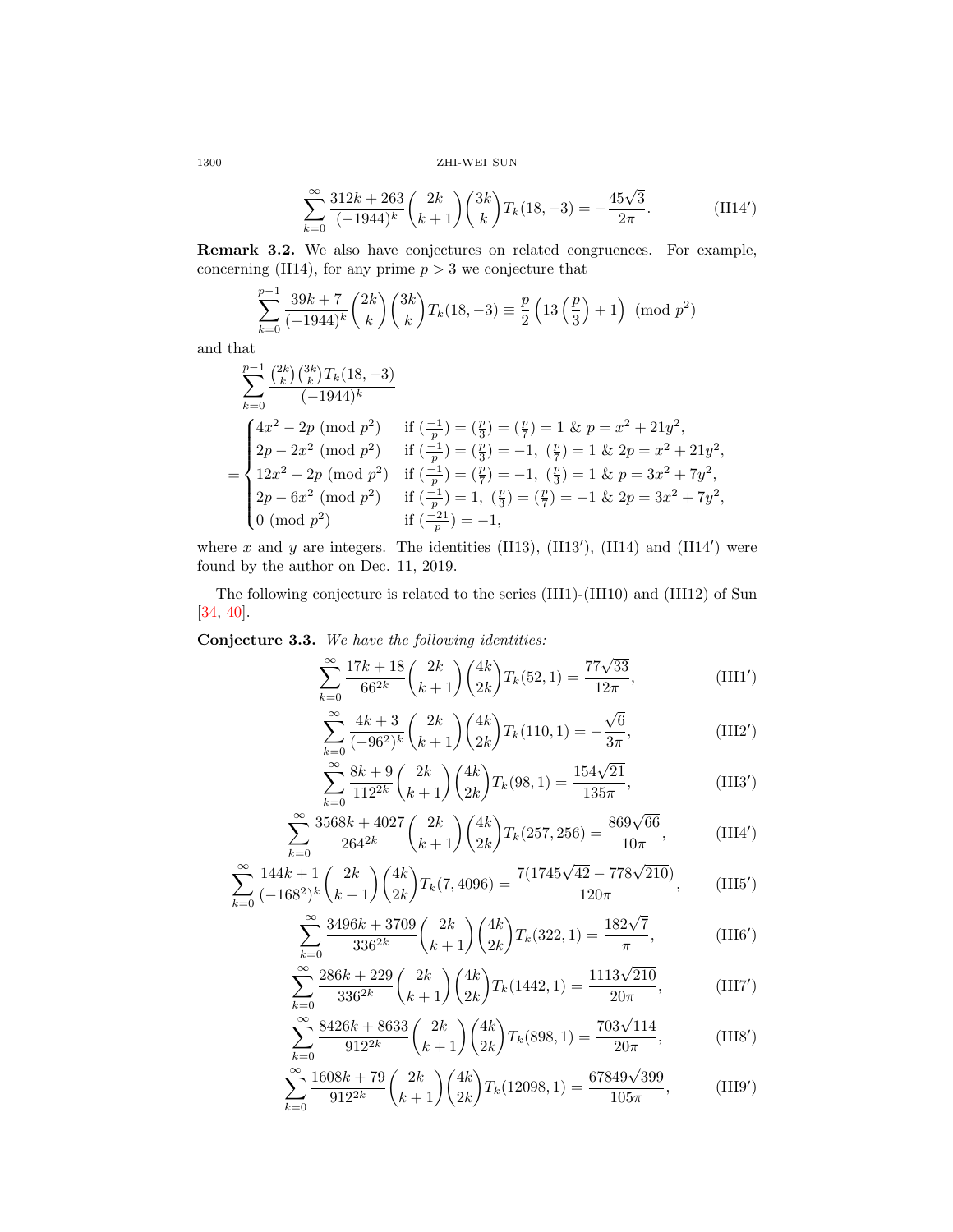$$\sum_{k=0}^\infty \frac{312k+263}{(-1944)^k}\binom{2k}{k+1}\binom{3k}{k}T_k(18,-3)=-\frac{45\sqrt3}{2\pi}. \tag{II14$'$}$$

**Remark 3.2.** We also have conjectures on related congruences. For example, concerning (II14), for any prime $p>3$ we conjecture that

$$\sum_{k=0}^{p-1}\frac{39k+7}{(-1944)^k}\binom{2k}{k}\binom{3k}{k}T_k(18,-3)\equiv\frac p2\left(13\left(\frac p3\right)+1\right)\pmod{p^2}$$

and that

$$\begin{aligned}&\sum_{k=0}^{p-1}\frac{\binom{2k}{k}\binom{3k}{k}T_k(18,-3)}{(-1944)^k}\\
&\equiv\begin{cases}4x^2-2p\pmod{p^2} & \text{if } (\frac{-1}{p})=(\frac p3)=(\frac p7)=1\ \&\ p=x^2+21y^2,\\
2p-2x^2\pmod{p^2} & \text{if } (\frac{-1}{p})=(\frac p3)=-1,\ (\frac p7)=1\ \&\ 2p=x^2+21y^2,\\
12x^2-2p\pmod{p^2} & \text{if } (\frac{-1}{p})=(\frac p7)=-1,\ (\frac p3)=1\ \&\ p=3x^2+7y^2,\\
2p-6x^2\pmod{p^2} & \text{if } (\frac{-1}{p})=1,\ (\frac p3)=(\frac p7)=-1\ \&\ 2p=3x^2+7y^2,\\
0\pmod{p^2} & \text{if } (\frac{-21}{p})=-1,\end{cases}\end{aligned}$$

where $x$ and $y$ are integers. The identities (II13), (II13$'$), (II14) and (II14$'$) were found by the author on Dec. 11, 2019.

The following conjecture is related to the series (III1)-(III10) and (III12) of Sun [34, 40].

**Conjecture 3.3.** *We have the following identities:*

$$\sum_{k=0}^\infty\frac{17k+18}{66^{2k}}\binom{2k}{k+1}\binom{4k}{2k}T_k(52,1)=\frac{77\sqrt{33}}{12\pi}, \tag{III1$'$}$$

$$\sum_{k=0}^\infty\frac{4k+3}{(-96^2)^k}\binom{2k}{k+1}\binom{4k}{2k}T_k(110,1)=-\frac{\sqrt6}{3\pi}, \tag{III2$'$}$$

$$\sum_{k=0}^\infty\frac{8k+9}{112^{2k}}\binom{2k}{k+1}\binom{4k}{2k}T_k(98,1)=\frac{154\sqrt{21}}{135\pi}, \tag{III3$'$}$$

$$\sum_{k=0}^\infty\frac{3568k+4027}{264^{2k}}\binom{2k}{k+1}\binom{4k}{2k}T_k(257,256)=\frac{869\sqrt{66}}{10\pi}, \tag{III4$'$}$$

$$\sum_{k=0}^\infty\frac{144k+1}{(-168^2)^k}\binom{2k}{k+1}\binom{4k}{2k}T_k(7,4096)=\frac{7(1745\sqrt{42}-778\sqrt{210})}{120\pi}, \tag{III5$'$}$$

$$\sum_{k=0}^\infty\frac{3496k+3709}{336^{2k}}\binom{2k}{k+1}\binom{4k}{2k}T_k(322,1)=\frac{182\sqrt7}{\pi}, \tag{III6$'$}$$

$$\sum_{k=0}^\infty\frac{286k+229}{336^{2k}}\binom{2k}{k+1}\binom{4k}{2k}T_k(1442,1)=\frac{1113\sqrt{210}}{20\pi}, \tag{III7$'$}$$

$$\sum_{k=0}^\infty\frac{8426k+8633}{912^{2k}}\binom{2k}{k+1}\binom{4k}{2k}T_k(898,1)=\frac{703\sqrt{114}}{20\pi}, \tag{III8$'$}$$

$$\sum_{k=0}^\infty\frac{1608k+79}{912^{2k}}\binom{2k}{k+1}\binom{4k}{2k}T_k(12098,1)=\frac{67849\sqrt{399}}{105\pi}, \tag{III9$'$}$$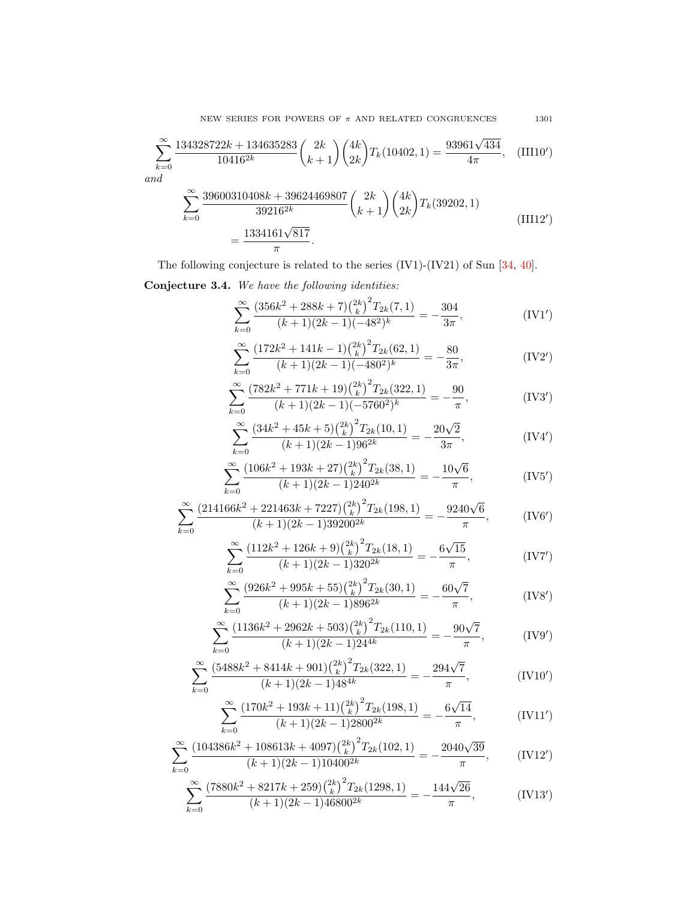$$\sum_{k=0}^{\infty}\frac{134328722k+134635283}{10416^{2k}}\binom{2k}{k+1}\binom{4k}{2k}T_k(10402,1)=\frac{93961\sqrt{434}}{4\pi},\tag{III10$'$}$$

*and*

$$\sum_{k=0}^{\infty}\frac{39600310408k+39624469807}{39216^{2k}}\binom{2k}{k+1}\binom{4k}{2k}T_k(39202,1)$$
$$=\frac{1334161\sqrt{817}}{\pi}.\tag{III12$'$}$$

The following conjecture is related to the series (IV1)-(IV21) of Sun [34, 40].

**Conjecture 3.4.** *We have the following identities:*

$$\sum_{k=0}^{\infty}\frac{(356k^2+288k+7)\binom{2k}{k}^2T_{2k}(7,1)}{(k+1)(2k-1)(-48^2)^k}=-\frac{304}{3\pi},\tag{IV1$'$}$$

$$\sum_{k=0}^{\infty}\frac{(172k^2+141k-1)\binom{2k}{k}^2T_{2k}(62,1)}{(k+1)(2k-1)(-480^2)^k}=-\frac{80}{3\pi},\tag{IV2$'$}$$

$$\sum_{k=0}^{\infty}\frac{(782k^2+771k+19)\binom{2k}{k}^2T_{2k}(322,1)}{(k+1)(2k-1)(-5760^2)^k}=-\frac{90}{\pi},\tag{IV3$'$}$$

$$\sum_{k=0}^{\infty}\frac{(34k^2+45k+5)\binom{2k}{k}^2T_{2k}(10,1)}{(k+1)(2k-1)96^{2k}}=-\frac{20\sqrt{2}}{3\pi},\tag{IV4$'$}$$

$$\sum_{k=0}^{\infty}\frac{(106k^2+193k+27)\binom{2k}{k}^2T_{2k}(38,1)}{(k+1)(2k-1)240^{2k}}=-\frac{10\sqrt{6}}{\pi},\tag{IV5$'$}$$

$$\sum_{k=0}^{\infty}\frac{(214166k^2+221463k+7227)\binom{2k}{k}^2T_{2k}(198,1)}{(k+1)(2k-1)39200^{2k}}=-\frac{9240\sqrt{6}}{\pi},\tag{IV6$'$}$$

$$\sum_{k=0}^{\infty}\frac{(112k^2+126k+9)\binom{2k}{k}^2T_{2k}(18,1)}{(k+1)(2k-1)320^{2k}}=-\frac{6\sqrt{15}}{\pi},\tag{IV7$'$}$$

$$\sum_{k=0}^{\infty}\frac{(926k^2+995k+55)\binom{2k}{k}^2T_{2k}(30,1)}{(k+1)(2k-1)896^{2k}}=-\frac{60\sqrt{7}}{\pi},\tag{IV8$'$}$$

$$\sum_{k=0}^{\infty}\frac{(1136k^2+2962k+503)\binom{2k}{k}^2T_{2k}(110,1)}{(k+1)(2k-1)24^{4k}}=-\frac{90\sqrt{7}}{\pi},\tag{IV9$'$}$$

$$\sum_{k=0}^{\infty}\frac{(5488k^2+8414k+901)\binom{2k}{k}^2T_{2k}(322,1)}{(k+1)(2k-1)48^{4k}}=-\frac{294\sqrt{7}}{\pi},\tag{IV10$'$}$$

$$\sum_{k=0}^{\infty}\frac{(170k^2+193k+11)\binom{2k}{k}^2T_{2k}(198,1)}{(k+1)(2k-1)2800^{2k}}=-\frac{6\sqrt{14}}{\pi},\tag{IV11$'$}$$

$$\sum_{k=0}^{\infty}\frac{(104386k^2+108613k+4097)\binom{2k}{k}^2T_{2k}(102,1)}{(k+1)(2k-1)10400^{2k}}=-\frac{2040\sqrt{39}}{\pi},\tag{IV12$'$}$$

$$\sum_{k=0}^{\infty}\frac{(7880k^2+8217k+259)\binom{2k}{k}^2T_{2k}(1298,1)}{(k+1)(2k-1)46800^{2k}}=-\frac{144\sqrt{26}}{\pi},\tag{IV13$'$}$$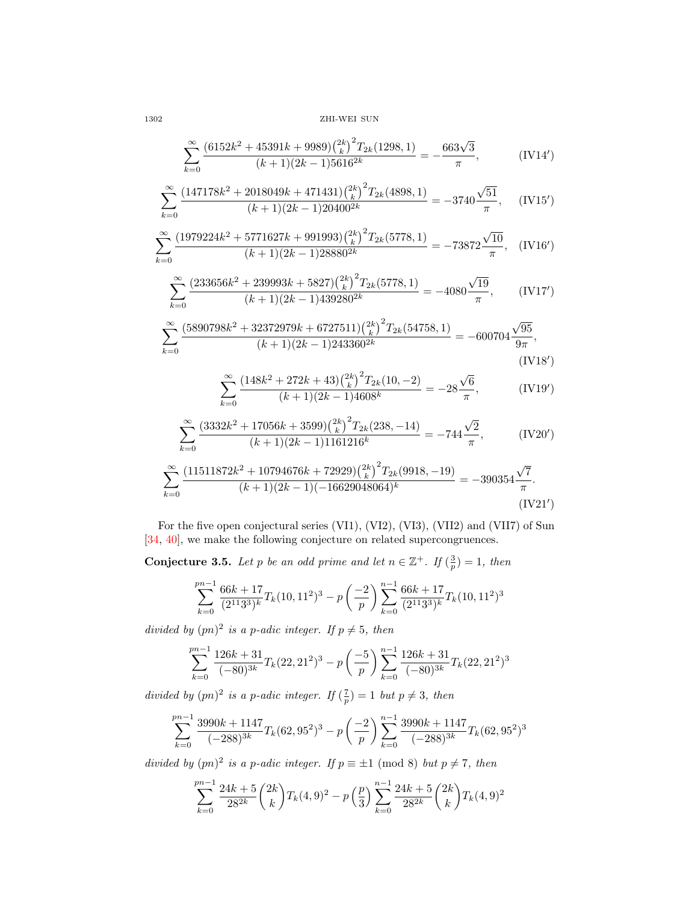$$\sum_{k=0}^{\infty}\frac{(6152k^2+45391k+9989)\binom{2k}{k}^2T_{2k}(1298,1)}{(k+1)(2k-1)5616^{2k}}=-\frac{663\sqrt{3}}{\pi},\tag{IV14$'$}$$

$$\sum_{k=0}^{\infty}\frac{(147178k^2+2018049k+471431)\binom{2k}{k}^2T_{2k}(4898,1)}{(k+1)(2k-1)20400^{2k}}=-3740\frac{\sqrt{51}}{\pi},\tag{IV15$'$}$$

$$\sum_{k=0}^{\infty}\frac{(1979224k^2+5771627k+991993)\binom{2k}{k}^2T_{2k}(5778,1)}{(k+1)(2k-1)28880^{2k}}=-73872\frac{\sqrt{10}}{\pi},\tag{IV16$'$}$$

$$\sum_{k=0}^{\infty}\frac{(233656k^2+239993k+5827)\binom{2k}{k}^2T_{2k}(5778,1)}{(k+1)(2k-1)439280^{2k}}=-4080\frac{\sqrt{19}}{\pi},\tag{IV17$'$}$$

$$\sum_{k=0}^{\infty}\frac{(5890798k^2+32372979k+6727511)\binom{2k}{k}^2T_{2k}(54758,1)}{(k+1)(2k-1)243360^{2k}}=-600704\frac{\sqrt{95}}{9\pi},\tag{IV18$'$}$$

$$\sum_{k=0}^{\infty}\frac{(148k^2+272k+43)\binom{2k}{k}^2T_{2k}(10,-2)}{(k+1)(2k-1)4608^{k}}=-28\frac{\sqrt{6}}{\pi},\tag{IV19$'$}$$

$$\sum_{k=0}^{\infty}\frac{(3332k^2+17056k+3599)\binom{2k}{k}^2T_{2k}(238,-14)}{(k+1)(2k-1)1161216^{k}}=-744\frac{\sqrt{2}}{\pi},\tag{IV20$'$}$$

$$\sum_{k=0}^{\infty}\frac{(11511872k^2+10794676k+72929)\binom{2k}{k}^2T_{2k}(9918,-19)}{(k+1)(2k-1)(-16629048064)^{k}}=-390354\frac{\sqrt{7}}{\pi}.\tag{IV21$'$}$$

For the five open conjectural series (VI1), (VI2), (VI3), (VII2) and (VII7) of Sun [34, 40], we make the following conjecture on related supercongruences.

**Conjecture 3.5.** *Let $p$ be an odd prime and let $n\in\mathbb{Z}^+$. If $(\frac{3}{p})=1$, then*

$$\sum_{k=0}^{pn-1}\frac{66k+17}{(2^{11}3^3)^k}T_k(10,11^2)^3-p\left(\frac{-2}{p}\right)\sum_{k=0}^{n-1}\frac{66k+17}{(2^{11}3^3)^k}T_k(10,11^2)^3$$

*divided by $(pn)^2$ is a $p$-adic integer. If $p\neq 5$, then*

$$\sum_{k=0}^{pn-1}\frac{126k+31}{(-80)^{3k}}T_k(22,21^2)^3-p\left(\frac{-5}{p}\right)\sum_{k=0}^{n-1}\frac{126k+31}{(-80)^{3k}}T_k(22,21^2)^3$$

*divided by $(pn)^2$ is a $p$-adic integer. If $(\frac{7}{p})=1$ but $p\neq 3$, then*

$$\sum_{k=0}^{pn-1}\frac{3990k+1147}{(-288)^{3k}}T_k(62,95^2)^3-p\left(\frac{-2}{p}\right)\sum_{k=0}^{n-1}\frac{3990k+1147}{(-288)^{3k}}T_k(62,95^2)^3$$

*divided by $(pn)^2$ is a $p$-adic integer. If $p\equiv\pm1 \pmod 8$ but $p\neq 7$, then*

$$\sum_{k=0}^{pn-1}\frac{24k+5}{28^{2k}}\binom{2k}{k}T_k(4,9)^2-p\left(\frac{p}{3}\right)\sum_{k=0}^{n-1}\frac{24k+5}{28^{2k}}\binom{2k}{k}T_k(4,9)^2$$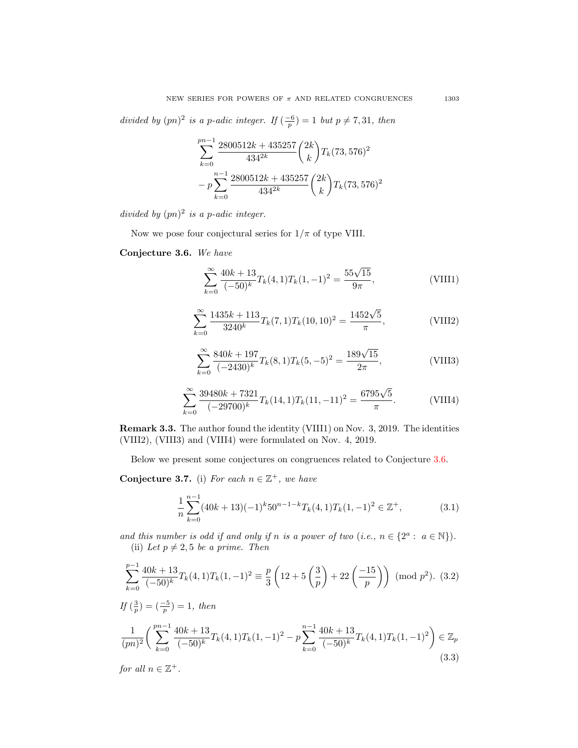*divided by* $(pn)^2$ *is a* $p$*-adic integer. If* $(\frac{-6}{p})=1$ *but* $p\neq 7,31$*, then*

$$\sum_{k=0}^{pn-1}\frac{2800512k+435257}{434^{2k}}\binom{2k}{k}T_k(73,576)^2 - p\sum_{k=0}^{n-1}\frac{2800512k+435257}{434^{2k}}\binom{2k}{k}T_k(73,576)^2$$

*divided by* $(pn)^2$ *is a* $p$*-adic integer.*

Now we pose four conjectural series for $1/\pi$ of type VIII.

**Conjecture 3.6.** *We have*

$$\sum_{k=0}^{\infty}\frac{40k+13}{(-50)^k}T_k(4,1)T_k(1,-1)^2=\frac{55\sqrt{15}}{9\pi}, \tag{VIII1}$$

$$\sum_{k=0}^{\infty}\frac{1435k+113}{3240^k}T_k(7,1)T_k(10,10)^2=\frac{1452\sqrt{5}}{\pi}, \tag{VIII2}$$

$$\sum_{k=0}^{\infty}\frac{840k+197}{(-2430)^k}T_k(8,1)T_k(5,-5)^2=\frac{189\sqrt{15}}{2\pi}, \tag{VIII3}$$

$$\sum_{k=0}^{\infty}\frac{39480k+7321}{(-29700)^k}T_k(14,1)T_k(11,-11)^2=\frac{6795\sqrt{5}}{\pi}. \tag{VIII4}$$

**Remark 3.3.** The author found the identity (VIII1) on Nov. 3, 2019. The identities (VIII2), (VIII3) and (VIII4) were formulated on Nov. 4, 2019.

Below we present some conjectures on congruences related to Conjecture 3.6.

**Conjecture 3.7.** (i) *For each* $n\in\mathbb{Z}^+$*, we have*

$$\frac{1}{n}\sum_{k=0}^{n-1}(40k+13)(-1)^k 50^{n-1-k}T_k(4,1)T_k(1,-1)^2\in\mathbb{Z}^+, \tag{3.1}$$

*and this number is odd if and only if* $n$ *is a power of two (i.e.,* $n\in\{2^a:\ a\in\mathbb{N}\}$*).*

(ii) *Let* $p\neq 2,5$ *be a prime. Then*

$$\sum_{k=0}^{p-1}\frac{40k+13}{(-50)^k}T_k(4,1)T_k(1,-1)^2\equiv\frac{p}{3}\left(12+5\left(\frac{3}{p}\right)+22\left(\frac{-15}{p}\right)\right)\pmod{p^2}. \tag{3.2}$$

*If* $(\frac{3}{p})=(\frac{-5}{p})=1$*, then*

$$\frac{1}{(pn)^2}\bigg(\sum_{k=0}^{pn-1}\frac{40k+13}{(-50)^k}T_k(4,1)T_k(1,-1)^2-p\sum_{k=0}^{n-1}\frac{40k+13}{(-50)^k}T_k(4,1)T_k(1,-1)^2\bigg)\in\mathbb{Z}_p \tag{3.3}$$

*for all* $n\in\mathbb{Z}^+$*.*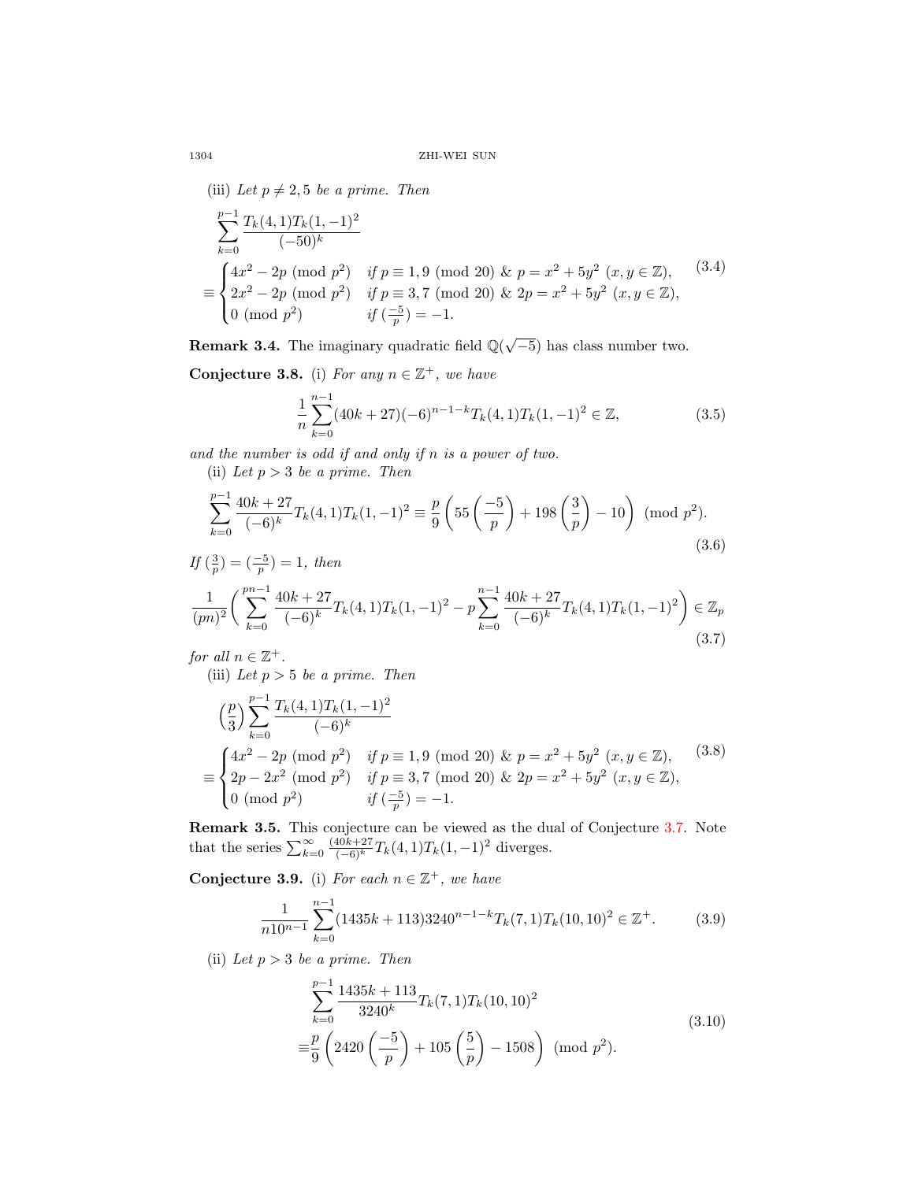(iii) *Let $p \neq 2, 5$ be a prime. Then*

$$\sum_{k=0}^{p-1} \frac{T_k(4,1)T_k(1,-1)^2}{(-50)^k}$$

$$\equiv \begin{cases} 4x^2 - 2p \pmod{p^2} & \text{if } p \equiv 1, 9 \pmod{20} \ \&\ p = x^2 + 5y^2 \ (x, y \in \mathbb{Z}), \\ 2x^2 - 2p \pmod{p^2} & \text{if } p \equiv 3, 7 \pmod{20} \ \&\ 2p = x^2 + 5y^2 \ (x, y \in \mathbb{Z}), \\ 0 \pmod{p^2} & \text{if } (\frac{-5}{p}) = -1. \end{cases} \tag{3.4}$$

**Remark 3.4.** The imaginary quadratic field $\mathbb{Q}(\sqrt{-5})$ has class number two.

**Conjecture 3.8.** (i) *For any $n \in \mathbb{Z}^+$, we have*

$$\frac{1}{n} \sum_{k=0}^{n-1} (40k + 27)(-6)^{n-1-k} T_k(4,1)T_k(1,-1)^2 \in \mathbb{Z}, \tag{3.5}$$

*and the number is odd if and only if $n$ is a power of two.*

(ii) *Let $p > 3$ be a prime. Then*

$$\sum_{k=0}^{p-1} \frac{40k+27}{(-6)^k} T_k(4,1)T_k(1,-1)^2 \equiv \frac{p}{9}\left(55\left(\frac{-5}{p}\right) + 198\left(\frac{3}{p}\right) - 10\right) \pmod{p^2}. \tag{3.6}$$

*If $(\frac{3}{p}) = (\frac{-5}{p}) = 1$, then*

$$\frac{1}{(pn)^2}\bigg(\sum_{k=0}^{pn-1} \frac{40k+27}{(-6)^k} T_k(4,1)T_k(1,-1)^2 - p\sum_{k=0}^{n-1} \frac{40k+27}{(-6)^k} T_k(4,1)T_k(1,-1)^2\bigg) \in \mathbb{Z}_p \tag{3.7}$$

*for all $n \in \mathbb{Z}^+$.*

(iii) *Let $p > 5$ be a prime. Then*

$$\left(\frac{p}{3}\right) \sum_{k=0}^{p-1} \frac{T_k(4,1)T_k(1,-1)^2}{(-6)^k}$$

$$\equiv \begin{cases} 4x^2 - 2p \pmod{p^2} & \text{if } p \equiv 1, 9 \pmod{20} \ \&\ p = x^2 + 5y^2 \ (x, y \in \mathbb{Z}), \\ 2p - 2x^2 \pmod{p^2} & \text{if } p \equiv 3, 7 \pmod{20} \ \&\ 2p = x^2 + 5y^2 \ (x, y \in \mathbb{Z}), \\ 0 \pmod{p^2} & \text{if } (\frac{-5}{p}) = -1. \end{cases} \tag{3.8}$$

**Remark 3.5.** This conjecture can be viewed as the dual of Conjecture 3.7. Note that the series $\sum_{k=0}^{\infty} \frac{(40k+27}{(-6)^k} T_k(4,1)T_k(1,-1)^2$ diverges.

**Conjecture 3.9.** (i) *For each $n \in \mathbb{Z}^+$, we have*

$$\frac{1}{n10^{n-1}} \sum_{k=0}^{n-1} (1435k + 113)3240^{n-1-k} T_k(7,1)T_k(10,10)^2 \in \mathbb{Z}^+. \tag{3.9}$$

(ii) *Let $p > 3$ be a prime. Then*

$$\sum_{k=0}^{p-1} \frac{1435k+113}{3240^k} T_k(7,1)T_k(10,10)^2$$

$$\equiv \frac{p}{9}\left(2420\left(\frac{-5}{p}\right) + 105\left(\frac{5}{p}\right) - 1508\right) \pmod{p^2}. \tag{3.10}$$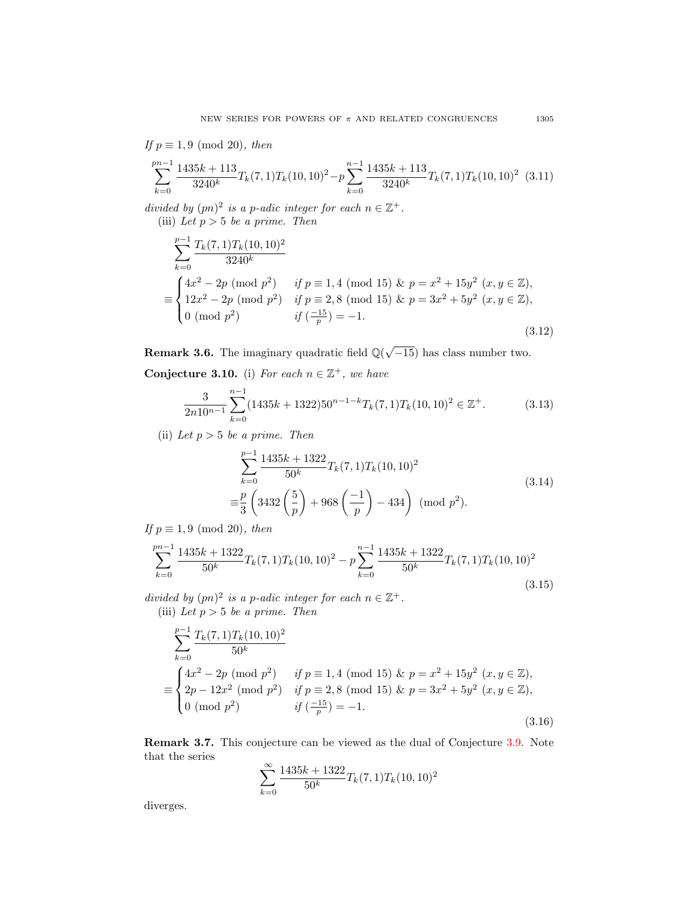*If $p \equiv 1, 9 \pmod{20}$, then*

$$\sum_{k=0}^{pn-1} \frac{1435k+113}{3240^k} T_k(7,1) T_k(10,10)^2 - p \sum_{k=0}^{n-1} \frac{1435k+113}{3240^k} T_k(7,1) T_k(10,10)^2 \quad (3.11)$$

*divided by $(pn)^2$ is a $p$-adic integer for each $n \in \mathbb{Z}^+$.*

(iii) *Let $p > 5$ be a prime. Then*

$$\sum_{k=0}^{p-1} \frac{T_k(7,1) T_k(10,10)^2}{3240^k}$$
$$\equiv \begin{cases} 4x^2 - 2p \pmod{p^2} & \text{if } p \equiv 1, 4 \pmod{15} \ \&\ p = x^2 + 15y^2 \ (x, y \in \mathbb{Z}), \\ 12x^2 - 2p \pmod{p^2} & \text{if } p \equiv 2, 8 \pmod{15} \ \&\ p = 3x^2 + 5y^2 \ (x, y \in \mathbb{Z}), \\ 0 \pmod{p^2} & \text{if } (\frac{-15}{p}) = -1. \end{cases} \quad (3.12)$$

**Remark 3.6.** The imaginary quadratic field $\mathbb{Q}(\sqrt{-15})$ has class number two.

**Conjecture 3.10.** (i) *For each $n \in \mathbb{Z}^+$, we have*

$$\frac{3}{2n10^{n-1}} \sum_{k=0}^{n-1} (1435k + 1322) 50^{n-1-k} T_k(7,1) T_k(10,10)^2 \in \mathbb{Z}^+. \quad (3.13)$$

(ii) *Let $p > 5$ be a prime. Then*

$$\sum_{k=0}^{p-1} \frac{1435k+1322}{50^k} T_k(7,1) T_k(10,10)^2$$
$$\equiv \frac{p}{3} \left( 3432 \left( \frac{5}{p} \right) + 968 \left( \frac{-1}{p} \right) - 434 \right) \pmod{p^2}. \quad (3.14)$$

*If $p \equiv 1, 9 \pmod{20}$, then*

$$\sum_{k=0}^{pn-1} \frac{1435k+1322}{50^k} T_k(7,1) T_k(10,10)^2 - p \sum_{k=0}^{n-1} \frac{1435k+1322}{50^k} T_k(7,1) T_k(10,10)^2 \quad (3.15)$$

*divided by $(pn)^2$ is a $p$-adic integer for each $n \in \mathbb{Z}^+$.*

(iii) *Let $p > 5$ be a prime. Then*

$$\sum_{k=0}^{p-1} \frac{T_k(7,1) T_k(10,10)^2}{50^k}$$
$$\equiv \begin{cases} 4x^2 - 2p \pmod{p^2} & \text{if } p \equiv 1, 4 \pmod{15} \ \&\ p = x^2 + 15y^2 \ (x, y \in \mathbb{Z}), \\ 2p - 12x^2 \pmod{p^2} & \text{if } p \equiv 2, 8 \pmod{15} \ \&\ p = 3x^2 + 5y^2 \ (x, y \in \mathbb{Z}), \\ 0 \pmod{p^2} & \text{if } (\frac{-15}{p}) = -1. \end{cases} \quad (3.16)$$

**Remark 3.7.** This conjecture can be viewed as the dual of Conjecture 3.9. Note that the series

$$\sum_{k=0}^{\infty} \frac{1435k+1322}{50^k} T_k(7,1) T_k(10,10)^2$$

diverges.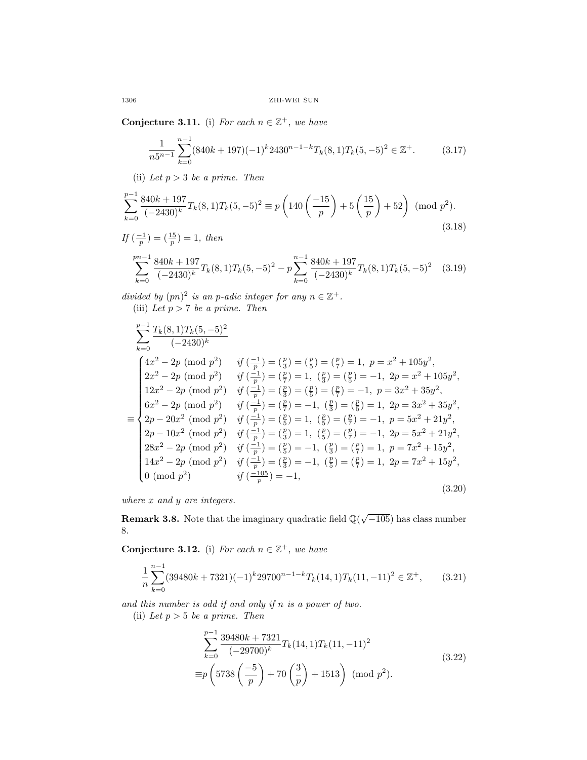**Conjecture 3.11.** (i) *For each $n \in \mathbb{Z}^+$, we have*

$$\frac{1}{n5^{n-1}} \sum_{k=0}^{n-1} (840k + 197)(-1)^k 2430^{n-1-k} T_k(8,1) T_k(5,-5)^2 \in \mathbb{Z}^+. \tag{3.17}$$

(ii) *Let $p > 3$ be a prime. Then*

$$\sum_{k=0}^{p-1} \frac{840k+197}{(-2430)^k} T_k(8,1) T_k(5,-5)^2 \equiv p \left( 140 \left( \frac{-15}{p} \right) + 5 \left( \frac{15}{p} \right) + 52 \right) \pmod{p^2}. \tag{3.18}$$

*If $(\frac{-1}{p}) = (\frac{15}{p}) = 1$, then*

$$\sum_{k=0}^{pn-1} \frac{840k+197}{(-2430)^k} T_k(8,1) T_k(5,-5)^2 - p \sum_{k=0}^{n-1} \frac{840k+197}{(-2430)^k} T_k(8,1) T_k(5,-5)^2 \tag{3.19}$$

*divided by $(pn)^2$ is an $p$-adic integer for any $n \in \mathbb{Z}^+$.*

(iii) *Let $p > 7$ be a prime. Then*

$$\sum_{k=0}^{p-1} \frac{T_k(8,1) T_k(5,-5)^2}{(-2430)^k}$$
$$\equiv \begin{cases} 4x^2 - 2p \pmod{p^2} & \text{if } (\frac{-1}{p}) = (\frac{p}{3}) = (\frac{p}{5}) = (\frac{p}{7}) = 1,\ p = x^2 + 105y^2, \\ 2x^2 - 2p \pmod{p^2} & \text{if } (\frac{-1}{p}) = (\frac{p}{7}) = 1,\ (\frac{p}{3}) = (\frac{p}{5}) = -1,\ 2p = x^2 + 105y^2, \\ 12x^2 - 2p \pmod{p^2} & \text{if } (\frac{-1}{p}) = (\frac{p}{3}) = (\frac{p}{5}) = (\frac{p}{7}) = -1,\ p = 3x^2 + 35y^2, \\ 6x^2 - 2p \pmod{p^2} & \text{if } (\frac{-1}{p}) = (\frac{p}{7}) = -1,\ (\frac{p}{3}) = (\frac{p}{5}) = 1,\ 2p = 3x^2 + 35y^2, \\ 2p - 20x^2 \pmod{p^2} & \text{if } (\frac{-1}{p}) = (\frac{p}{5}) = 1,\ (\frac{p}{5}) = (\frac{p}{7}) = -1,\ p = 5x^2 + 21y^2, \\ 2p - 10x^2 \pmod{p^2} & \text{if } (\frac{-1}{p}) = (\frac{p}{3}) = 1,\ (\frac{p}{5}) = (\frac{p}{7}) = -1,\ 2p = 5x^2 + 21y^2, \\ 28x^2 - 2p \pmod{p^2} & \text{if } (\frac{-1}{p}) = (\frac{p}{5}) = -1,\ (\frac{p}{3}) = (\frac{p}{7}) = 1,\ p = 7x^2 + 15y^2, \\ 14x^2 - 2p \pmod{p^2} & \text{if } (\frac{-1}{p}) = (\frac{p}{3}) = -1,\ (\frac{p}{5}) = (\frac{p}{7}) = 1,\ 2p = 7x^2 + 15y^2, \\ 0 \pmod{p^2} & \text{if } (\frac{-105}{p}) = -1, \end{cases} \tag{3.20}$$

*where $x$ and $y$ are integers.*

**Remark 3.8.** Note that the imaginary quadratic field $\mathbb{Q}(\sqrt{-105})$ has class number 8.

**Conjecture 3.12.** (i) *For each $n \in \mathbb{Z}^+$, we have*

$$\frac{1}{n} \sum_{k=0}^{n-1} (39480k + 7321)(-1)^k 29700^{n-1-k} T_k(14,1) T_k(11,-11)^2 \in \mathbb{Z}^+, \tag{3.21}$$

*and this number is odd if and only if $n$ is a power of two.*

(ii) *Let $p > 5$ be a prime. Then*

$$\begin{aligned} &\sum_{k=0}^{p-1} \frac{39480k + 7321}{(-29700)^k} T_k(14,1) T_k(11,-11)^2 \\ \equiv& p \left( 5738 \left( \frac{-5}{p} \right) + 70 \left( \frac{3}{p} \right) + 1513 \right) \pmod{p^2}. \end{aligned} \tag{3.22}$$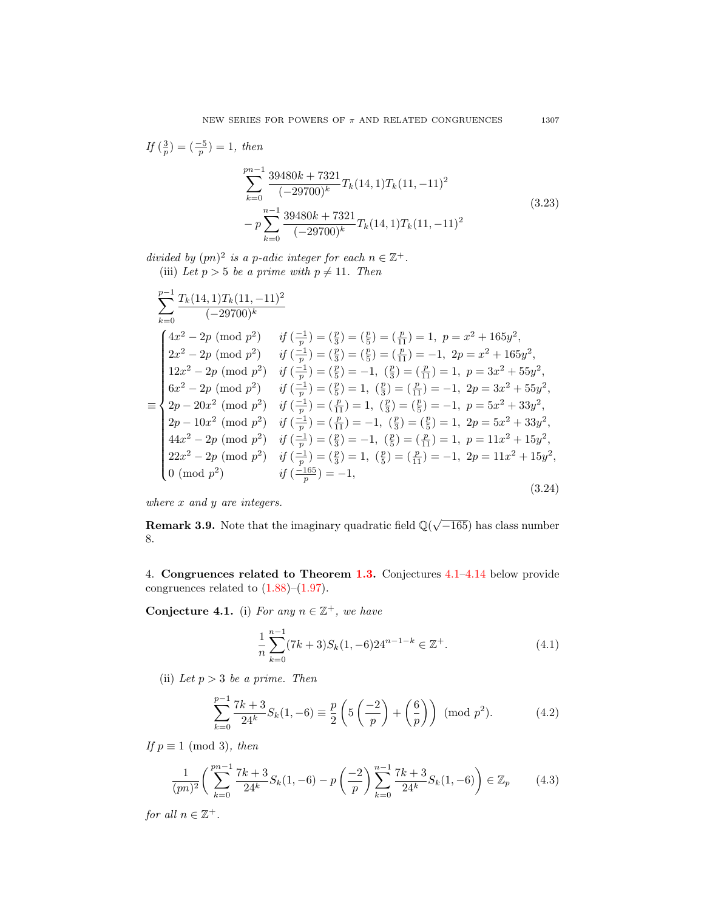If $(\frac{3}{p}) = (\frac{-5}{p}) = 1$, then

$$\sum_{k=0}^{pn-1} \frac{39480k+7321}{(-29700)^k} T_k(14,1)T_k(11,-11)^2 - p\sum_{k=0}^{n-1} \frac{39480k+7321}{(-29700)^k} T_k(14,1)T_k(11,-11)^2 \tag{3.23}$$

*divided by* $(pn)^2$ *is a* $p$*-adic integer for each* $n \in \mathbb{Z}^+$.

(iii) *Let* $p > 5$ *be a prime with* $p \neq 11$. *Then*

$$\sum_{k=0}^{p-1} \frac{T_k(14,1)T_k(11,-11)^2}{(-29700)^k}$$
$$\equiv \begin{cases} 4x^2 - 2p \pmod{p^2} & \text{if } (\frac{-1}{p}) = (\frac{p}{3}) = (\frac{p}{5}) = (\frac{p}{11}) = 1,\ p = x^2 + 165y^2, \\ 2x^2 - 2p \pmod{p^2} & \text{if } (\frac{-1}{p}) = (\frac{p}{3}) = (\frac{p}{5}) = (\frac{p}{11}) = -1,\ 2p = x^2 + 165y^2, \\ 12x^2 - 2p \pmod{p^2} & \text{if } (\frac{-1}{p}) = (\frac{p}{5}) = -1,\ (\frac{p}{3}) = (\frac{p}{11}) = 1,\ p = 3x^2 + 55y^2, \\ 6x^2 - 2p \pmod{p^2} & \text{if } (\frac{-1}{p}) = (\frac{p}{5}) = 1,\ (\frac{p}{3}) = (\frac{p}{11}) = -1,\ 2p = 3x^2 + 55y^2, \\ 2p - 20x^2 \pmod{p^2} & \text{if } (\frac{-1}{p}) = (\frac{p}{11}) = 1,\ (\frac{p}{3}) = (\frac{p}{5}) = -1,\ p = 5x^2 + 33y^2, \\ 2p - 10x^2 \pmod{p^2} & \text{if } (\frac{-1}{p}) = (\frac{p}{11}) = -1,\ (\frac{p}{3}) = (\frac{p}{5}) = 1,\ 2p = 5x^2 + 33y^2, \\ 44x^2 - 2p \pmod{p^2} & \text{if } (\frac{-1}{p}) = (\frac{p}{3}) = -1,\ (\frac{p}{5}) = (\frac{p}{11}) = 1,\ p = 11x^2 + 15y^2, \\ 22x^2 - 2p \pmod{p^2} & \text{if } (\frac{-1}{p}) = (\frac{p}{3}) = 1,\ (\frac{p}{5}) = (\frac{p}{11}) = -1,\ 2p = 11x^2 + 15y^2, \\ 0 \pmod{p^2} & \text{if } (\frac{-165}{p}) = -1, \end{cases} \tag{3.24}$$

*where* $x$ *and* $y$ *are integers.*

**Remark 3.9.** Note that the imaginary quadratic field $\mathbb{Q}(\sqrt{-165})$ has class number 8.

## 4. Congruences related to Theorem 1.3.

Conjectures 4.1–4.14 below provide congruences related to (1.88)–(1.97).

**Conjecture 4.1.** (i) *For any* $n \in \mathbb{Z}^+$, *we have*

$$\frac{1}{n}\sum_{k=0}^{n-1}(7k+3)S_k(1,-6)24^{n-1-k} \in \mathbb{Z}^+. \tag{4.1}$$

(ii) *Let* $p > 3$ *be a prime. Then*

$$\sum_{k=0}^{p-1} \frac{7k+3}{24^k} S_k(1,-6) \equiv \frac{p}{2}\left(5\left(\frac{-2}{p}\right) + \left(\frac{6}{p}\right)\right) \pmod{p^2}. \tag{4.2}$$

*If* $p \equiv 1 \pmod 3$, *then*

$$\frac{1}{(pn)^2}\left(\sum_{k=0}^{pn-1} \frac{7k+3}{24^k} S_k(1,-6) - p\left(\frac{-2}{p}\right)\sum_{k=0}^{n-1} \frac{7k+3}{24^k} S_k(1,-6)\right) \in \mathbb{Z}_p \tag{4.3}$$

*for all* $n \in \mathbb{Z}^+$.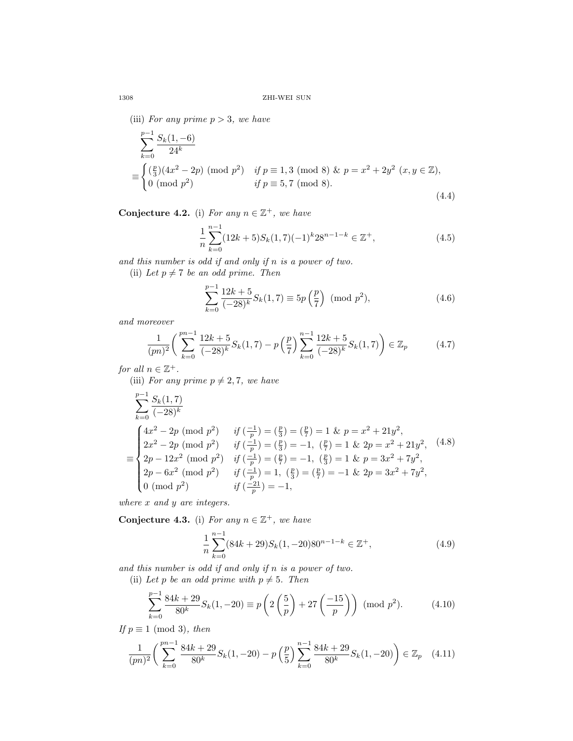(iii) *For any prime $p > 3$, we have*

$$\sum_{k=0}^{p-1}\frac{S_k(1,-6)}{24^k}$$
$$\equiv\begin{cases}(\frac{p}{3})(4x^2-2p)\ (\text{mod } p^2) & \text{if } p\equiv 1,3\ (\text{mod } 8)\ \&\ p=x^2+2y^2\ (x,y\in\mathbb{Z}),\\ 0\ (\text{mod } p^2) & \text{if } p\equiv 5,7\ (\text{mod } 8).\end{cases}\tag{4.4}$$

**Conjecture 4.2.** (i) *For any $n\in\mathbb{Z}^+$, we have*

$$\frac{1}{n}\sum_{k=0}^{n-1}(12k+5)S_k(1,7)(-1)^k 28^{n-1-k}\in\mathbb{Z}^+,\tag{4.5}$$

*and this number is odd if and only if $n$ is a power of two.*

(ii) *Let $p\neq 7$ be an odd prime. Then*

$$\sum_{k=0}^{p-1}\frac{12k+5}{(-28)^k}S_k(1,7)\equiv 5p\left(\frac{p}{7}\right)\ (\text{mod } p^2),\tag{4.6}$$

*and moreover*

$$\frac{1}{(pn)^2}\bigg(\sum_{k=0}^{pn-1}\frac{12k+5}{(-28)^k}S_k(1,7)-p\left(\frac{p}{7}\right)\sum_{k=0}^{n-1}\frac{12k+5}{(-28)^k}S_k(1,7)\bigg)\in\mathbb{Z}_p\tag{4.7}$$

*for all $n\in\mathbb{Z}^+$.*

(iii) *For any prime $p\neq 2,7$, we have*

$$\sum_{k=0}^{p-1}\frac{S_k(1,7)}{(-28)^k}$$
$$\equiv\begin{cases}4x^2-2p\ (\text{mod } p^2) & \text{if } (\frac{-1}{p})=(\frac{p}{3})=(\frac{p}{7})=1\ \&\ p=x^2+21y^2,\\ 2x^2-2p\ (\text{mod } p^2) & \text{if } (\frac{-1}{p})=(\frac{p}{3})=-1,\ (\frac{p}{7})=1\ \&\ 2p=x^2+21y^2,\\ 2p-12x^2\ (\text{mod } p^2) & \text{if } (\frac{-1}{p})=(\frac{p}{7})=-1,\ (\frac{p}{3})=1\ \&\ p=3x^2+7y^2,\\ 2p-6x^2\ (\text{mod } p^2) & \text{if } (\frac{-1}{p})=1,\ (\frac{p}{3})=(\frac{p}{7})=-1\ \&\ 2p=3x^2+7y^2,\\ 0\ (\text{mod } p^2) & \text{if } (\frac{-21}{p})=-1,\end{cases}\tag{4.8}$$

*where $x$ and $y$ are integers.*

**Conjecture 4.3.** (i) *For any $n\in\mathbb{Z}^+$, we have*

$$\frac{1}{n}\sum_{k=0}^{n-1}(84k+29)S_k(1,-20)80^{n-1-k}\in\mathbb{Z}^+,\tag{4.9}$$

*and this number is odd if and only if $n$ is a power of two.*

(ii) *Let $p$ be an odd prime with $p\neq 5$. Then*

$$\sum_{k=0}^{p-1}\frac{84k+29}{80^k}S_k(1,-20)\equiv p\left(2\left(\frac{5}{p}\right)+27\left(\frac{-15}{p}\right)\right)\ (\text{mod } p^2).\tag{4.10}$$

*If $p\equiv 1\ (\text{mod } 3)$, then*

$$\frac{1}{(pn)^2}\bigg(\sum_{k=0}^{pn-1}\frac{84k+29}{80^k}S_k(1,-20)-p\left(\frac{p}{5}\right)\sum_{k=0}^{n-1}\frac{84k+29}{80^k}S_k(1,-20)\bigg)\in\mathbb{Z}_p\tag{4.11}$$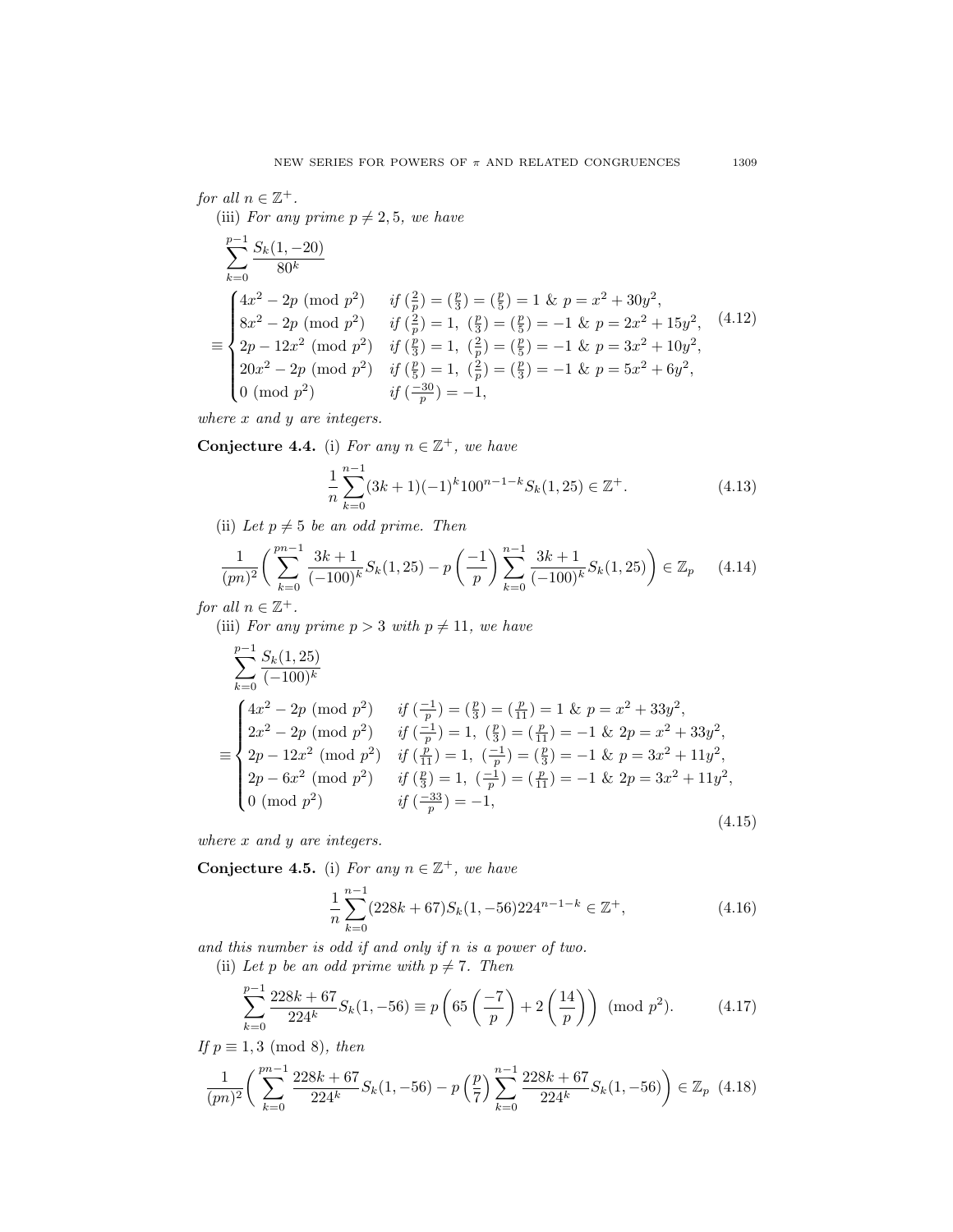*for all* $n \in \mathbb{Z}^+$.

(iii) *For any prime* $p \neq 2, 5$, *we have*

$$\sum_{k=0}^{p-1} \frac{S_k(1,-20)}{80^k}$$
$$\equiv \begin{cases} 4x^2 - 2p \pmod{p^2} & \text{if } (\frac{2}{p}) = (\frac{p}{3}) = (\frac{p}{5}) = 1 \ \&\ p = x^2 + 30y^2, \\ 8x^2 - 2p \pmod{p^2} & \text{if } (\frac{2}{p}) = 1,\ (\frac{p}{3}) = (\frac{p}{5}) = -1 \ \&\ p = 2x^2 + 15y^2, \\ 2p - 12x^2 \pmod{p^2} & \text{if } (\frac{p}{3}) = 1,\ (\frac{2}{p}) = (\frac{p}{5}) = -1 \ \&\ p = 3x^2 + 10y^2, \\ 20x^2 - 2p \pmod{p^2} & \text{if } (\frac{p}{5}) = 1,\ (\frac{2}{p}) = (\frac{p}{3}) = -1 \ \&\ p = 5x^2 + 6y^2, \\ 0 \pmod{p^2} & \text{if } (\frac{-30}{p}) = -1, \end{cases} \tag{4.12}$$

*where* $x$ *and* $y$ *are integers.*

**Conjecture 4.4.** (i) *For any* $n \in \mathbb{Z}^+$, *we have*

$$\frac{1}{n}\sum_{k=0}^{n-1}(3k+1)(-1)^k 100^{n-1-k} S_k(1,25) \in \mathbb{Z}^+. \tag{4.13}$$

(ii) *Let* $p \neq 5$ *be an odd prime. Then*

$$\frac{1}{(pn)^2}\bigg(\sum_{k=0}^{pn-1}\frac{3k+1}{(-100)^k}S_k(1,25) - p\left(\frac{-1}{p}\right)\sum_{k=0}^{n-1}\frac{3k+1}{(-100)^k}S_k(1,25)\bigg) \in \mathbb{Z}_p \tag{4.14}$$

*for all* $n \in \mathbb{Z}^+$.

(iii) *For any prime* $p > 3$ *with* $p \neq 11$, *we have*

$$\sum_{k=0}^{p-1}\frac{S_k(1,25)}{(-100)^k}$$
$$\equiv \begin{cases} 4x^2 - 2p \pmod{p^2} & \text{if } (\frac{-1}{p}) = (\frac{p}{3}) = (\frac{p}{11}) = 1 \ \&\ p = x^2 + 33y^2, \\ 2x^2 - 2p \pmod{p^2} & \text{if } (\frac{-1}{p}) = 1,\ (\frac{p}{3}) = (\frac{p}{11}) = -1 \ \&\ 2p = x^2 + 33y^2, \\ 2p - 12x^2 \pmod{p^2} & \text{if } (\frac{p}{11}) = 1,\ (\frac{-1}{p}) = (\frac{p}{3}) = -1 \ \&\ p = 3x^2 + 11y^2, \\ 2p - 6x^2 \pmod{p^2} & \text{if } (\frac{p}{3}) = 1,\ (\frac{-1}{p}) = (\frac{p}{11}) = -1 \ \&\ 2p = 3x^2 + 11y^2, \\ 0 \pmod{p^2} & \text{if } (\frac{-33}{p}) = -1, \end{cases} \tag{4.15}$$

*where* $x$ *and* $y$ *are integers.*

**Conjecture 4.5.** (i) *For any* $n \in \mathbb{Z}^+$, *we have*

$$\frac{1}{n}\sum_{k=0}^{n-1}(228k+67)S_k(1,-56)224^{n-1-k} \in \mathbb{Z}^+, \tag{4.16}$$

*and this number is odd if and only if* $n$ *is a power of two.*

(ii) *Let* $p$ *be an odd prime with* $p \neq 7$. *Then*

$$\sum_{k=0}^{p-1}\frac{228k+67}{224^k}S_k(1,-56) \equiv p\left(65\left(\frac{-7}{p}\right) + 2\left(\frac{14}{p}\right)\right) \pmod{p^2}. \tag{4.17}$$

*If* $p \equiv 1, 3 \pmod 8$, *then*

$$\frac{1}{(pn)^2}\bigg(\sum_{k=0}^{pn-1}\frac{228k+67}{224^k}S_k(1,-56) - p\left(\frac{p}{7}\right)\sum_{k=0}^{n-1}\frac{228k+67}{224^k}S_k(1,-56)\bigg) \in \mathbb{Z}_p \tag{4.18}$$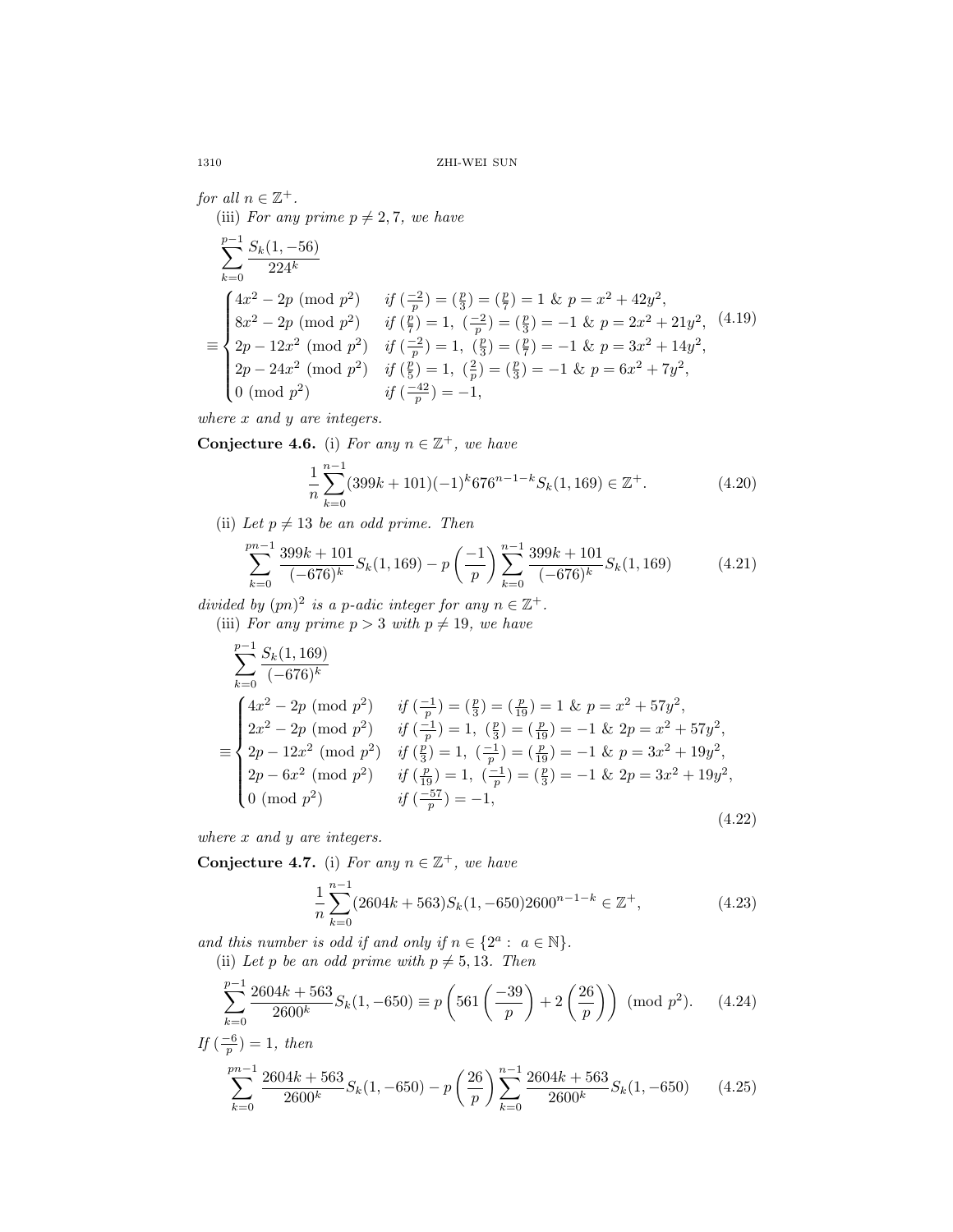for all $n \in \mathbb{Z}^+$.

(iii) *For any prime $p \neq 2, 7$, we have*

$$\sum_{k=0}^{p-1} \frac{S_k(1,-56)}{224^k}$$
$$\equiv \begin{cases} 4x^2 - 2p \pmod{p^2} & \text{if } (\frac{-2}{p}) = (\frac{p}{3}) = (\frac{p}{7}) = 1 \ \&\ p = x^2 + 42y^2, \\ 8x^2 - 2p \pmod{p^2} & \text{if } (\frac{p}{7}) = 1,\ (\frac{-2}{p}) = (\frac{p}{3}) = -1 \ \&\ p = 2x^2 + 21y^2, \\ 2p - 12x^2 \pmod{p^2} & \text{if } (\frac{-2}{p}) = 1,\ (\frac{p}{3}) = (\frac{p}{7}) = -1 \ \&\ p = 3x^2 + 14y^2, \\ 2p - 24x^2 \pmod{p^2} & \text{if } (\frac{p}{5}) = 1,\ (\frac{2}{p}) = (\frac{p}{3}) = -1 \ \&\ p = 6x^2 + 7y^2, \\ 0 \pmod{p^2} & \text{if } (\frac{-42}{p}) = -1, \end{cases} \tag{4.19}$$

*where $x$ and $y$ are integers.*

**Conjecture 4.6.** (i) *For any $n \in \mathbb{Z}^+$, we have*

$$\frac{1}{n}\sum_{k=0}^{n-1}(399k+101)(-1)^k 676^{n-1-k} S_k(1,169) \in \mathbb{Z}^+. \tag{4.20}$$

(ii) *Let $p \neq 13$ be an odd prime. Then*

$$\sum_{k=0}^{pn-1} \frac{399k+101}{(-676)^k} S_k(1,169) - p\left(\frac{-1}{p}\right)\sum_{k=0}^{n-1} \frac{399k+101}{(-676)^k} S_k(1,169) \tag{4.21}$$

*divided by $(pn)^2$ is a $p$-adic integer for any $n \in \mathbb{Z}^+$.*

(iii) *For any prime $p > 3$ with $p \neq 19$, we have*

$$\sum_{k=0}^{p-1} \frac{S_k(1,169)}{(-676)^k}$$
$$\equiv \begin{cases} 4x^2 - 2p \pmod{p^2} & \text{if } (\frac{-1}{p}) = (\frac{p}{3}) = (\frac{p}{19}) = 1 \ \&\ p = x^2 + 57y^2, \\ 2x^2 - 2p \pmod{p^2} & \text{if } (\frac{-1}{p}) = 1,\ (\frac{p}{3}) = (\frac{p}{19}) = -1 \ \&\ 2p = x^2 + 57y^2, \\ 2p - 12x^2 \pmod{p^2} & \text{if } (\frac{p}{3}) = 1,\ (\frac{-1}{p}) = (\frac{p}{19}) = -1 \ \&\ p = 3x^2 + 19y^2, \\ 2p - 6x^2 \pmod{p^2} & \text{if } (\frac{p}{19}) = 1,\ (\frac{-1}{p}) = (\frac{p}{3}) = -1 \ \&\ 2p = 3x^2 + 19y^2, \\ 0 \pmod{p^2} & \text{if } (\frac{-57}{p}) = -1, \end{cases} \tag{4.22}$$

*where $x$ and $y$ are integers.*

**Conjecture 4.7.** (i) *For any $n \in \mathbb{Z}^+$, we have*

$$\frac{1}{n}\sum_{k=0}^{n-1}(2604k+563)S_k(1,-650)2600^{n-1-k} \in \mathbb{Z}^+, \tag{4.23}$$

*and this number is odd if and only if $n \in \{2^a : a \in \mathbb{N}\}$.*

(ii) *Let $p$ be an odd prime with $p \neq 5, 13$. Then*

$$\sum_{k=0}^{p-1} \frac{2604k+563}{2600^k} S_k(1,-650) \equiv p\left(561\left(\frac{-39}{p}\right) + 2\left(\frac{26}{p}\right)\right) \pmod{p^2}. \tag{4.24}$$

*If $(\frac{-6}{p}) = 1$, then*

$$\sum_{k=0}^{pn-1} \frac{2604k+563}{2600^k} S_k(1,-650) - p\left(\frac{26}{p}\right)\sum_{k=0}^{n-1} \frac{2604k+563}{2600^k} S_k(1,-650) \tag{4.25}$$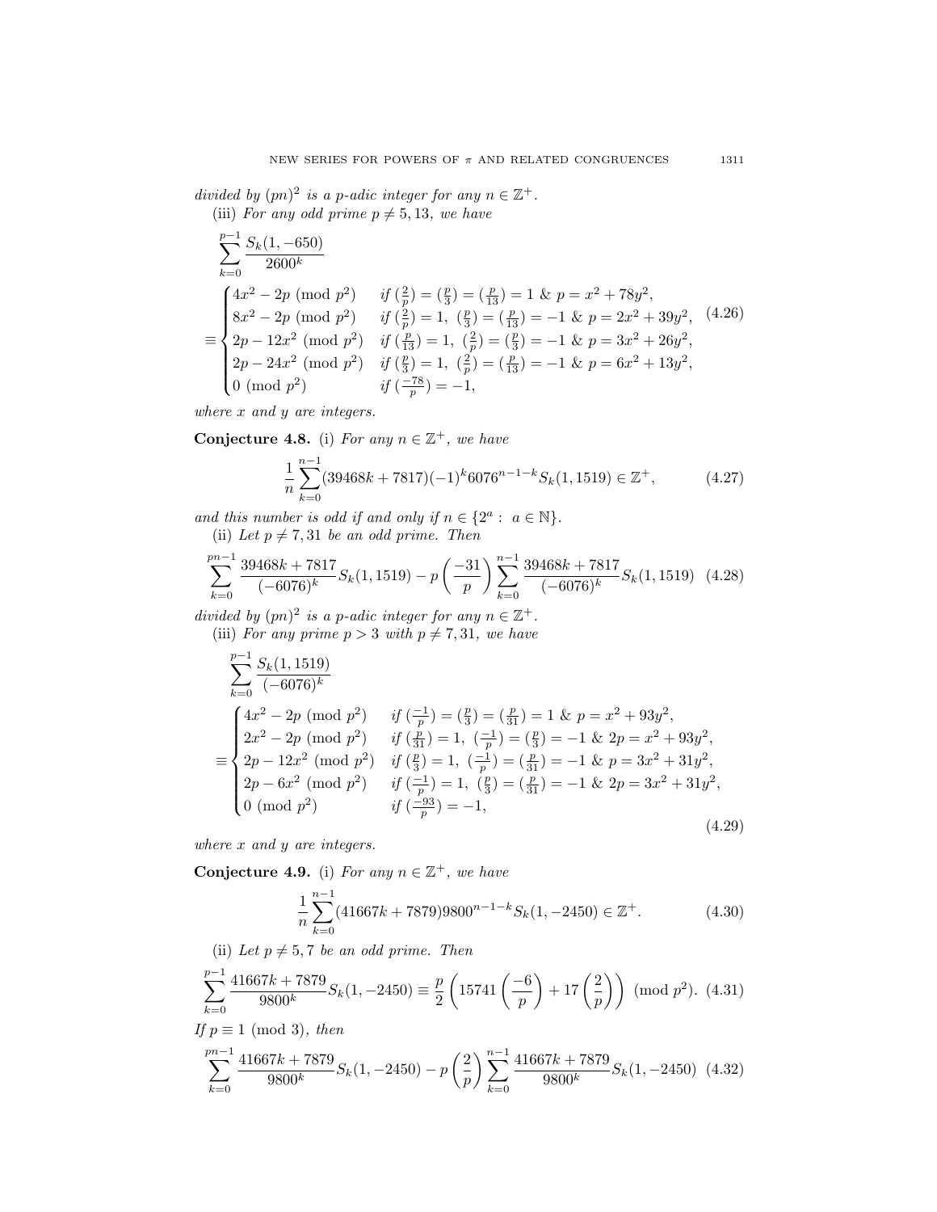*divided by $(pn)^2$ is a $p$-adic integer for any $n \in \mathbb{Z}^+$.*

(iii) *For any odd prime $p \neq 5, 13$, we have*

$$\sum_{k=0}^{p-1} \frac{S_k(1,-650)}{2600^k}$$
$$\equiv \begin{cases} 4x^2 - 2p \pmod{p^2} & \text{if } (\frac{2}{p}) = (\frac{p}{3}) = (\frac{p}{13}) = 1 \ \& \ p = x^2 + 78y^2, \\ 8x^2 - 2p \pmod{p^2} & \text{if } (\frac{2}{p}) = 1,\ (\frac{p}{3}) = (\frac{p}{13}) = -1 \ \& \ p = 2x^2 + 39y^2, \\ 2p - 12x^2 \pmod{p^2} & \text{if } (\frac{p}{13}) = 1,\ (\frac{2}{p}) = (\frac{p}{3}) = -1 \ \& \ p = 3x^2 + 26y^2, \\ 2p - 24x^2 \pmod{p^2} & \text{if } (\frac{p}{3}) = 1,\ (\frac{2}{p}) = (\frac{p}{13}) = -1 \ \& \ p = 6x^2 + 13y^2, \\ 0 \pmod{p^2} & \text{if } (\frac{-78}{p}) = -1, \end{cases} \tag{4.26}$$

*where $x$ and $y$ are integers.*

**Conjecture 4.8.** (i) *For any $n \in \mathbb{Z}^+$, we have*

$$\frac{1}{n} \sum_{k=0}^{n-1} (39468k + 7817)(-1)^k 6076^{n-1-k} S_k(1, 1519) \in \mathbb{Z}^+, \tag{4.27}$$

*and this number is odd if and only if $n \in \{2^a : a \in \mathbb{N}\}$.*

(ii) *Let $p \neq 7, 31$ be an odd prime. Then*

$$\sum_{k=0}^{pn-1} \frac{39468k + 7817}{(-6076)^k} S_k(1, 1519) - p\left(\frac{-31}{p}\right) \sum_{k=0}^{n-1} \frac{39468k + 7817}{(-6076)^k} S_k(1, 1519) \tag{4.28}$$

*divided by $(pn)^2$ is a $p$-adic integer for any $n \in \mathbb{Z}^+$.*

(iii) *For any prime $p > 3$ with $p \neq 7, 31$, we have*

$$\sum_{k=0}^{p-1} \frac{S_k(1,1519)}{(-6076)^k}$$
$$\equiv \begin{cases} 4x^2 - 2p \pmod{p^2} & \text{if } (\frac{-1}{p}) = (\frac{p}{3}) = (\frac{p}{31}) = 1 \ \& \ p = x^2 + 93y^2, \\ 2x^2 - 2p \pmod{p^2} & \text{if } (\frac{p}{31}) = 1,\ (\frac{-1}{p}) = (\frac{p}{3}) = -1 \ \& \ 2p = x^2 + 93y^2, \\ 2p - 12x^2 \pmod{p^2} & \text{if } (\frac{p}{3}) = 1,\ (\frac{-1}{p}) = (\frac{p}{31}) = -1 \ \& \ p = 3x^2 + 31y^2, \\ 2p - 6x^2 \pmod{p^2} & \text{if } (\frac{-1}{p}) = 1,\ (\frac{p}{3}) = (\frac{p}{31}) = -1 \ \& \ 2p = 3x^2 + 31y^2, \\ 0 \pmod{p^2} & \text{if } (\frac{-93}{p}) = -1, \end{cases} \tag{4.29}$$

*where $x$ and $y$ are integers.*

**Conjecture 4.9.** (i) *For any $n \in \mathbb{Z}^+$, we have*

$$\frac{1}{n} \sum_{k=0}^{n-1} (41667k + 7879) 9800^{n-1-k} S_k(1, -2450) \in \mathbb{Z}^+. \tag{4.30}$$

(ii) *Let $p \neq 5, 7$ be an odd prime. Then*

$$\sum_{k=0}^{p-1} \frac{41667k + 7879}{9800^k} S_k(1, -2450) \equiv \frac{p}{2}\left(15741\left(\frac{-6}{p}\right) + 17\left(\frac{2}{p}\right)\right) \pmod{p^2}. \tag{4.31}$$

*If $p \equiv 1 \pmod 3$, then*

$$\sum_{k=0}^{pn-1} \frac{41667k + 7879}{9800^k} S_k(1, -2450) - p\left(\frac{2}{p}\right) \sum_{k=0}^{n-1} \frac{41667k + 7879}{9800^k} S_k(1, -2450) \tag{4.32}$$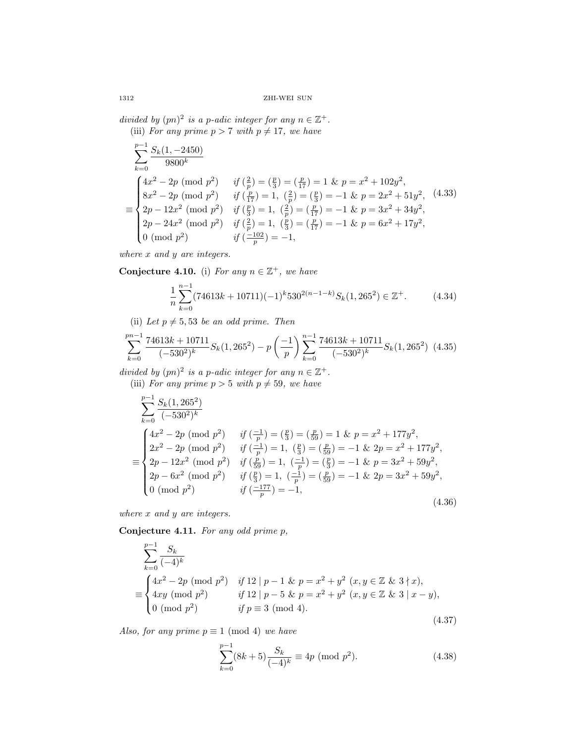*divided by* $(pn)^2$ *is a p-adic integer for any* $n \in \mathbb{Z}^+$.

(iii) *For any prime* $p > 7$ *with* $p \neq 17$, *we have*

$$\sum_{k=0}^{p-1} \frac{S_k(1,-2450)}{9800^k} \equiv \begin{cases} 4x^2 - 2p \pmod{p^2} & \text{if } (\frac{2}{p}) = (\frac{p}{3}) = (\frac{p}{17}) = 1 \ \&\ p = x^2 + 102y^2, \\ 8x^2 - 2p \pmod{p^2} & \text{if } (\frac{p}{17}) = 1,\ (\frac{2}{p}) = (\frac{p}{3}) = -1 \ \&\ p = 2x^2 + 51y^2, \\ 2p - 12x^2 \pmod{p^2} & \text{if } (\frac{p}{3}) = 1,\ (\frac{2}{p}) = (\frac{p}{17}) = -1 \ \&\ p = 3x^2 + 34y^2, \\ 2p - 24x^2 \pmod{p^2} & \text{if } (\frac{2}{p}) = 1,\ (\frac{p}{3}) = (\frac{p}{17}) = -1 \ \&\ p = 6x^2 + 17y^2, \\ 0 \pmod{p^2} & \text{if } (\frac{-102}{p}) = -1, \end{cases} \tag{4.33}$$

*where x and y are integers.*

**Conjecture 4.10.** (i) *For any* $n \in \mathbb{Z}^+$, *we have*

$$\frac{1}{n}\sum_{k=0}^{n-1}(74613k + 10711)(-1)^k 530^{2(n-1-k)} S_k(1, 265^2) \in \mathbb{Z}^+. \tag{4.34}$$

(ii) *Let* $p \neq 5, 53$ *be an odd prime. Then*

$$\sum_{k=0}^{pn-1} \frac{74613k + 10711}{(-530^2)^k} S_k(1, 265^2) - p\left(\frac{-1}{p}\right)\sum_{k=0}^{n-1} \frac{74613k + 10711}{(-530^2)^k} S_k(1, 265^2) \tag{4.35}$$

*divided by* $(pn)^2$ *is a p-adic integer for any* $n \in \mathbb{Z}^+$.

(iii) *For any prime* $p > 5$ *with* $p \neq 59$, *we have*

$$\sum_{k=0}^{p-1} \frac{S_k(1, 265^2)}{(-530^2)^k} \equiv \begin{cases} 4x^2 - 2p \pmod{p^2} & \text{if } (\frac{-1}{p}) = (\frac{p}{3}) = (\frac{p}{59}) = 1 \ \&\ p = x^2 + 177y^2, \\ 2x^2 - 2p \pmod{p^2} & \text{if } (\frac{-1}{p}) = 1,\ (\frac{p}{3}) = (\frac{p}{59}) = -1 \ \&\ 2p = x^2 + 177y^2, \\ 2p - 12x^2 \pmod{p^2} & \text{if } (\frac{p}{59}) = 1,\ (\frac{-1}{p}) = (\frac{p}{3}) = -1 \ \&\ p = 3x^2 + 59y^2, \\ 2p - 6x^2 \pmod{p^2} & \text{if } (\frac{p}{3}) = 1,\ (\frac{-1}{p}) = (\frac{p}{59}) = -1 \ \&\ 2p = 3x^2 + 59y^2, \\ 0 \pmod{p^2} & \text{if } (\frac{-177}{p}) = -1, \end{cases} \tag{4.36}$$

*where x and y are integers.*

**Conjecture 4.11.** *For any odd prime p,*

$$\sum_{k=0}^{p-1} \frac{S_k}{(-4)^k} \equiv \begin{cases} 4x^2 - 2p \pmod{p^2} & \text{if } 12 \mid p-1 \ \&\ p = x^2 + y^2\ (x, y \in \mathbb{Z} \ \&\ 3 \nmid x), \\ 4xy \pmod{p^2} & \text{if } 12 \mid p-5 \ \&\ p = x^2 + y^2\ (x, y \in \mathbb{Z} \ \&\ 3 \mid x-y), \\ 0 \pmod{p^2} & \text{if } p \equiv 3 \pmod 4. \end{cases} \tag{4.37}$$

*Also, for any prime* $p \equiv 1 \pmod 4$ *we have*

$$\sum_{k=0}^{p-1}(8k+5)\frac{S_k}{(-4)^k} \equiv 4p \pmod{p^2}. \tag{4.38}$$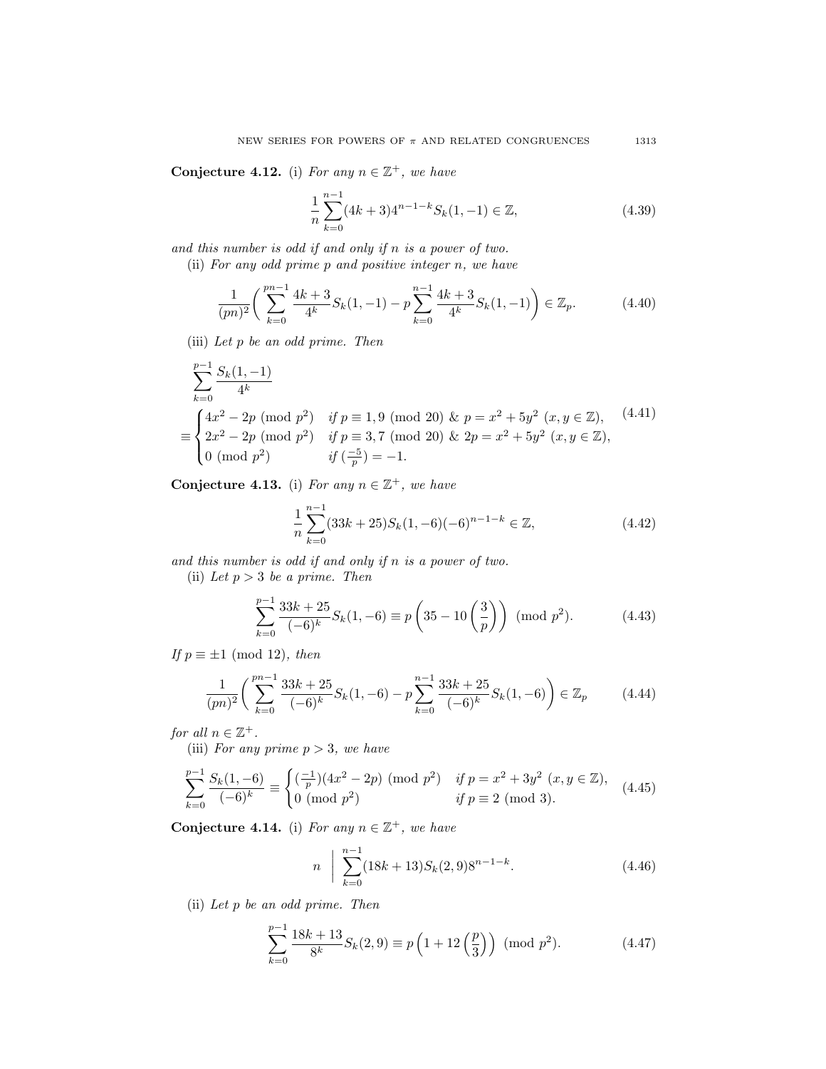**Conjecture 4.12.** (i) *For any $n \in \mathbb{Z}^+$, we have*

$$\frac{1}{n}\sum_{k=0}^{n-1}(4k+3)4^{n-1-k}S_k(1,-1) \in \mathbb{Z}, \tag{4.39}$$

*and this number is odd if and only if $n$ is a power of two.*

(ii) *For any odd prime $p$ and positive integer $n$, we have*

$$\frac{1}{(pn)^2}\bigg(\sum_{k=0}^{pn-1}\frac{4k+3}{4^k}S_k(1,-1) - p\sum_{k=0}^{n-1}\frac{4k+3}{4^k}S_k(1,-1)\bigg) \in \mathbb{Z}_p. \tag{4.40}$$

(iii) *Let $p$ be an odd prime. Then*

$$\sum_{k=0}^{p-1}\frac{S_k(1,-1)}{4^k} \equiv \begin{cases} 4x^2-2p \pmod{p^2} & \text{if } p\equiv 1,9 \pmod{20} \ \&\ p=x^2+5y^2\ (x,y\in\mathbb{Z}),\\ 2x^2-2p \pmod{p^2} & \text{if } p\equiv 3,7 \pmod{20} \ \&\ 2p=x^2+5y^2\ (x,y\in\mathbb{Z}),\\ 0 \pmod{p^2} & \text{if } (\frac{-5}{p})=-1. \end{cases} \tag{4.41}$$

**Conjecture 4.13.** (i) *For any $n \in \mathbb{Z}^+$, we have*

$$\frac{1}{n}\sum_{k=0}^{n-1}(33k+25)S_k(1,-6)(-6)^{n-1-k} \in \mathbb{Z}, \tag{4.42}$$

*and this number is odd if and only if $n$ is a power of two.*

(ii) *Let $p>3$ be a prime. Then*

$$\sum_{k=0}^{p-1}\frac{33k+25}{(-6)^k}S_k(1,-6) \equiv p\left(35-10\left(\frac{3}{p}\right)\right) \pmod{p^2}. \tag{4.43}$$

*If $p\equiv \pm 1 \pmod{12}$, then*

$$\frac{1}{(pn)^2}\bigg(\sum_{k=0}^{pn-1}\frac{33k+25}{(-6)^k}S_k(1,-6) - p\sum_{k=0}^{n-1}\frac{33k+25}{(-6)^k}S_k(1,-6)\bigg) \in \mathbb{Z}_p \tag{4.44}$$

*for all $n \in \mathbb{Z}^+$.*

(iii) *For any prime $p>3$, we have*

$$\sum_{k=0}^{p-1}\frac{S_k(1,-6)}{(-6)^k} \equiv \begin{cases} (\frac{-1}{p})(4x^2-2p) \pmod{p^2} & \text{if } p=x^2+3y^2\ (x,y\in\mathbb{Z}),\\ 0 \pmod{p^2} & \text{if } p\equiv 2 \pmod{3}. \end{cases} \tag{4.45}$$

**Conjecture 4.14.** (i) *For any $n \in \mathbb{Z}^+$, we have*

$$n \ \Bigg|\ \sum_{k=0}^{n-1}(18k+13)S_k(2,9)8^{n-1-k}. \tag{4.46}$$

(ii) *Let $p$ be an odd prime. Then*

$$\sum_{k=0}^{p-1}\frac{18k+13}{8^k}S_k(2,9) \equiv p\left(1+12\left(\frac{p}{3}\right)\right) \pmod{p^2}. \tag{4.47}$$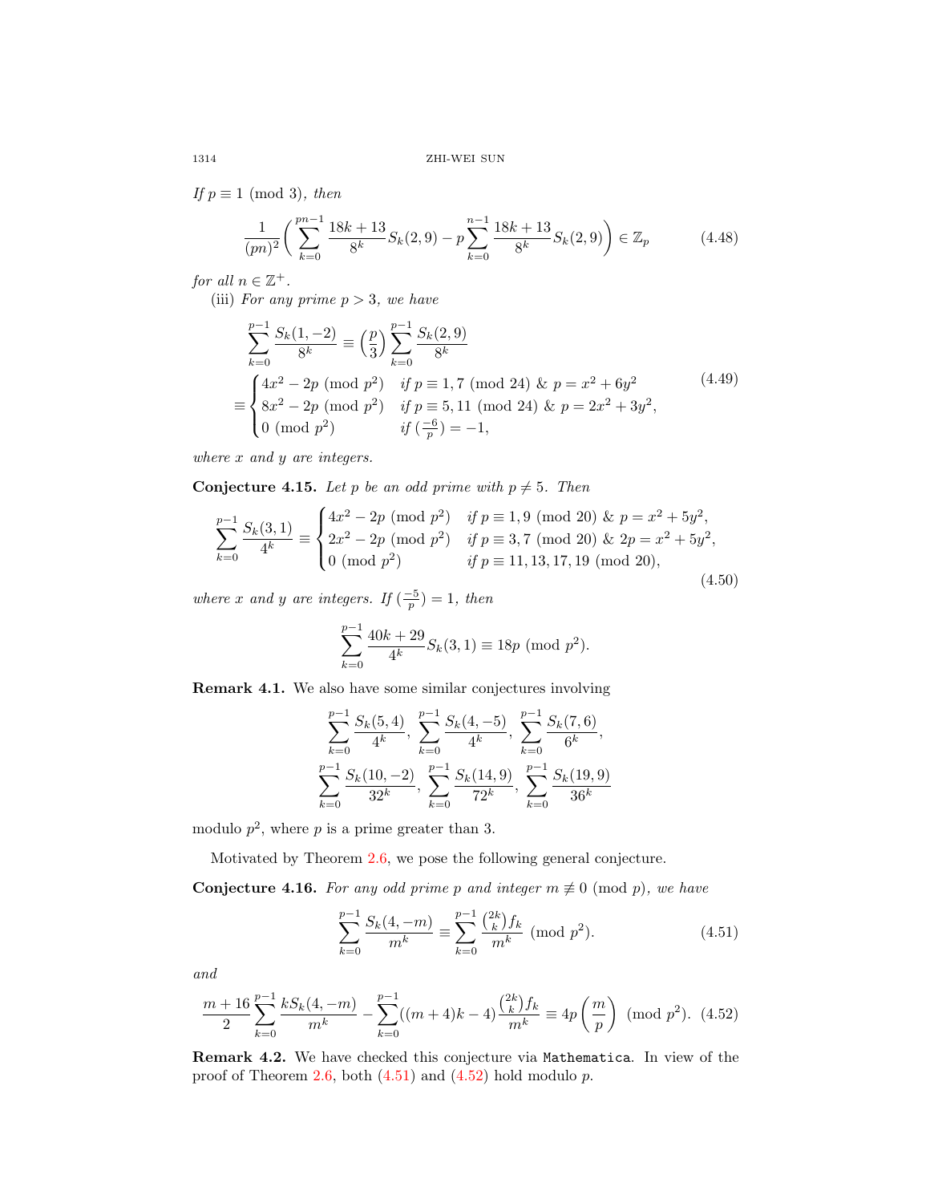*If* $p \equiv 1 \pmod 3$*, then*

$$\frac{1}{(pn)^2}\left(\sum_{k=0}^{pn-1}\frac{18k+13}{8^k}S_k(2,9) - p\sum_{k=0}^{n-1}\frac{18k+13}{8^k}S_k(2,9)\right) \in \mathbb{Z}_p \tag{4.48}$$

*for all* $n \in \mathbb{Z}^+$.

(iii) *For any prime* $p > 3$*, we have*

$$\begin{aligned}\sum_{k=0}^{p-1}\frac{S_k(1,-2)}{8^k} &\equiv \left(\frac{p}{3}\right)\sum_{k=0}^{p-1}\frac{S_k(2,9)}{8^k} \\ &\equiv \begin{cases} 4x^2-2p \pmod{p^2} & \text{if } p \equiv 1,7 \pmod{24}\ \&\ p = x^2+6y^2 \\ 8x^2-2p \pmod{p^2} & \text{if } p \equiv 5,11 \pmod{24}\ \&\ p = 2x^2+3y^2, \\ 0 \pmod{p^2} & \text{if } (\frac{-6}{p}) = -1, \end{cases}\end{aligned} \tag{4.49}$$

*where* $x$ *and* $y$ *are integers.*

**Conjecture 4.15.** *Let* $p$ *be an odd prime with* $p \neq 5$*. Then*

$$\sum_{k=0}^{p-1}\frac{S_k(3,1)}{4^k} \equiv \begin{cases} 4x^2-2p \pmod{p^2} & \text{if } p \equiv 1,9 \pmod{20}\ \&\ p = x^2+5y^2, \\ 2x^2-2p \pmod{p^2} & \text{if } p \equiv 3,7 \pmod{20}\ \&\ 2p = x^2+5y^2, \\ 0 \pmod{p^2} & \text{if } p \equiv 11,13,17,19 \pmod{20}, \end{cases} \tag{4.50}$$

*where* $x$ *and* $y$ *are integers. If* $(\frac{-5}{p}) = 1$*, then*

$$\sum_{k=0}^{p-1}\frac{40k+29}{4^k}S_k(3,1) \equiv 18p \pmod{p^2}.$$

**Remark 4.1.** We also have some similar conjectures involving

$$\sum_{k=0}^{p-1}\frac{S_k(5,4)}{4^k},\ \sum_{k=0}^{p-1}\frac{S_k(4,-5)}{4^k},\ \sum_{k=0}^{p-1}\frac{S_k(7,6)}{6^k},$$
$$\sum_{k=0}^{p-1}\frac{S_k(10,-2)}{32^k},\ \sum_{k=0}^{p-1}\frac{S_k(14,9)}{72^k},\ \sum_{k=0}^{p-1}\frac{S_k(19,9)}{36^k}$$

modulo $p^2$, where $p$ is a prime greater than 3.

Motivated by Theorem 2.6, we pose the following general conjecture.

**Conjecture 4.16.** *For any odd prime* $p$ *and integer* $m \not\equiv 0 \pmod p$*, we have*

$$\sum_{k=0}^{p-1}\frac{S_k(4,-m)}{m^k} \equiv \sum_{k=0}^{p-1}\frac{\binom{2k}{k}f_k}{m^k} \pmod{p^2}. \tag{4.51}$$

*and*

$$\frac{m+16}{2}\sum_{k=0}^{p-1}\frac{kS_k(4,-m)}{m^k} - \sum_{k=0}^{p-1}((m+4)k-4)\frac{\binom{2k}{k}f_k}{m^k} \equiv 4p\left(\frac{m}{p}\right) \pmod{p^2}. \tag{4.52}$$

**Remark 4.2.** We have checked this conjecture via `Mathematica`. In view of the proof of Theorem 2.6, both (4.51) and (4.52) hold modulo $p$.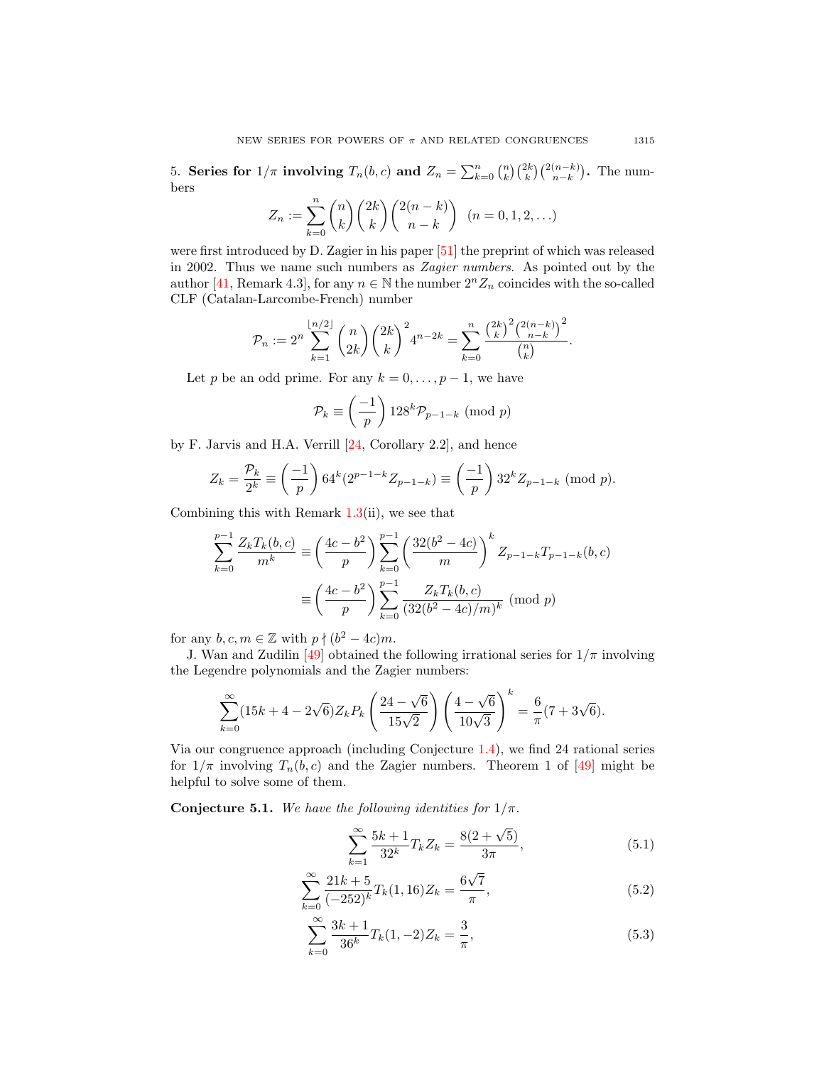5. **Series for $1/\pi$ involving $T_n(b,c)$ and $Z_n = \sum_{k=0}^n \binom{n}{k}\binom{2k}{k}\binom{2(n-k)}{n-k}$.** The numbers

$$Z_n := \sum_{k=0}^n \binom{n}{k}\binom{2k}{k}\binom{2(n-k)}{n-k} \quad (n=0,1,2,\ldots)$$

were first introduced by D. Zagier in his paper [51] the preprint of which was released in 2002. Thus we name such numbers as *Zagier numbers*. As pointed out by the author [41, Remark 4.3], for any $n \in \mathbb{N}$ the number $2^n Z_n$ coincides with the so-called CLF (Catalan-Larcombe-French) number

$$\mathcal{P}_n := 2^n \sum_{k=1}^{\lfloor n/2 \rfloor} \binom{n}{2k}\binom{2k}{k}^2 4^{n-2k} = \sum_{k=0}^n \frac{\binom{2k}{k}^2\binom{2(n-k)}{n-k}^2}{\binom{n}{k}}.$$

Let $p$ be an odd prime. For any $k=0,\ldots,p-1$, we have

$$\mathcal{P}_k \equiv \left(\frac{-1}{p}\right) 128^k \mathcal{P}_{p-1-k} \pmod p$$

by F. Jarvis and H.A. Verrill [24, Corollary 2.2], and hence

$$Z_k = \frac{\mathcal{P}_k}{2^k} \equiv \left(\frac{-1}{p}\right) 64^k (2^{p-1-k} Z_{p-1-k}) \equiv \left(\frac{-1}{p}\right) 32^k Z_{p-1-k} \pmod p.$$

Combining this with Remark 1.3(ii), we see that

$$\begin{aligned}
\sum_{k=0}^{p-1} \frac{Z_k T_k(b,c)}{m^k} &\equiv \left(\frac{4c-b^2}{p}\right) \sum_{k=0}^{p-1} \left(\frac{32(b^2-4c)}{m}\right)^k Z_{p-1-k} T_{p-1-k}(b,c) \\
&\equiv \left(\frac{4c-b^2}{p}\right) \sum_{k=0}^{p-1} \frac{Z_k T_k(b,c)}{(32(b^2-4c)/m)^k} \pmod p
\end{aligned}$$

for any $b,c,m \in \mathbb{Z}$ with $p \nmid (b^2-4c)m$.

J. Wan and Zudilin [49] obtained the following irrational series for $1/\pi$ involving the Legendre polynomials and the Zagier numbers:

$$\sum_{k=0}^\infty (15k+4-2\sqrt{6}) Z_k P_k\left(\frac{24-\sqrt{6}}{15\sqrt{2}}\right)\left(\frac{4-\sqrt{6}}{10\sqrt{3}}\right)^k = \frac{6}{\pi}(7+3\sqrt{6}).$$

Via our congruence approach (including Conjecture 1.4), we find 24 rational series for $1/\pi$ involving $T_n(b,c)$ and the Zagier numbers. Theorem 1 of [49] might be helpful to solve some of them.

**Conjecture 5.1.** *We have the following identities for $1/\pi$.*

$$\sum_{k=1}^\infty \frac{5k+1}{32^k} T_k Z_k = \frac{8(2+\sqrt{5})}{3\pi}, \tag{5.1}$$

$$\sum_{k=0}^\infty \frac{21k+5}{(-252)^k} T_k(1,16) Z_k = \frac{6\sqrt{7}}{\pi}, \tag{5.2}$$

$$\sum_{k=0}^\infty \frac{3k+1}{36^k} T_k(1,-2) Z_k = \frac{3}{\pi}, \tag{5.3}$$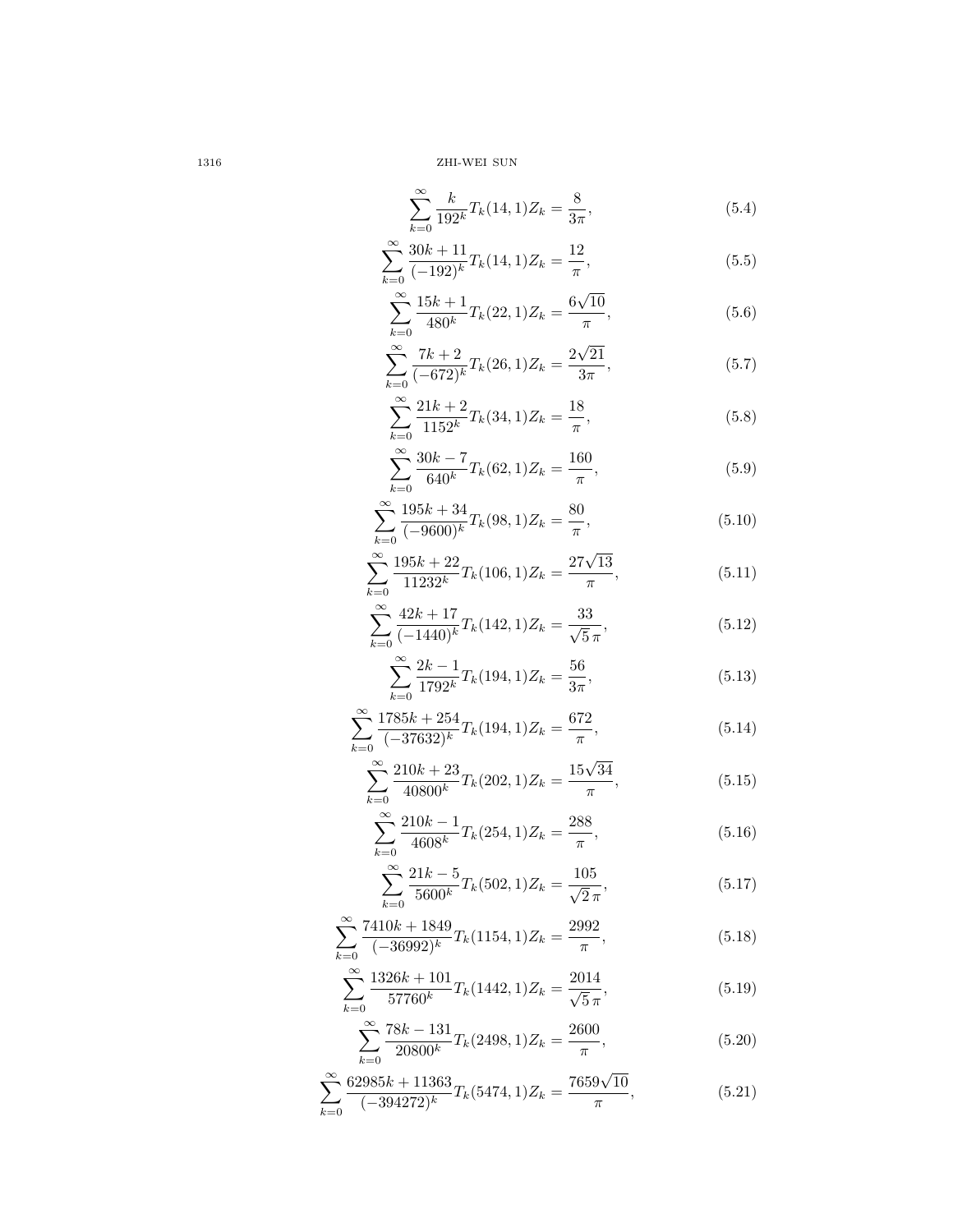$$\sum_{k=0}^{\infty}\frac{k}{192^k}T_k(14,1)Z_k=\frac{8}{3\pi}, \tag{5.4}$$

$$\sum_{k=0}^{\infty}\frac{30k+11}{(-192)^k}T_k(14,1)Z_k=\frac{12}{\pi}, \tag{5.5}$$

$$\sum_{k=0}^{\infty}\frac{15k+1}{480^k}T_k(22,1)Z_k=\frac{6\sqrt{10}}{\pi}, \tag{5.6}$$

$$\sum_{k=0}^{\infty}\frac{7k+2}{(-672)^k}T_k(26,1)Z_k=\frac{2\sqrt{21}}{3\pi}, \tag{5.7}$$

$$\sum_{k=0}^{\infty}\frac{21k+2}{1152^k}T_k(34,1)Z_k=\frac{18}{\pi}, \tag{5.8}$$

$$\sum_{k=0}^{\infty}\frac{30k-7}{640^k}T_k(62,1)Z_k=\frac{160}{\pi}, \tag{5.9}$$

$$\sum_{k=0}^{\infty}\frac{195k+34}{(-9600)^k}T_k(98,1)Z_k=\frac{80}{\pi}, \tag{5.10}$$

$$\sum_{k=0}^{\infty}\frac{195k+22}{11232^k}T_k(106,1)Z_k=\frac{27\sqrt{13}}{\pi}, \tag{5.11}$$

$$\sum_{k=0}^{\infty}\frac{42k+17}{(-1440)^k}T_k(142,1)Z_k=\frac{33}{\sqrt{5}\,\pi}, \tag{5.12}$$

$$\sum_{k=0}^{\infty}\frac{2k-1}{1792^k}T_k(194,1)Z_k=\frac{56}{3\pi}, \tag{5.13}$$

$$\sum_{k=0}^{\infty}\frac{1785k+254}{(-37632)^k}T_k(194,1)Z_k=\frac{672}{\pi}, \tag{5.14}$$

$$\sum_{k=0}^{\infty}\frac{210k+23}{40800^k}T_k(202,1)Z_k=\frac{15\sqrt{34}}{\pi}, \tag{5.15}$$

$$\sum_{k=0}^{\infty}\frac{210k-1}{4608^k}T_k(254,1)Z_k=\frac{288}{\pi}, \tag{5.16}$$

$$\sum_{k=0}^{\infty}\frac{21k-5}{5600^k}T_k(502,1)Z_k=\frac{105}{\sqrt{2}\,\pi}, \tag{5.17}$$

$$\sum_{k=0}^{\infty}\frac{7410k+1849}{(-36992)^k}T_k(1154,1)Z_k=\frac{2992}{\pi}, \tag{5.18}$$

$$\sum_{k=0}^{\infty}\frac{1326k+101}{57760^k}T_k(1442,1)Z_k=\frac{2014}{\sqrt{5}\,\pi}, \tag{5.19}$$

$$\sum_{k=0}^{\infty}\frac{78k-131}{20800^k}T_k(2498,1)Z_k=\frac{2600}{\pi}, \tag{5.20}$$

$$\sum_{k=0}^{\infty}\frac{62985k+11363}{(-394272)^k}T_k(5474,1)Z_k=\frac{7659\sqrt{10}}{\pi}, \tag{5.21}$$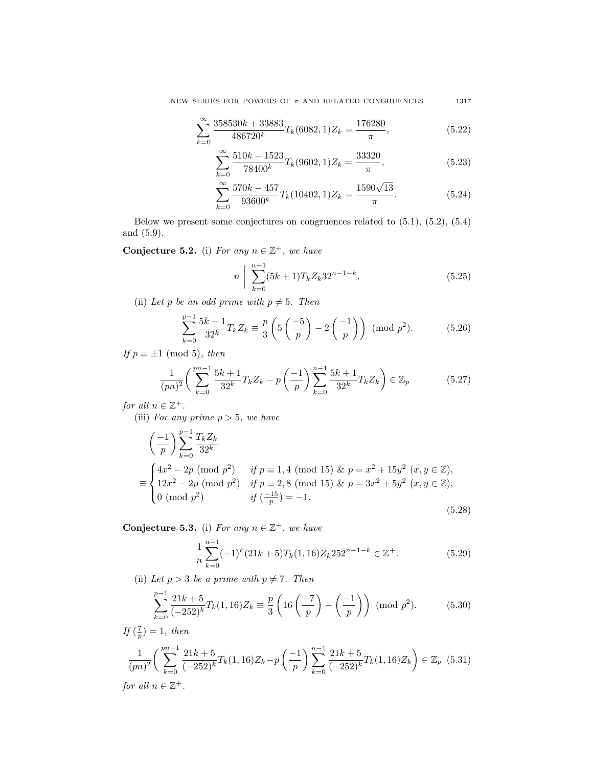$$\sum_{k=0}^{\infty}\frac{358530k+33883}{486720^k}T_k(6082,1)Z_k=\frac{176280}{\pi}, \tag{5.22}$$

$$\sum_{k=0}^{\infty}\frac{510k-1523}{78400^k}T_k(9602,1)Z_k=\frac{33320}{\pi}, \tag{5.23}$$

$$\sum_{k=0}^{\infty}\frac{570k-457}{93600^k}T_k(10402,1)Z_k=\frac{1590\sqrt{13}}{\pi}. \tag{5.24}$$

Below we present some conjectures on congruences related to (5.1), (5.2), (5.4) and (5.9).

**Conjecture 5.2.** (i) *For any $n\in\mathbb{Z}^+$, we have*

$$n\ \Big|\ \sum_{k=0}^{n-1}(5k+1)T_kZ_k32^{n-1-k}. \tag{5.25}$$

(ii) *Let $p$ be an odd prime with $p\neq 5$. Then*

$$\sum_{k=0}^{p-1}\frac{5k+1}{32^k}T_kZ_k\equiv\frac{p}{3}\left(5\left(\frac{-5}{p}\right)-2\left(\frac{-1}{p}\right)\right)\ (\mathrm{mod}\ p^2). \tag{5.26}$$

*If $p\equiv\pm1\ (\mathrm{mod}\ 5)$, then*

$$\frac{1}{(pn)^2}\bigg(\sum_{k=0}^{pn-1}\frac{5k+1}{32^k}T_kZ_k-p\left(\frac{-1}{p}\right)\sum_{k=0}^{n-1}\frac{5k+1}{32^k}T_kZ_k\bigg)\in\mathbb{Z}_p \tag{5.27}$$

*for all $n\in\mathbb{Z}^+$.*

(iii) *For any prime $p>5$, we have*

$$\left(\frac{-1}{p}\right)\sum_{k=0}^{p-1}\frac{T_kZ_k}{32^k}$$
$$\equiv\begin{cases}4x^2-2p\ (\mathrm{mod}\ p^2) & \text{if } p\equiv1,4\ (\mathrm{mod}\ 15)\ \&\ p=x^2+15y^2\ (x,y\in\mathbb{Z}),\\ 12x^2-2p\ (\mathrm{mod}\ p^2) & \text{if } p\equiv 2,8\ (\mathrm{mod}\ 15)\ \&\ p=3x^2+5y^2\ (x,y\in\mathbb{Z}),\\ 0\ (\mathrm{mod}\ p^2) & \text{if } (\frac{-15}{p})=-1.\end{cases} \tag{5.28}$$

**Conjecture 5.3.** (i) *For any $n\in\mathbb{Z}^+$, we have*

$$\frac{1}{n}\sum_{k=0}^{n-1}(-1)^k(21k+5)T_k(1,16)Z_k252^{n-1-k}\in\mathbb{Z}^+. \tag{5.29}$$

(ii) *Let $p>3$ be a prime with $p\neq 7$. Then*

$$\sum_{k=0}^{p-1}\frac{21k+5}{(-252)^k}T_k(1,16)Z_k\equiv\frac{p}{3}\left(16\left(\frac{-7}{p}\right)-\left(\frac{-1}{p}\right)\right)\ (\mathrm{mod}\ p^2). \tag{5.30}$$

*If $(\frac{7}{p})=1$, then*

$$\frac{1}{(pn)^2}\bigg(\sum_{k=0}^{pn-1}\frac{21k+5}{(-252)^k}T_k(1,16)Z_k-p\left(\frac{-1}{p}\right)\sum_{k=0}^{n-1}\frac{21k+5}{(-252)^k}T_k(1,16)Z_k\bigg)\in\mathbb{Z}_p \tag{5.31}$$

*for all $n\in\mathbb{Z}^+$.*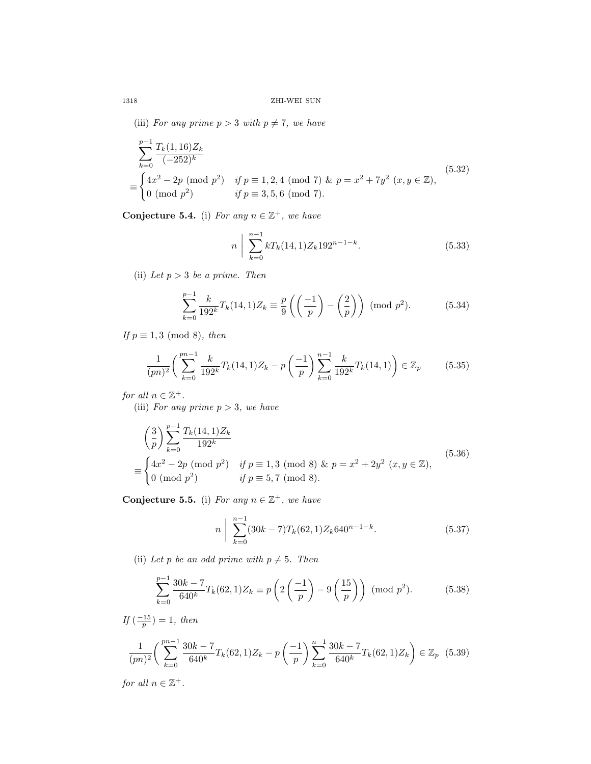(iii) *For any prime $p>3$ with $p\neq 7$, we have*

$$\begin{aligned}&\sum_{k=0}^{p-1}\frac{T_k(1,16)Z_k}{(-252)^k}\\&\equiv\begin{cases}4x^2-2p \pmod{p^2} & \text{if } p\equiv 1,2,4 \pmod 7\ \&\ p=x^2+7y^2\ (x,y\in\mathbb{Z}),\\ 0 \pmod{p^2} & \text{if } p\equiv 3,5,6 \pmod 7.\end{cases}\end{aligned}\tag{5.32}$$

**Conjecture 5.4.** (i) *For any $n\in\mathbb{Z}^+$, we have*

$$n\ \Bigg|\ \sum_{k=0}^{n-1}kT_k(14,1)Z_k192^{n-1-k}.\tag{5.33}$$

(ii) *Let $p>3$ be a prime. Then*

$$\sum_{k=0}^{p-1}\frac{k}{192^k}T_k(14,1)Z_k\equiv\frac{p}{9}\left(\left(\frac{-1}{p}\right)-\left(\frac{2}{p}\right)\right) \pmod{p^2}.\tag{5.34}$$

*If $p\equiv 1,3 \pmod 8$, then*

$$\frac{1}{(pn)^2}\bigg(\sum_{k=0}^{pn-1}\frac{k}{192^k}T_k(14,1)Z_k-p\left(\frac{-1}{p}\right)\sum_{k=0}^{n-1}\frac{k}{192^k}T_k(14,1)\bigg)\in\mathbb{Z}_p\tag{5.35}$$

*for all $n\in\mathbb{Z}^+$.*

(iii) *For any prime $p>3$, we have*

$$\begin{aligned}&\left(\frac{3}{p}\right)\sum_{k=0}^{p-1}\frac{T_k(14,1)Z_k}{192^k}\\&\equiv\begin{cases}4x^2-2p \pmod{p^2} & \text{if } p\equiv 1,3 \pmod 8\ \&\ p=x^2+2y^2\ (x,y\in\mathbb{Z}),\\ 0 \pmod{p^2} & \text{if } p\equiv 5,7 \pmod 8.\end{cases}\end{aligned}\tag{5.36}$$

**Conjecture 5.5.** (i) *For any $n\in\mathbb{Z}^+$, we have*

$$n\ \Bigg|\ \sum_{k=0}^{n-1}(30k-7)T_k(62,1)Z_k640^{n-1-k}.\tag{5.37}$$

(ii) *Let $p$ be an odd prime with $p\neq 5$. Then*

$$\sum_{k=0}^{p-1}\frac{30k-7}{640^k}T_k(62,1)Z_k\equiv p\left(2\left(\frac{-1}{p}\right)-9\left(\frac{15}{p}\right)\right) \pmod{p^2}.\tag{5.38}$$

*If $(\frac{-15}{p})=1$, then*

$$\frac{1}{(pn)^2}\bigg(\sum_{k=0}^{pn-1}\frac{30k-7}{640^k}T_k(62,1)Z_k-p\left(\frac{-1}{p}\right)\sum_{k=0}^{n-1}\frac{30k-7}{640^k}T_k(62,1)Z_k\bigg)\in\mathbb{Z}_p\tag{5.39}$$

*for all $n\in\mathbb{Z}^+$.*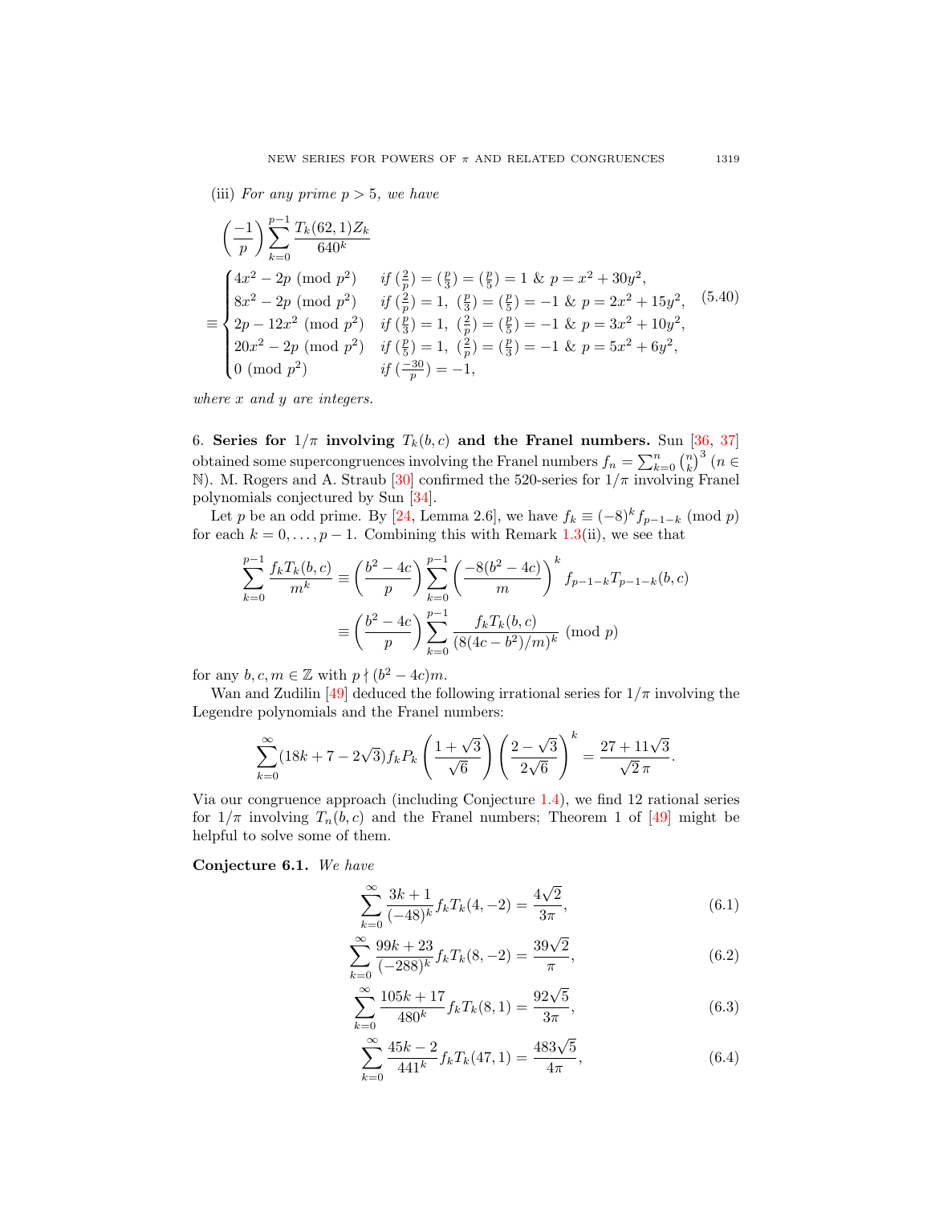(iii) *For any prime $p>5$, we have*

$$\left(\frac{-1}{p}\right)\sum_{k=0}^{p-1}\frac{T_k(62,1)Z_k}{640^k}$$
$$\equiv\begin{cases}4x^2-2p \pmod{p^2} & \text{if } (\frac{2}{p})=(\frac{p}{3})=(\frac{p}{5})=1 \ \&\ p=x^2+30y^2,\\ 8x^2-2p \pmod{p^2} & \text{if } (\frac{2}{p})=1,\ (\frac{p}{3})=(\frac{p}{5})=-1 \ \&\ p=2x^2+15y^2,\\ 2p-12x^2 \pmod{p^2} & \text{if } (\frac{p}{3})=1,\ (\frac{2}{p})=(\frac{p}{5})=-1 \ \&\ p=3x^2+10y^2,\\ 20x^2-2p \pmod{p^2} & \text{if } (\frac{p}{5})=1,\ (\frac{2}{p})=(\frac{p}{3})=-1 \ \&\ p=5x^2+6y^2,\\ 0 \pmod{p^2} & \text{if } (\frac{-30}{p})=-1,\end{cases} \tag{5.40}$$

*where $x$ and $y$ are integers.*

6. **Series for $1/\pi$ involving $T_k(b,c)$ and the Franel numbers.** Sun [36, 37] obtained some supercongruences involving the Franel numbers $f_n=\sum_{k=0}^n\binom{n}{k}^3$ $(n\in\mathbb{N})$. M. Rogers and A. Straub [30] confirmed the 520-series for $1/\pi$ involving Franel polynomials conjectured by Sun [34].

Let $p$ be an odd prime. By [24, Lemma 2.6], we have $f_k\equiv(-8)^kf_{p-1-k} \pmod p$ for each $k=0,\ldots,p-1$. Combining this with Remark 1.3(ii), we see that

$$\begin{aligned}\sum_{k=0}^{p-1}\frac{f_kT_k(b,c)}{m^k}&\equiv\left(\frac{b^2-4c}{p}\right)\sum_{k=0}^{p-1}\left(\frac{-8(b^2-4c)}{m}\right)^kf_{p-1-k}T_{p-1-k}(b,c)\\&\equiv\left(\frac{b^2-4c}{p}\right)\sum_{k=0}^{p-1}\frac{f_kT_k(b,c)}{(8(4c-b^2)/m)^k} \pmod p\end{aligned}$$

for any $b,c,m\in\mathbb{Z}$ with $p\nmid(b^2-4c)m$.

Wan and Zudilin [49] deduced the following irrational series for $1/\pi$ involving the Legendre polynomials and the Franel numbers:

$$\sum_{k=0}^\infty(18k+7-2\sqrt3)f_kP_k\left(\frac{1+\sqrt3}{\sqrt6}\right)\left(\frac{2-\sqrt3}{2\sqrt6}\right)^k=\frac{27+11\sqrt3}{\sqrt2\,\pi}.$$

Via our congruence approach (including Conjecture 1.4), we find 12 rational series for $1/\pi$ involving $T_n(b,c)$ and the Franel numbers; Theorem 1 of [49] might be helpful to solve some of them.

**Conjecture 6.1.** *We have*

$$\sum_{k=0}^\infty\frac{3k+1}{(-48)^k}f_kT_k(4,-2)=\frac{4\sqrt2}{3\pi}, \tag{6.1}$$

$$\sum_{k=0}^\infty\frac{99k+23}{(-288)^k}f_kT_k(8,-2)=\frac{39\sqrt2}{\pi}, \tag{6.2}$$

$$\sum_{k=0}^\infty\frac{105k+17}{480^k}f_kT_k(8,1)=\frac{92\sqrt5}{3\pi}, \tag{6.3}$$

$$\sum_{k=0}^\infty\frac{45k-2}{441^k}f_kT_k(47,1)=\frac{483\sqrt5}{4\pi}, \tag{6.4}$$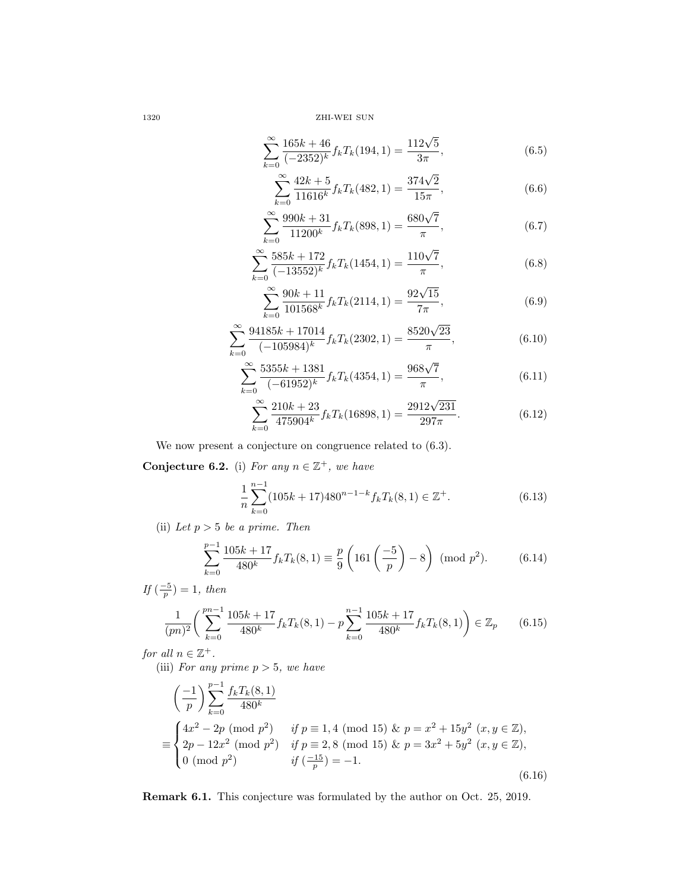$$\sum_{k=0}^{\infty}\frac{165k+46}{(-2352)^k}f_kT_k(194,1)=\frac{112\sqrt{5}}{3\pi},\tag{6.5}$$

$$\sum_{k=0}^{\infty}\frac{42k+5}{11616^k}f_kT_k(482,1)=\frac{374\sqrt{2}}{15\pi},\tag{6.6}$$

$$\sum_{k=0}^{\infty}\frac{990k+31}{11200^k}f_kT_k(898,1)=\frac{680\sqrt{7}}{\pi},\tag{6.7}$$

$$\sum_{k=0}^{\infty}\frac{585k+172}{(-13552)^k}f_kT_k(1454,1)=\frac{110\sqrt{7}}{\pi},\tag{6.8}$$

$$\sum_{k=0}^{\infty}\frac{90k+11}{101568^k}f_kT_k(2114,1)=\frac{92\sqrt{15}}{7\pi},\tag{6.9}$$

$$\sum_{k=0}^{\infty}\frac{94185k+17014}{(-105984)^k}f_kT_k(2302,1)=\frac{8520\sqrt{23}}{\pi},\tag{6.10}$$

$$\sum_{k=0}^{\infty}\frac{5355k+1381}{(-61952)^k}f_kT_k(4354,1)=\frac{968\sqrt{7}}{\pi},\tag{6.11}$$

$$\sum_{k=0}^{\infty}\frac{210k+23}{475904^k}f_kT_k(16898,1)=\frac{2912\sqrt{231}}{297\pi}.\tag{6.12}$$

We now present a conjecture on congruence related to (6.3).

**Conjecture 6.2.** (i) *For any $n\in\mathbb{Z}^+$, we have*

$$\frac{1}{n}\sum_{k=0}^{n-1}(105k+17)480^{n-1-k}f_kT_k(8,1)\in\mathbb{Z}^+.\tag{6.13}$$

(ii) *Let $p>5$ be a prime. Then*

$$\sum_{k=0}^{p-1}\frac{105k+17}{480^k}f_kT_k(8,1)\equiv\frac{p}{9}\left(161\left(\frac{-5}{p}\right)-8\right)\pmod{p^2}.\tag{6.14}$$

*If $(\frac{-5}{p})=1$, then*

$$\frac{1}{(pn)^2}\bigg(\sum_{k=0}^{pn-1}\frac{105k+17}{480^k}f_kT_k(8,1)-p\sum_{k=0}^{n-1}\frac{105k+17}{480^k}f_kT_k(8,1)\bigg)\in\mathbb{Z}_p\tag{6.15}$$

*for all $n\in\mathbb{Z}^+$.*

(iii) *For any prime $p>5$, we have*

$$\left(\frac{-1}{p}\right)\sum_{k=0}^{p-1}\frac{f_kT_k(8,1)}{480^k}$$
$$\equiv\begin{cases}4x^2-2p\pmod{p^2} & \text{if } p\equiv 1,4\pmod{15}\ \&\ p=x^2+15y^2\ (x,y\in\mathbb{Z}),\\ 2p-12x^2\pmod{p^2} & \text{if } p\equiv 2,8\pmod{15}\ \&\ p=3x^2+5y^2\ (x,y\in\mathbb{Z}),\\ 0\pmod{p^2} & \text{if } (\frac{-15}{p})=-1.\end{cases}\tag{6.16}$$

**Remark 6.1.** This conjecture was formulated by the author on Oct. 25, 2019.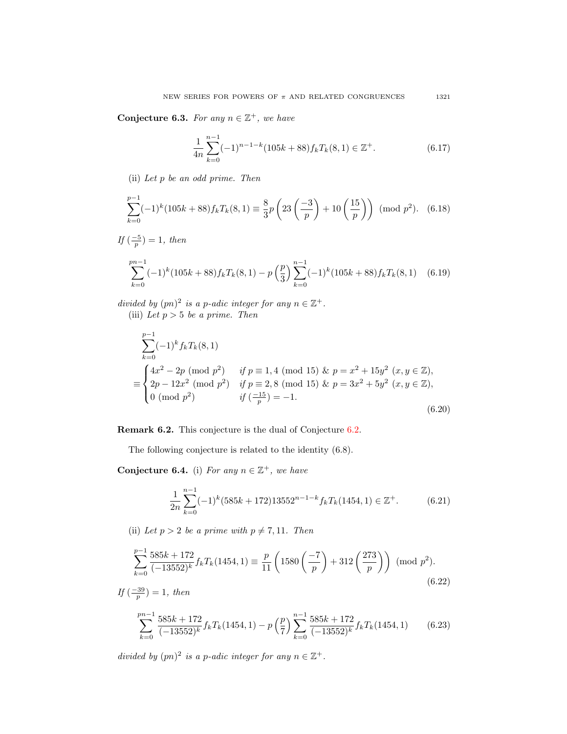**Conjecture 6.3.** *For any $n \in \mathbb{Z}^+$, we have*

$$\frac{1}{4n}\sum_{k=0}^{n-1}(-1)^{n-1-k}(105k+88)f_kT_k(8,1) \in \mathbb{Z}^+. \tag{6.17}$$

(ii) *Let $p$ be an odd prime. Then*

$$\sum_{k=0}^{p-1}(-1)^k(105k+88)f_kT_k(8,1) \equiv \frac{8}{3}p\left(23\left(\frac{-3}{p}\right)+10\left(\frac{15}{p}\right)\right) \pmod{p^2}. \tag{6.18}$$

*If $(\frac{-5}{p})=1$, then*

$$\sum_{k=0}^{pn-1}(-1)^k(105k+88)f_kT_k(8,1) - p\left(\frac{p}{3}\right)\sum_{k=0}^{n-1}(-1)^k(105k+88)f_kT_k(8,1) \tag{6.19}$$

*divided by $(pn)^2$ is a $p$-adic integer for any $n \in \mathbb{Z}^+$.*

(iii) *Let $p > 5$ be a prime. Then*

$$\sum_{k=0}^{p-1}(-1)^k f_kT_k(8,1) \equiv \begin{cases} 4x^2-2p \pmod{p^2} & \text{if } p \equiv 1,4 \pmod{15} \ \& \ p=x^2+15y^2\ (x,y\in\mathbb{Z}),\\ 2p-12x^2 \pmod{p^2} & \text{if } p \equiv 2,8 \pmod{15} \ \& \ p=3x^2+5y^2\ (x,y\in\mathbb{Z}),\\ 0 \pmod{p^2} & \text{if } (\frac{-15}{p})=-1. \end{cases} \tag{6.20}$$

**Remark 6.2.** This conjecture is the dual of Conjecture 6.2.

The following conjecture is related to the identity (6.8).

**Conjecture 6.4.** (i) *For any $n \in \mathbb{Z}^+$, we have*

$$\frac{1}{2n}\sum_{k=0}^{n-1}(-1)^k(585k+172)13552^{n-1-k}f_kT_k(1454,1) \in \mathbb{Z}^+. \tag{6.21}$$

(ii) *Let $p > 2$ be a prime with $p \neq 7, 11$. Then*

$$\sum_{k=0}^{p-1}\frac{585k+172}{(-13552)^k}f_kT_k(1454,1) \equiv \frac{p}{11}\left(1580\left(\frac{-7}{p}\right)+312\left(\frac{273}{p}\right)\right) \pmod{p^2}. \tag{6.22}$$

*If $(\frac{-39}{p})=1$, then*

$$\sum_{k=0}^{pn-1}\frac{585k+172}{(-13552)^k}f_kT_k(1454,1) - p\left(\frac{p}{7}\right)\sum_{k=0}^{n-1}\frac{585k+172}{(-13552)^k}f_kT_k(1454,1) \tag{6.23}$$

*divided by $(pn)^2$ is a $p$-adic integer for any $n \in \mathbb{Z}^+$.*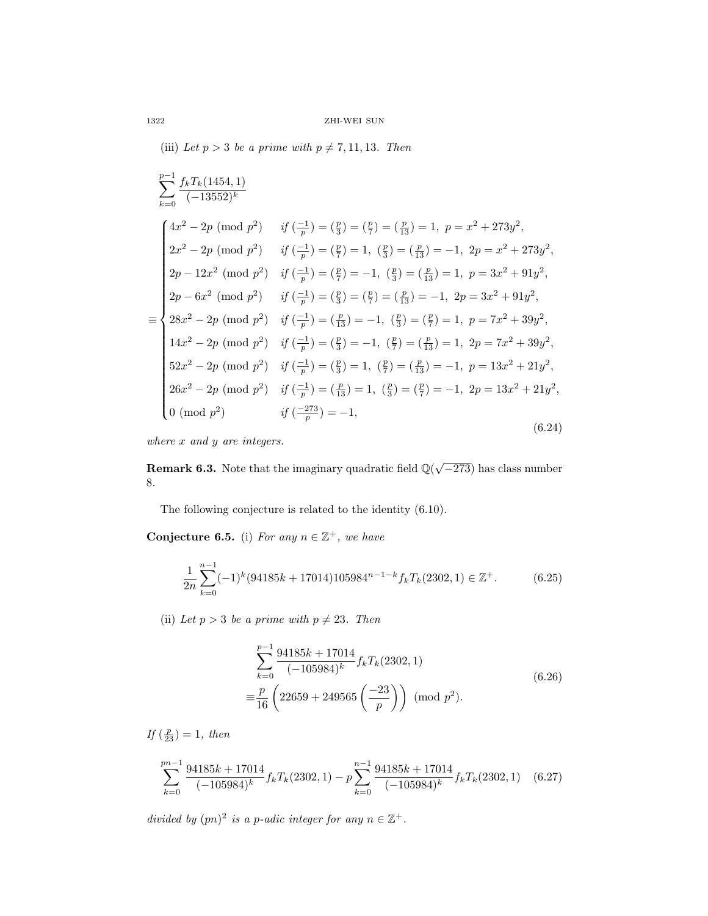(iii) *Let $p>3$ be a prime with $p\neq 7,11,13$. Then*

$$\sum_{k=0}^{p-1}\frac{f_kT_k(1454,1)}{(-13552)^k}$$
$$\equiv\begin{cases}4x^2-2p \pmod{p^2} & \text{if } (\frac{-1}{p})=(\frac{p}{3})=(\frac{p}{7})=(\frac{p}{13})=1,\ p=x^2+273y^2,\\ 2x^2-2p \pmod{p^2} & \text{if } (\frac{-1}{p})=(\frac{p}{7})=1,\ (\frac{p}{3})=(\frac{p}{13})=-1,\ 2p=x^2+273y^2,\\ 2p-12x^2 \pmod{p^2} & \text{if } (\frac{-1}{p})=(\frac{p}{7})=-1,\ (\frac{p}{3})=(\frac{p}{13})=1,\ p=3x^2+91y^2,\\ 2p-6x^2 \pmod{p^2} & \text{if } (\frac{-1}{p})=(\frac{p}{3})=(\frac{p}{7})=(\frac{p}{13})=-1,\ 2p=3x^2+91y^2,\\ 28x^2-2p \pmod{p^2} & \text{if } (\frac{-1}{p})=(\frac{p}{13})=-1,\ (\frac{p}{3})=(\frac{p}{7})=1,\ p=7x^2+39y^2,\\ 14x^2-2p \pmod{p^2} & \text{if } (\frac{-1}{p})=(\frac{p}{3})=-1,\ (\frac{p}{7})=(\frac{p}{13})=1,\ 2p=7x^2+39y^2,\\ 52x^2-2p \pmod{p^2} & \text{if } (\frac{-1}{p})=(\frac{p}{3})=1,\ (\frac{p}{7})=(\frac{p}{13})=-1,\ p=13x^2+21y^2,\\ 26x^2-2p \pmod{p^2} & \text{if } (\frac{-1}{p})=(\frac{p}{13})=1,\ (\frac{p}{3})=(\frac{p}{7})=-1,\ 2p=13x^2+21y^2,\\ 0 \pmod{p^2} & \text{if } (\frac{-273}{p})=-1,\end{cases}\tag{6.24}$$

*where $x$ and $y$ are integers.*

**Remark 6.3.** Note that the imaginary quadratic field $\mathbb{Q}(\sqrt{-273})$ has class number 8.

The following conjecture is related to the identity (6.10).

**Conjecture 6.5.** (i) *For any $n\in\mathbb{Z}^+$, we have*

$$\frac{1}{2n}\sum_{k=0}^{n-1}(-1)^k(94185k+17014)105984^{n-1-k}f_kT_k(2302,1)\in\mathbb{Z}^+.\tag{6.25}$$

(ii) *Let $p>3$ be a prime with $p\neq 23$. Then*

$$\begin{aligned}&\sum_{k=0}^{p-1}\frac{94185k+17014}{(-105984)^k}f_kT_k(2302,1)\\ \equiv&\frac{p}{16}\left(22659+249565\left(\frac{-23}{p}\right)\right) \pmod{p^2}.\end{aligned}\tag{6.26}$$

*If $(\frac{p}{23})=1$, then*

$$\sum_{k=0}^{pn-1}\frac{94185k+17014}{(-105984)^k}f_kT_k(2302,1)-p\sum_{k=0}^{n-1}\frac{94185k+17014}{(-105984)^k}f_kT_k(2302,1)\tag{6.27}$$

*divided by $(pn)^2$ is a $p$-adic integer for any $n\in\mathbb{Z}^+$.*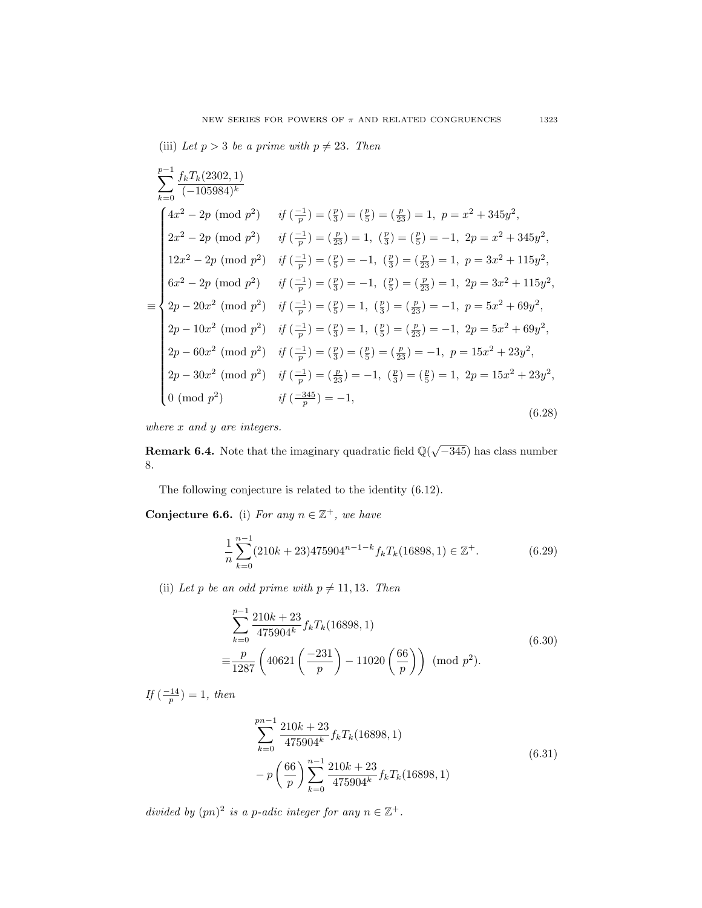(iii) *Let $p>3$ be a prime with $p\neq 23$. Then*

$$\sum_{k=0}^{p-1}\frac{f_kT_k(2302,1)}{(-105984)^k}$$
$$\equiv\begin{cases}4x^2-2p \pmod{p^2} & \text{if } (\frac{-1}{p})=(\frac{p}{3})=(\frac{p}{5})=(\frac{p}{23})=1,\ p=x^2+345y^2,\\ 2x^2-2p \pmod{p^2} & \text{if } (\frac{-1}{p})=(\frac{p}{23})=1,\ (\frac{p}{3})=(\frac{p}{5})=-1,\ 2p=x^2+345y^2,\\ 12x^2-2p \pmod{p^2} & \text{if } (\frac{-1}{p})=(\frac{p}{5})=-1,\ (\frac{p}{3})=(\frac{p}{23})=1,\ p=3x^2+115y^2,\\ 6x^2-2p \pmod{p^2} & \text{if } (\frac{-1}{p})=(\frac{p}{3})=-1,\ (\frac{p}{5})=(\frac{p}{23})=1,\ 2p=3x^2+115y^2,\\ 2p-20x^2 \pmod{p^2} & \text{if } (\frac{-1}{p})=(\frac{p}{5})=1,\ (\frac{p}{3})=(\frac{p}{23})=-1,\ p=5x^2+69y^2,\\ 2p-10x^2 \pmod{p^2} & \text{if } (\frac{-1}{p})=(\frac{p}{3})=1,\ (\frac{p}{5})=(\frac{p}{23})=-1,\ 2p=5x^2+69y^2,\\ 2p-60x^2 \pmod{p^2} & \text{if } (\frac{-1}{p})=(\frac{p}{3})=(\frac{p}{5})=(\frac{p}{23})=-1,\ p=15x^2+23y^2,\\ 2p-30x^2 \pmod{p^2} & \text{if } (\frac{-1}{p})=(\frac{p}{23})=-1,\ (\frac{p}{3})=(\frac{p}{5})=1,\ 2p=15x^2+23y^2,\\ 0 \pmod{p^2} & \text{if } (\frac{-345}{p})=-1,\end{cases}\tag{6.28}$$

*where $x$ and $y$ are integers.*

**Remark 6.4.** Note that the imaginary quadratic field $\mathbb{Q}(\sqrt{-345})$ has class number 8.

The following conjecture is related to the identity (6.12).

**Conjecture 6.6.** (i) *For any $n\in\mathbb{Z}^+$, we have*

$$\frac{1}{n}\sum_{k=0}^{n-1}(210k+23)475904^{n-1-k}f_kT_k(16898,1)\in\mathbb{Z}^+.\tag{6.29}$$

(ii) *Let $p$ be an odd prime with $p\neq 11,13$. Then*

$$\begin{aligned}&\sum_{k=0}^{p-1}\frac{210k+23}{475904^k}f_kT_k(16898,1)\\ \equiv&\frac{p}{1287}\left(40621\left(\frac{-231}{p}\right)-11020\left(\frac{66}{p}\right)\right)\pmod{p^2}.\end{aligned}\tag{6.30}$$

*If $(\frac{-14}{p})=1$, then*

$$\begin{aligned}&\sum_{k=0}^{pn-1}\frac{210k+23}{475904^k}f_kT_k(16898,1)\\ &-p\left(\frac{66}{p}\right)\sum_{k=0}^{n-1}\frac{210k+23}{475904^k}f_kT_k(16898,1)\end{aligned}\tag{6.31}$$

*divided by $(pn)^2$ is a $p$-adic integer for any $n\in\mathbb{Z}^+$.*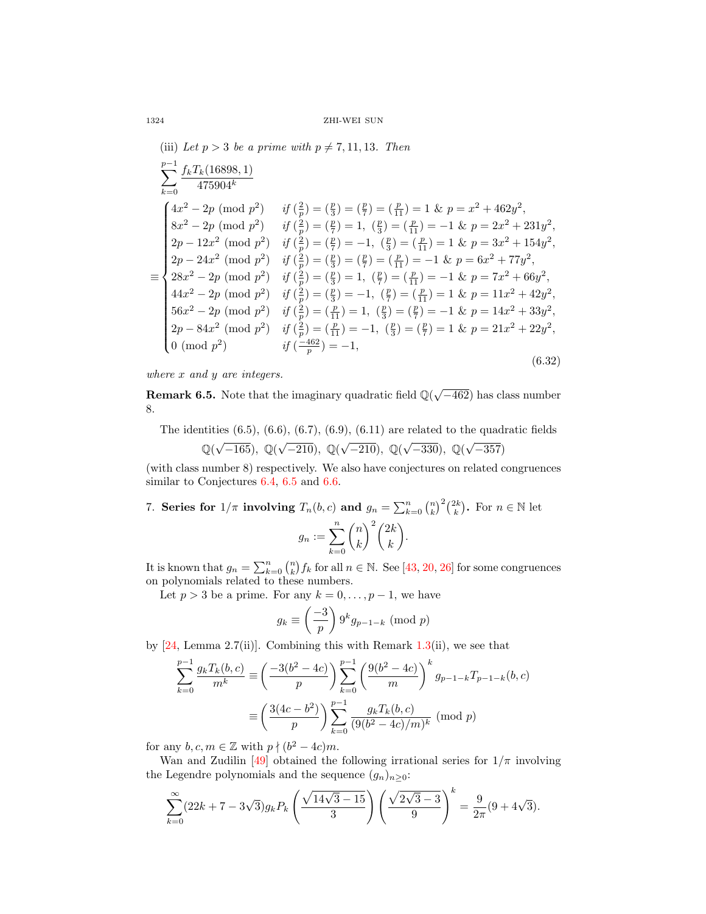(iii) *Let $p>3$ be a prime with $p\ne 7,11,13$. Then*

$$\sum_{k=0}^{p-1}\frac{f_kT_k(16898,1)}{475904^k}$$
$$\equiv\begin{cases}4x^2-2p\pmod{p^2} & \text{if } (\frac{2}{p})=(\frac{p}{3})=(\frac{p}{7})=(\frac{p}{11})=1\ \&\ p=x^2+462y^2,\\ 8x^2-2p\pmod{p^2} & \text{if } (\frac{2}{p})=(\frac{p}{7})=1,\ (\frac{p}{3})=(\frac{p}{11})=-1\ \&\ p=2x^2+231y^2,\\ 2p-12x^2\pmod{p^2} & \text{if } (\frac{2}{p})=(\frac{p}{7})=-1,\ (\frac{p}{3})=(\frac{p}{11})=1\ \&\ p=3x^2+154y^2,\\ 2p-24x^2\pmod{p^2} & \text{if } (\frac{2}{p})=(\frac{p}{3})=(\frac{p}{7})=(\frac{p}{11})=-1\ \&\ p=6x^2+77y^2,\\ 28x^2-2p\pmod{p^2} & \text{if } (\frac{2}{p})=(\frac{p}{3})=1,\ (\frac{p}{7})=(\frac{p}{11})=-1\ \&\ p=7x^2+66y^2,\\ 44x^2-2p\pmod{p^2} & \text{if } (\frac{2}{p})=(\frac{p}{3})=-1,\ (\frac{p}{7})=(\frac{p}{11})=1\ \&\ p=11x^2+42y^2,\\ 56x^2-2p\pmod{p^2} & \text{if } (\frac{2}{p})=(\frac{p}{11})=1,\ (\frac{p}{3})=(\frac{p}{7})=-1\ \&\ p=14x^2+33y^2,\\ 2p-84x^2\pmod{p^2} & \text{if } (\frac{2}{p})=(\frac{p}{11})=-1,\ (\frac{p}{3})=(\frac{p}{7})=1\ \&\ p=21x^2+22y^2,\\ 0\pmod{p^2} & \text{if } (\frac{-462}{p})=-1,\end{cases}\tag{6.32}$$

*where $x$ and $y$ are integers.*

**Remark 6.5.** Note that the imaginary quadratic field $\mathbb{Q}(\sqrt{-462})$ has class number 8.

The identities (6.5), (6.6), (6.7), (6.9), (6.11) are related to the quadratic fields

$$\mathbb{Q}(\sqrt{-165}),\ \mathbb{Q}(\sqrt{-210}),\ \mathbb{Q}(\sqrt{-210}),\ \mathbb{Q}(\sqrt{-330}),\ \mathbb{Q}(\sqrt{-357})$$

(with class number 8) respectively. We also have conjectures on related congruences similar to Conjectures 6.4, 6.5 and 6.6.

## 7. Series for $1/\pi$ involving $T_n(b,c)$ and $g_n=\sum_{k=0}^n\binom{n}{k}^2\binom{2k}{k}$.

For $n\in\mathbb{N}$ let

$$g_n:=\sum_{k=0}^n\binom{n}{k}^2\binom{2k}{k}.$$

It is known that $g_n=\sum_{k=0}^n\binom{n}{k}f_k$ for all $n\in\mathbb{N}$. See [43, 20, 26] for some congruences on polynomials related to these numbers.

Let $p>3$ be a prime. For any $k=0,\ldots,p-1$, we have

$$g_k\equiv\left(\frac{-3}{p}\right)9^kg_{p-1-k}\pmod p$$

by [24, Lemma 2.7(ii)]. Combining this with Remark 1.3(ii), we see that

$$\begin{aligned}\sum_{k=0}^{p-1}\frac{g_kT_k(b,c)}{m^k}&\equiv\left(\frac{-3(b^2-4c)}{p}\right)\sum_{k=0}^{p-1}\left(\frac{9(b^2-4c)}{m}\right)^kg_{p-1-k}T_{p-1-k}(b,c)\\&\equiv\left(\frac{3(4c-b^2)}{p}\right)\sum_{k=0}^{p-1}\frac{g_kT_k(b,c)}{(9(b^2-4c)/m)^k}\pmod p\end{aligned}$$

for any $b,c,m\in\mathbb{Z}$ with $p\nmid(b^2-4c)m$.

Wan and Zudilin [49] obtained the following irrational series for $1/\pi$ involving the Legendre polynomials and the sequence $(g_n)_{n\ge0}$:

$$\sum_{k=0}^\infty(22k+7-3\sqrt3)g_kP_k\left(\frac{\sqrt{14\sqrt3-15}}{3}\right)\left(\frac{\sqrt{2\sqrt3-3}}{9}\right)^k=\frac{9}{2\pi}(9+4\sqrt3).$$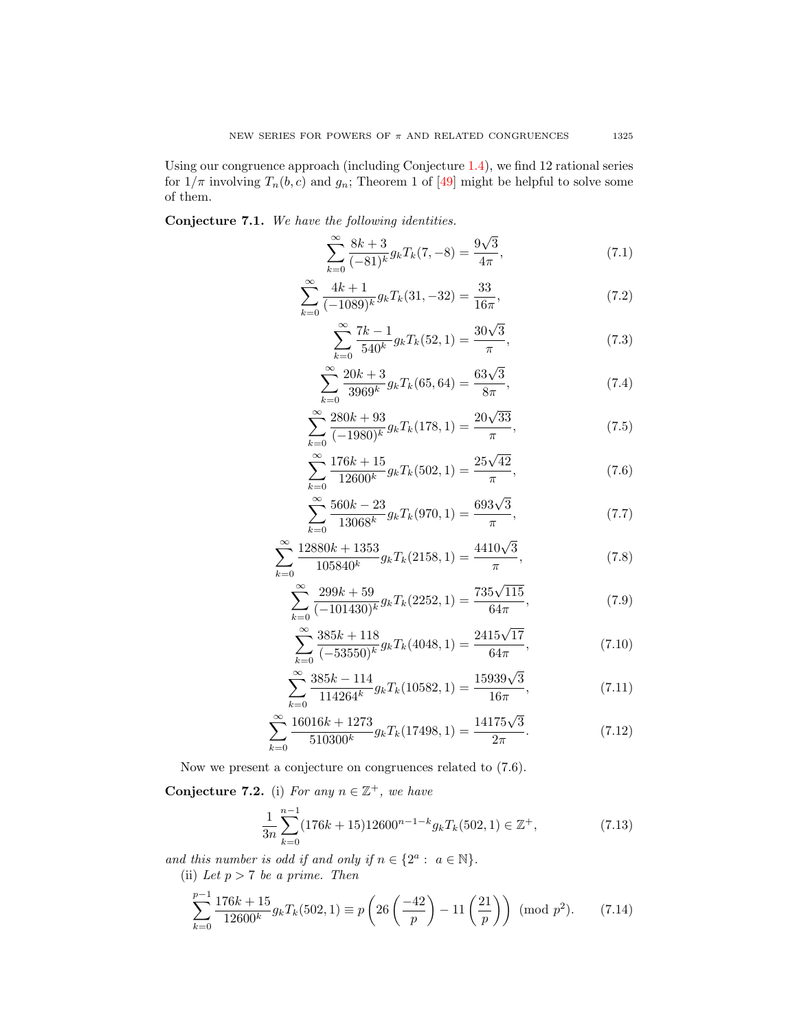Using our congruence approach (including Conjecture 1.4), we find 12 rational series for $1/\pi$ involving $T_n(b,c)$ and $g_n$; Theorem 1 of [49] might be helpful to solve some of them.

**Conjecture 7.1.** *We have the following identities.*

$$\sum_{k=0}^{\infty}\frac{8k+3}{(-81)^k}g_kT_k(7,-8)=\frac{9\sqrt{3}}{4\pi},\tag{7.1}$$

$$\sum_{k=0}^{\infty}\frac{4k+1}{(-1089)^k}g_kT_k(31,-32)=\frac{33}{16\pi},\tag{7.2}$$

$$\sum_{k=0}^{\infty}\frac{7k-1}{540^k}g_kT_k(52,1)=\frac{30\sqrt{3}}{\pi},\tag{7.3}$$

$$\sum_{k=0}^{\infty}\frac{20k+3}{3969^k}g_kT_k(65,64)=\frac{63\sqrt{3}}{8\pi},\tag{7.4}$$

$$\sum_{k=0}^{\infty}\frac{280k+93}{(-1980)^k}g_kT_k(178,1)=\frac{20\sqrt{33}}{\pi},\tag{7.5}$$

$$\sum_{k=0}^{\infty}\frac{176k+15}{12600^k}g_kT_k(502,1)=\frac{25\sqrt{42}}{\pi},\tag{7.6}$$

$$\sum_{k=0}^{\infty}\frac{560k-23}{13068^k}g_kT_k(970,1)=\frac{693\sqrt{3}}{\pi},\tag{7.7}$$

$$\sum_{k=0}^{\infty}\frac{12880k+1353}{105840^k}g_kT_k(2158,1)=\frac{4410\sqrt{3}}{\pi},\tag{7.8}$$

$$\sum_{k=0}^{\infty}\frac{299k+59}{(-101430)^k}g_kT_k(2252,1)=\frac{735\sqrt{115}}{64\pi},\tag{7.9}$$

$$\sum_{k=0}^{\infty}\frac{385k+118}{(-53550)^k}g_kT_k(4048,1)=\frac{2415\sqrt{17}}{64\pi},\tag{7.10}$$

$$\sum_{k=0}^{\infty}\frac{385k-114}{114264^k}g_kT_k(10582,1)=\frac{15939\sqrt{3}}{16\pi},\tag{7.11}$$

$$\sum_{k=0}^{\infty}\frac{16016k+1273}{510300^k}g_kT_k(17498,1)=\frac{14175\sqrt{3}}{2\pi}.\tag{7.12}$$

Now we present a conjecture on congruences related to (7.6).

**Conjecture 7.2.** (i) *For any $n\in\mathbb{Z}^+$, we have*

$$\frac{1}{3n}\sum_{k=0}^{n-1}(176k+15)12600^{n-1-k}g_kT_k(502,1)\in\mathbb{Z}^+,\tag{7.13}$$

*and this number is odd if and only if $n\in\{2^a:\ a\in\mathbb{N}\}$.*

(ii) *Let $p>7$ be a prime. Then*

$$\sum_{k=0}^{p-1}\frac{176k+15}{12600^k}g_kT_k(502,1)\equiv p\left(26\left(\frac{-42}{p}\right)-11\left(\frac{21}{p}\right)\right)\pmod{p^2}.\tag{7.14}$$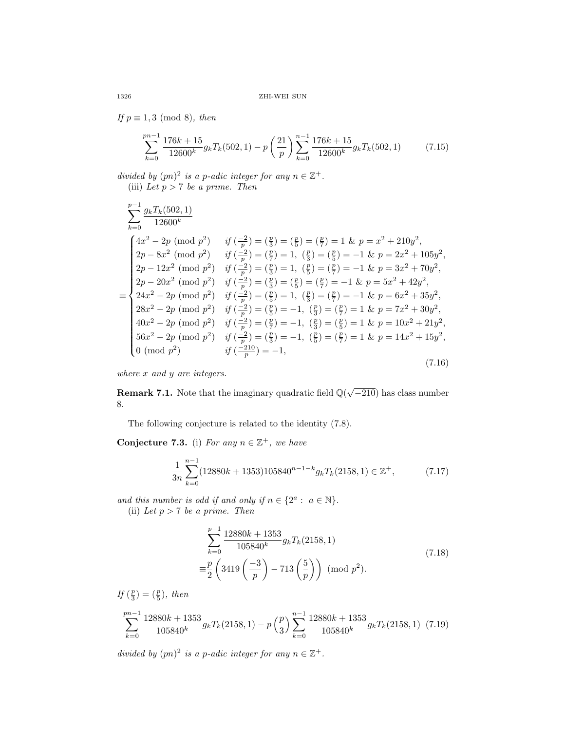*If $p \equiv 1,3 \pmod 8$, then*

$$\sum_{k=0}^{pn-1}\frac{176k+15}{12600^k}g_kT_k(502,1)-p\left(\frac{21}{p}\right)\sum_{k=0}^{n-1}\frac{176k+15}{12600^k}g_kT_k(502,1) \tag{7.15}$$

*divided by $(pn)^2$ is a $p$-adic integer for any $n\in\mathbb{Z}^+$.*

(iii) *Let $p>7$ be a prime. Then*

$$\sum_{k=0}^{p-1}\frac{g_kT_k(502,1)}{12600^k}$$
$$\equiv\begin{cases}4x^2-2p \pmod{p^2} & \text{if } (\frac{-2}{p})=(\frac{p}{3})=(\frac{p}{5})=(\frac{p}{7})=1\ \&\ p=x^2+210y^2,\\ 2p-8x^2 \pmod{p^2} & \text{if } (\frac{-2}{p})=(\frac{p}{7})=1,\ (\frac{p}{3})=(\frac{p}{5})=-1\ \&\ p=2x^2+105y^2,\\ 2p-12x^2 \pmod{p^2} & \text{if } (\frac{-2}{p})=(\frac{p}{3})=1,\ (\frac{p}{5})=(\frac{p}{7})=-1\ \&\ p=3x^2+70y^2,\\ 2p-20x^2 \pmod{p^2} & \text{if } (\frac{-2}{p})=(\frac{p}{3})=(\frac{p}{5})=(\frac{p}{7})=-1\ \&\ p=5x^2+42y^2,\\ 24x^2-2p \pmod{p^2} & \text{if } (\frac{-2}{p})=(\frac{p}{5})=1,\ (\frac{p}{3})=(\frac{p}{7})=-1\ \&\ p=6x^2+35y^2,\\ 28x^2-2p \pmod{p^2} & \text{if } (\frac{-2}{p})=(\frac{p}{5})=-1,\ (\frac{p}{3})=(\frac{p}{7})=1\ \&\ p=7x^2+30y^2,\\ 40x^2-2p \pmod{p^2} & \text{if } (\frac{-2}{p})=(\frac{p}{7})=-1,\ (\frac{p}{3})=(\frac{p}{5})=1\ \&\ p=10x^2+21y^2,\\ 56x^2-2p \pmod{p^2} & \text{if } (\frac{-2}{p})=(\frac{p}{3})=-1,\ (\frac{p}{5})=(\frac{p}{7})=1\ \&\ p=14x^2+15y^2,\\ 0 \pmod{p^2} & \text{if } (\frac{-210}{p})=-1,\end{cases} \tag{7.16}$$

*where $x$ and $y$ are integers.*

**Remark 7.1.** Note that the imaginary quadratic field $\mathbb{Q}(\sqrt{-210})$ has class number 8.

The following conjecture is related to the identity (7.8).

**Conjecture 7.3.** (i) *For any $n\in\mathbb{Z}^+$, we have*

$$\frac{1}{3n}\sum_{k=0}^{n-1}(12880k+1353)105840^{n-1-k}g_kT_k(2158,1)\in\mathbb{Z}^+, \tag{7.17}$$

*and this number is odd if and only if $n\in\{2^a:\ a\in\mathbb{N}\}$.*

(ii) *Let $p>7$ be a prime. Then*

$$\begin{aligned}&\sum_{k=0}^{p-1}\frac{12880k+1353}{105840^k}g_kT_k(2158,1)\\ \equiv&\frac{p}{2}\left(3419\left(\frac{-3}{p}\right)-713\left(\frac{5}{p}\right)\right) \pmod{p^2}.\end{aligned} \tag{7.18}$$

*If $(\frac{p}{3})=(\frac{p}{5})$, then*

$$\sum_{k=0}^{pn-1}\frac{12880k+1353}{105840^k}g_kT_k(2158,1)-p\left(\frac{p}{3}\right)\sum_{k=0}^{n-1}\frac{12880k+1353}{105840^k}g_kT_k(2158,1) \tag{7.19}$$

*divided by $(pn)^2$ is a $p$-adic integer for any $n\in\mathbb{Z}^+$.*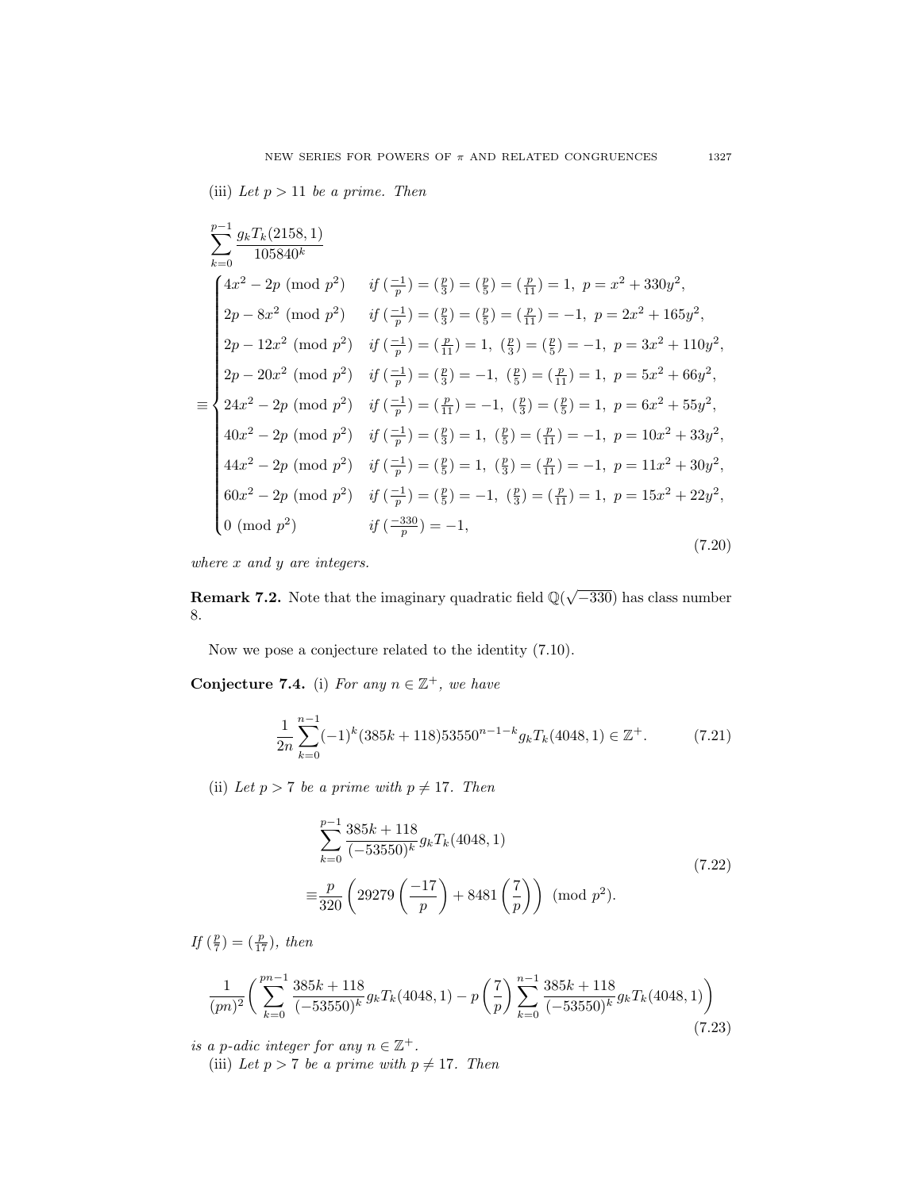(iii) *Let $p > 11$ be a prime. Then*

$$\sum_{k=0}^{p-1}\frac{g_kT_k(2158,1)}{105840^k}$$
$$\equiv\begin{cases}4x^2-2p \pmod{p^2} & \text{if } (\frac{-1}{p})=(\frac{p}{3})=(\frac{p}{5})=(\frac{p}{11})=1,\ p=x^2+330y^2,\\ 2p-8x^2 \pmod{p^2} & \text{if } (\frac{-1}{p})=(\frac{p}{3})=(\frac{p}{5})=(\frac{p}{11})=-1,\ p=2x^2+165y^2,\\ 2p-12x^2 \pmod{p^2} & \text{if } (\frac{-1}{p})=(\frac{p}{11})=1,\ (\frac{p}{3})=(\frac{p}{5})=-1,\ p=3x^2+110y^2,\\ 2p-20x^2 \pmod{p^2} & \text{if } (\frac{-1}{p})=(\frac{p}{3})=-1,\ (\frac{p}{5})=(\frac{p}{11})=1,\ p=5x^2+66y^2,\\ 24x^2-2p \pmod{p^2} & \text{if } (\frac{-1}{p})=(\frac{p}{11})=-1,\ (\frac{p}{3})=(\frac{p}{5})=1,\ p=6x^2+55y^2,\\ 40x^2-2p \pmod{p^2} & \text{if } (\frac{-1}{p})=(\frac{p}{3})=1,\ (\frac{p}{5})=(\frac{p}{11})=-1,\ p=10x^2+33y^2,\\ 44x^2-2p \pmod{p^2} & \text{if } (\frac{-1}{p})=(\frac{p}{5})=1,\ (\frac{p}{3})=(\frac{p}{11})=-1,\ p=11x^2+30y^2,\\ 60x^2-2p \pmod{p^2} & \text{if } (\frac{-1}{p})=(\frac{p}{5})=-1,\ (\frac{p}{3})=(\frac{p}{11})=1,\ p=15x^2+22y^2,\\ 0 \pmod{p^2} & \text{if } (\frac{-330}{p})=-1,\end{cases}\tag{7.20}$$

*where $x$ and $y$ are integers.*

**Remark 7.2.** Note that the imaginary quadratic field $\mathbb{Q}(\sqrt{-330})$ has class number 8.

Now we pose a conjecture related to the identity (7.10).

**Conjecture 7.4.** (i) *For any $n \in \mathbb{Z}^+$, we have*

$$\frac{1}{2n}\sum_{k=0}^{n-1}(-1)^k(385k+118)53550^{n-1-k}g_kT_k(4048,1)\in\mathbb{Z}^+.\tag{7.21}$$

(ii) *Let $p > 7$ be a prime with $p \neq 17$. Then*

$$\begin{aligned}&\sum_{k=0}^{p-1}\frac{385k+118}{(-53550)^k}g_kT_k(4048,1)\\ \equiv&\frac{p}{320}\left(29279\left(\frac{-17}{p}\right)+8481\left(\frac{7}{p}\right)\right) \pmod{p^2}.\end{aligned}\tag{7.22}$$

*If $(\frac{p}{7})=(\frac{p}{17})$, then*

$$\frac{1}{(pn)^2}\left(\sum_{k=0}^{pn-1}\frac{385k+118}{(-53550)^k}g_kT_k(4048,1)-p\left(\frac{7}{p}\right)\sum_{k=0}^{n-1}\frac{385k+118}{(-53550)^k}g_kT_k(4048,1)\right)\tag{7.23}$$

*is a $p$-adic integer for any $n \in \mathbb{Z}^+$.*

(iii) *Let $p > 7$ be a prime with $p \neq 17$. Then*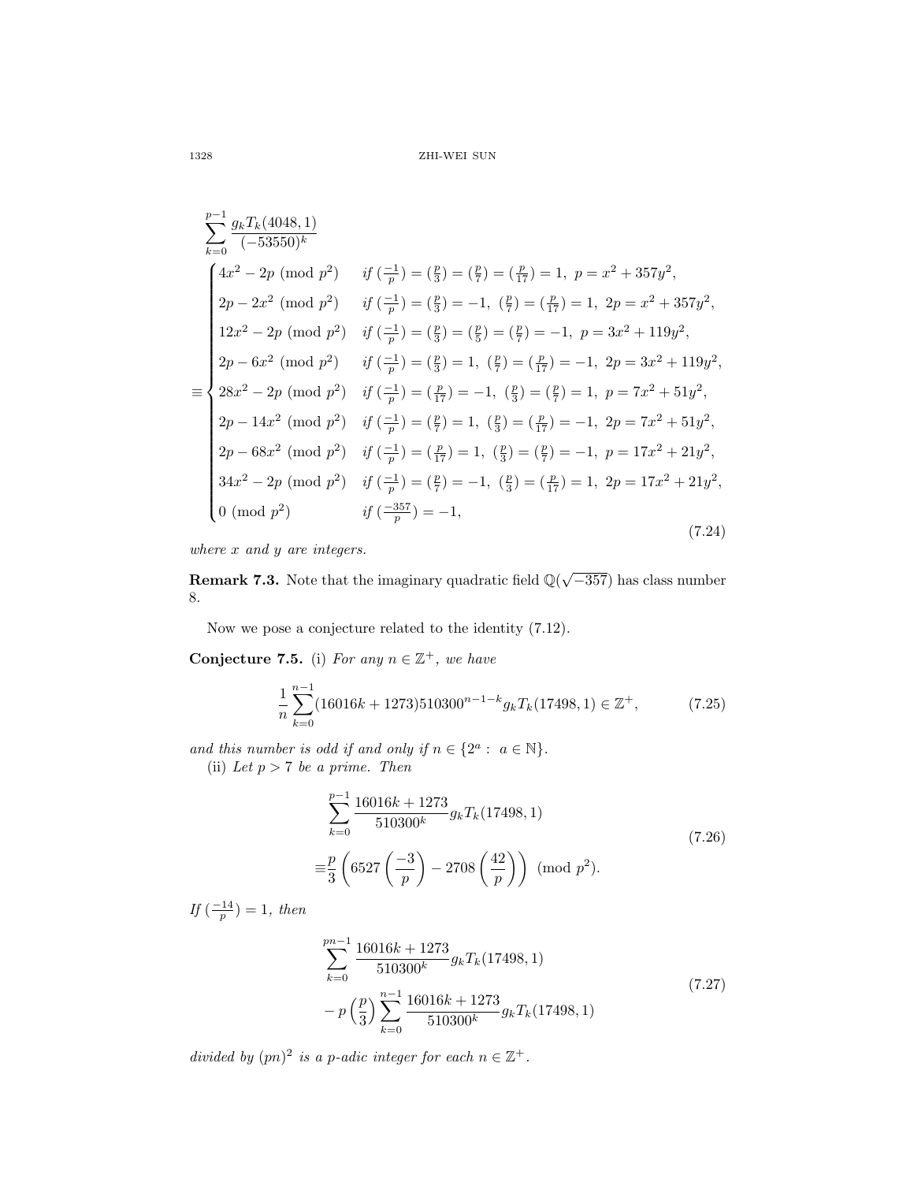$$\sum_{k=0}^{p-1}\frac{g_kT_k(4048,1)}{(-53550)^k}$$

$$\equiv\begin{cases}4x^2-2p\ (\mathrm{mod}\ p^2) & \textit{if}\ (\frac{-1}{p})=(\frac{p}{3})=(\frac{p}{7})=(\frac{p}{17})=1,\ p=x^2+357y^2,\\ 2p-2x^2\ (\mathrm{mod}\ p^2) & \textit{if}\ (\frac{-1}{p})=(\frac{p}{3})=-1,\ (\frac{p}{7})=(\frac{p}{17})=1,\ 2p=x^2+357y^2,\\ 12x^2-2p\ (\mathrm{mod}\ p^2) & \textit{if}\ (\frac{-1}{p})=(\frac{p}{3})=(\frac{p}{5})=(\frac{p}{7})=-1,\ p=3x^2+119y^2,\\ 2p-6x^2\ (\mathrm{mod}\ p^2) & \textit{if}\ (\frac{-1}{p})=(\frac{p}{3})=1,\ (\frac{p}{7})=(\frac{p}{17})=-1,\ 2p=3x^2+119y^2,\\ 28x^2-2p\ (\mathrm{mod}\ p^2) & \textit{if}\ (\frac{-1}{p})=(\frac{p}{17})=-1,\ (\frac{p}{3})=(\frac{p}{7})=1,\ p=7x^2+51y^2,\\ 2p-14x^2\ (\mathrm{mod}\ p^2) & \textit{if}\ (\frac{-1}{p})=(\frac{p}{7})=1,\ (\frac{p}{3})=(\frac{p}{17})=-1,\ 2p=7x^2+51y^2,\\ 2p-68x^2\ (\mathrm{mod}\ p^2) & \textit{if}\ (\frac{-1}{p})=(\frac{p}{17})=1,\ (\frac{p}{3})=(\frac{p}{7})=-1,\ p=17x^2+21y^2,\\ 34x^2-2p\ (\mathrm{mod}\ p^2) & \textit{if}\ (\frac{-1}{p})=(\frac{p}{7})=-1,\ (\frac{p}{3})=(\frac{p}{17})=1,\ 2p=17x^2+21y^2,\\ 0\ (\mathrm{mod}\ p^2) & \textit{if}\ (\frac{-357}{p})=-1,\end{cases}\tag{7.24}$$

*where $x$ and $y$ are integers.*

**Remark 7.3.** Note that the imaginary quadratic field $\mathbb{Q}(\sqrt{-357})$ has class number 8.

Now we pose a conjecture related to the identity (7.12).

**Conjecture 7.5.** (i) *For any $n\in\mathbb{Z}^+$, we have*

$$\frac{1}{n}\sum_{k=0}^{n-1}(16016k+1273)510300^{n-1-k}g_kT_k(17498,1)\in\mathbb{Z}^+,\tag{7.25}$$

*and this number is odd if and only if $n\in\{2^a:\ a\in\mathbb{N}\}$.*

(ii) *Let $p>7$ be a prime. Then*

$$\sum_{k=0}^{p-1}\frac{16016k+1273}{510300^k}g_kT_k(17498,1)\equiv\frac{p}{3}\left(6527\left(\frac{-3}{p}\right)-2708\left(\frac{42}{p}\right)\right)\ (\mathrm{mod}\ p^2).\tag{7.26}$$

*If $(\frac{-14}{p})=1$, then*

$$\sum_{k=0}^{pn-1}\frac{16016k+1273}{510300^k}g_kT_k(17498,1)-p\left(\frac{p}{3}\right)\sum_{k=0}^{n-1}\frac{16016k+1273}{510300^k}g_kT_k(17498,1)\tag{7.27}$$

*divided by $(pn)^2$ is a $p$-adic integer for each $n\in\mathbb{Z}^+$.*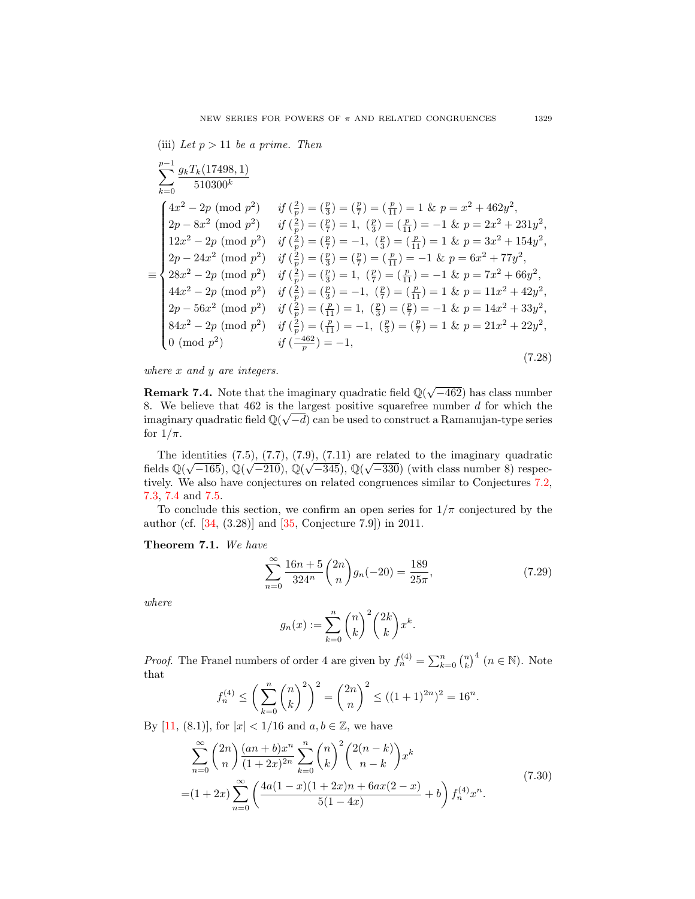(iii) *Let $p > 11$ be a prime. Then*

$$\sum_{k=0}^{p-1} \frac{g_k T_k(17498,1)}{510300^k}$$
$$\equiv \begin{cases} 4x^2 - 2p \pmod{p^2} & \text{if } (\frac{2}{p}) = (\frac{p}{3}) = (\frac{p}{7}) = (\frac{p}{11}) = 1 \ \&\ p = x^2 + 462y^2, \\ 2p - 8x^2 \pmod{p^2} & \text{if } (\frac{2}{p}) = (\frac{p}{7}) = 1,\ (\frac{p}{3}) = (\frac{p}{11}) = -1 \ \&\ p = 2x^2 + 231y^2, \\ 12x^2 - 2p \pmod{p^2} & \text{if } (\frac{2}{p}) = (\frac{p}{7}) = -1,\ (\frac{p}{3}) = (\frac{p}{11}) = 1 \ \&\ p = 3x^2 + 154y^2, \\ 2p - 24x^2 \pmod{p^2} & \text{if } (\frac{2}{p}) = (\frac{p}{3}) = (\frac{p}{7}) = (\frac{p}{11}) = -1 \ \&\ p = 6x^2 + 77y^2, \\ 28x^2 - 2p \pmod{p^2} & \text{if } (\frac{2}{p}) = (\frac{p}{3}) = 1,\ (\frac{p}{7}) = (\frac{p}{11}) = -1 \ \&\ p = 7x^2 + 66y^2, \\ 44x^2 - 2p \pmod{p^2} & \text{if } (\frac{2}{p}) = (\frac{p}{3}) = -1,\ (\frac{p}{7}) = (\frac{p}{11}) = 1 \ \&\ p = 11x^2 + 42y^2, \\ 2p - 56x^2 \pmod{p^2} & \text{if } (\frac{2}{p}) = (\frac{p}{11}) = 1,\ (\frac{p}{3}) = (\frac{p}{7}) = -1 \ \&\ p = 14x^2 + 33y^2, \\ 84x^2 - 2p \pmod{p^2} & \text{if } (\frac{2}{p}) = (\frac{p}{11}) = -1,\ (\frac{p}{3}) = (\frac{p}{7}) = 1 \ \&\ p = 21x^2 + 22y^2, \\ 0 \pmod{p^2} & \text{if } (\frac{-462}{p}) = -1, \end{cases} \tag{7.28}$$

*where $x$ and $y$ are integers.*

**Remark 7.4.** Note that the imaginary quadratic field $\mathbb{Q}(\sqrt{-462})$ has class number 8. We believe that 462 is the largest positive squarefree number $d$ for which the imaginary quadratic field $\mathbb{Q}(\sqrt{-d})$ can be used to construct a Ramanujan-type series for $1/\pi$.

The identities (7.5), (7.7), (7.9), (7.11) are related to the imaginary quadratic fields $\mathbb{Q}(\sqrt{-165})$, $\mathbb{Q}(\sqrt{-210})$, $\mathbb{Q}(\sqrt{-345})$, $\mathbb{Q}(\sqrt{-330})$ (with class number 8) respectively. We also have conjectures on related congruences similar to Conjectures 7.2, 7.3, 7.4 and 7.5.

To conclude this section, we confirm an open series for $1/\pi$ conjectured by the author (cf. [34, (3.28)] and [35, Conjecture 7.9]) in 2011.

**Theorem 7.1.** *We have*

$$\sum_{n=0}^{\infty} \frac{16n+5}{324^n}\binom{2n}{n} g_n(-20) = \frac{189}{25\pi}, \tag{7.29}$$

*where*

$$g_n(x) := \sum_{k=0}^{n} \binom{n}{k}^2 \binom{2k}{k} x^k.$$

*Proof.* The Franel numbers of order 4 are given by $f_n^{(4)} = \sum_{k=0}^{n} \binom{n}{k}^4$ $(n \in \mathbb{N})$. Note that

$$f_n^{(4)} \le \left(\sum_{k=0}^{n} \binom{n}{k}^2\right)^2 = \binom{2n}{n}^2 \le ((1+1)^{2n})^2 = 16^n.$$

By [11, (8.1)], for $|x| < 1/16$ and $a, b \in \mathbb{Z}$, we have

$$\begin{aligned} &\sum_{n=0}^{\infty} \binom{2n}{n} \frac{(an+b)x^n}{(1+2x)^{2n}} \sum_{k=0}^{n} \binom{n}{k}^2 \binom{2(n-k)}{n-k} x^k \\ =&(1+2x) \sum_{n=0}^{\infty} \left( \frac{4a(1-x)(1+2x)n + 6ax(2-x)}{5(1-4x)} + b \right) f_n^{(4)} x^n. \end{aligned} \tag{7.30}$$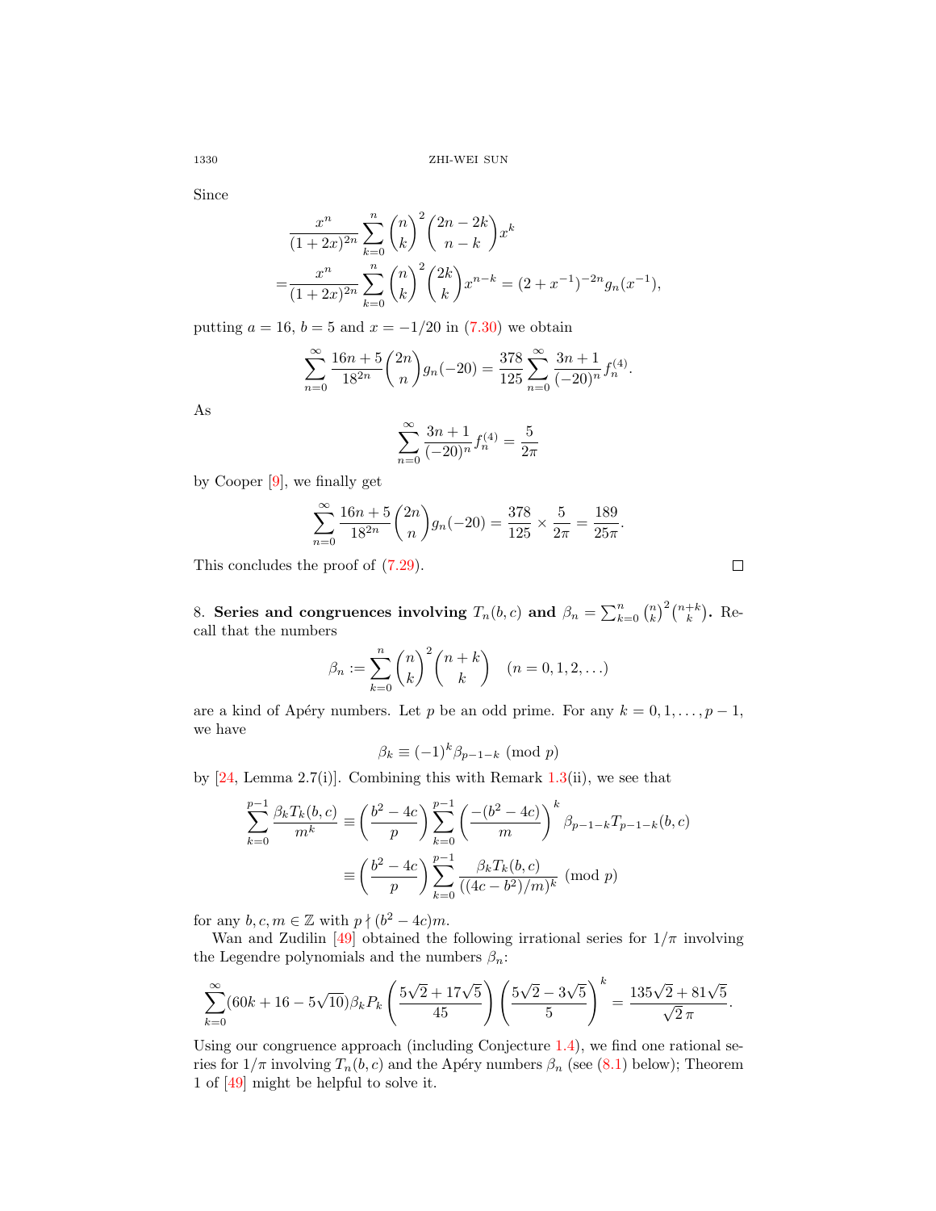Since

$$\begin{aligned}&\frac{x^n}{(1+2x)^{2n}}\sum_{k=0}^n\binom{n}{k}^2\binom{2n-2k}{n-k}x^k\\=&\frac{x^n}{(1+2x)^{2n}}\sum_{k=0}^n\binom{n}{k}^2\binom{2k}{k}x^{n-k}=(2+x^{-1})^{-2n}g_n(x^{-1}),\end{aligned}$$

putting $a=16$, $b=5$ and $x=-1/20$ in (7.30) we obtain

$$\sum_{n=0}^\infty\frac{16n+5}{18^{2n}}\binom{2n}{n}g_n(-20)=\frac{378}{125}\sum_{n=0}^\infty\frac{3n+1}{(-20)^n}f_n^{(4)}.$$

As

$$\sum_{n=0}^\infty\frac{3n+1}{(-20)^n}f_n^{(4)}=\frac{5}{2\pi}$$

by Cooper [9], we finally get

$$\sum_{n=0}^\infty\frac{16n+5}{18^{2n}}\binom{2n}{n}g_n(-20)=\frac{378}{125}\times\frac{5}{2\pi}=\frac{189}{25\pi}.$$

This concludes the proof of (7.29). □

8. **Series and congruences involving $T_n(b,c)$ and $\beta_n=\sum_{k=0}^n\binom{n}{k}^2\binom{n+k}{k}$.** Recall that the numbers

$$\beta_n:=\sum_{k=0}^n\binom{n}{k}^2\binom{n+k}{k}\quad(n=0,1,2,\ldots)$$

are a kind of Apéry numbers. Let $p$ be an odd prime. For any $k=0,1,\ldots,p-1$, we have

$$\beta_k\equiv(-1)^k\beta_{p-1-k}\ (\mathrm{mod}\ p)$$

by [24, Lemma 2.7(i)]. Combining this with Remark 1.3(ii), we see that

$$\begin{aligned}\sum_{k=0}^{p-1}\frac{\beta_kT_k(b,c)}{m^k}&\equiv\left(\frac{b^2-4c}{p}\right)\sum_{k=0}^{p-1}\left(\frac{-(b^2-4c)}{m}\right)^k\beta_{p-1-k}T_{p-1-k}(b,c)\\&\equiv\left(\frac{b^2-4c}{p}\right)\sum_{k=0}^{p-1}\frac{\beta_kT_k(b,c)}{((4c-b^2)/m)^k}\ (\mathrm{mod}\ p)\end{aligned}$$

for any $b,c,m\in\mathbb{Z}$ with $p\nmid(b^2-4c)m$.

Wan and Zudilin [49] obtained the following irrational series for $1/\pi$ involving the Legendre polynomials and the numbers $\beta_n$:

$$\sum_{k=0}^\infty(60k+16-5\sqrt{10})\beta_kP_k\left(\frac{5\sqrt2+17\sqrt5}{45}\right)\left(\frac{5\sqrt2-3\sqrt5}{5}\right)^k=\frac{135\sqrt2+81\sqrt5}{\sqrt2\,\pi}.$$

Using our congruence approach (including Conjecture 1.4), we find one rational series for $1/\pi$ involving $T_n(b,c)$ and the Apéry numbers $\beta_n$ (see (8.1) below); Theorem 1 of [49] might be helpful to solve it.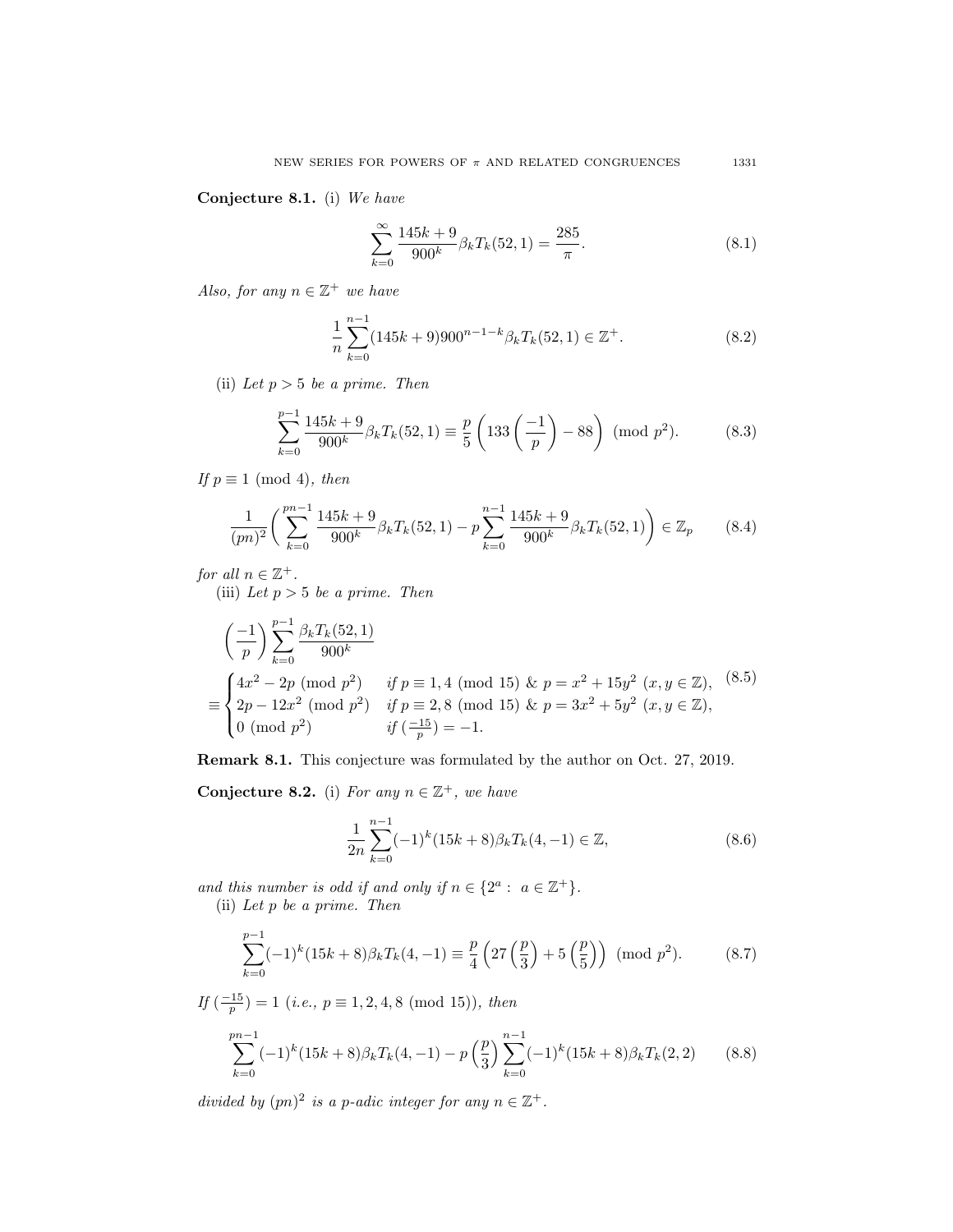**Conjecture 8.1.** (i) *We have*

$$\sum_{k=0}^{\infty} \frac{145k+9}{900^k} \beta_k T_k(52,1) = \frac{285}{\pi}. \tag{8.1}$$

*Also, for any $n \in \mathbb{Z}^+$ we have*

$$\frac{1}{n} \sum_{k=0}^{n-1} (145k+9) 900^{n-1-k} \beta_k T_k(52,1) \in \mathbb{Z}^+. \tag{8.2}$$

(ii) *Let $p > 5$ be a prime. Then*

$$\sum_{k=0}^{p-1} \frac{145k+9}{900^k} \beta_k T_k(52,1) \equiv \frac{p}{5} \left( 133 \left( \frac{-1}{p} \right) - 88 \right) \pmod{p^2}. \tag{8.3}$$

*If $p \equiv 1 \pmod 4$, then*

$$\frac{1}{(pn)^2} \bigg( \sum_{k=0}^{pn-1} \frac{145k+9}{900^k} \beta_k T_k(52,1) - p \sum_{k=0}^{n-1} \frac{145k+9}{900^k} \beta_k T_k(52,1) \bigg) \in \mathbb{Z}_p \tag{8.4}$$

*for all $n \in \mathbb{Z}^+$.*

(iii) *Let $p > 5$ be a prime. Then*

$$\begin{aligned} &\left( \frac{-1}{p} \right) \sum_{k=0}^{p-1} \frac{\beta_k T_k(52,1)}{900^k} \\ &\equiv \begin{cases} 4x^2 - 2p \pmod{p^2} & \text{if } p \equiv 1,4 \pmod{15} \ \&\ p = x^2 + 15y^2\ (x,y \in \mathbb{Z}), \\ 2p - 12x^2 \pmod{p^2} & \text{if } p \equiv 2,8 \pmod{15} \ \&\ p = 3x^2 + 5y^2\ (x,y \in \mathbb{Z}), \\ 0 \pmod{p^2} & \text{if } (\frac{-15}{p}) = -1. \end{cases} \end{aligned} \tag{8.5}$$

**Remark 8.1.** This conjecture was formulated by the author on Oct. 27, 2019.

**Conjecture 8.2.** (i) *For any $n \in \mathbb{Z}^+$, we have*

$$\frac{1}{2n} \sum_{k=0}^{n-1} (-1)^k (15k+8) \beta_k T_k(4,-1) \in \mathbb{Z}, \tag{8.6}$$

*and this number is odd if and only if $n \in \{2^a : a \in \mathbb{Z}^+\}$.*

(ii) *Let $p$ be a prime. Then*

$$\sum_{k=0}^{p-1} (-1)^k (15k+8) \beta_k T_k(4,-1) \equiv \frac{p}{4} \left( 27 \left( \frac{p}{3} \right) + 5 \left( \frac{p}{5} \right) \right) \pmod{p^2}. \tag{8.7}$$

*If $(\frac{-15}{p}) = 1$ (i.e., $p \equiv 1,2,4,8 \pmod{15}$), then*

$$\sum_{k=0}^{pn-1} (-1)^k (15k+8) \beta_k T_k(4,-1) - p \left( \frac{p}{3} \right) \sum_{k=0}^{n-1} (-1)^k (15k+8) \beta_k T_k(2,2) \tag{8.8}$$

*divided by $(pn)^2$ is a $p$-adic integer for any $n \in \mathbb{Z}^+$.*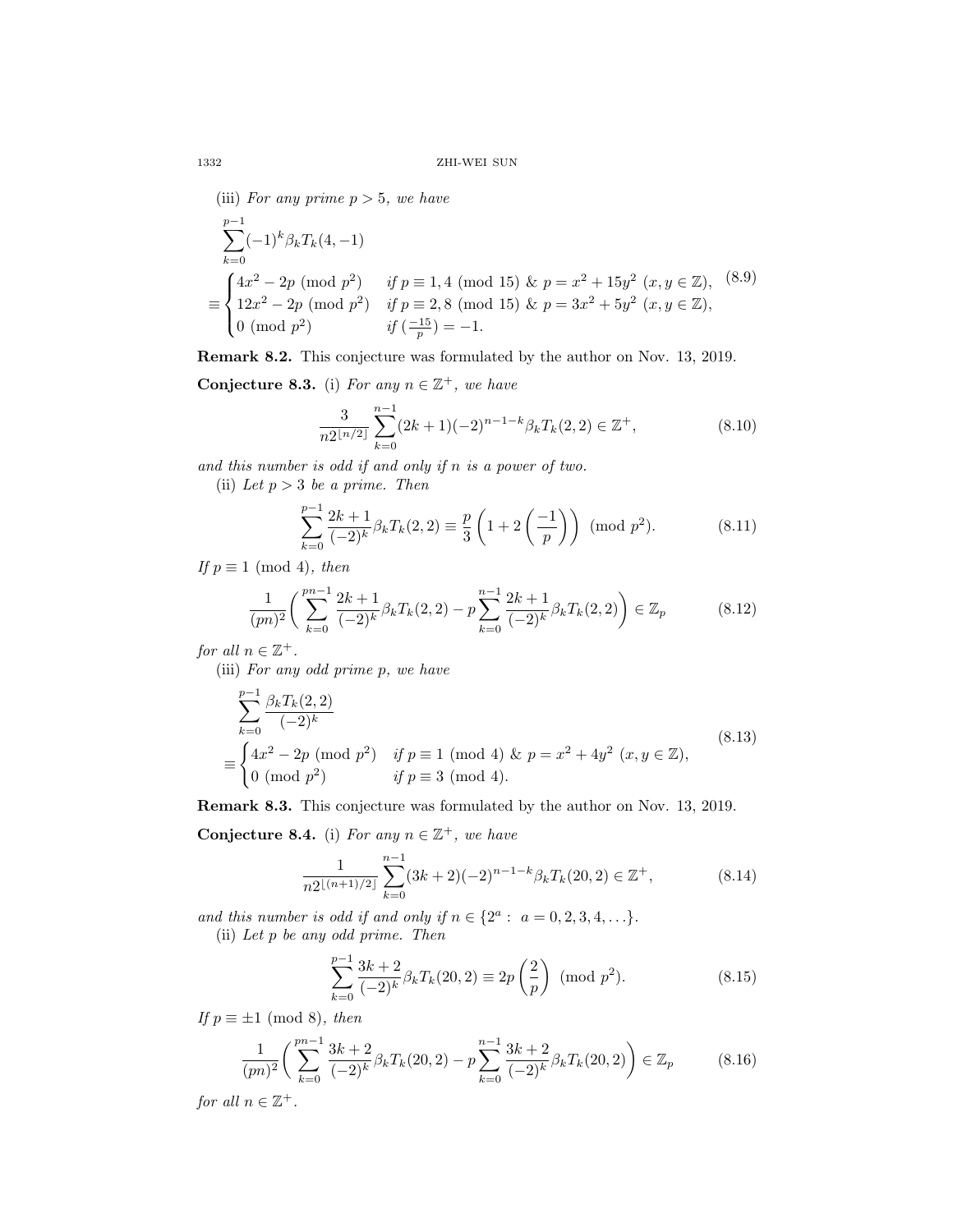(iii) *For any prime $p>5$, we have*

$$\begin{aligned}&\sum_{k=0}^{p-1}(-1)^k\beta_kT_k(4,-1)\\&\equiv\begin{cases}4x^2-2p \pmod{p^2} & \text{if } p\equiv 1,4 \pmod{15}\ \&\ p=x^2+15y^2\ (x,y\in\mathbb{Z}),\\ 12x^2-2p \pmod{p^2} & \text{if } p\equiv 2,8 \pmod{15}\ \&\ p=3x^2+5y^2\ (x,y\in\mathbb{Z}),\\ 0 \pmod{p^2} & \text{if } (\frac{-15}{p})=-1.\end{cases}\end{aligned} \tag{8.9}$$

**Remark 8.2.** This conjecture was formulated by the author on Nov. 13, 2019.

**Conjecture 8.3.** (i) *For any $n\in\mathbb{Z}^+$, we have*

$$\frac{3}{n2^{\lfloor n/2\rfloor}}\sum_{k=0}^{n-1}(2k+1)(-2)^{n-1-k}\beta_kT_k(2,2)\in\mathbb{Z}^+, \tag{8.10}$$

*and this number is odd if and only if $n$ is a power of two.*

(ii) *Let $p>3$ be a prime. Then*

$$\sum_{k=0}^{p-1}\frac{2k+1}{(-2)^k}\beta_kT_k(2,2)\equiv\frac{p}{3}\left(1+2\left(\frac{-1}{p}\right)\right) \pmod{p^2}. \tag{8.11}$$

*If $p\equiv 1 \pmod 4$, then*

$$\frac{1}{(pn)^2}\bigg(\sum_{k=0}^{pn-1}\frac{2k+1}{(-2)^k}\beta_kT_k(2,2)-p\sum_{k=0}^{n-1}\frac{2k+1}{(-2)^k}\beta_kT_k(2,2)\bigg)\in\mathbb{Z}_p \tag{8.12}$$

*for all $n\in\mathbb{Z}^+$.*

(iii) *For any odd prime $p$, we have*

$$\begin{aligned}&\sum_{k=0}^{p-1}\frac{\beta_kT_k(2,2)}{(-2)^k}\\&\equiv\begin{cases}4x^2-2p \pmod{p^2} & \text{if } p\equiv 1 \pmod 4\ \&\ p=x^2+4y^2\ (x,y\in\mathbb{Z}),\\ 0 \pmod{p^2} & \text{if } p\equiv 3 \pmod 4.\end{cases}\end{aligned} \tag{8.13}$$

**Remark 8.3.** This conjecture was formulated by the author on Nov. 13, 2019.

**Conjecture 8.4.** (i) *For any $n\in\mathbb{Z}^+$, we have*

$$\frac{1}{n2^{\lfloor (n+1)/2\rfloor}}\sum_{k=0}^{n-1}(3k+2)(-2)^{n-1-k}\beta_kT_k(20,2)\in\mathbb{Z}^+, \tag{8.14}$$

*and this number is odd if and only if $n\in\{2^a:\ a=0,2,3,4,\ldots\}$.*

(ii) *Let $p$ be any odd prime. Then*

$$\sum_{k=0}^{p-1}\frac{3k+2}{(-2)^k}\beta_kT_k(20,2)\equiv 2p\left(\frac{2}{p}\right) \pmod{p^2}. \tag{8.15}$$

*If $p\equiv \pm1 \pmod 8$, then*

$$\frac{1}{(pn)^2}\bigg(\sum_{k=0}^{pn-1}\frac{3k+2}{(-2)^k}\beta_kT_k(20,2)-p\sum_{k=0}^{n-1}\frac{3k+2}{(-2)^k}\beta_kT_k(20,2)\bigg)\in\mathbb{Z}_p \tag{8.16}$$

*for all $n\in\mathbb{Z}^+$.*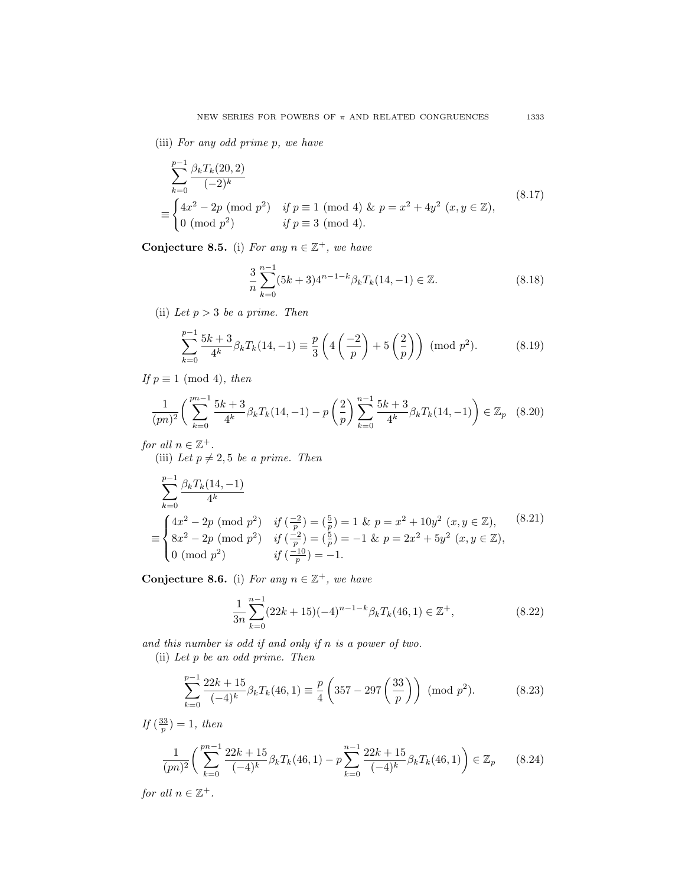(iii) *For any odd prime p, we have*

$$\sum_{k=0}^{p-1}\frac{\beta_kT_k(20,2)}{(-2)^k} \equiv \begin{cases} 4x^2-2p \pmod{p^2} & \text{if } p\equiv 1 \pmod 4\ \&\ p=x^2+4y^2\ (x,y\in\mathbb{Z}),\\ 0 \pmod{p^2} & \text{if } p\equiv 3 \pmod 4. \end{cases} \tag{8.17}$$

**Conjecture 8.5.** (i) *For any $n\in\mathbb{Z}^+$, we have*

$$\frac{3}{n}\sum_{k=0}^{n-1}(5k+3)4^{n-1-k}\beta_kT_k(14,-1)\in\mathbb{Z}. \tag{8.18}$$

(ii) *Let $p>3$ be a prime. Then*

$$\sum_{k=0}^{p-1}\frac{5k+3}{4^k}\beta_kT_k(14,-1)\equiv\frac{p}{3}\left(4\left(\frac{-2}{p}\right)+5\left(\frac{2}{p}\right)\right) \pmod{p^2}. \tag{8.19}$$

*If $p\equiv 1 \pmod 4$, then*

$$\frac{1}{(pn)^2}\bigg(\sum_{k=0}^{pn-1}\frac{5k+3}{4^k}\beta_kT_k(14,-1)-p\left(\frac{2}{p}\right)\sum_{k=0}^{n-1}\frac{5k+3}{4^k}\beta_kT_k(14,-1)\bigg)\in\mathbb{Z}_p \tag{8.20}$$

*for all $n\in\mathbb{Z}^+$.*

(iii) *Let $p\neq 2,5$ be a prime. Then*

$$\sum_{k=0}^{p-1}\frac{\beta_kT_k(14,-1)}{4^k} \equiv \begin{cases} 4x^2-2p \pmod{p^2} & \text{if } (\frac{-2}{p})=(\frac{5}{p})=1\ \&\ p=x^2+10y^2\ (x,y\in\mathbb{Z}),\\ 8x^2-2p \pmod{p^2} & \text{if } (\frac{-2}{p})=(\frac{5}{p})=-1\ \&\ p=2x^2+5y^2\ (x,y\in\mathbb{Z}),\\ 0 \pmod{p^2} & \text{if } (\frac{-10}{p})=-1. \end{cases} \tag{8.21}$$

**Conjecture 8.6.** (i) *For any $n\in\mathbb{Z}^+$, we have*

$$\frac{1}{3n}\sum_{k=0}^{n-1}(22k+15)(-4)^{n-1-k}\beta_kT_k(46,1)\in\mathbb{Z}^+, \tag{8.22}$$

*and this number is odd if and only if n is a power of two.*

(ii) *Let p be an odd prime. Then*

$$\sum_{k=0}^{p-1}\frac{22k+15}{(-4)^k}\beta_kT_k(46,1)\equiv\frac{p}{4}\left(357-297\left(\frac{33}{p}\right)\right) \pmod{p^2}. \tag{8.23}$$

*If $(\frac{33}{p})=1$, then*

$$\frac{1}{(pn)^2}\bigg(\sum_{k=0}^{pn-1}\frac{22k+15}{(-4)^k}\beta_kT_k(46,1)-p\sum_{k=0}^{n-1}\frac{22k+15}{(-4)^k}\beta_kT_k(46,1)\bigg)\in\mathbb{Z}_p \tag{8.24}$$

*for all $n\in\mathbb{Z}^+$.*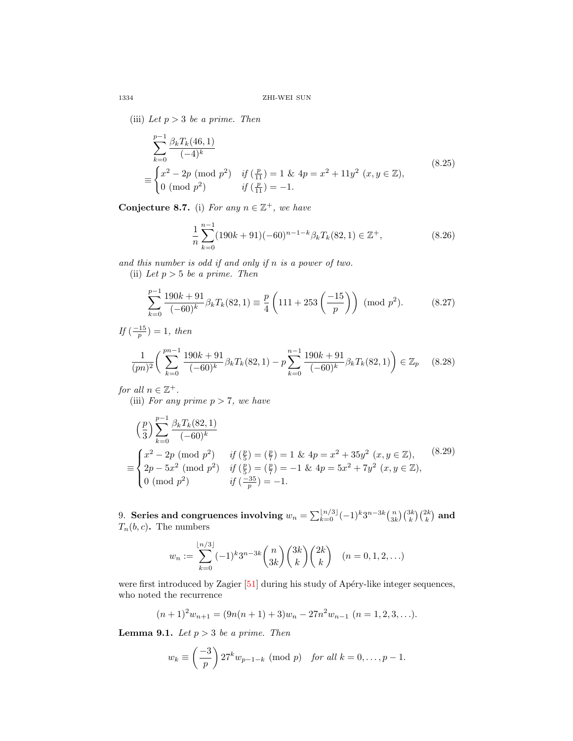(iii) *Let $p > 3$ be a prime. Then*

$$\sum_{k=0}^{p-1} \frac{\beta_k T_k(46,1)}{(-4)^k} \equiv \begin{cases} x^2 - 2p \pmod{p^2} & \text{if } (\frac{p}{11}) = 1 \ \&\ 4p = x^2 + 11y^2\ (x,y \in \mathbb{Z}), \\ 0 \pmod{p^2} & \text{if } (\frac{p}{11}) = -1. \end{cases} \tag{8.25}$$

**Conjecture 8.7.** (i) *For any $n \in \mathbb{Z}^+$, we have*

$$\frac{1}{n}\sum_{k=0}^{n-1}(190k+91)(-60)^{n-1-k}\beta_k T_k(82,1) \in \mathbb{Z}^+, \tag{8.26}$$

*and this number is odd if and only if $n$ is a power of two.*

(ii) *Let $p > 5$ be a prime. Then*

$$\sum_{k=0}^{p-1} \frac{190k+91}{(-60)^k}\beta_k T_k(82,1) \equiv \frac{p}{4}\left(111 + 253\left(\frac{-15}{p}\right)\right) \pmod{p^2}. \tag{8.27}$$

*If $(\frac{-15}{p}) = 1$, then*

$$\frac{1}{(pn)^2}\left(\sum_{k=0}^{pn-1}\frac{190k+91}{(-60)^k}\beta_k T_k(82,1) - p\sum_{k=0}^{n-1}\frac{190k+91}{(-60)^k}\beta_k T_k(82,1)\right) \in \mathbb{Z}_p \tag{8.28}$$

*for all $n \in \mathbb{Z}^+$.*

(iii) *For any prime $p > 7$, we have*

$$\left(\frac{p}{3}\right)\sum_{k=0}^{p-1}\frac{\beta_k T_k(82,1)}{(-60)^k} \equiv \begin{cases} x^2 - 2p \pmod{p^2} & \text{if } (\frac{p}{5}) = (\frac{p}{7}) = 1 \ \&\ 4p = x^2 + 35y^2\ (x,y \in \mathbb{Z}), \\ 2p - 5x^2 \pmod{p^2} & \text{if } (\frac{p}{5}) = (\frac{p}{7}) = -1 \ \&\ 4p = 5x^2 + 7y^2\ (x,y \in \mathbb{Z}), \\ 0 \pmod{p^2} & \text{if } (\frac{-35}{p}) = -1. \end{cases} \tag{8.29}$$

9. **Series and congruences involving $w_n = \sum_{k=0}^{\lfloor n/3 \rfloor}(-1)^k 3^{n-3k}\binom{n}{3k}\binom{3k}{k}\binom{2k}{k}$ and $T_n(b,c)$.** The numbers

$$w_n := \sum_{k=0}^{\lfloor n/3 \rfloor}(-1)^k 3^{n-3k}\binom{n}{3k}\binom{3k}{k}\binom{2k}{k} \quad (n = 0,1,2,\ldots)$$

were first introduced by Zagier [51] during his study of Apéry-like integer sequences, who noted the recurrence

$$(n+1)^2 w_{n+1} = (9n(n+1)+3)w_n - 27n^2 w_{n-1}\ (n = 1,2,3,\ldots).$$

**Lemma 9.1.** *Let $p > 3$ be a prime. Then*

$$w_k \equiv \left(\frac{-3}{p}\right)27^k w_{p-1-k} \pmod{p} \quad \textit{for all } k = 0,\ldots,p-1.$$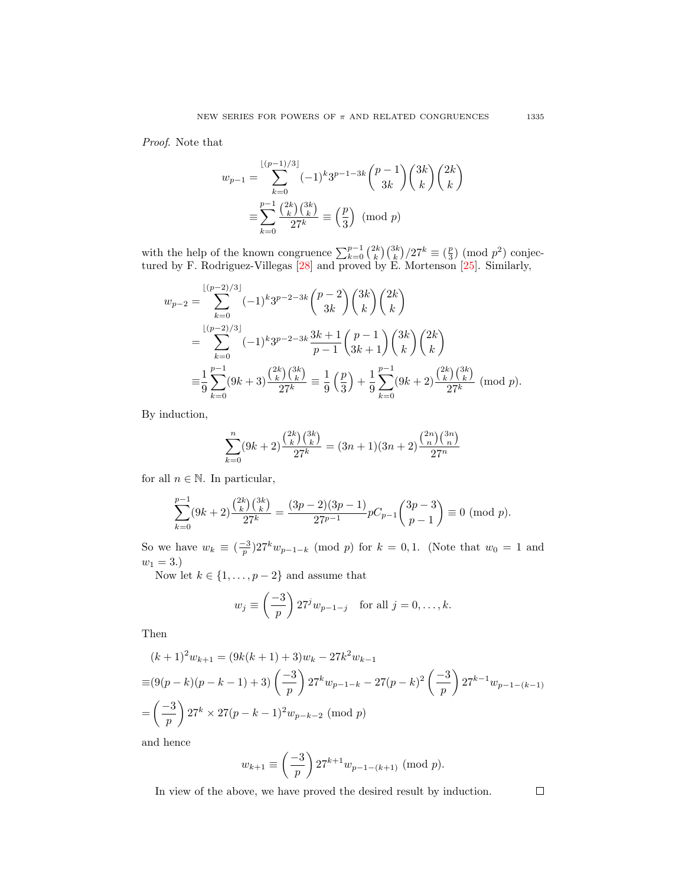*Proof.* Note that

$$
\begin{aligned}
w_{p-1} = & \sum_{k=0}^{\lfloor (p-1)/3 \rfloor} (-1)^k 3^{p-1-3k} \binom{p-1}{3k} \binom{3k}{k} \binom{2k}{k} \\
\equiv & \sum_{k=0}^{p-1} \frac{\binom{2k}{k}\binom{3k}{k}}{27^k} \equiv \left(\frac{p}{3}\right) \pmod{p}
\end{aligned}
$$

with the help of the known congruence $\sum_{k=0}^{p-1} \binom{2k}{k}\binom{3k}{k}/27^k \equiv (\frac{p}{3}) \pmod{p^2}$ conjectured by F. Rodriguez-Villegas [28] and proved by E. Mortenson [25]. Similarly,

$$
\begin{aligned}
w_{p-2} = & \sum_{k=0}^{\lfloor (p-2)/3 \rfloor} (-1)^k 3^{p-2-3k} \binom{p-2}{3k} \binom{3k}{k} \binom{2k}{k} \\
= & \sum_{k=0}^{\lfloor (p-2)/3 \rfloor} (-1)^k 3^{p-2-3k} \frac{3k+1}{p-1} \binom{p-1}{3k+1} \binom{3k}{k} \binom{2k}{k} \\
\equiv & \frac{1}{9} \sum_{k=0}^{p-1} (9k+3) \frac{\binom{2k}{k}\binom{3k}{k}}{27^k} \equiv \frac{1}{9} \left(\frac{p}{3}\right) + \frac{1}{9} \sum_{k=0}^{p-1} (9k+2) \frac{\binom{2k}{k}\binom{3k}{k}}{27^k} \pmod{p}.
\end{aligned}
$$

By induction,

$$
\sum_{k=0}^{n} (9k+2) \frac{\binom{2k}{k}\binom{3k}{k}}{27^k} = (3n+1)(3n+2) \frac{\binom{2n}{n}\binom{3n}{n}}{27^n}
$$

for all $n \in \mathbb{N}$. In particular,

$$
\sum_{k=0}^{p-1} (9k+2) \frac{\binom{2k}{k}\binom{3k}{k}}{27^k} = \frac{(3p-2)(3p-1)}{27^{p-1}} p C_{p-1} \binom{3p-3}{p-1} \equiv 0 \pmod{p}.
$$

So we have $w_k \equiv (\frac{-3}{p}) 27^k w_{p-1-k} \pmod{p}$ for $k = 0, 1$. (Note that $w_0 = 1$ and $w_1 = 3$.)

Now let $k \in \{1, \ldots, p-2\}$ and assume that

$$
w_j \equiv \left(\frac{-3}{p}\right) 27^j w_{p-1-j} \quad \text{for all } j = 0, \ldots, k.
$$

Then

$$
\begin{aligned}
& (k+1)^2 w_{k+1} = (9k(k+1)+3) w_k - 27k^2 w_{k-1} \\
\equiv & (9(p-k)(p-k-1)+3) \left(\frac{-3}{p}\right) 27^k w_{p-1-k} - 27(p-k)^2 \left(\frac{-3}{p}\right) 27^{k-1} w_{p-1-(k-1)} \\
= & \left(\frac{-3}{p}\right) 27^k \times 27(p-k-1)^2 w_{p-k-2} \pmod{p}
\end{aligned}
$$

and hence

$$
w_{k+1} \equiv \left(\frac{-3}{p}\right) 27^{k+1} w_{p-1-(k+1)} \pmod{p}.
$$

In view of the above, we have proved the desired result by induction. □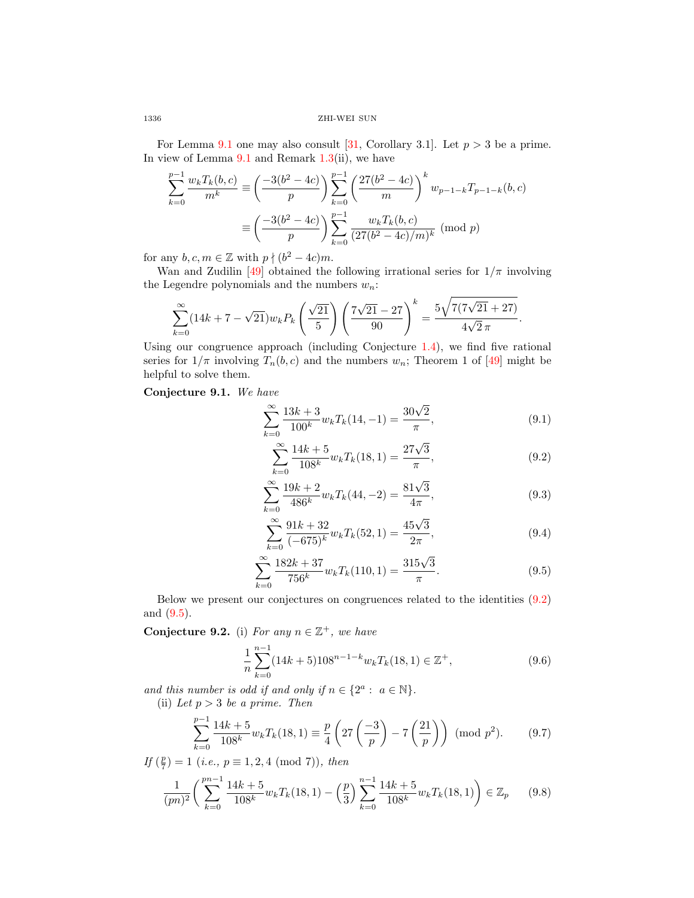For Lemma 9.1 one may also consult [31, Corollary 3.1]. Let $p > 3$ be a prime. In view of Lemma 9.1 and Remark 1.3(ii), we have

$$\sum_{k=0}^{p-1} \frac{w_k T_k(b,c)}{m^k} \equiv \left(\frac{-3(b^2-4c)}{p}\right) \sum_{k=0}^{p-1} \left(\frac{27(b^2-4c)}{m}\right)^k w_{p-1-k} T_{p-1-k}(b,c)$$

$$\equiv \left(\frac{-3(b^2-4c)}{p}\right) \sum_{k=0}^{p-1} \frac{w_k T_k(b,c)}{(27(b^2-4c)/m)^k} \pmod p$$

for any $b, c, m \in \mathbb{Z}$ with $p \nmid (b^2-4c)m$.

Wan and Zudilin [49] obtained the following irrational series for $1/\pi$ involving the Legendre polynomials and the numbers $w_n$:

$$\sum_{k=0}^{\infty} (14k + 7 - \sqrt{21}) w_k P_k\left(\frac{\sqrt{21}}{5}\right) \left(\frac{7\sqrt{21}-27}{90}\right)^k = \frac{5\sqrt{7(7\sqrt{21}+27)}}{4\sqrt{2}\,\pi}.$$

Using our congruence approach (including Conjecture 1.4), we find five rational series for $1/\pi$ involving $T_n(b,c)$ and the numbers $w_n$; Theorem 1 of [49] might be helpful to solve them.

**Conjecture 9.1.** *We have*

$$\sum_{k=0}^{\infty} \frac{13k+3}{100^k} w_k T_k(14,-1) = \frac{30\sqrt{2}}{\pi}, \tag{9.1}$$

$$\sum_{k=0}^{\infty} \frac{14k+5}{108^k} w_k T_k(18,1) = \frac{27\sqrt{3}}{\pi}, \tag{9.2}$$

$$\sum_{k=0}^{\infty} \frac{19k+2}{486^k} w_k T_k(44,-2) = \frac{81\sqrt{3}}{4\pi}, \tag{9.3}$$

$$\sum_{k=0}^{\infty} \frac{91k+32}{(-675)^k} w_k T_k(52,1) = \frac{45\sqrt{3}}{2\pi}, \tag{9.4}$$

$$\sum_{k=0}^{\infty} \frac{182k+37}{756^k} w_k T_k(110,1) = \frac{315\sqrt{3}}{\pi}. \tag{9.5}$$

Below we present our conjectures on congruences related to the identities (9.2) and (9.5).

**Conjecture 9.2.** (i) *For any $n \in \mathbb{Z}^+$, we have*

$$\frac{1}{n}\sum_{k=0}^{n-1} (14k+5) 108^{n-1-k} w_k T_k(18,1) \in \mathbb{Z}^+, \tag{9.6}$$

*and this number is odd if and only if $n \in \{2^a : a \in \mathbb{N}\}$.*

(ii) *Let $p > 3$ be a prime. Then*

$$\sum_{k=0}^{p-1} \frac{14k+5}{108^k} w_k T_k(18,1) \equiv \frac{p}{4}\left(27\left(\frac{-3}{p}\right) - 7\left(\frac{21}{p}\right)\right) \pmod{p^2}. \tag{9.7}$$

*If $(\frac{p}{7}) = 1$ (i.e., $p \equiv 1, 2, 4 \pmod 7$), then*

$$\frac{1}{(pn)^2}\left(\sum_{k=0}^{pn-1} \frac{14k+5}{108^k} w_k T_k(18,1) - \left(\frac{p}{3}\right)\sum_{k=0}^{n-1} \frac{14k+5}{108^k} w_k T_k(18,1)\right) \in \mathbb{Z}_p \tag{9.8}$$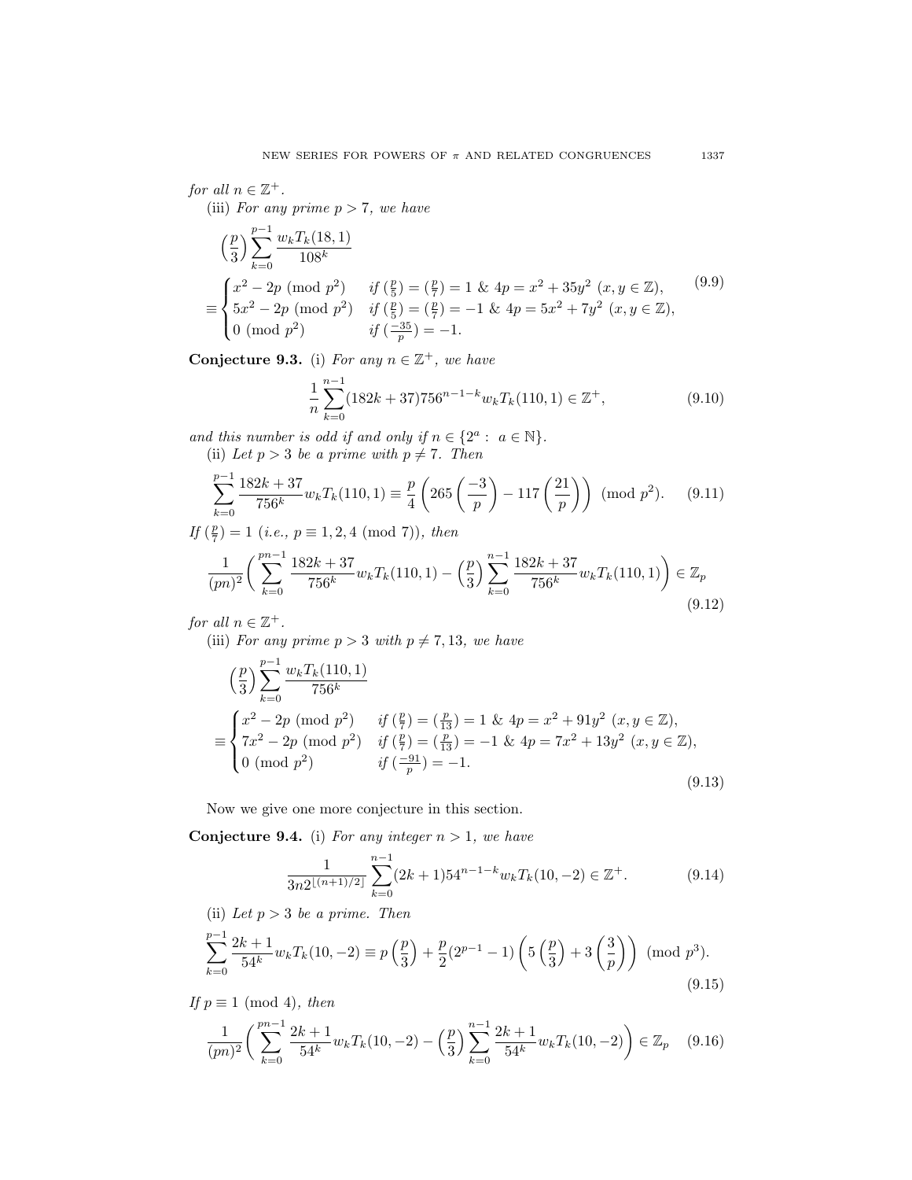*for all* $n \in \mathbb{Z}^+$.

(iii) *For any prime* $p > 7$, *we have*

$$\left(\frac{p}{3}\right)\sum_{k=0}^{p-1}\frac{w_kT_k(18,1)}{108^k}$$
$$\equiv\begin{cases} x^2-2p \pmod{p^2} & \text{if } (\frac{p}{5})=(\frac{p}{7})=1 \ \&\ 4p=x^2+35y^2\ (x,y\in\mathbb{Z}),\\ 5x^2-2p \pmod{p^2} & \text{if } (\frac{p}{5})=(\frac{p}{7})=-1 \ \&\ 4p=5x^2+7y^2\ (x,y\in\mathbb{Z}),\\ 0 \pmod{p^2} & \text{if } (\frac{-35}{p})=-1.\end{cases} \tag{9.9}$$

**Conjecture 9.3.** (i) *For any* $n \in \mathbb{Z}^+$, *we have*

$$\frac{1}{n}\sum_{k=0}^{n-1}(182k+37)756^{n-1-k}w_kT_k(110,1)\in\mathbb{Z}^+, \tag{9.10}$$

*and this number is odd if and only if* $n \in \{2^a:\ a\in\mathbb{N}\}$.

(ii) *Let* $p > 3$ *be a prime with* $p \neq 7$. *Then*

$$\sum_{k=0}^{p-1}\frac{182k+37}{756^k}w_kT_k(110,1)\equiv\frac{p}{4}\left(265\left(\frac{-3}{p}\right)-117\left(\frac{21}{p}\right)\right) \pmod{p^2}. \tag{9.11}$$

*If* $(\frac{p}{7})=1$ *(i.e.,* $p\equiv 1,2,4 \pmod 7$*), then*

$$\frac{1}{(pn)^2}\left(\sum_{k=0}^{pn-1}\frac{182k+37}{756^k}w_kT_k(110,1)-\left(\frac{p}{3}\right)\sum_{k=0}^{n-1}\frac{182k+37}{756^k}w_kT_k(110,1)\right)\in\mathbb{Z}_p \tag{9.12}$$

*for all* $n\in\mathbb{Z}^+$.

(iii) *For any prime* $p > 3$ *with* $p \neq 7, 13$, *we have*

$$\left(\frac{p}{3}\right)\sum_{k=0}^{p-1}\frac{w_kT_k(110,1)}{756^k}$$
$$\equiv\begin{cases} x^2-2p \pmod{p^2} & \text{if } (\frac{p}{7})=(\frac{p}{13})=1 \ \&\ 4p=x^2+91y^2\ (x,y\in\mathbb{Z}),\\ 7x^2-2p \pmod{p^2} & \text{if } (\frac{p}{7})=(\frac{p}{13})=-1 \ \&\ 4p=7x^2+13y^2\ (x,y\in\mathbb{Z}),\\ 0 \pmod{p^2} & \text{if } (\frac{-91}{p})=-1.\end{cases} \tag{9.13}$$

Now we give one more conjecture in this section.

**Conjecture 9.4.** (i) *For any integer* $n > 1$, *we have*

$$\frac{1}{3n2^{\lfloor (n+1)/2\rfloor}}\sum_{k=0}^{n-1}(2k+1)54^{n-1-k}w_kT_k(10,-2)\in\mathbb{Z}^+. \tag{9.14}$$

(ii) *Let* $p > 3$ *be a prime. Then*

$$\sum_{k=0}^{p-1}\frac{2k+1}{54^k}w_kT_k(10,-2)\equiv p\left(\frac{p}{3}\right)+\frac{p}{2}(2^{p-1}-1)\left(5\left(\frac{p}{3}\right)+3\left(\frac{3}{p}\right)\right) \pmod{p^3}. \tag{9.15}$$

*If* $p\equiv 1 \pmod 4$, *then*

$$\frac{1}{(pn)^2}\left(\sum_{k=0}^{pn-1}\frac{2k+1}{54^k}w_kT_k(10,-2)-\left(\frac{p}{3}\right)\sum_{k=0}^{n-1}\frac{2k+1}{54^k}w_kT_k(10,-2)\right)\in\mathbb{Z}_p \tag{9.16}$$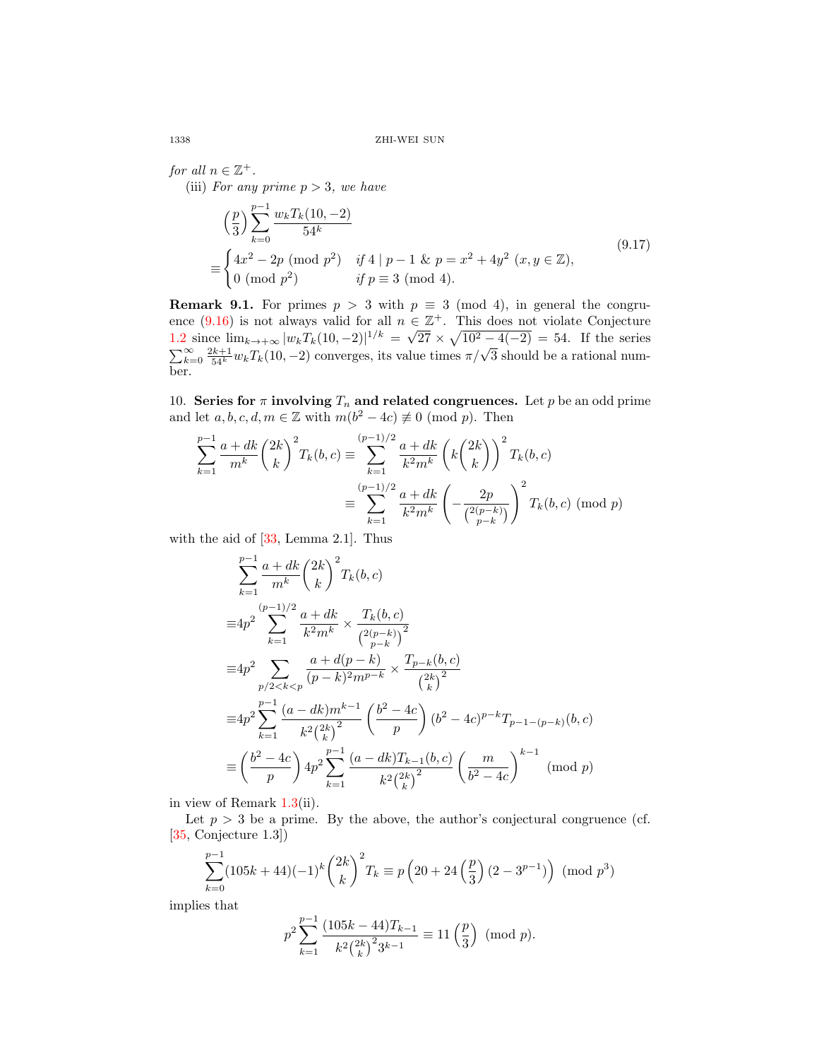*for all* $n \in \mathbb{Z}^+$.

(iii) *For any prime* $p > 3$, *we have*

$$\left(\frac{p}{3}\right)\sum_{k=0}^{p-1}\frac{w_kT_k(10,-2)}{54^k} \equiv \begin{cases} 4x^2-2p \pmod{p^2} & \text{if } 4 \mid p-1 \ \&\ p = x^2+4y^2\ (x,y\in\mathbb{Z}),\\ 0 \pmod{p^2} & \text{if } p\equiv 3 \pmod 4.\end{cases} \tag{9.17}$$

**Remark 9.1.** For primes $p > 3$ with $p \equiv 3 \pmod 4$, in general the congruence (9.16) is not always valid for all $n \in \mathbb{Z}^+$. This does not violate Conjecture 1.2 since $\lim_{k\to+\infty}|w_kT_k(10,-2)|^{1/k} = \sqrt{27}\times\sqrt{10^2-4(-2)} = 54$. If the series $\sum_{k=0}^{\infty}\frac{2k+1}{54^k}w_kT_k(10,-2)$ converges, its value times $\pi/\sqrt{3}$ should be a rational number.

## 10. Series for $\pi$ involving $T_n$ and related congruences.

Let $p$ be an odd prime and let $a,b,c,d,m \in \mathbb{Z}$ with $m(b^2-4c) \not\equiv 0 \pmod p$. Then

$$\begin{aligned}\sum_{k=1}^{p-1}\frac{a+dk}{m^k}\binom{2k}{k}^2T_k(b,c) &\equiv \sum_{k=1}^{(p-1)/2}\frac{a+dk}{k^2m^k}\left(k\binom{2k}{k}\right)^2T_k(b,c)\\ &\equiv \sum_{k=1}^{(p-1)/2}\frac{a+dk}{k^2m^k}\left(-\frac{2p}{\binom{2(p-k)}{p-k}}\right)^2T_k(b,c) \pmod p\end{aligned}$$

with the aid of [33, Lemma 2.1]. Thus

$$\begin{aligned}&\sum_{k=1}^{p-1}\frac{a+dk}{m^k}\binom{2k}{k}^2T_k(b,c)\\ \equiv&4p^2\sum_{k=1}^{(p-1)/2}\frac{a+dk}{k^2m^k}\times\frac{T_k(b,c)}{\binom{2(p-k)}{p-k}^2}\\ \equiv&4p^2\sum_{p/2<k<p}\frac{a+d(p-k)}{(p-k)^2m^{p-k}}\times\frac{T_{p-k}(b,c)}{\binom{2k}{k}^2}\\ \equiv&4p^2\sum_{k=1}^{p-1}\frac{(a-dk)m^{k-1}}{k^2\binom{2k}{k}^2}\left(\frac{b^2-4c}{p}\right)(b^2-4c)^{p-k}T_{p-1-(p-k)}(b,c)\\ \equiv&\left(\frac{b^2-4c}{p}\right)4p^2\sum_{k=1}^{p-1}\frac{(a-dk)T_{k-1}(b,c)}{k^2\binom{2k}{k}^2}\left(\frac{m}{b^2-4c}\right)^{k-1} \pmod p\end{aligned}$$

in view of Remark 1.3(ii).

Let $p > 3$ be a prime. By the above, the author's conjectural congruence (cf. [35, Conjecture 1.3])

$$\sum_{k=0}^{p-1}(105k+44)(-1)^k\binom{2k}{k}^2T_k \equiv p\left(20+24\left(\frac{p}{3}\right)(2-3^{p-1})\right) \pmod{p^3}$$

implies that

$$p^2\sum_{k=1}^{p-1}\frac{(105k-44)T_{k-1}}{k^2\binom{2k}{k}^2 3^{k-1}} \equiv 11\left(\frac{p}{3}\right) \pmod p.$$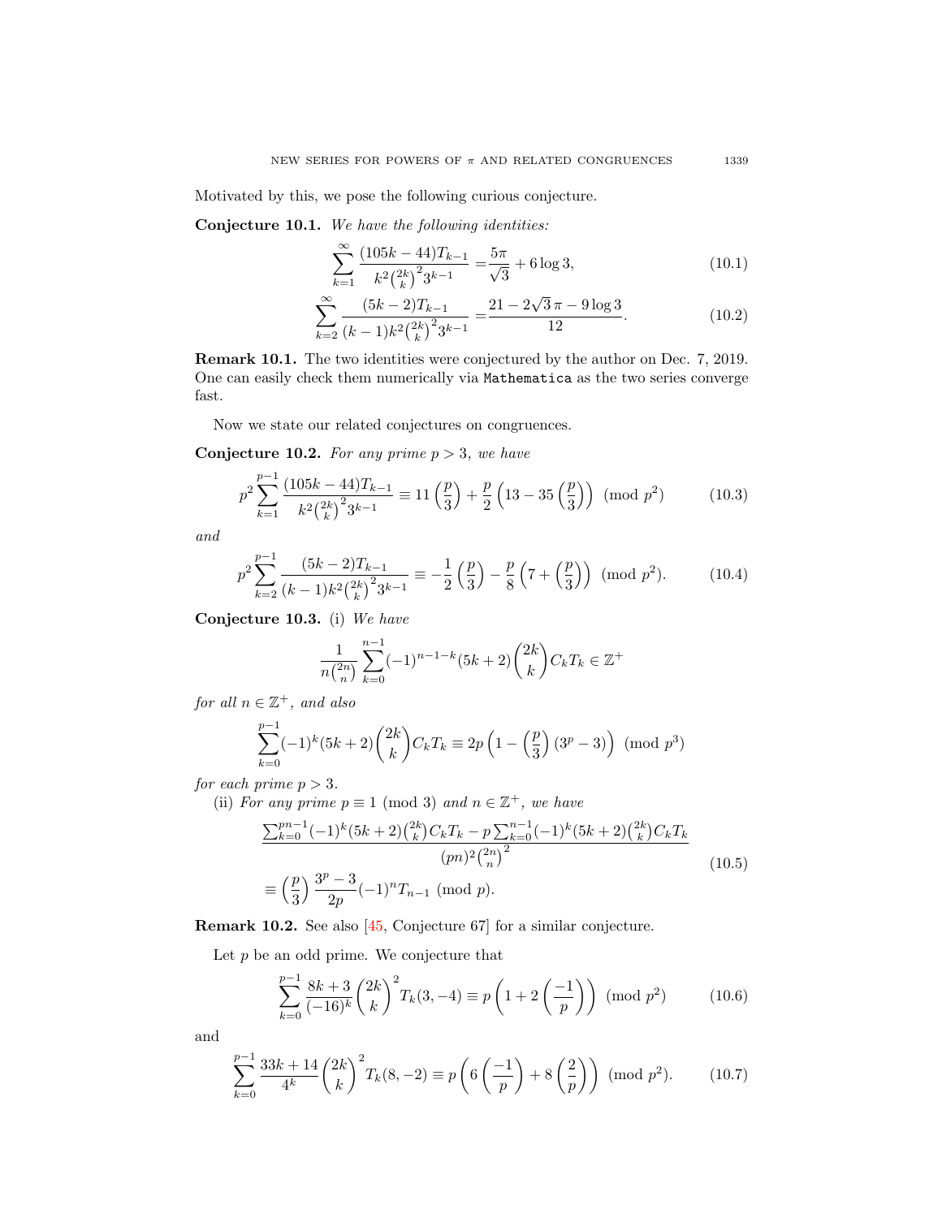Motivated by this, we pose the following curious conjecture.

**Conjecture 10.1.** *We have the following identities:*

$$\sum_{k=1}^{\infty}\frac{(105k-44)T_{k-1}}{k^2\binom{2k}{k}^2 3^{k-1}} = \frac{5\pi}{\sqrt{3}}+6\log 3, \tag{10.1}$$

$$\sum_{k=2}^{\infty}\frac{(5k-2)T_{k-1}}{(k-1)k^2\binom{2k}{k}^2 3^{k-1}} = \frac{21-2\sqrt{3}\,\pi-9\log 3}{12}. \tag{10.2}$$

**Remark 10.1.** The two identities were conjectured by the author on Dec. 7, 2019. One can easily check them numerically via `Mathematica` as the two series converge fast.

Now we state our related conjectures on congruences.

**Conjecture 10.2.** *For any prime $p>3$, we have*

$$p^2\sum_{k=1}^{p-1}\frac{(105k-44)T_{k-1}}{k^2\binom{2k}{k}^2 3^{k-1}} \equiv 11\left(\frac{p}{3}\right)+\frac{p}{2}\left(13-35\left(\frac{p}{3}\right)\right) \pmod{p^2} \tag{10.3}$$

*and*

$$p^2\sum_{k=2}^{p-1}\frac{(5k-2)T_{k-1}}{(k-1)k^2\binom{2k}{k}^2 3^{k-1}} \equiv -\frac{1}{2}\left(\frac{p}{3}\right)-\frac{p}{8}\left(7+\left(\frac{p}{3}\right)\right) \pmod{p^2}. \tag{10.4}$$

**Conjecture 10.3.** (i) *We have*

$$\frac{1}{n\binom{2n}{n}}\sum_{k=0}^{n-1}(-1)^{n-1-k}(5k+2)\binom{2k}{k}C_kT_k\in\mathbb{Z}^+$$

*for all $n\in\mathbb{Z}^+$, and also*

$$\sum_{k=0}^{p-1}(-1)^k(5k+2)\binom{2k}{k}C_kT_k\equiv 2p\left(1-\left(\frac{p}{3}\right)(3^p-3)\right) \pmod{p^3}$$

*for each prime $p>3$.*

(ii) *For any prime $p\equiv 1 \pmod 3$ and $n\in\mathbb{Z}^+$, we have*

$$\begin{aligned}&\frac{\sum_{k=0}^{pn-1}(-1)^k(5k+2)\binom{2k}{k}C_kT_k-p\sum_{k=0}^{n-1}(-1)^k(5k+2)\binom{2k}{k}C_kT_k}{(pn)^2\binom{2n}{n}^2}\\ &\equiv\left(\frac{p}{3}\right)\frac{3^p-3}{2p}(-1)^nT_{n-1} \pmod{p}.\end{aligned} \tag{10.5}$$

**Remark 10.2.** See also [45, Conjecture 67] for a similar conjecture.

Let $p$ be an odd prime. We conjecture that

$$\sum_{k=0}^{p-1}\frac{8k+3}{(-16)^k}\binom{2k}{k}^2T_k(3,-4)\equiv p\left(1+2\left(\frac{-1}{p}\right)\right) \pmod{p^2} \tag{10.6}$$

and

$$\sum_{k=0}^{p-1}\frac{33k+14}{4^k}\binom{2k}{k}^2T_k(8,-2)\equiv p\left(6\left(\frac{-1}{p}\right)+8\left(\frac{2}{p}\right)\right) \pmod{p^2}. \tag{10.7}$$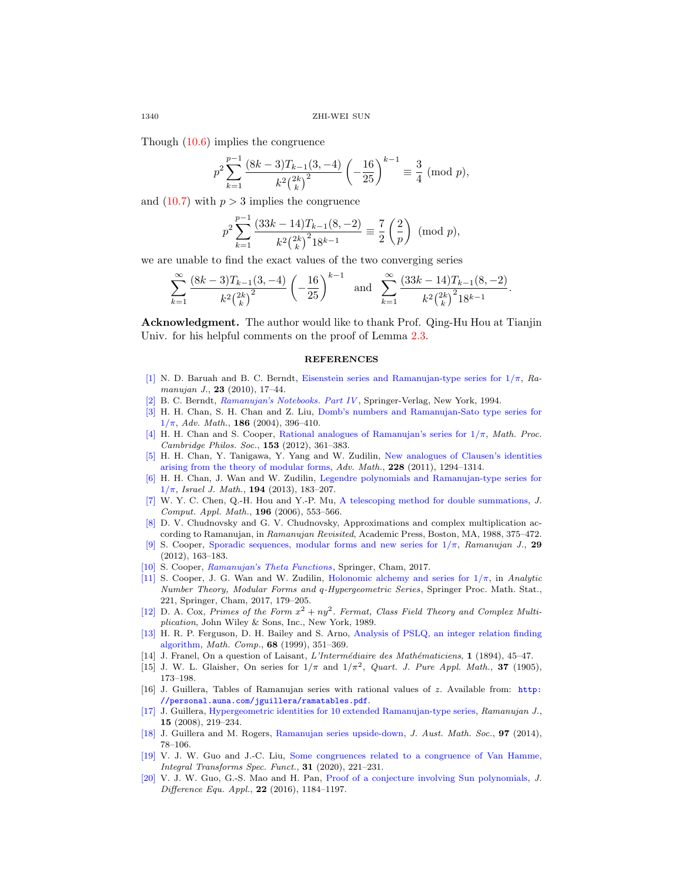Though (10.6) implies the congruence

$$p^2\sum_{k=1}^{p-1}\frac{(8k-3)T_{k-1}(3,-4)}{k^2\binom{2k}{k}^2}\left(-\frac{16}{25}\right)^{k-1}\equiv\frac{3}{4}\pmod p,$$

and (10.7) with $p>3$ implies the congruence

$$p^2\sum_{k=1}^{p-1}\frac{(33k-14)T_{k-1}(8,-2)}{k^2\binom{2k}{k}^2 18^{k-1}}\equiv\frac{7}{2}\left(\frac{2}{p}\right)\pmod p,$$

we are unable to find the exact values of the two converging series

$$\sum_{k=1}^{\infty}\frac{(8k-3)T_{k-1}(3,-4)}{k^2\binom{2k}{k}^2}\left(-\frac{16}{25}\right)^{k-1}\quad\text{and}\quad\sum_{k=1}^{\infty}\frac{(33k-14)T_{k-1}(8,-2)}{k^2\binom{2k}{k}^2 18^{k-1}}.$$

**Acknowledgment.** The author would like to thank Prof. Qing-Hu Hou at Tianjin Univ. for his helpful comments on the proof of Lemma 2.3.

## REFERENCES

[1] N. D. Baruah and B. C. Berndt, Eisenstein series and Ramanujan-type series for $1/\pi$, *Ramanujan J.*, **23** (2010), 17–44.

[2] B. C. Berndt, *Ramanujan's Notebooks. Part IV*, Springer-Verlag, New York, 1994.

[3] H. H. Chan, S. H. Chan and Z. Liu, Domb's numbers and Ramanujan-Sato type series for $1/\pi$, *Adv. Math.*, **186** (2004), 396–410.

[4] H. H. Chan and S. Cooper, Rational analogues of Ramanujan's series for $1/\pi$, *Math. Proc. Cambridge Philos. Soc.*, **153** (2012), 361–383.

[5] H. H. Chan, Y. Tanigawa, Y. Yang and W. Zudilin, New analogues of Clausen's identities arising from the theory of modular forms, *Adv. Math.*, **228** (2011), 1294–1314.

[6] H. H. Chan, J. Wan and W. Zudilin, Legendre polynomials and Ramanujan-type series for $1/\pi$, *Israel J. Math.*, **194** (2013), 183–207.

[7] W. Y. C. Chen, Q.-H. Hou and Y.-P. Mu, A telescoping method for double summations, *J. Comput. Appl. Math.*, **196** (2006), 553–566.

[8] D. V. Chudnovsky and G. V. Chudnovsky, Approximations and complex multiplication according to Ramanujan, in *Ramanujan Revisited*, Academic Press, Boston, MA, 1988, 375–472.

[9] S. Cooper, Sporadic sequences, modular forms and new series for $1/\pi$, *Ramanujan J.*, **29** (2012), 163–183.

[10] S. Cooper, *Ramanujan's Theta Functions*, Springer, Cham, 2017.

[11] S. Cooper, J. G. Wan and W. Zudilin, Holonomic alchemy and series for $1/\pi$, in *Analytic Number Theory, Modular Forms and q-Hypergeometric Series*, Springer Proc. Math. Stat., 221, Springer, Cham, 2017, 179–205.

[12] D. A. Cox, *Primes of the Form $x^2+ny^2$. Fermat, Class Field Theory and Complex Multiplication*, John Wiley & Sons, Inc., New York, 1989.

[13] H. R. P. Ferguson, D. H. Bailey and S. Arno, Analysis of PSLQ, an integer relation finding algorithm, *Math. Comp.*, **68** (1999), 351–369.

[14] J. Franel, On a question of Laisant, *L'Intermédiaire des Mathématiciens*, **1** (1894), 45–47.

[15] J. W. L. Glaisher, On series for $1/\pi$ and $1/\pi^2$, *Quart. J. Pure Appl. Math.*, **37** (1905), 173–198.

[16] J. Guillera, Tables of Ramanujan series with rational values of $z$. Available from: http://personal.auna.com/jguillera/ramatables.pdf.

[17] J. Guillera, Hypergeometric identities for 10 extended Ramanujan-type series, *Ramanujan J.*, **15** (2008), 219–234.

[18] J. Guillera and M. Rogers, Ramanujan series upside-down, *J. Aust. Math. Soc.*, **97** (2014), 78–106.

[19] V. J. W. Guo and J.-C. Liu, Some congruences related to a congruence of Van Hamme, *Integral Transforms Spec. Funct.*, **31** (2020), 221–231.

[20] V. J. W. Guo, G.-S. Mao and H. Pan, Proof of a conjecture involving Sun polynomials, *J. Difference Equ. Appl.*, **22** (2016), 1184–1197.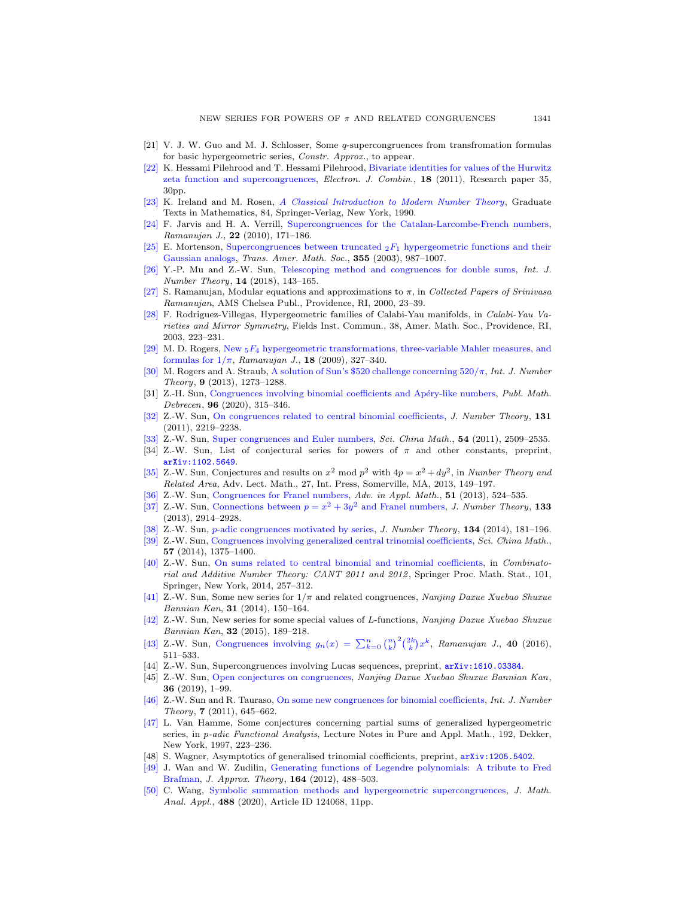[21] V. J. W. Guo and M. J. Schlosser, Some $q$-supercongruences from transfromation formulas for basic hypergeometric series, *Constr. Approx.*, to appear.

[22] K. Hessami Pilehrood and T. Hessami Pilehrood, Bivariate identities for values of the Hurwitz zeta function and supercongruences, *Electron. J. Combin.*, **18** (2011), Research paper 35, 30pp.

[23] K. Ireland and M. Rosen, *A Classical Introduction to Modern Number Theory*, Graduate Texts in Mathematics, 84, Springer-Verlag, New York, 1990.

[24] F. Jarvis and H. A. Verrill, Supercongruences for the Catalan-Larcombe-French numbers, *Ramanujan J.*, **22** (2010), 171–186.

[25] E. Mortenson, Supercongruences between truncated ${}_2F_1$ hypergeometric functions and their Gaussian analogs, *Trans. Amer. Math. Soc.*, **355** (2003), 987–1007.

[26] Y.-P. Mu and Z.-W. Sun, Telescoping method and congruences for double sums, *Int. J. Number Theory*, **14** (2018), 143–165.

[27] S. Ramanujan, Modular equations and approximations to $\pi$, in *Collected Papers of Srinivasa Ramanujan*, AMS Chelsea Publ., Providence, RI, 2000, 23–39.

[28] F. Rodriguez-Villegas, Hypergeometric families of Calabi-Yau manifolds, in *Calabi-Yau Varieties and Mirror Symmetry*, Fields Inst. Commun., 38, Amer. Math. Soc., Providence, RI, 2003, 223–231.

[29] M. D. Rogers, New ${}_5F_4$ hypergeometric transformations, three-variable Mahler measures, and formulas for $1/\pi$, *Ramanujan J.*, **18** (2009), 327–340.

[30] M. Rogers and A. Straub, A solution of Sun's \$520 challenge concerning $520/\pi$, *Int. J. Number Theory*, **9** (2013), 1273–1288.

[31] Z.-H. Sun, Congruences involving binomial coefficients and Apéry-like numbers, *Publ. Math. Debrecen*, **96** (2020), 315–346.

[32] Z.-W. Sun, On congruences related to central binomial coefficients, *J. Number Theory*, **131** (2011), 2219–2238.

[33] Z.-W. Sun, Super congruences and Euler numbers, *Sci. China Math.*, **54** (2011), 2509–2535.

[34] Z.-W. Sun, List of conjectural series for powers of $\pi$ and other constants, preprint, arXiv:1102.5649.

[35] Z.-W. Sun, Conjectures and results on $x^2$ mod $p^2$ with $4p = x^2 + dy^2$, in *Number Theory and Related Area*, Adv. Lect. Math., 27, Int. Press, Somerville, MA, 2013, 149–197.

[36] Z.-W. Sun, Congruences for Franel numbers, *Adv. in Appl. Math.*, **51** (2013), 524–535.

[37] Z.-W. Sun, Connections between $p = x^2 + 3y^2$ and Franel numbers, *J. Number Theory*, **133** (2013), 2914–2928.

[38] Z.-W. Sun, $p$-adic congruences motivated by series, *J. Number Theory*, **134** (2014), 181–196.

[39] Z.-W. Sun, Congruences involving generalized central trinomial coefficients, *Sci. China Math.*, **57** (2014), 1375–1400.

[40] Z.-W. Sun, On sums related to central binomial and trinomial coefficients, in *Combinatorial and Additive Number Theory: CANT 2011 and 2012*, Springer Proc. Math. Stat., 101, Springer, New York, 2014, 257–312.

[41] Z.-W. Sun, Some new series for $1/\pi$ and related congruences, *Nanjing Daxue Xuebao Shuxue Bannian Kan*, **31** (2014), 150–164.

[42] Z.-W. Sun, New series for some special values of $L$-functions, *Nanjing Daxue Xuebao Shuxue Bannian Kan*, **32** (2015), 189–218.

[43] Z.-W. Sun, Congruences involving $g_n(x) = \sum_{k=0}^n \binom{n}{k}^2\binom{2k}{k}x^k$, *Ramanujan J.*, **40** (2016), 511–533.

[44] Z.-W. Sun, Supercongruences involving Lucas sequences, preprint, arXiv:1610.03384.

[45] Z.-W. Sun, Open conjectures on congruences, *Nanjing Daxue Xuebao Shuxue Bannian Kan*, **36** (2019), 1–99.

[46] Z.-W. Sun and R. Tauraso, On some new congruences for binomial coefficients, *Int. J. Number Theory*, **7** (2011), 645–662.

[47] L. Van Hamme, Some conjectures concerning partial sums of generalized hypergeometric series, in *p-adic Functional Analysis*, Lecture Notes in Pure and Appl. Math., 192, Dekker, New York, 1997, 223–236.

[48] S. Wagner, Asymptotics of generalised trinomial coefficients, preprint, arXiv:1205.5402.

[49] J. Wan and W. Zudilin, Generating functions of Legendre polynomials: A tribute to Fred Brafman, *J. Approx. Theory*, **164** (2012), 488–503.

[50] C. Wang, Symbolic summation methods and hypergeometric supercongruences, *J. Math. Anal. Appl.*, **488** (2020), Article ID 124068, 11pp.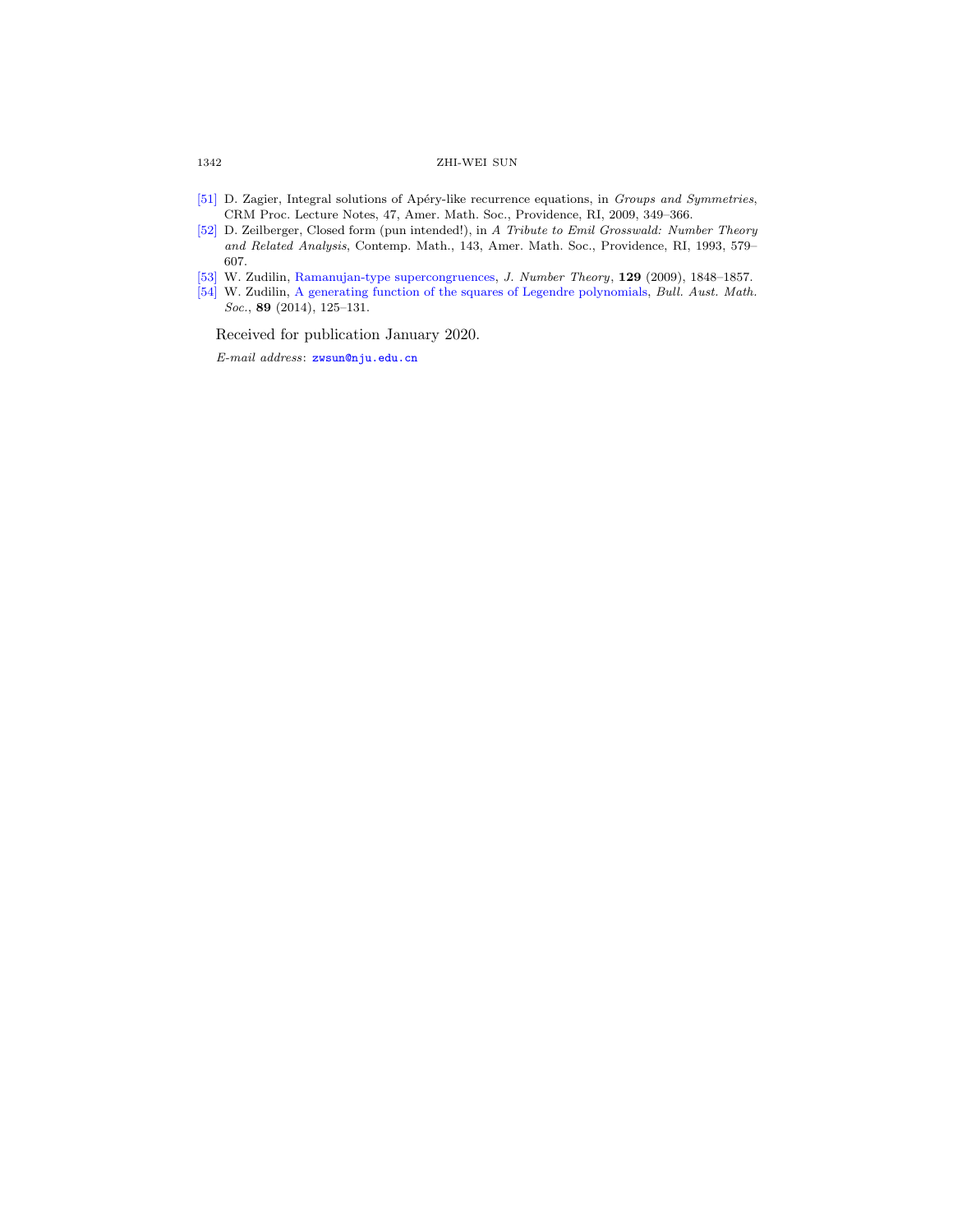[51] D. Zagier, Integral solutions of Apéry-like recurrence equations, in *Groups and Symmetries*, CRM Proc. Lecture Notes, 47, Amer. Math. Soc., Providence, RI, 2009, 349–366.

[52] D. Zeilberger, Closed form (pun intended!), in *A Tribute to Emil Grosswald: Number Theory and Related Analysis*, Contemp. Math., 143, Amer. Math. Soc., Providence, RI, 1993, 579–607.

[53] W. Zudilin, Ramanujan-type supercongruences, *J. Number Theory*, **129** (2009), 1848–1857.

[54] W. Zudilin, A generating function of the squares of Legendre polynomials, *Bull. Aust. Math. Soc.*, **89** (2014), 125–131.

Received for publication January 2020.

*E-mail address*: zwsun@nju.edu.cn